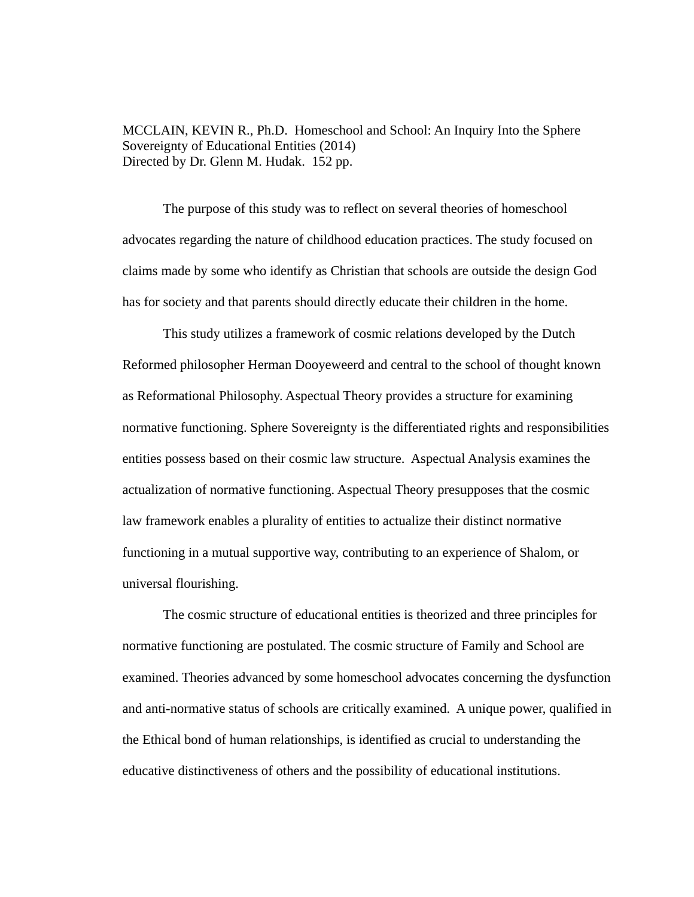MCCLAIN, KEVIN R., Ph.D. Homeschool and School: An Inquiry Into the Sphere Sovereignty of Educational Entities (2014)
Directed by Dr. Glenn M. Hudak. 152 pp.

The purpose of this study was to reflect on several theories of homeschool advocates regarding the nature of childhood education practices. The study focused on claims made by some who identify as Christian that schools are outside the design God has for society and that parents should directly educate their children in the home.

This study utilizes a framework of cosmic relations developed by the Dutch Reformed philosopher Herman Dooyeweerd and central to the school of thought known as Reformational Philosophy. Aspectual Theory provides a structure for examining normative functioning. Sphere Sovereignty is the differentiated rights and responsibilities entities possess based on their cosmic law structure. Aspectual Analysis examines the actualization of normative functioning. Aspectual Theory presupposes that the cosmic law framework enables a plurality of entities to actualize their distinct normative functioning in a mutual supportive way, contributing to an experience of Shalom, or universal flourishing.

The cosmic structure of educational entities is theorized and three principles for normative functioning are postulated. The cosmic structure of Family and School are examined. Theories advanced by some homeschool advocates concerning the dysfunction and anti-normative status of schools are critically examined. A unique power, qualified in the Ethical bond of human relationships, is identified as crucial to understanding the educative distinctiveness of others and the possibility of educational institutions.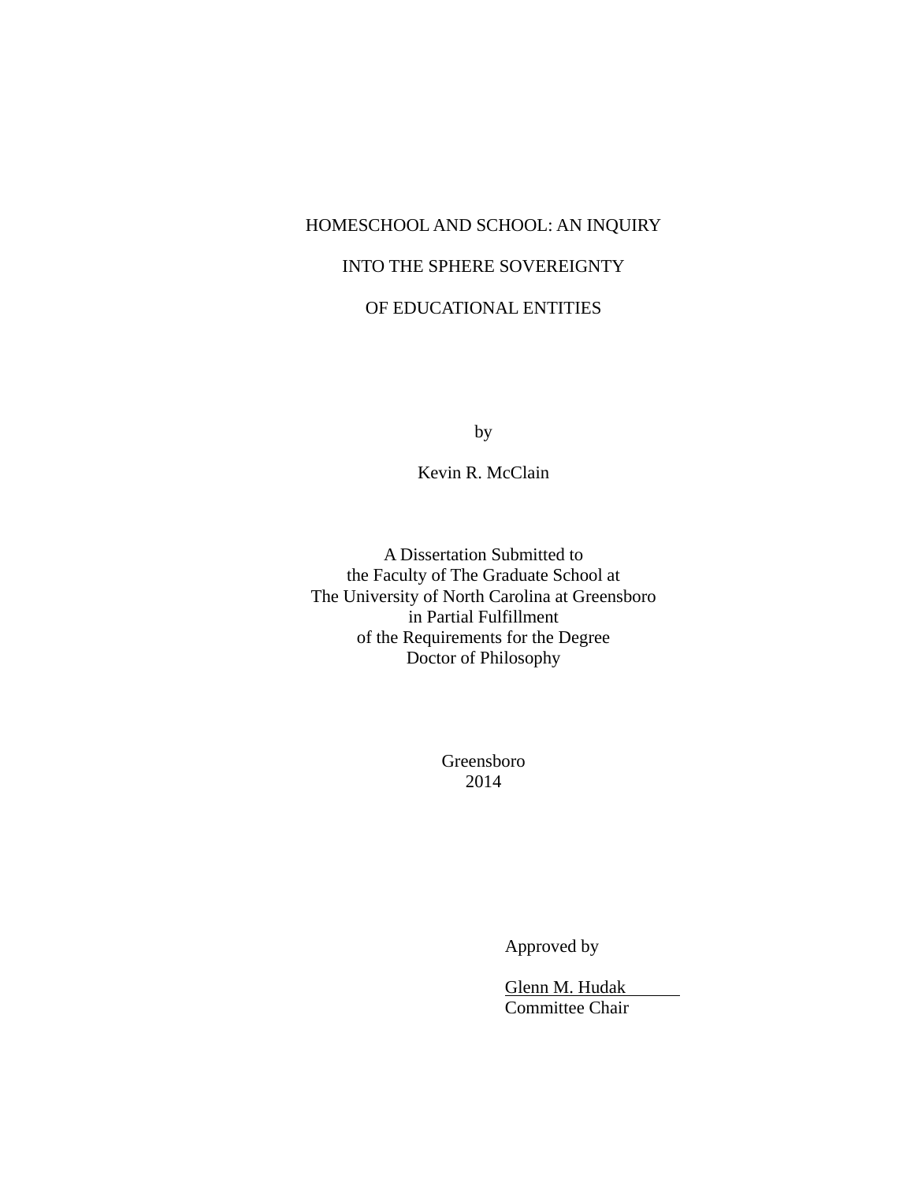HOMESCHOOL AND SCHOOL: AN INQUIRY

INTO THE SPHERE SOVEREIGNTY

OF EDUCATIONAL ENTITIES

by

Kevin R. McClain

A Dissertation Submitted to
the Faculty of The Graduate School at
The University of North Carolina at Greensboro
in Partial Fulfillment
of the Requirements for the Degree
Doctor of Philosophy

Greensboro
2014

Approved by

Glenn M. Hudak
Committee Chair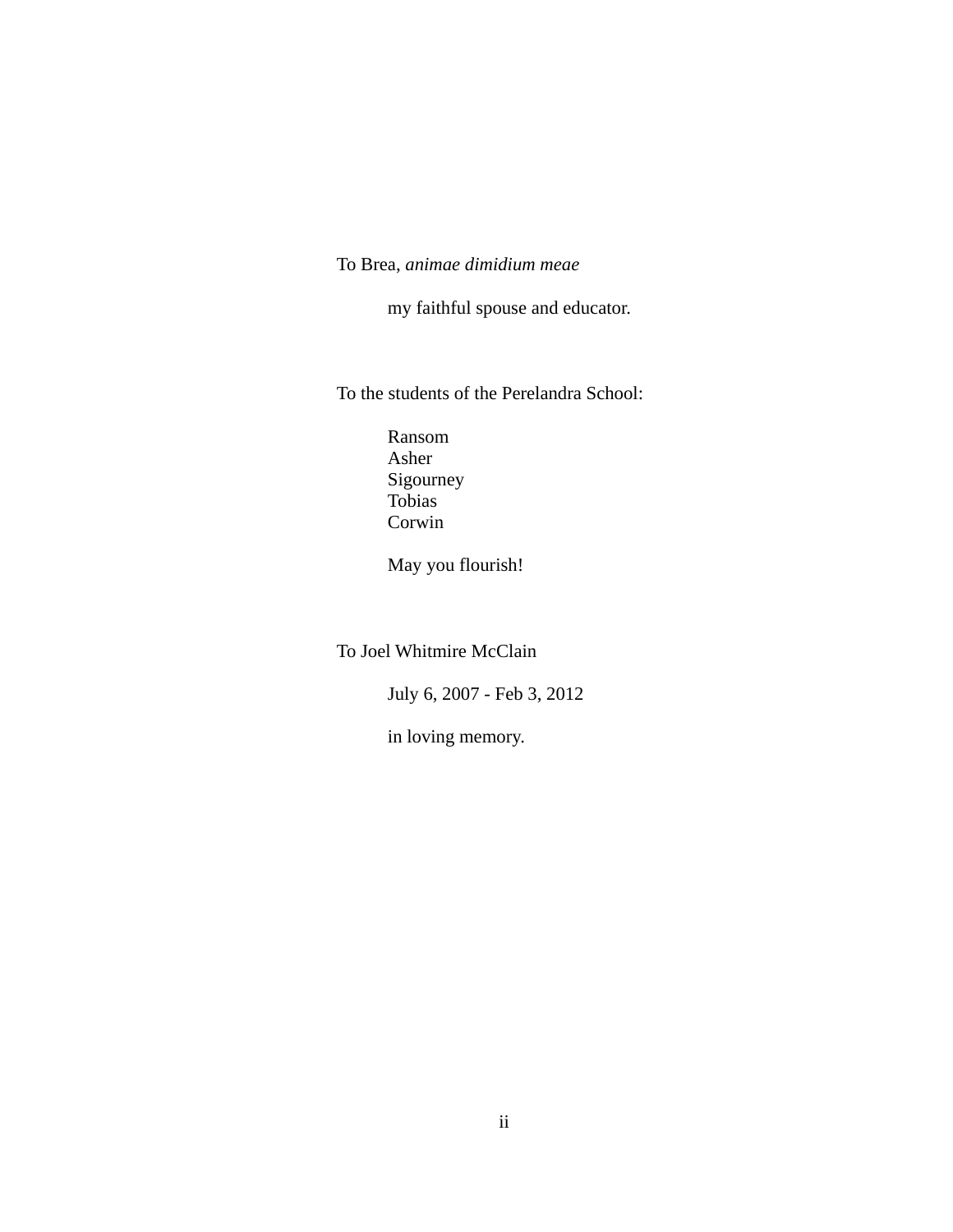To Brea, *animae dimidium meae*

my faithful spouse and educator.

To the students of the Perelandra School:

Ransom
Asher
Sigourney
Tobias
Corwin

May you flourish!

To Joel Whitmire McClain

July 6, 2007 - Feb 3, 2012

in loving memory.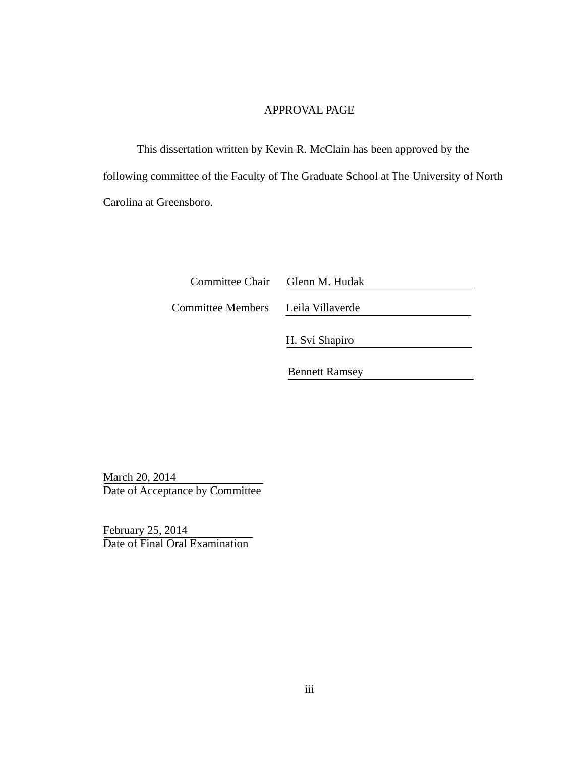# APPROVAL PAGE

This dissertation written by Kevin R. McClain has been approved by the following committee of the Faculty of The Graduate School at The University of North Carolina at Greensboro.

Committee Chair Glenn M. Hudak

Committee Members Leila Villaverde

H. Svi Shapiro

Bennett Ramsey

March 20, 2014
Date of Acceptance by Committee

February 25, 2014
Date of Final Oral Examination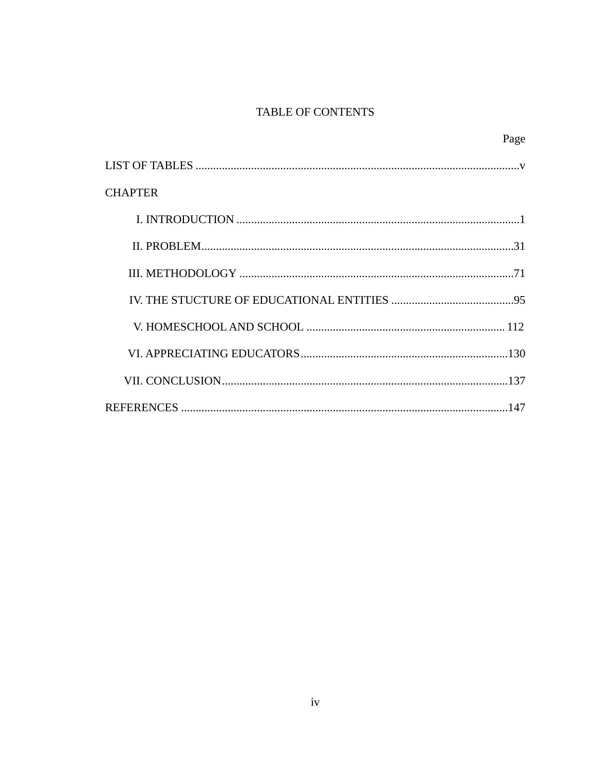# TABLE OF CONTENTS

| | Page |
|---|---|
| LIST OF TABLES | v |
| CHAPTER | |
| I. INTRODUCTION | 1 |
| II. PROBLEM | 31 |
| III. METHODOLOGY | 71 |
| IV. THE STUCTURE OF EDUCATIONAL ENTITIES | 95 |
| V. HOMESCHOOL AND SCHOOL | 112 |
| VI. APPRECIATING EDUCATORS | 130 |
| VII. CONCLUSION | 137 |
| REFERENCES | 147 |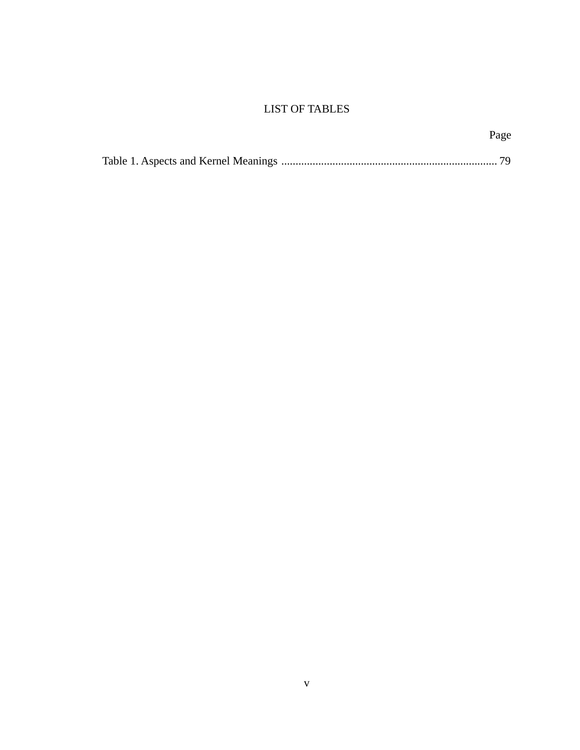# LIST OF TABLES

Page

Table 1. Aspects and Kernel Meanings ........................................................................... 79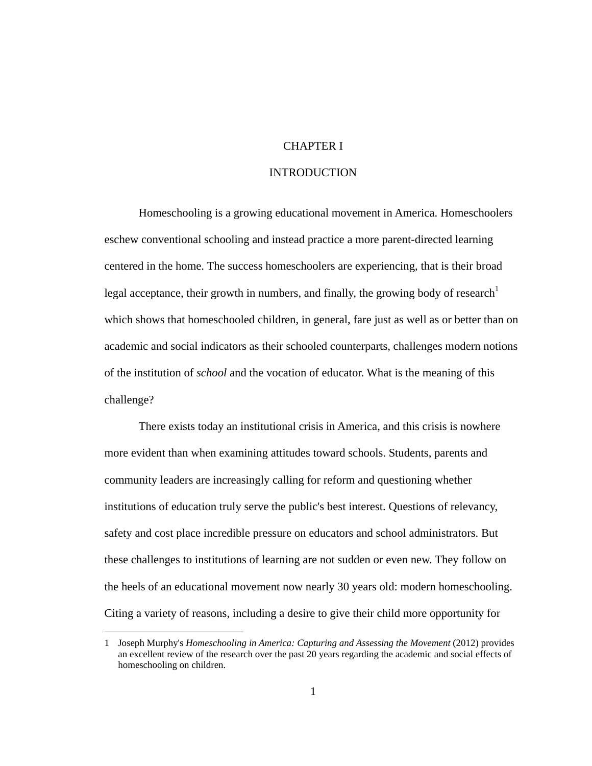# CHAPTER I

# INTRODUCTION

Homeschooling is a growing educational movement in America. Homeschoolers eschew conventional schooling and instead practice a more parent-directed learning centered in the home. The success homeschoolers are experiencing, that is their broad legal acceptance, their growth in numbers, and finally, the growing body of research[1] which shows that homeschooled children, in general, fare just as well as or better than on academic and social indicators as their schooled counterparts, challenges modern notions of the institution of *school* and the vocation of educator. What is the meaning of this challenge?

There exists today an institutional crisis in America, and this crisis is nowhere more evident than when examining attitudes toward schools. Students, parents and community leaders are increasingly calling for reform and questioning whether institutions of education truly serve the public's best interest. Questions of relevancy, safety and cost place incredible pressure on educators and school administrators. But these challenges to institutions of learning are not sudden or even new. They follow on the heels of an educational movement now nearly 30 years old: modern homeschooling. Citing a variety of reasons, including a desire to give their child more opportunity for

---

1 Joseph Murphy's *Homeschooling in America: Capturing and Assessing the Movement* (2012) provides an excellent review of the research over the past 20 years regarding the academic and social effects of homeschooling on children.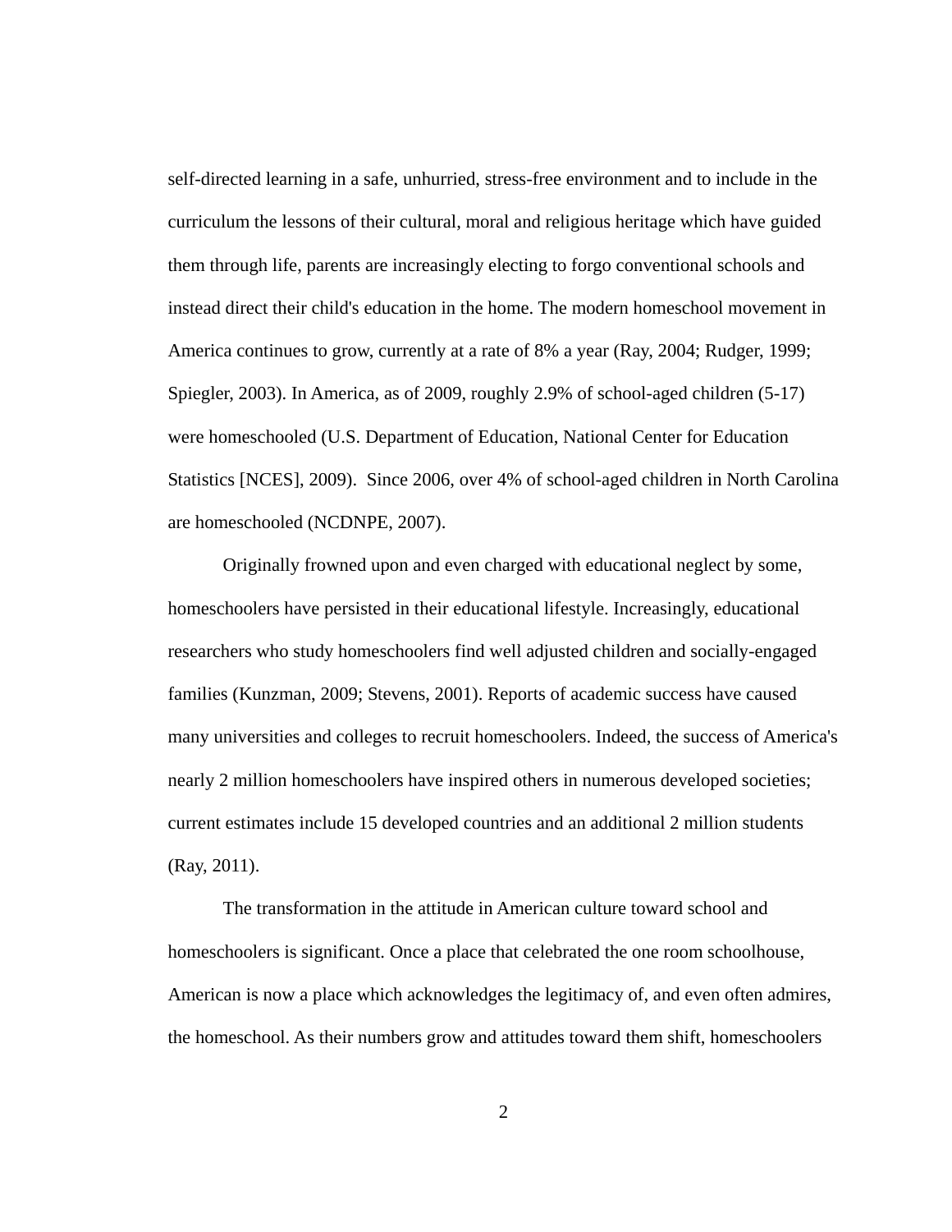self-directed learning in a safe, unhurried, stress-free environment and to include in the curriculum the lessons of their cultural, moral and religious heritage which have guided them through life, parents are increasingly electing to forgo conventional schools and instead direct their child's education in the home. The modern homeschool movement in America continues to grow, currently at a rate of 8% a year (Ray, 2004; Rudger, 1999; Spiegler, 2003). In America, as of 2009, roughly 2.9% of school-aged children (5-17) were homeschooled (U.S. Department of Education, National Center for Education Statistics [NCES], 2009). Since 2006, over 4% of school-aged children in North Carolina are homeschooled (NCDNPE, 2007).

Originally frowned upon and even charged with educational neglect by some, homeschoolers have persisted in their educational lifestyle. Increasingly, educational researchers who study homeschoolers find well adjusted children and socially-engaged families (Kunzman, 2009; Stevens, 2001). Reports of academic success have caused many universities and colleges to recruit homeschoolers. Indeed, the success of America's nearly 2 million homeschoolers have inspired others in numerous developed societies; current estimates include 15 developed countries and an additional 2 million students (Ray, 2011).

The transformation in the attitude in American culture toward school and homeschoolers is significant. Once a place that celebrated the one room schoolhouse, American is now a place which acknowledges the legitimacy of, and even often admires, the homeschool. As their numbers grow and attitudes toward them shift, homeschoolers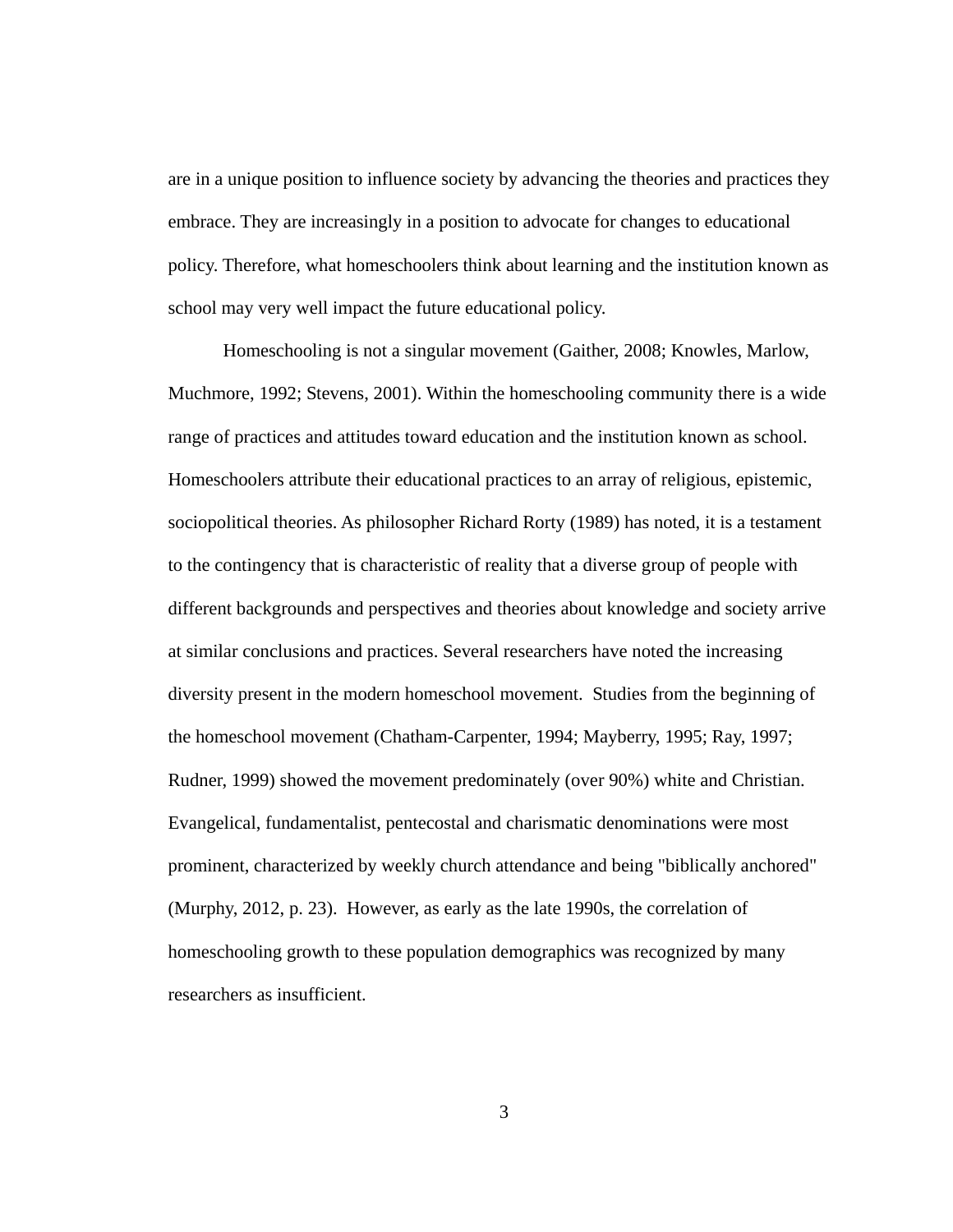are in a unique position to influence society by advancing the theories and practices they embrace. They are increasingly in a position to advocate for changes to educational policy. Therefore, what homeschoolers think about learning and the institution known as school may very well impact the future educational policy.

Homeschooling is not a singular movement (Gaither, 2008; Knowles, Marlow, Muchmore, 1992; Stevens, 2001). Within the homeschooling community there is a wide range of practices and attitudes toward education and the institution known as school. Homeschoolers attribute their educational practices to an array of religious, epistemic, sociopolitical theories. As philosopher Richard Rorty (1989) has noted, it is a testament to the contingency that is characteristic of reality that a diverse group of people with different backgrounds and perspectives and theories about knowledge and society arrive at similar conclusions and practices. Several researchers have noted the increasing diversity present in the modern homeschool movement. Studies from the beginning of the homeschool movement (Chatham-Carpenter, 1994; Mayberry, 1995; Ray, 1997; Rudner, 1999) showed the movement predominately (over 90%) white and Christian. Evangelical, fundamentalist, pentecostal and charismatic denominations were most prominent, characterized by weekly church attendance and being "biblically anchored" (Murphy, 2012, p. 23). However, as early as the late 1990s, the correlation of homeschooling growth to these population demographics was recognized by many researchers as insufficient.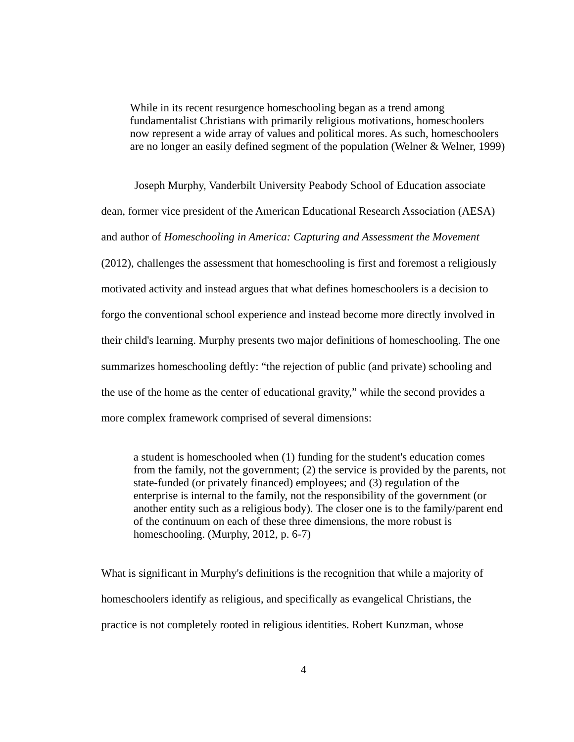> While in its recent resurgence homeschooling began as a trend among fundamentalist Christians with primarily religious motivations, homeschoolers now represent a wide array of values and political mores. As such, homeschoolers are no longer an easily defined segment of the population (Welner & Welner, 1999)

Joseph Murphy, Vanderbilt University Peabody School of Education associate dean, former vice president of the American Educational Research Association (AESA) and author of *Homeschooling in America: Capturing and Assessment the Movement* (2012), challenges the assessment that homeschooling is first and foremost a religiously motivated activity and instead argues that what defines homeschoolers is a decision to forgo the conventional school experience and instead become more directly involved in their child's learning. Murphy presents two major definitions of homeschooling. The one summarizes homeschooling deftly: "the rejection of public (and private) schooling and the use of the home as the center of educational gravity," while the second provides a more complex framework comprised of several dimensions:

> a student is homeschooled when (1) funding for the student's education comes from the family, not the government; (2) the service is provided by the parents, not state-funded (or privately financed) employees; and (3) regulation of the enterprise is internal to the family, not the responsibility of the government (or another entity such as a religious body). The closer one is to the family/parent end of the continuum on each of these three dimensions, the more robust is homeschooling. (Murphy, 2012, p. 6-7)

What is significant in Murphy's definitions is the recognition that while a majority of homeschoolers identify as religious, and specifically as evangelical Christians, the practice is not completely rooted in religious identities. Robert Kunzman, whose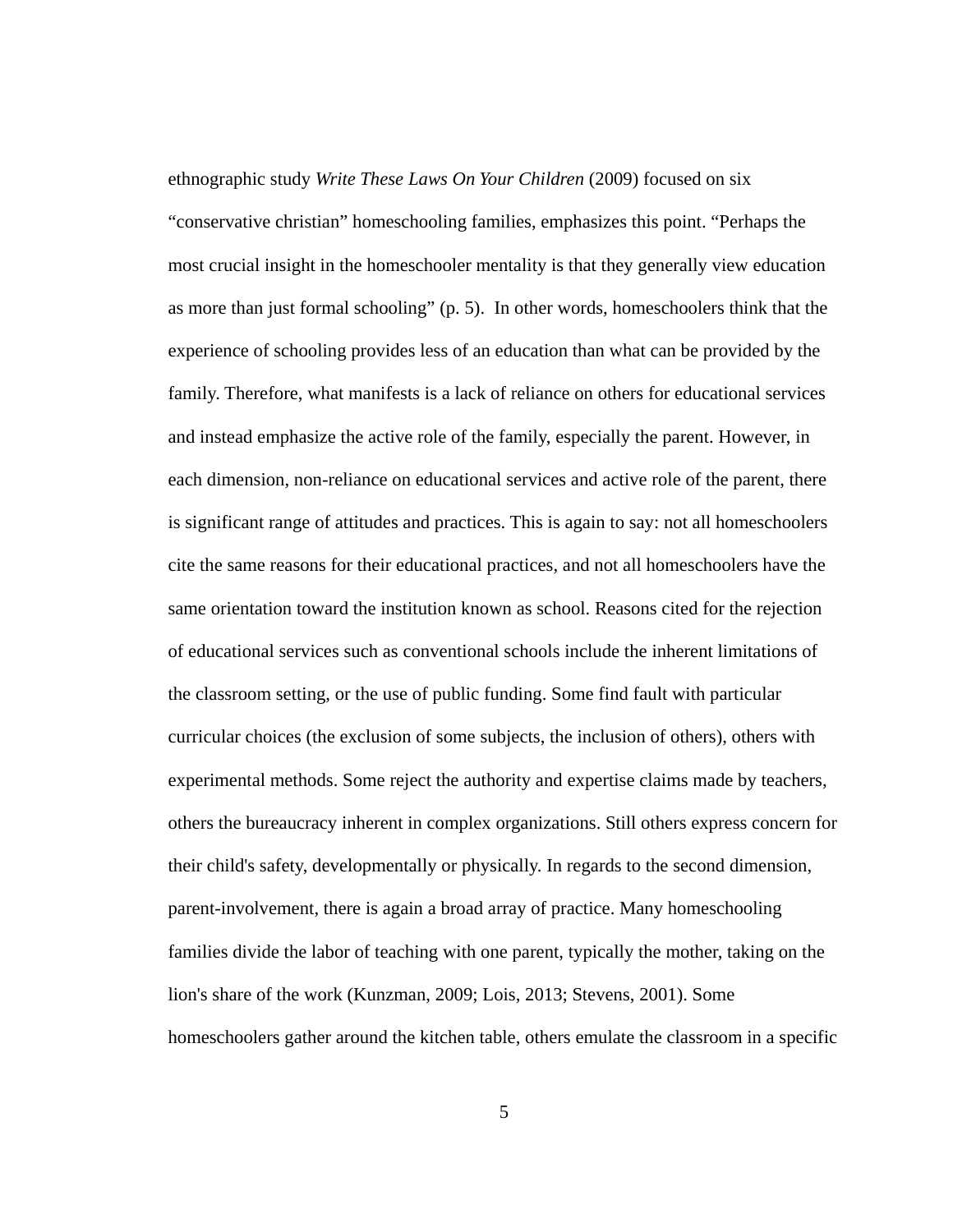ethnographic study *Write These Laws On Your Children* (2009) focused on six "conservative christian" homeschooling families, emphasizes this point. "Perhaps the most crucial insight in the homeschooler mentality is that they generally view education as more than just formal schooling" (p. 5). In other words, homeschoolers think that the experience of schooling provides less of an education than what can be provided by the family. Therefore, what manifests is a lack of reliance on others for educational services and instead emphasize the active role of the family, especially the parent. However, in each dimension, non-reliance on educational services and active role of the parent, there is significant range of attitudes and practices. This is again to say: not all homeschoolers cite the same reasons for their educational practices, and not all homeschoolers have the same orientation toward the institution known as school. Reasons cited for the rejection of educational services such as conventional schools include the inherent limitations of the classroom setting, or the use of public funding. Some find fault with particular curricular choices (the exclusion of some subjects, the inclusion of others), others with experimental methods. Some reject the authority and expertise claims made by teachers, others the bureaucracy inherent in complex organizations. Still others express concern for their child's safety, developmentally or physically. In regards to the second dimension, parent-involvement, there is again a broad array of practice. Many homeschooling families divide the labor of teaching with one parent, typically the mother, taking on the lion's share of the work (Kunzman, 2009; Lois, 2013; Stevens, 2001). Some homeschoolers gather around the kitchen table, others emulate the classroom in a specific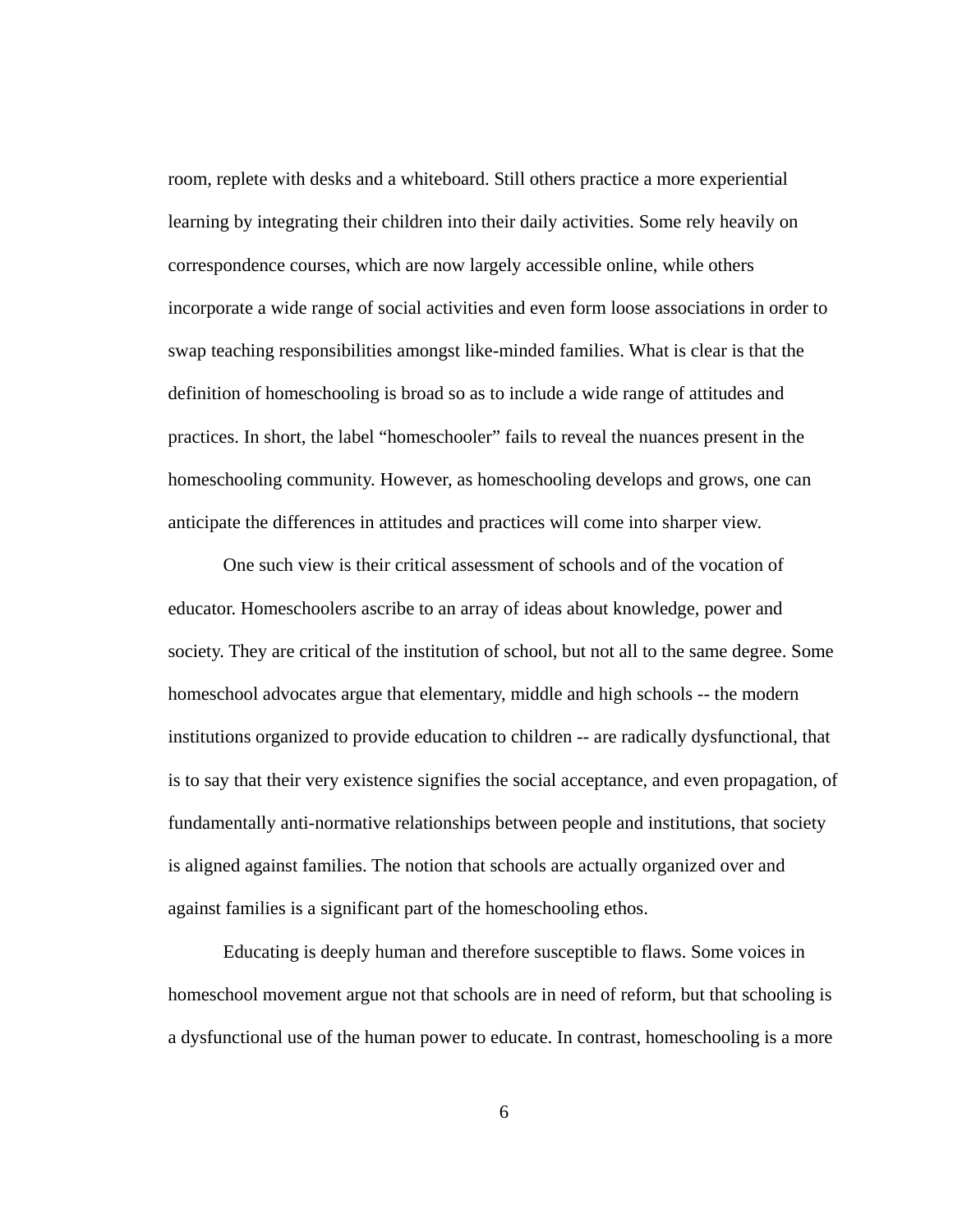room, replete with desks and a whiteboard. Still others practice a more experiential learning by integrating their children into their daily activities. Some rely heavily on correspondence courses, which are now largely accessible online, while others incorporate a wide range of social activities and even form loose associations in order to swap teaching responsibilities amongst like-minded families. What is clear is that the definition of homeschooling is broad so as to include a wide range of attitudes and practices. In short, the label "homeschooler" fails to reveal the nuances present in the homeschooling community. However, as homeschooling develops and grows, one can anticipate the differences in attitudes and practices will come into sharper view.

One such view is their critical assessment of schools and of the vocation of educator. Homeschoolers ascribe to an array of ideas about knowledge, power and society. They are critical of the institution of school, but not all to the same degree. Some homeschool advocates argue that elementary, middle and high schools -- the modern institutions organized to provide education to children -- are radically dysfunctional, that is to say that their very existence signifies the social acceptance, and even propagation, of fundamentally anti-normative relationships between people and institutions, that society is aligned against families. The notion that schools are actually organized over and against families is a significant part of the homeschooling ethos.

Educating is deeply human and therefore susceptible to flaws. Some voices in homeschool movement argue not that schools are in need of reform, but that schooling is a dysfunctional use of the human power to educate. In contrast, homeschooling is a more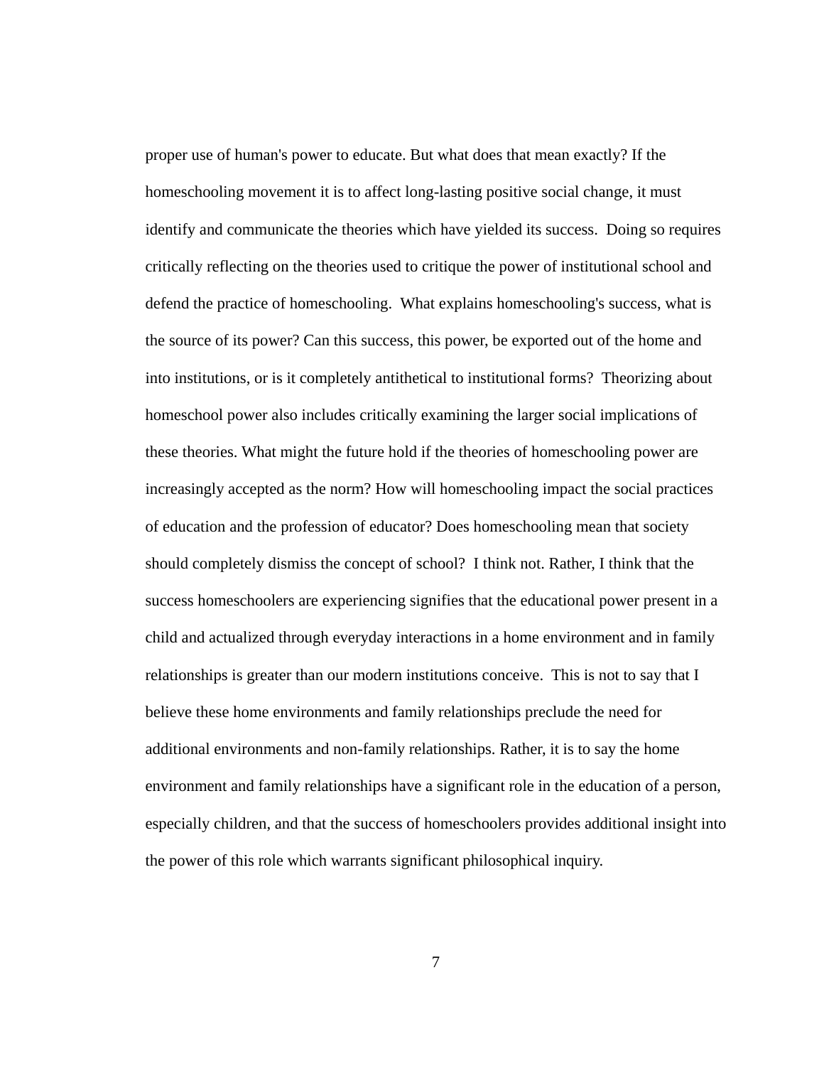proper use of human's power to educate. But what does that mean exactly? If the homeschooling movement it is to affect long-lasting positive social change, it must identify and communicate the theories which have yielded its success. Doing so requires critically reflecting on the theories used to critique the power of institutional school and defend the practice of homeschooling. What explains homeschooling's success, what is the source of its power? Can this success, this power, be exported out of the home and into institutions, or is it completely antithetical to institutional forms? Theorizing about homeschool power also includes critically examining the larger social implications of these theories. What might the future hold if the theories of homeschooling power are increasingly accepted as the norm? How will homeschooling impact the social practices of education and the profession of educator? Does homeschooling mean that society should completely dismiss the concept of school? I think not. Rather, I think that the success homeschoolers are experiencing signifies that the educational power present in a child and actualized through everyday interactions in a home environment and in family relationships is greater than our modern institutions conceive. This is not to say that I believe these home environments and family relationships preclude the need for additional environments and non-family relationships. Rather, it is to say the home environment and family relationships have a significant role in the education of a person, especially children, and that the success of homeschoolers provides additional insight into the power of this role which warrants significant philosophical inquiry.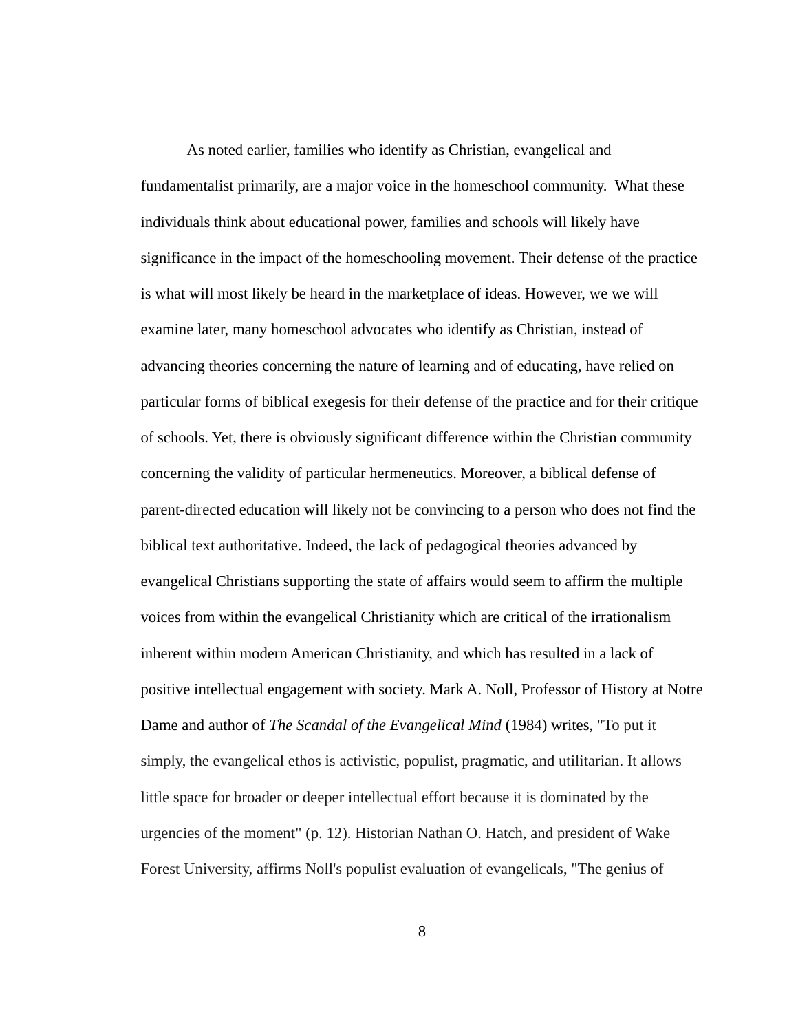As noted earlier, families who identify as Christian, evangelical and fundamentalist primarily, are a major voice in the homeschool community. What these individuals think about educational power, families and schools will likely have significance in the impact of the homeschooling movement. Their defense of the practice is what will most likely be heard in the marketplace of ideas. However, we we will examine later, many homeschool advocates who identify as Christian, instead of advancing theories concerning the nature of learning and of educating, have relied on particular forms of biblical exegesis for their defense of the practice and for their critique of schools. Yet, there is obviously significant difference within the Christian community concerning the validity of particular hermeneutics. Moreover, a biblical defense of parent-directed education will likely not be convincing to a person who does not find the biblical text authoritative. Indeed, the lack of pedagogical theories advanced by evangelical Christians supporting the state of affairs would seem to affirm the multiple voices from within the evangelical Christianity which are critical of the irrationalism inherent within modern American Christianity, and which has resulted in a lack of positive intellectual engagement with society. Mark A. Noll, Professor of History at Notre Dame and author of *The Scandal of the Evangelical Mind* (1984) writes, "To put it simply, the evangelical ethos is activistic, populist, pragmatic, and utilitarian. It allows little space for broader or deeper intellectual effort because it is dominated by the urgencies of the moment" (p. 12). Historian Nathan O. Hatch, and president of Wake Forest University, affirms Noll's populist evaluation of evangelicals, "The genius of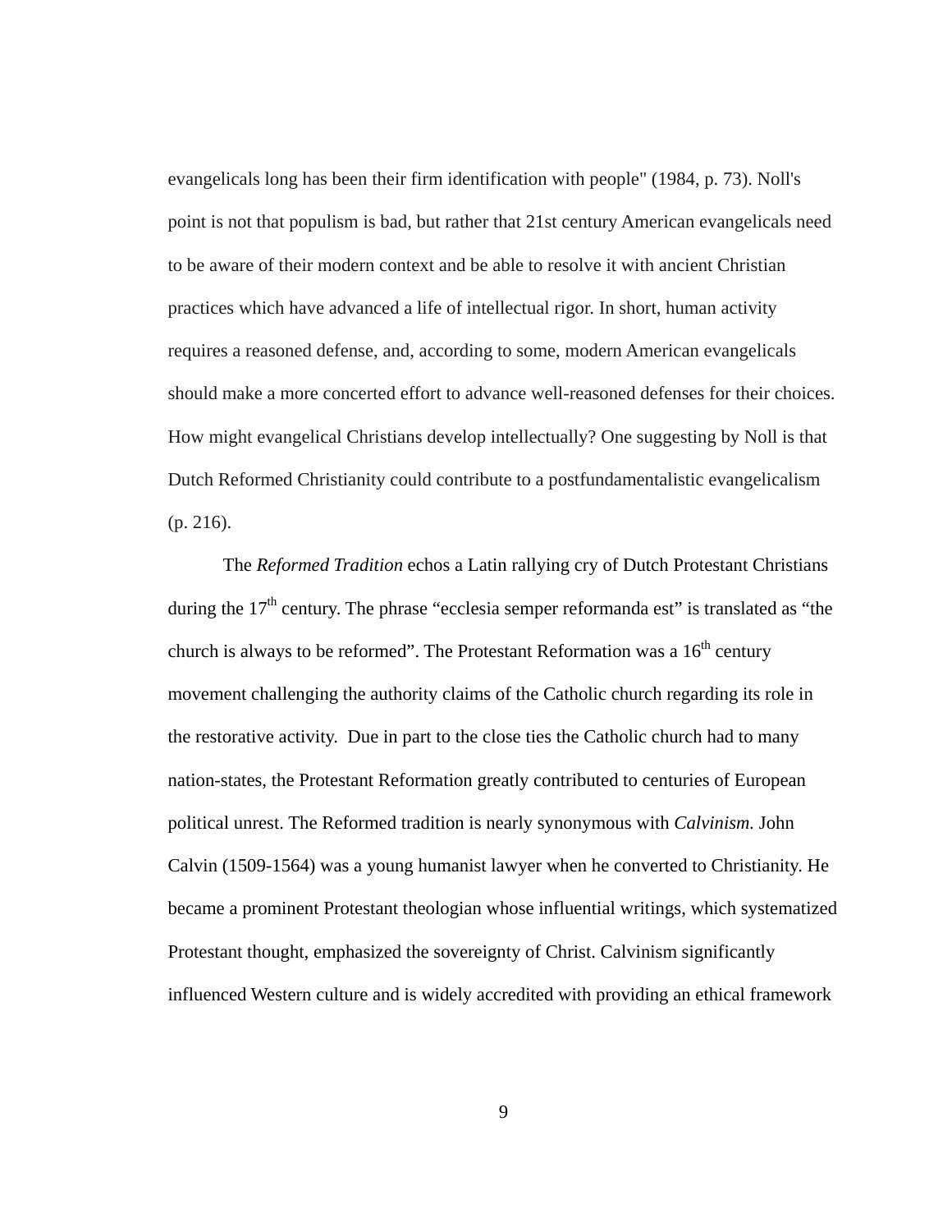evangelicals long has been their firm identification with people" (1984, p. 73). Noll's point is not that populism is bad, but rather that 21st century American evangelicals need to be aware of their modern context and be able to resolve it with ancient Christian practices which have advanced a life of intellectual rigor. In short, human activity requires a reasoned defense, and, according to some, modern American evangelicals should make a more concerted effort to advance well-reasoned defenses for their choices. How might evangelical Christians develop intellectually? One suggesting by Noll is that Dutch Reformed Christianity could contribute to a postfundamentalistic evangelicalism (p. 216).

The *Reformed Tradition* echos a Latin rallying cry of Dutch Protestant Christians during the 17th century. The phrase "ecclesia semper reformanda est" is translated as "the church is always to be reformed". The Protestant Reformation was a 16th century movement challenging the authority claims of the Catholic church regarding its role in the restorative activity. Due in part to the close ties the Catholic church had to many nation-states, the Protestant Reformation greatly contributed to centuries of European political unrest. The Reformed tradition is nearly synonymous with *Calvinism.* John Calvin (1509-1564) was a young humanist lawyer when he converted to Christianity. He became a prominent Protestant theologian whose influential writings, which systematized Protestant thought, emphasized the sovereignty of Christ. Calvinism significantly influenced Western culture and is widely accredited with providing an ethical framework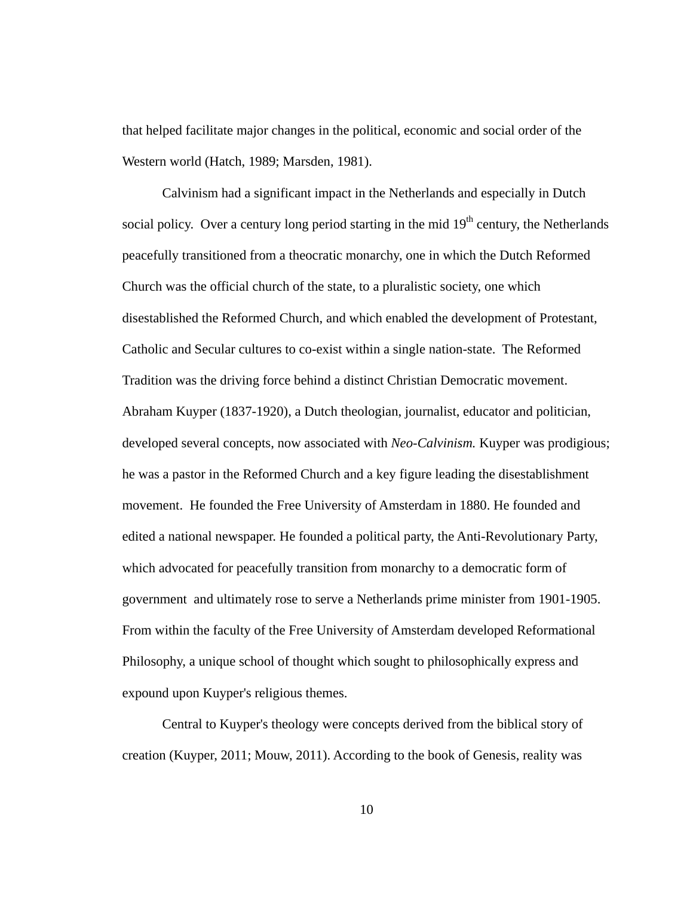that helped facilitate major changes in the political, economic and social order of the Western world (Hatch, 1989; Marsden, 1981).

Calvinism had a significant impact in the Netherlands and especially in Dutch social policy. Over a century long period starting in the mid 19th century, the Netherlands peacefully transitioned from a theocratic monarchy, one in which the Dutch Reformed Church was the official church of the state, to a pluralistic society, one which disestablished the Reformed Church, and which enabled the development of Protestant, Catholic and Secular cultures to co-exist within a single nation-state. The Reformed Tradition was the driving force behind a distinct Christian Democratic movement. Abraham Kuyper (1837-1920), a Dutch theologian, journalist, educator and politician, developed several concepts, now associated with *Neo-Calvinism.* Kuyper was prodigious; he was a pastor in the Reformed Church and a key figure leading the disestablishment movement. He founded the Free University of Amsterdam in 1880. He founded and edited a national newspaper. He founded a political party, the Anti-Revolutionary Party, which advocated for peacefully transition from monarchy to a democratic form of government and ultimately rose to serve a Netherlands prime minister from 1901-1905. From within the faculty of the Free University of Amsterdam developed Reformational Philosophy, a unique school of thought which sought to philosophically express and expound upon Kuyper's religious themes.

Central to Kuyper's theology were concepts derived from the biblical story of creation (Kuyper, 2011; Mouw, 2011). According to the book of Genesis, reality was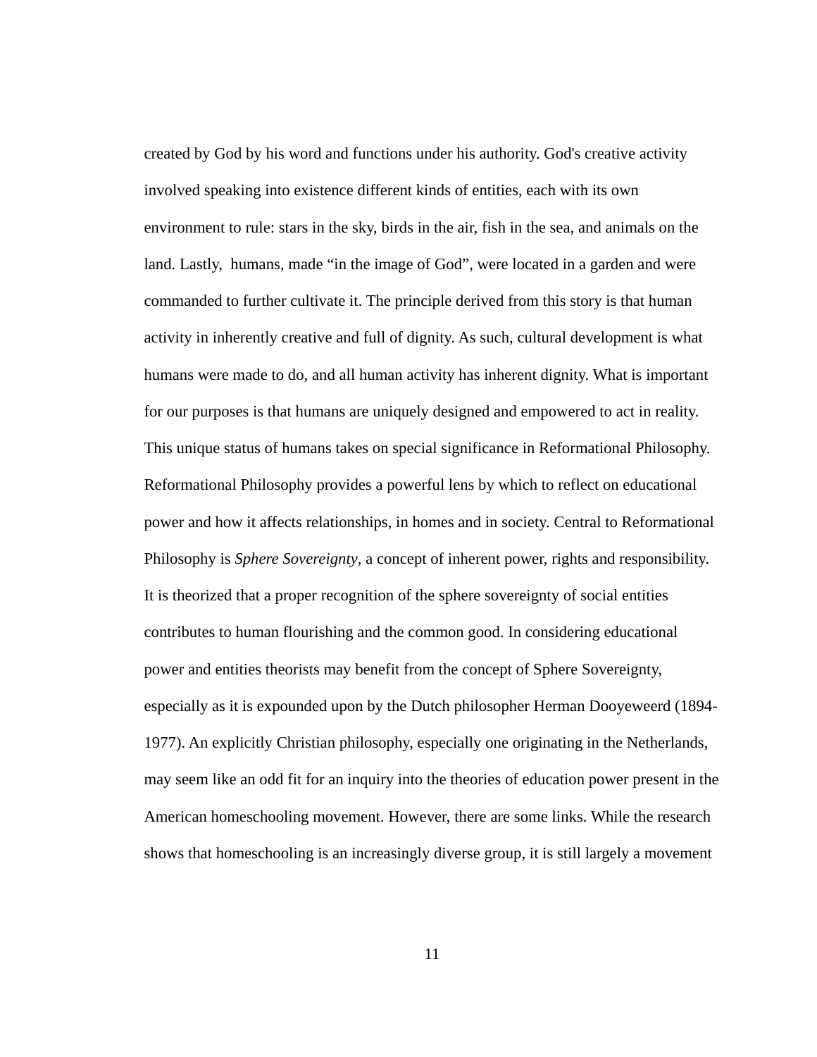created by God by his word and functions under his authority. God's creative activity involved speaking into existence different kinds of entities, each with its own environment to rule: stars in the sky, birds in the air, fish in the sea, and animals on the land. Lastly,  humans, made “in the image of God”, were located in a garden and were commanded to further cultivate it. The principle derived from this story is that human activity in inherently creative and full of dignity. As such, cultural development is what humans were made to do, and all human activity has inherent dignity. What is important for our purposes is that humans are uniquely designed and empowered to act in reality. This unique status of humans takes on special significance in Reformational Philosophy. Reformational Philosophy provides a powerful lens by which to reflect on educational power and how it affects relationships, in homes and in society. Central to Reformational Philosophy is *Sphere Sovereignty*, a concept of inherent power, rights and responsibility. It is theorized that a proper recognition of the sphere sovereignty of social entities contributes to human flourishing and the common good. In considering educational power and entities theorists may benefit from the concept of Sphere Sovereignty, especially as it is expounded upon by the Dutch philosopher Herman Dooyeweerd (1894-1977). An explicitly Christian philosophy, especially one originating in the Netherlands, may seem like an odd fit for an inquiry into the theories of education power present in the American homeschooling movement. However, there are some links. While the research shows that homeschooling is an increasingly diverse group, it is still largely a movement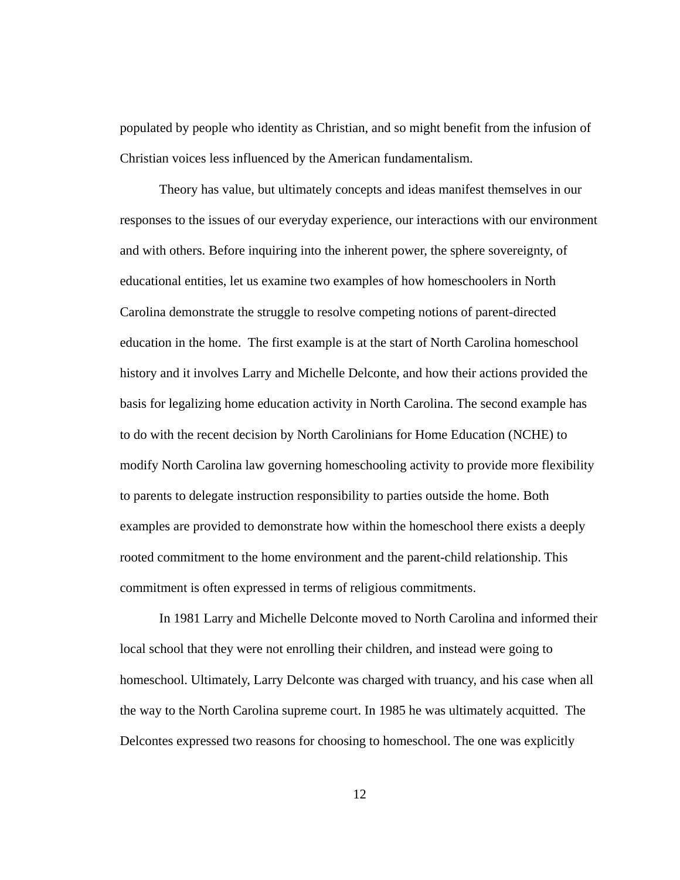populated by people who identity as Christian, and so might benefit from the infusion of Christian voices less influenced by the American fundamentalism.

Theory has value, but ultimately concepts and ideas manifest themselves in our responses to the issues of our everyday experience, our interactions with our environment and with others. Before inquiring into the inherent power, the sphere sovereignty, of educational entities, let us examine two examples of how homeschoolers in North Carolina demonstrate the struggle to resolve competing notions of parent-directed education in the home.  The first example is at the start of North Carolina homeschool history and it involves Larry and Michelle Delconte, and how their actions provided the basis for legalizing home education activity in North Carolina. The second example has to do with the recent decision by North Carolinians for Home Education (NCHE) to modify North Carolina law governing homeschooling activity to provide more flexibility to parents to delegate instruction responsibility to parties outside the home. Both examples are provided to demonstrate how within the homeschool there exists a deeply rooted commitment to the home environment and the parent-child relationship. This commitment is often expressed in terms of religious commitments.

In 1981 Larry and Michelle Delconte moved to North Carolina and informed their local school that they were not enrolling their children, and instead were going to homeschool. Ultimately, Larry Delconte was charged with truancy, and his case when all the way to the North Carolina supreme court. In 1985 he was ultimately acquitted.  The Delcontes expressed two reasons for choosing to homeschool. The one was explicitly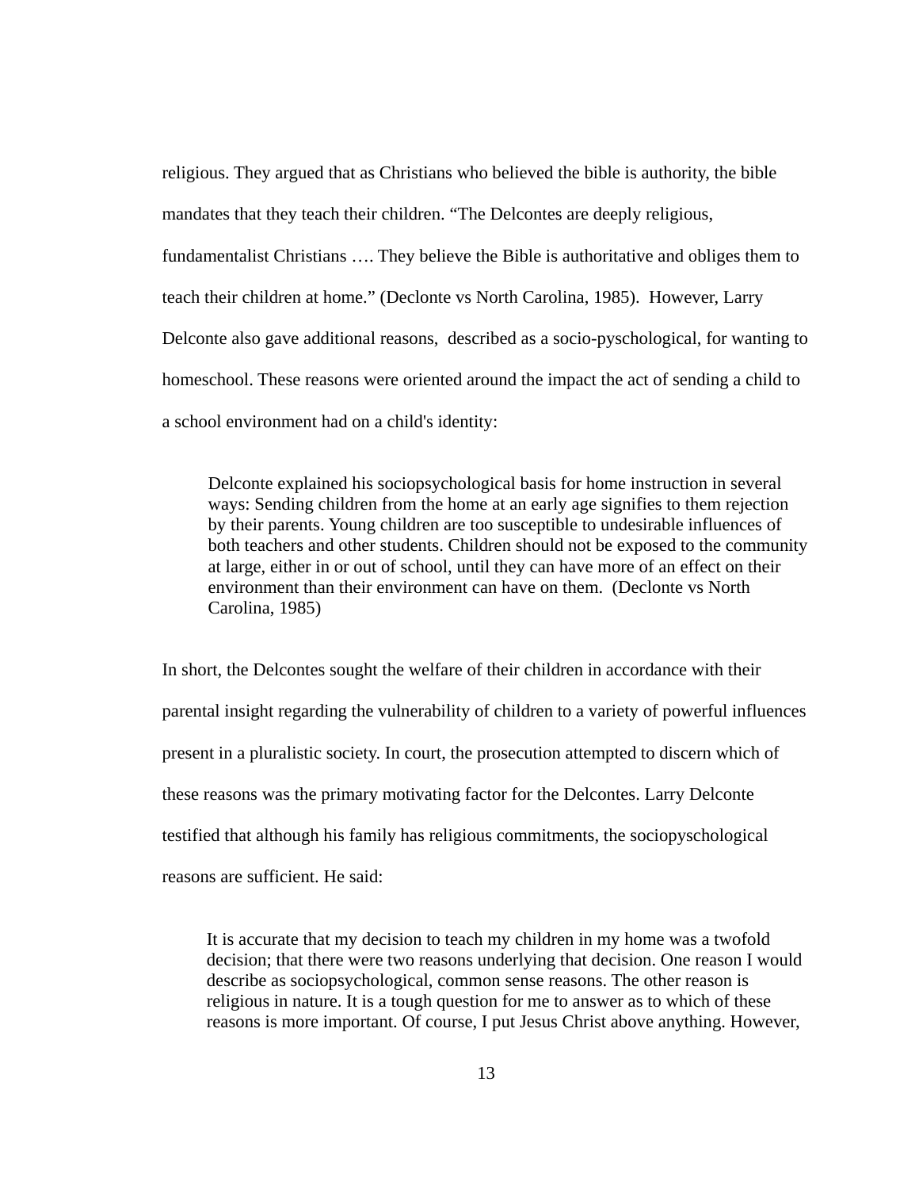religious. They argued that as Christians who believed the bible is authority, the bible mandates that they teach their children. “The Delcontes are deeply religious, fundamentalist Christians …. They believe the Bible is authoritative and obliges them to teach their children at home.” (Declonte vs North Carolina, 1985). However, Larry Delconte also gave additional reasons, described as a socio-pyschological, for wanting to homeschool. These reasons were oriented around the impact the act of sending a child to a school environment had on a child's identity:

> Delconte explained his sociopsychological basis for home instruction in several ways: Sending children from the home at an early age signifies to them rejection by their parents. Young children are too susceptible to undesirable influences of both teachers and other students. Children should not be exposed to the community at large, either in or out of school, until they can have more of an effect on their environment than their environment can have on them. (Declonte vs North Carolina, 1985)

In short, the Delcontes sought the welfare of their children in accordance with their parental insight regarding the vulnerability of children to a variety of powerful influences present in a pluralistic society. In court, the prosecution attempted to discern which of these reasons was the primary motivating factor for the Delcontes. Larry Delconte testified that although his family has religious commitments, the sociopyschological reasons are sufficient. He said:

> It is accurate that my decision to teach my children in my home was a twofold decision; that there were two reasons underlying that decision. One reason I would describe as sociopsychological, common sense reasons. The other reason is religious in nature. It is a tough question for me to answer as to which of these reasons is more important. Of course, I put Jesus Christ above anything. However,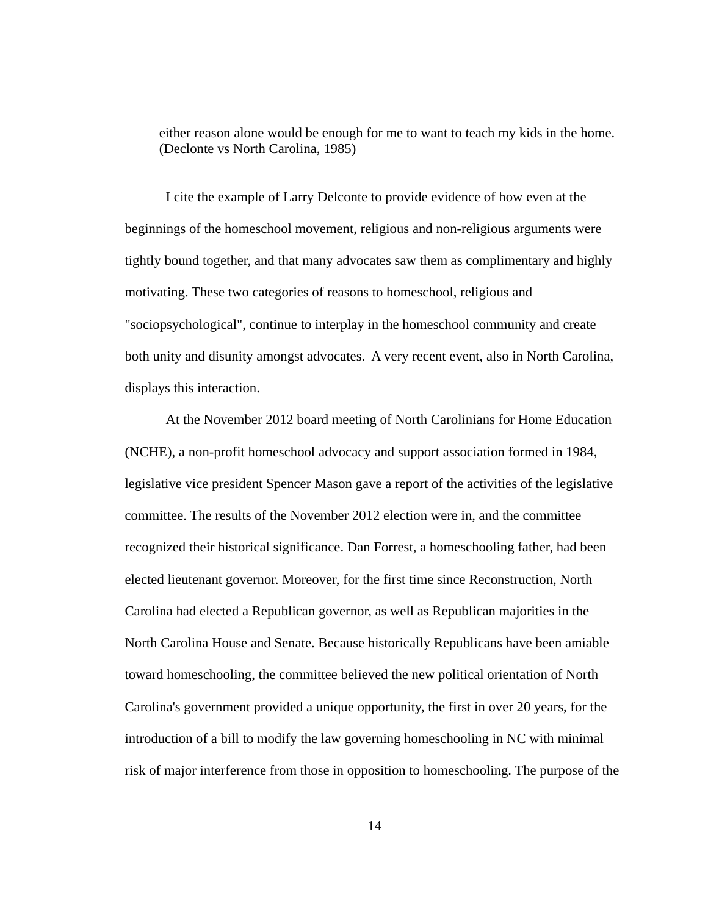> either reason alone would be enough for me to want to teach my kids in the home. (Declonte vs North Carolina, 1985)

I cite the example of Larry Delconte to provide evidence of how even at the beginnings of the homeschool movement, religious and non-religious arguments were tightly bound together, and that many advocates saw them as complimentary and highly motivating. These two categories of reasons to homeschool, religious and "sociopsychological", continue to interplay in the homeschool community and create both unity and disunity amongst advocates. A very recent event, also in North Carolina, displays this interaction.

At the November 2012 board meeting of North Carolinians for Home Education (NCHE), a non-profit homeschool advocacy and support association formed in 1984, legislative vice president Spencer Mason gave a report of the activities of the legislative committee. The results of the November 2012 election were in, and the committee recognized their historical significance. Dan Forrest, a homeschooling father, had been elected lieutenant governor. Moreover, for the first time since Reconstruction, North Carolina had elected a Republican governor, as well as Republican majorities in the North Carolina House and Senate. Because historically Republicans have been amiable toward homeschooling, the committee believed the new political orientation of North Carolina's government provided a unique opportunity, the first in over 20 years, for the introduction of a bill to modify the law governing homeschooling in NC with minimal risk of major interference from those in opposition to homeschooling. The purpose of the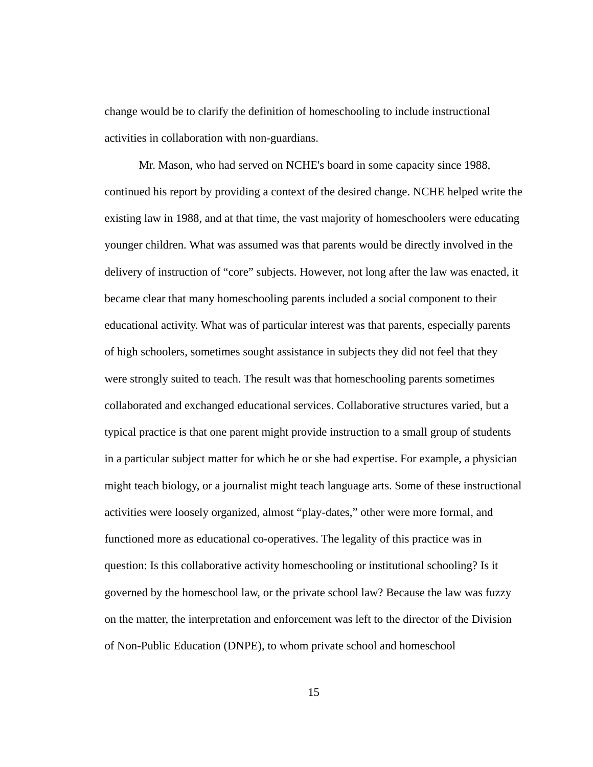change would be to clarify the definition of homeschooling to include instructional activities in collaboration with non-guardians.

Mr. Mason, who had served on NCHE's board in some capacity since 1988, continued his report by providing a context of the desired change. NCHE helped write the existing law in 1988, and at that time, the vast majority of homeschoolers were educating younger children. What was assumed was that parents would be directly involved in the delivery of instruction of “core” subjects. However, not long after the law was enacted, it became clear that many homeschooling parents included a social component to their educational activity. What was of particular interest was that parents, especially parents of high schoolers, sometimes sought assistance in subjects they did not feel that they were strongly suited to teach. The result was that homeschooling parents sometimes collaborated and exchanged educational services. Collaborative structures varied, but a typical practice is that one parent might provide instruction to a small group of students in a particular subject matter for which he or she had expertise. For example, a physician might teach biology, or a journalist might teach language arts. Some of these instructional activities were loosely organized, almost “play-dates,” other were more formal, and functioned more as educational co-operatives. The legality of this practice was in question: Is this collaborative activity homeschooling or institutional schooling? Is it governed by the homeschool law, or the private school law? Because the law was fuzzy on the matter, the interpretation and enforcement was left to the director of the Division of Non-Public Education (DNPE), to whom private school and homeschool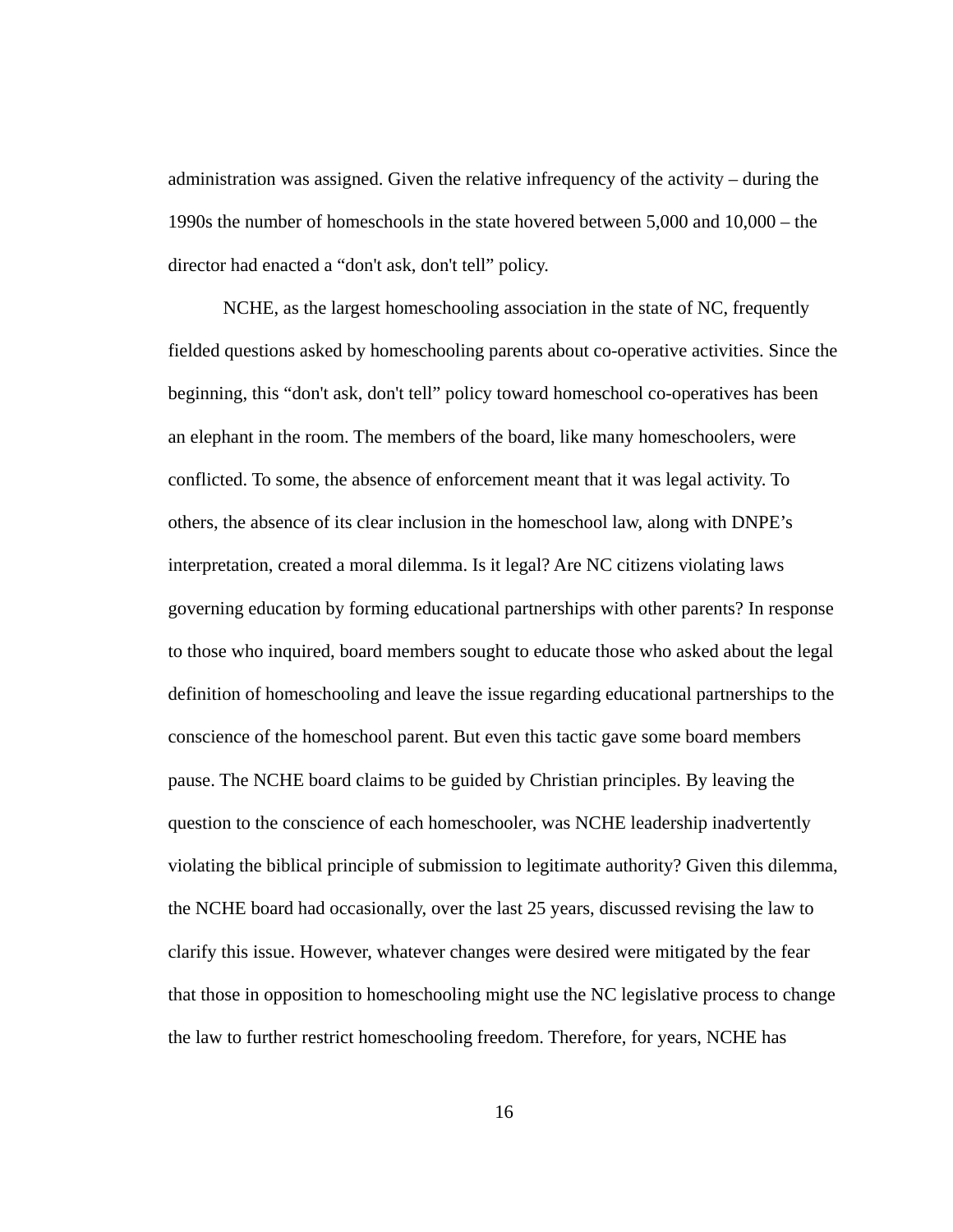administration was assigned. Given the relative infrequency of the activity – during the 1990s the number of homeschools in the state hovered between 5,000 and 10,000 – the director had enacted a “don't ask, don't tell” policy.

NCHE, as the largest homeschooling association in the state of NC, frequently fielded questions asked by homeschooling parents about co-operative activities. Since the beginning, this “don't ask, don't tell” policy toward homeschool co-operatives has been an elephant in the room. The members of the board, like many homeschoolers, were conflicted. To some, the absence of enforcement meant that it was legal activity. To others, the absence of its clear inclusion in the homeschool law, along with DNPE’s interpretation, created a moral dilemma. Is it legal? Are NC citizens violating laws governing education by forming educational partnerships with other parents? In response to those who inquired, board members sought to educate those who asked about the legal definition of homeschooling and leave the issue regarding educational partnerships to the conscience of the homeschool parent. But even this tactic gave some board members pause. The NCHE board claims to be guided by Christian principles. By leaving the question to the conscience of each homeschooler, was NCHE leadership inadvertently violating the biblical principle of submission to legitimate authority? Given this dilemma, the NCHE board had occasionally, over the last 25 years, discussed revising the law to clarify this issue. However, whatever changes were desired were mitigated by the fear that those in opposition to homeschooling might use the NC legislative process to change the law to further restrict homeschooling freedom. Therefore, for years, NCHE has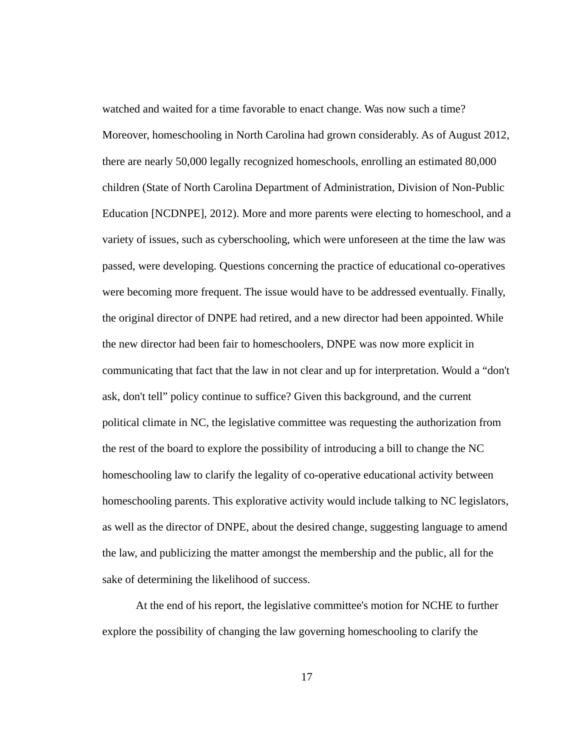watched and waited for a time favorable to enact change. Was now such a time? Moreover, homeschooling in North Carolina had grown considerably. As of August 2012, there are nearly 50,000 legally recognized homeschools, enrolling an estimated 80,000 children (State of North Carolina Department of Administration, Division of Non-Public Education [NCDNPE], 2012). More and more parents were electing to homeschool, and a variety of issues, such as cyberschooling, which were unforeseen at the time the law was passed, were developing. Questions concerning the practice of educational co-operatives were becoming more frequent. The issue would have to be addressed eventually. Finally, the original director of DNPE had retired, and a new director had been appointed. While the new director had been fair to homeschoolers, DNPE was now more explicit in communicating that fact that the law in not clear and up for interpretation. Would a "don't ask, don't tell" policy continue to suffice? Given this background, and the current political climate in NC, the legislative committee was requesting the authorization from the rest of the board to explore the possibility of introducing a bill to change the NC homeschooling law to clarify the legality of co-operative educational activity between homeschooling parents. This explorative activity would include talking to NC legislators, as well as the director of DNPE, about the desired change, suggesting language to amend the law, and publicizing the matter amongst the membership and the public, all for the sake of determining the likelihood of success.

At the end of his report, the legislative committee's motion for NCHE to further explore the possibility of changing the law governing homeschooling to clarify the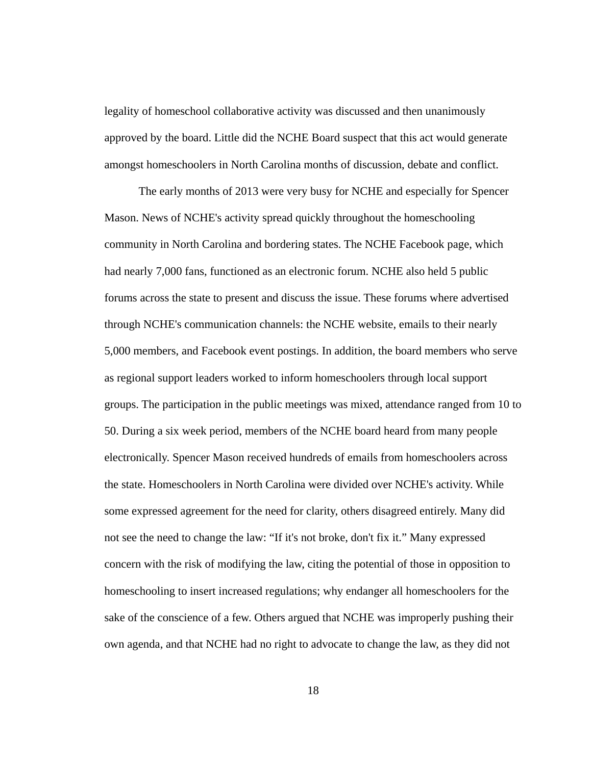legality of homeschool collaborative activity was discussed and then unanimously approved by the board. Little did the NCHE Board suspect that this act would generate amongst homeschoolers in North Carolina months of discussion, debate and conflict.

The early months of 2013 were very busy for NCHE and especially for Spencer Mason. News of NCHE's activity spread quickly throughout the homeschooling community in North Carolina and bordering states. The NCHE Facebook page, which had nearly 7,000 fans, functioned as an electronic forum. NCHE also held 5 public forums across the state to present and discuss the issue. These forums where advertised through NCHE's communication channels: the NCHE website, emails to their nearly 5,000 members, and Facebook event postings. In addition, the board members who serve as regional support leaders worked to inform homeschoolers through local support groups. The participation in the public meetings was mixed, attendance ranged from 10 to 50. During a six week period, members of the NCHE board heard from many people electronically. Spencer Mason received hundreds of emails from homeschoolers across the state. Homeschoolers in North Carolina were divided over NCHE's activity. While some expressed agreement for the need for clarity, others disagreed entirely. Many did not see the need to change the law: "If it's not broke, don't fix it." Many expressed concern with the risk of modifying the law, citing the potential of those in opposition to homeschooling to insert increased regulations; why endanger all homeschoolers for the sake of the conscience of a few. Others argued that NCHE was improperly pushing their own agenda, and that NCHE had no right to advocate to change the law, as they did not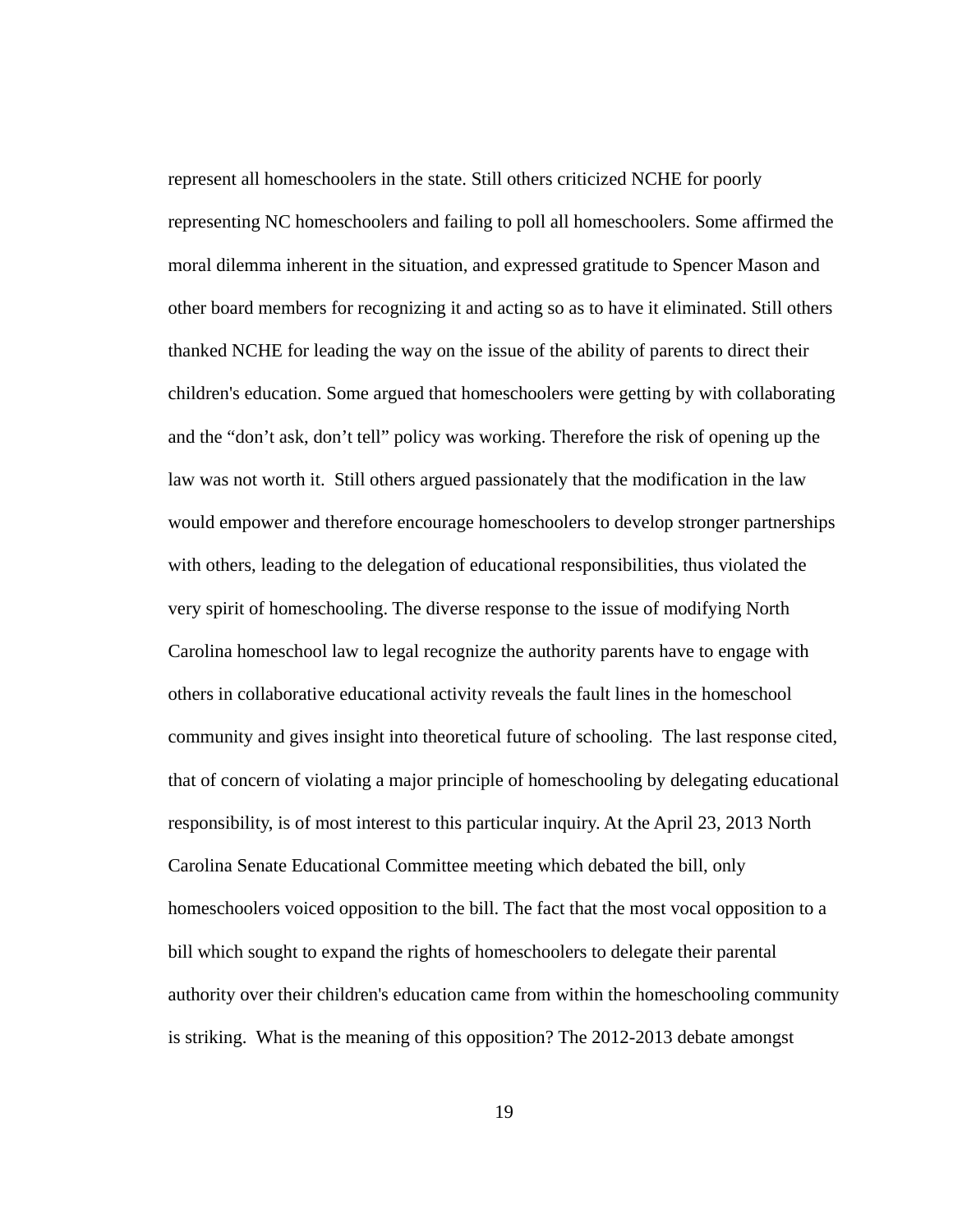represent all homeschoolers in the state. Still others criticized NCHE for poorly representing NC homeschoolers and failing to poll all homeschoolers. Some affirmed the moral dilemma inherent in the situation, and expressed gratitude to Spencer Mason and other board members for recognizing it and acting so as to have it eliminated. Still others thanked NCHE for leading the way on the issue of the ability of parents to direct their children's education. Some argued that homeschoolers were getting by with collaborating and the "don't ask, don't tell" policy was working. Therefore the risk of opening up the law was not worth it.  Still others argued passionately that the modification in the law would empower and therefore encourage homeschoolers to develop stronger partnerships with others, leading to the delegation of educational responsibilities, thus violated the very spirit of homeschooling. The diverse response to the issue of modifying North Carolina homeschool law to legal recognize the authority parents have to engage with others in collaborative educational activity reveals the fault lines in the homeschool community and gives insight into theoretical future of schooling.  The last response cited, that of concern of violating a major principle of homeschooling by delegating educational responsibility, is of most interest to this particular inquiry. At the April 23, 2013 North Carolina Senate Educational Committee meeting which debated the bill, only homeschoolers voiced opposition to the bill. The fact that the most vocal opposition to a bill which sought to expand the rights of homeschoolers to delegate their parental authority over their children's education came from within the homeschooling community is striking.  What is the meaning of this opposition? The 2012-2013 debate amongst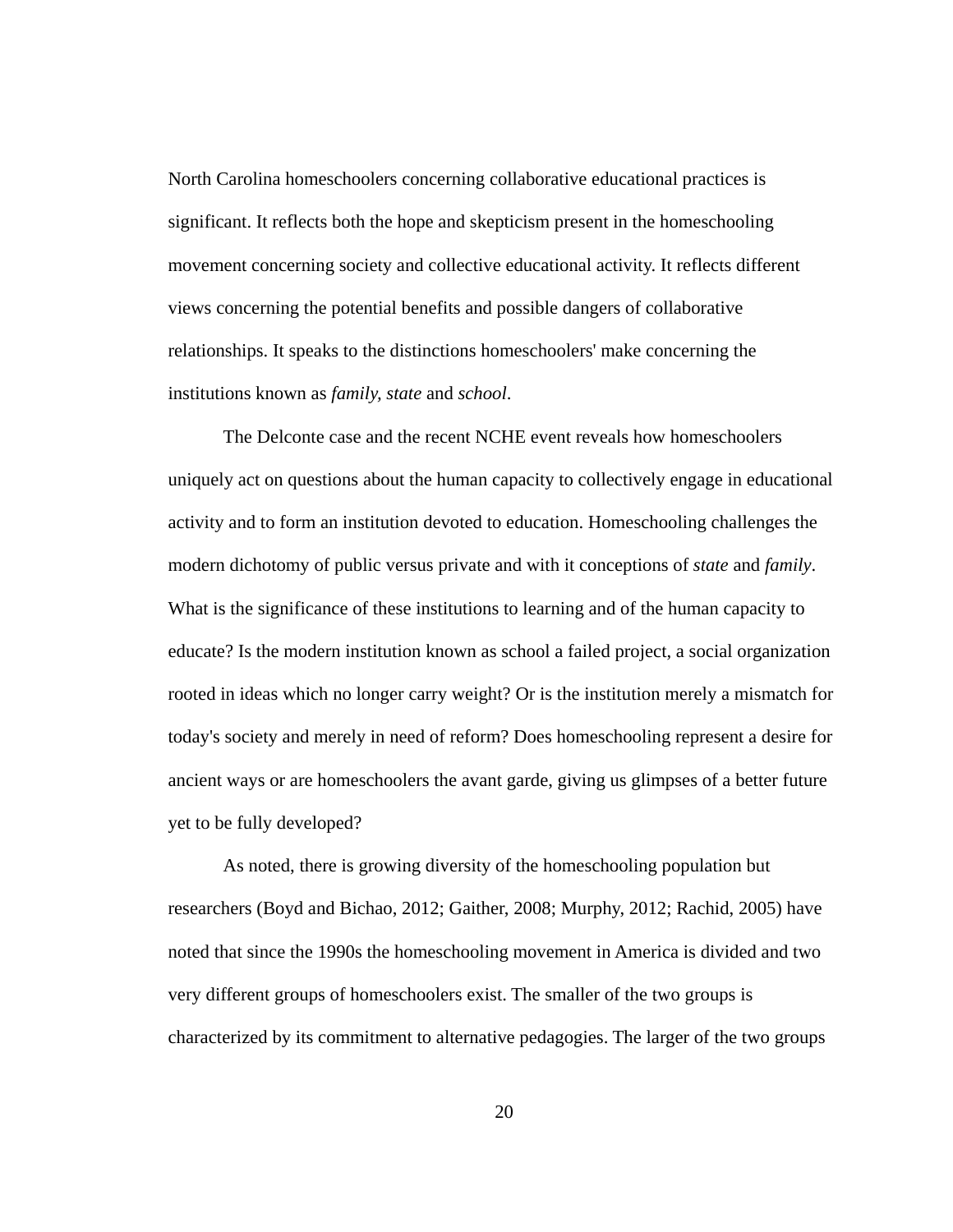North Carolina homeschoolers concerning collaborative educational practices is significant. It reflects both the hope and skepticism present in the homeschooling movement concerning society and collective educational activity. It reflects different views concerning the potential benefits and possible dangers of collaborative relationships. It speaks to the distinctions homeschoolers' make concerning the institutions known as *family*, *state* and *school*.

The Delconte case and the recent NCHE event reveals how homeschoolers uniquely act on questions about the human capacity to collectively engage in educational activity and to form an institution devoted to education. Homeschooling challenges the modern dichotomy of public versus private and with it conceptions of *state* and *family*. What is the significance of these institutions to learning and of the human capacity to educate? Is the modern institution known as school a failed project, a social organization rooted in ideas which no longer carry weight? Or is the institution merely a mismatch for today's society and merely in need of reform? Does homeschooling represent a desire for ancient ways or are homeschoolers the avant garde, giving us glimpses of a better future yet to be fully developed?

As noted, there is growing diversity of the homeschooling population but researchers (Boyd and Bichao, 2012; Gaither, 2008; Murphy, 2012; Rachid, 2005) have noted that since the 1990s the homeschooling movement in America is divided and two very different groups of homeschoolers exist. The smaller of the two groups is characterized by its commitment to alternative pedagogies. The larger of the two groups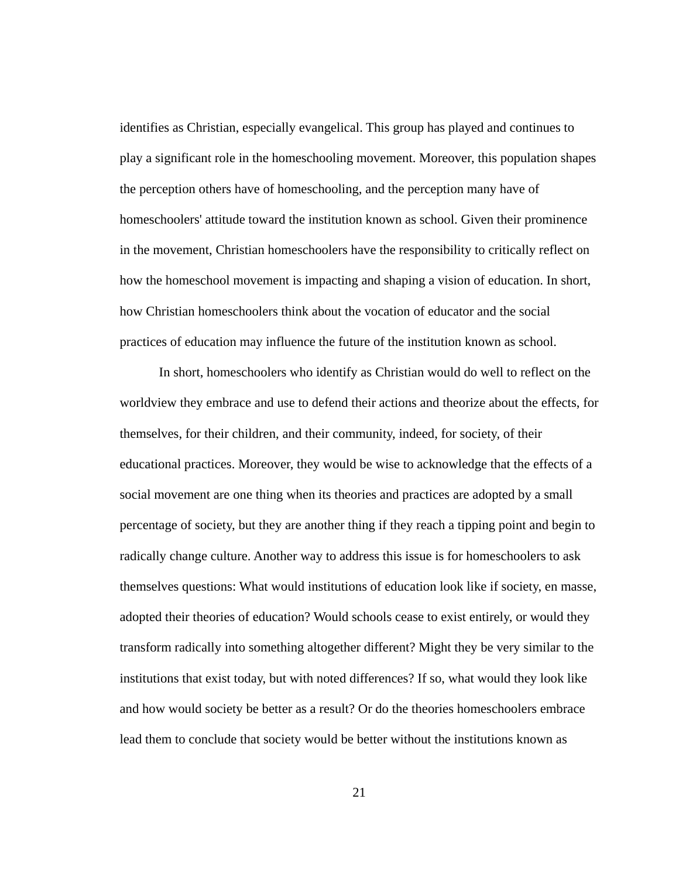identifies as Christian, especially evangelical. This group has played and continues to play a significant role in the homeschooling movement. Moreover, this population shapes the perception others have of homeschooling, and the perception many have of homeschoolers' attitude toward the institution known as school. Given their prominence in the movement, Christian homeschoolers have the responsibility to critically reflect on how the homeschool movement is impacting and shaping a vision of education. In short, how Christian homeschoolers think about the vocation of educator and the social practices of education may influence the future of the institution known as school.

In short, homeschoolers who identify as Christian would do well to reflect on the worldview they embrace and use to defend their actions and theorize about the effects, for themselves, for their children, and their community, indeed, for society, of their educational practices. Moreover, they would be wise to acknowledge that the effects of a social movement are one thing when its theories and practices are adopted by a small percentage of society, but they are another thing if they reach a tipping point and begin to radically change culture. Another way to address this issue is for homeschoolers to ask themselves questions: What would institutions of education look like if society, en masse, adopted their theories of education? Would schools cease to exist entirely, or would they transform radically into something altogether different? Might they be very similar to the institutions that exist today, but with noted differences? If so, what would they look like and how would society be better as a result? Or do the theories homeschoolers embrace lead them to conclude that society would be better without the institutions known as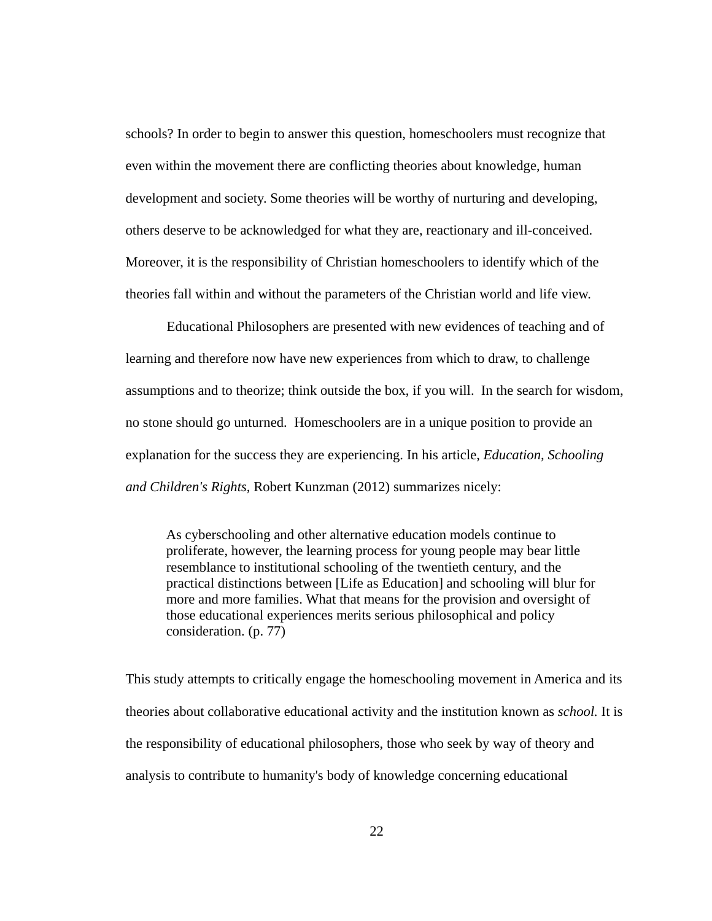schools? In order to begin to answer this question, homeschoolers must recognize that even within the movement there are conflicting theories about knowledge, human development and society. Some theories will be worthy of nurturing and developing, others deserve to be acknowledged for what they are, reactionary and ill-conceived. Moreover, it is the responsibility of Christian homeschoolers to identify which of the theories fall within and without the parameters of the Christian world and life view.

Educational Philosophers are presented with new evidences of teaching and of learning and therefore now have new experiences from which to draw, to challenge assumptions and to theorize; think outside the box, if you will. In the search for wisdom, no stone should go unturned. Homeschoolers are in a unique position to provide an explanation for the success they are experiencing. In his article, *Education, Schooling and Children's Rights*, Robert Kunzman (2012) summarizes nicely:

> As cyberschooling and other alternative education models continue to proliferate, however, the learning process for young people may bear little resemblance to institutional schooling of the twentieth century, and the practical distinctions between [Life as Education] and schooling will blur for more and more families. What that means for the provision and oversight of those educational experiences merits serious philosophical and policy consideration. (p. 77)

This study attempts to critically engage the homeschooling movement in America and its theories about collaborative educational activity and the institution known as *school.* It is the responsibility of educational philosophers, those who seek by way of theory and analysis to contribute to humanity's body of knowledge concerning educational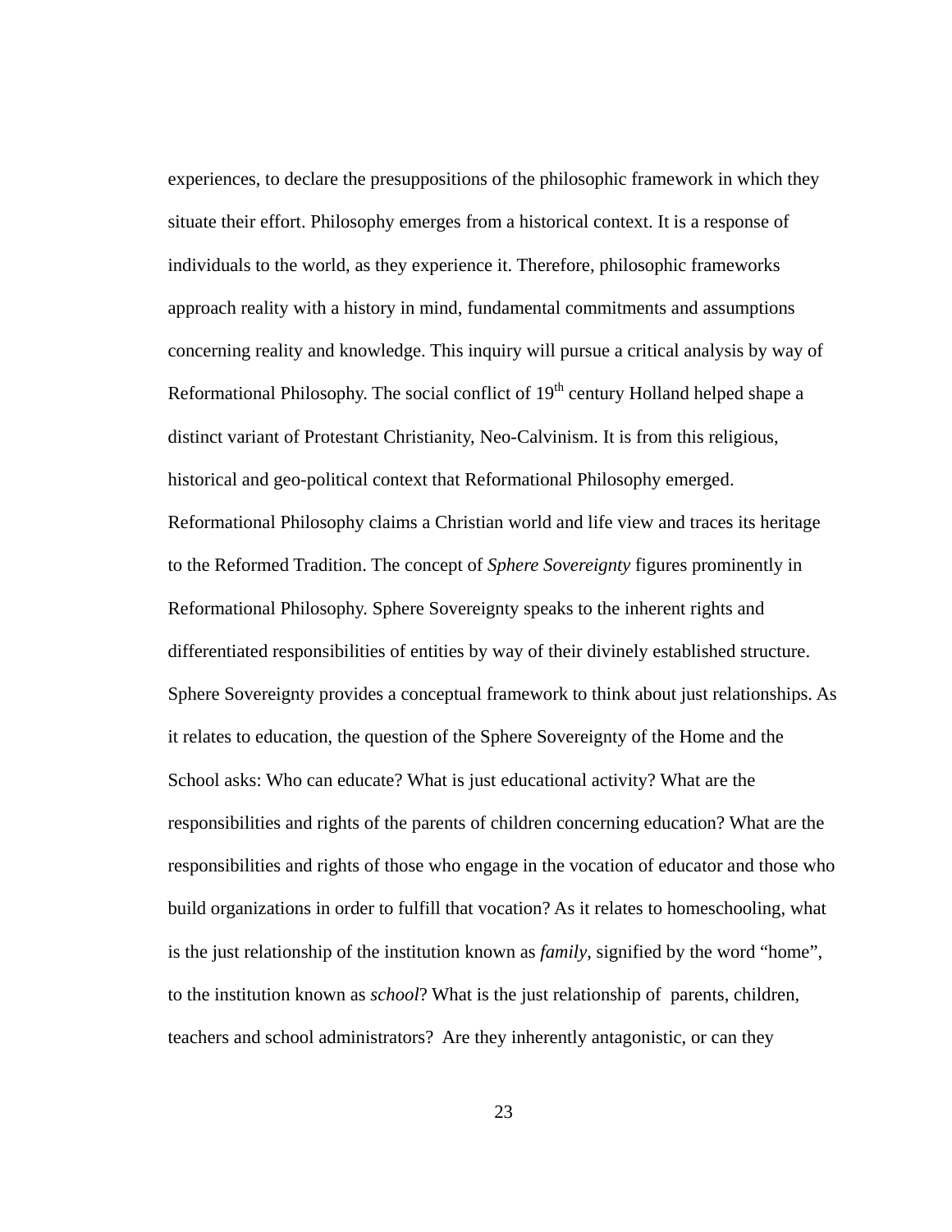experiences, to declare the presuppositions of the philosophic framework in which they situate their effort. Philosophy emerges from a historical context. It is a response of individuals to the world, as they experience it. Therefore, philosophic frameworks approach reality with a history in mind, fundamental commitments and assumptions concerning reality and knowledge. This inquiry will pursue a critical analysis by way of Reformational Philosophy. The social conflict of 19th century Holland helped shape a distinct variant of Protestant Christianity, Neo-Calvinism. It is from this religious, historical and geo-political context that Reformational Philosophy emerged. Reformational Philosophy claims a Christian world and life view and traces its heritage to the Reformed Tradition. The concept of *Sphere Sovereignty* figures prominently in Reformational Philosophy. Sphere Sovereignty speaks to the inherent rights and differentiated responsibilities of entities by way of their divinely established structure. Sphere Sovereignty provides a conceptual framework to think about just relationships. As it relates to education, the question of the Sphere Sovereignty of the Home and the School asks: Who can educate? What is just educational activity? What are the responsibilities and rights of the parents of children concerning education? What are the responsibilities and rights of those who engage in the vocation of educator and those who build organizations in order to fulfill that vocation? As it relates to homeschooling, what is the just relationship of the institution known as *family*, signified by the word "home", to the institution known as *school*? What is the just relationship of parents, children, teachers and school administrators? Are they inherently antagonistic, or can they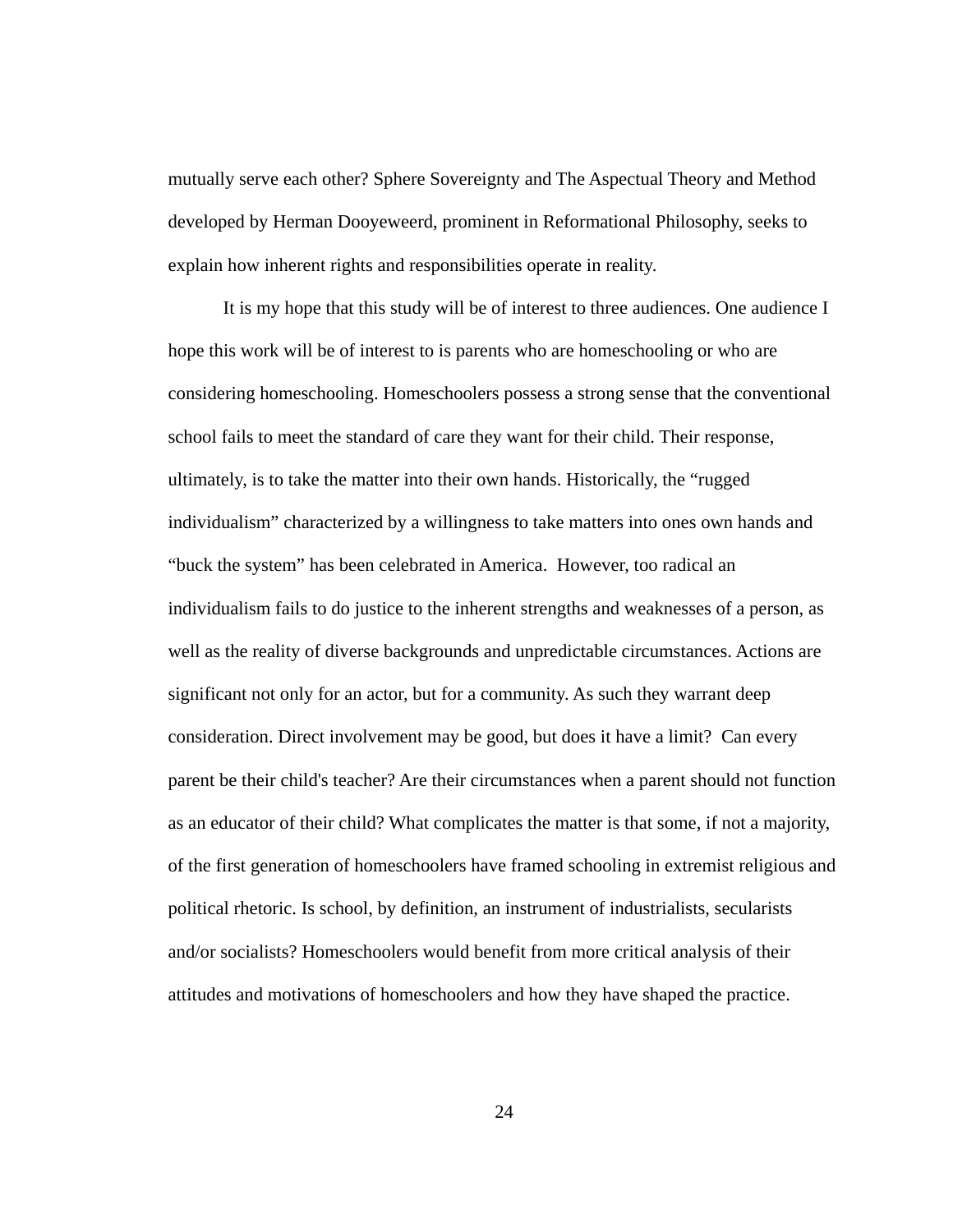mutually serve each other? Sphere Sovereignty and The Aspectual Theory and Method developed by Herman Dooyeweerd, prominent in Reformational Philosophy, seeks to explain how inherent rights and responsibilities operate in reality.

It is my hope that this study will be of interest to three audiences. One audience I hope this work will be of interest to is parents who are homeschooling or who are considering homeschooling. Homeschoolers possess a strong sense that the conventional school fails to meet the standard of care they want for their child. Their response, ultimately, is to take the matter into their own hands. Historically, the "rugged individualism" characterized by a willingness to take matters into ones own hands and "buck the system" has been celebrated in America. However, too radical an individualism fails to do justice to the inherent strengths and weaknesses of a person, as well as the reality of diverse backgrounds and unpredictable circumstances. Actions are significant not only for an actor, but for a community. As such they warrant deep consideration. Direct involvement may be good, but does it have a limit? Can every parent be their child's teacher? Are their circumstances when a parent should not function as an educator of their child? What complicates the matter is that some, if not a majority, of the first generation of homeschoolers have framed schooling in extremist religious and political rhetoric. Is school, by definition, an instrument of industrialists, secularists and/or socialists? Homeschoolers would benefit from more critical analysis of their attitudes and motivations of homeschoolers and how they have shaped the practice.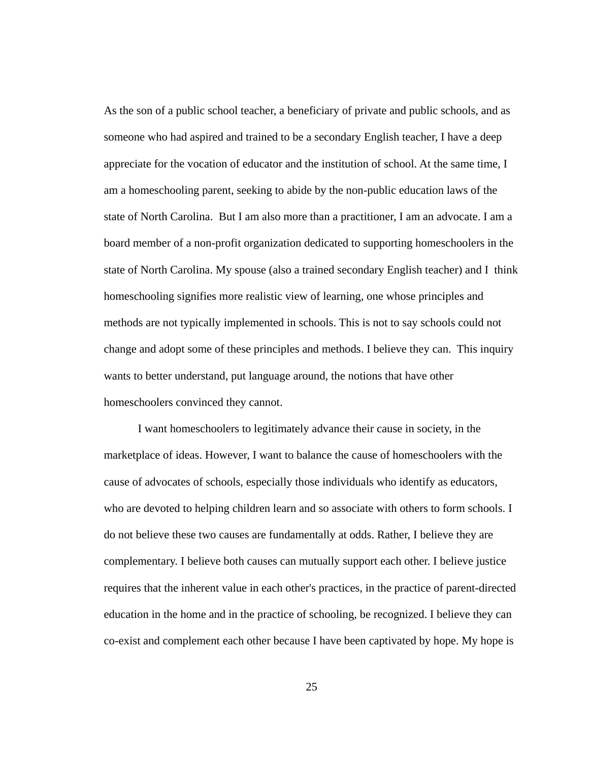As the son of a public school teacher, a beneficiary of private and public schools, and as someone who had aspired and trained to be a secondary English teacher, I have a deep appreciate for the vocation of educator and the institution of school. At the same time, I am a homeschooling parent, seeking to abide by the non-public education laws of the state of North Carolina. But I am also more than a practitioner, I am an advocate. I am a board member of a non-profit organization dedicated to supporting homeschoolers in the state of North Carolina. My spouse (also a trained secondary English teacher) and I think homeschooling signifies more realistic view of learning, one whose principles and methods are not typically implemented in schools. This is not to say schools could not change and adopt some of these principles and methods. I believe they can. This inquiry wants to better understand, put language around, the notions that have other homeschoolers convinced they cannot.

I want homeschoolers to legitimately advance their cause in society, in the marketplace of ideas. However, I want to balance the cause of homeschoolers with the cause of advocates of schools, especially those individuals who identify as educators, who are devoted to helping children learn and so associate with others to form schools. I do not believe these two causes are fundamentally at odds. Rather, I believe they are complementary. I believe both causes can mutually support each other. I believe justice requires that the inherent value in each other's practices, in the practice of parent-directed education in the home and in the practice of schooling, be recognized. I believe they can co-exist and complement each other because I have been captivated by hope. My hope is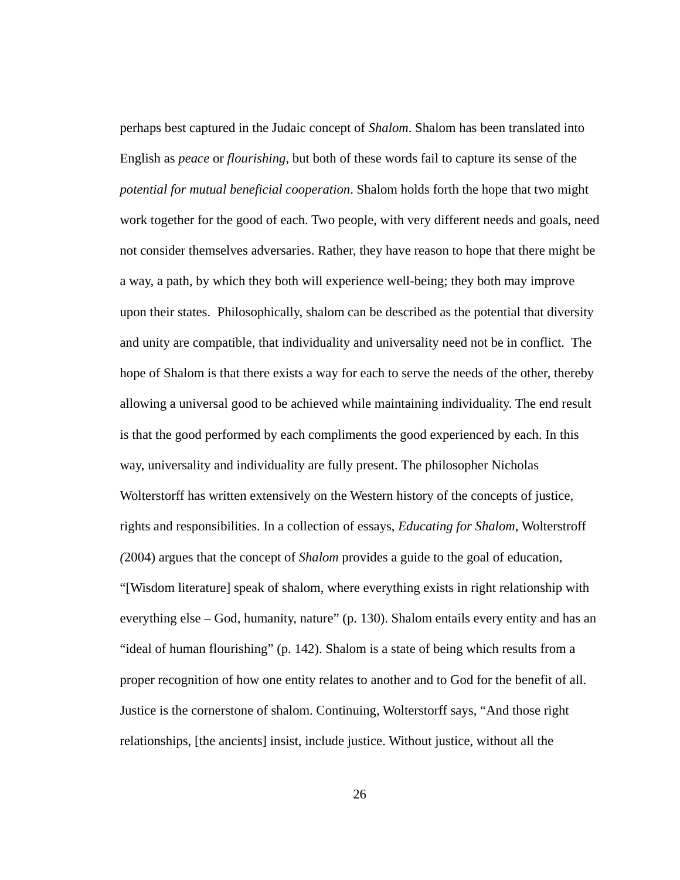perhaps best captured in the Judaic concept of *Shalom*. Shalom has been translated into English as *peace* or *flourishing*, but both of these words fail to capture its sense of the *potential for mutual beneficial cooperation*. Shalom holds forth the hope that two might work together for the good of each. Two people, with very different needs and goals, need not consider themselves adversaries. Rather, they have reason to hope that there might be a way, a path, by which they both will experience well-being; they both may improve upon their states. Philosophically, shalom can be described as the potential that diversity and unity are compatible, that individuality and universality need not be in conflict. The hope of Shalom is that there exists a way for each to serve the needs of the other, thereby allowing a universal good to be achieved while maintaining individuality. The end result is that the good performed by each compliments the good experienced by each. In this way, universality and individuality are fully present. The philosopher Nicholas Wolterstorff has written extensively on the Western history of the concepts of justice, rights and responsibilities. In a collection of essays, *Educating for Shalom*, Wolterstroff (2004) argues that the concept of *Shalom* provides a guide to the goal of education, "[Wisdom literature] speak of shalom, where everything exists in right relationship with everything else – God, humanity, nature" (p. 130). Shalom entails every entity and has an "ideal of human flourishing" (p. 142). Shalom is a state of being which results from a proper recognition of how one entity relates to another and to God for the benefit of all. Justice is the cornerstone of shalom. Continuing, Wolterstorff says, "And those right relationships, [the ancients] insist, include justice. Without justice, without all the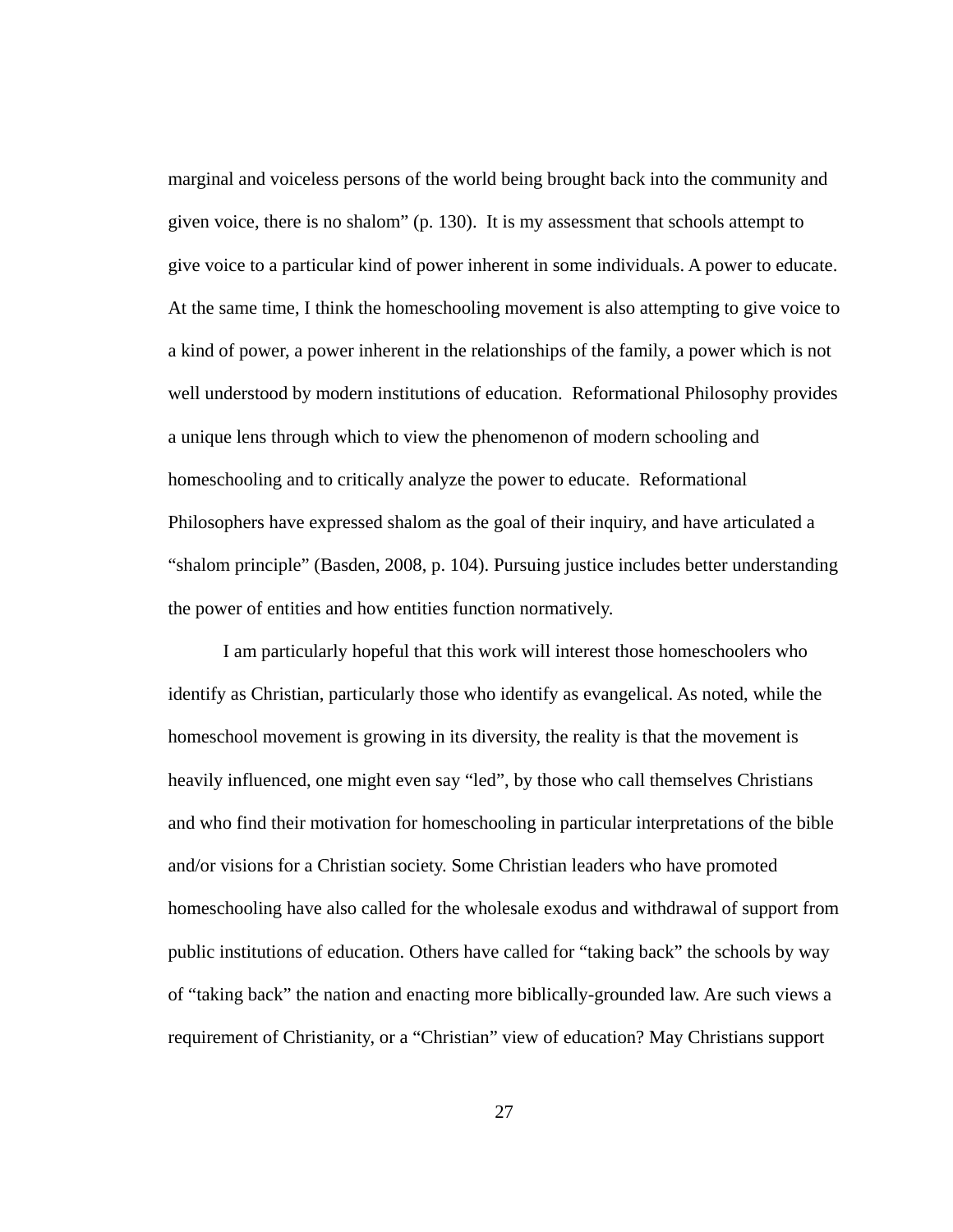marginal and voiceless persons of the world being brought back into the community and given voice, there is no shalom" (p. 130).  It is my assessment that schools attempt to give voice to a particular kind of power inherent in some individuals. A power to educate. At the same time, I think the homeschooling movement is also attempting to give voice to a kind of power, a power inherent in the relationships of the family, a power which is not well understood by modern institutions of education.  Reformational Philosophy provides a unique lens through which to view the phenomenon of modern schooling and homeschooling and to critically analyze the power to educate.  Reformational Philosophers have expressed shalom as the goal of their inquiry, and have articulated a "shalom principle" (Basden, 2008, p. 104). Pursuing justice includes better understanding the power of entities and how entities function normatively.

I am particularly hopeful that this work will interest those homeschoolers who identify as Christian, particularly those who identify as evangelical. As noted, while the homeschool movement is growing in its diversity, the reality is that the movement is heavily influenced, one might even say "led", by those who call themselves Christians and who find their motivation for homeschooling in particular interpretations of the bible and/or visions for a Christian society. Some Christian leaders who have promoted homeschooling have also called for the wholesale exodus and withdrawal of support from public institutions of education. Others have called for "taking back" the schools by way of "taking back" the nation and enacting more biblically-grounded law. Are such views a requirement of Christianity, or a "Christian" view of education? May Christians support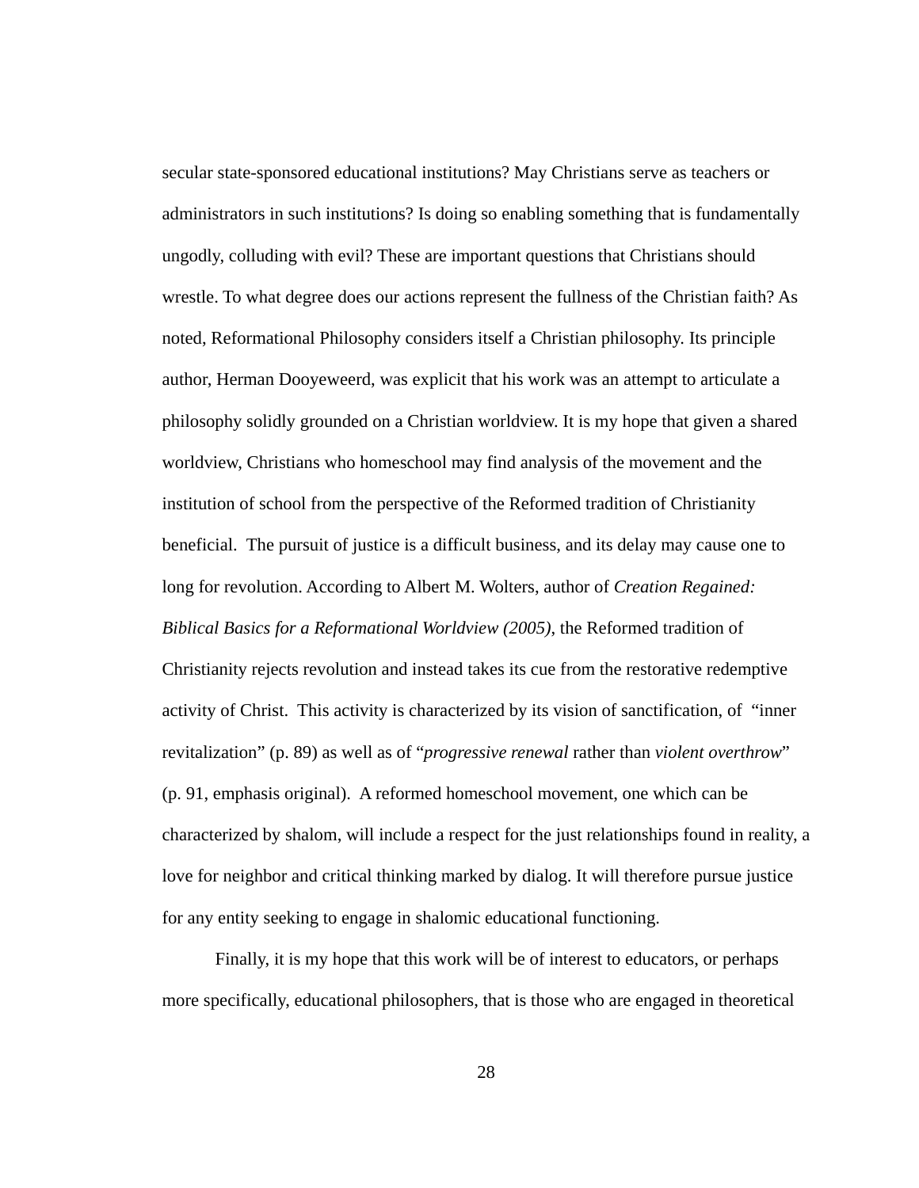secular state-sponsored educational institutions? May Christians serve as teachers or administrators in such institutions? Is doing so enabling something that is fundamentally ungodly, colluding with evil? These are important questions that Christians should wrestle. To what degree does our actions represent the fullness of the Christian faith? As noted, Reformational Philosophy considers itself a Christian philosophy. Its principle author, Herman Dooyeweerd, was explicit that his work was an attempt to articulate a philosophy solidly grounded on a Christian worldview. It is my hope that given a shared worldview, Christians who homeschool may find analysis of the movement and the institution of school from the perspective of the Reformed tradition of Christianity beneficial. The pursuit of justice is a difficult business, and its delay may cause one to long for revolution. According to Albert M. Wolters, author of *Creation Regained: Biblical Basics for a Reformational Worldview (2005)*, the Reformed tradition of Christianity rejects revolution and instead takes its cue from the restorative redemptive activity of Christ. This activity is characterized by its vision of sanctification, of "inner revitalization" (p. 89) as well as of "*progressive renewal* rather than *violent overthrow*" (p. 91, emphasis original). A reformed homeschool movement, one which can be characterized by shalom, will include a respect for the just relationships found in reality, a love for neighbor and critical thinking marked by dialog. It will therefore pursue justice for any entity seeking to engage in shalomic educational functioning.

Finally, it is my hope that this work will be of interest to educators, or perhaps more specifically, educational philosophers, that is those who are engaged in theoretical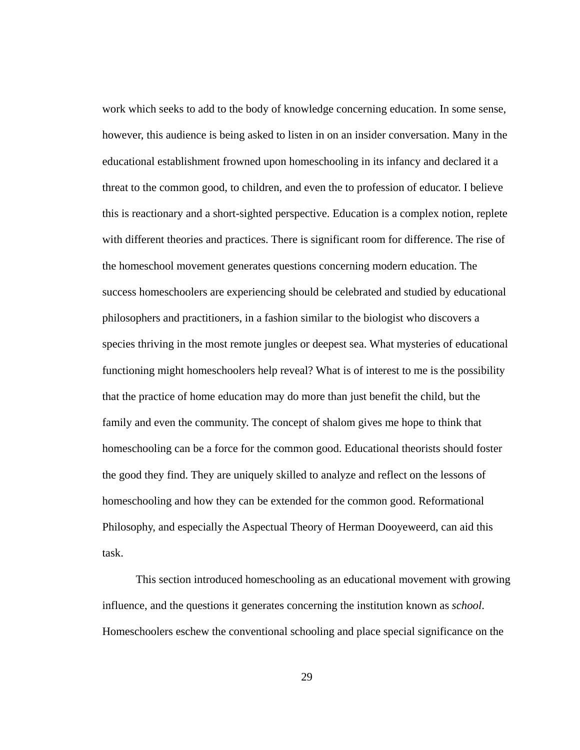work which seeks to add to the body of knowledge concerning education. In some sense, however, this audience is being asked to listen in on an insider conversation. Many in the educational establishment frowned upon homeschooling in its infancy and declared it a threat to the common good, to children, and even the to profession of educator. I believe this is reactionary and a short-sighted perspective. Education is a complex notion, replete with different theories and practices. There is significant room for difference. The rise of the homeschool movement generates questions concerning modern education. The success homeschoolers are experiencing should be celebrated and studied by educational philosophers and practitioners, in a fashion similar to the biologist who discovers a species thriving in the most remote jungles or deepest sea. What mysteries of educational functioning might homeschoolers help reveal? What is of interest to me is the possibility that the practice of home education may do more than just benefit the child, but the family and even the community. The concept of shalom gives me hope to think that homeschooling can be a force for the common good. Educational theorists should foster the good they find. They are uniquely skilled to analyze and reflect on the lessons of homeschooling and how they can be extended for the common good. Reformational Philosophy, and especially the Aspectual Theory of Herman Dooyeweerd, can aid this task.

This section introduced homeschooling as an educational movement with growing influence, and the questions it generates concerning the institution known as *school*. Homeschoolers eschew the conventional schooling and place special significance on the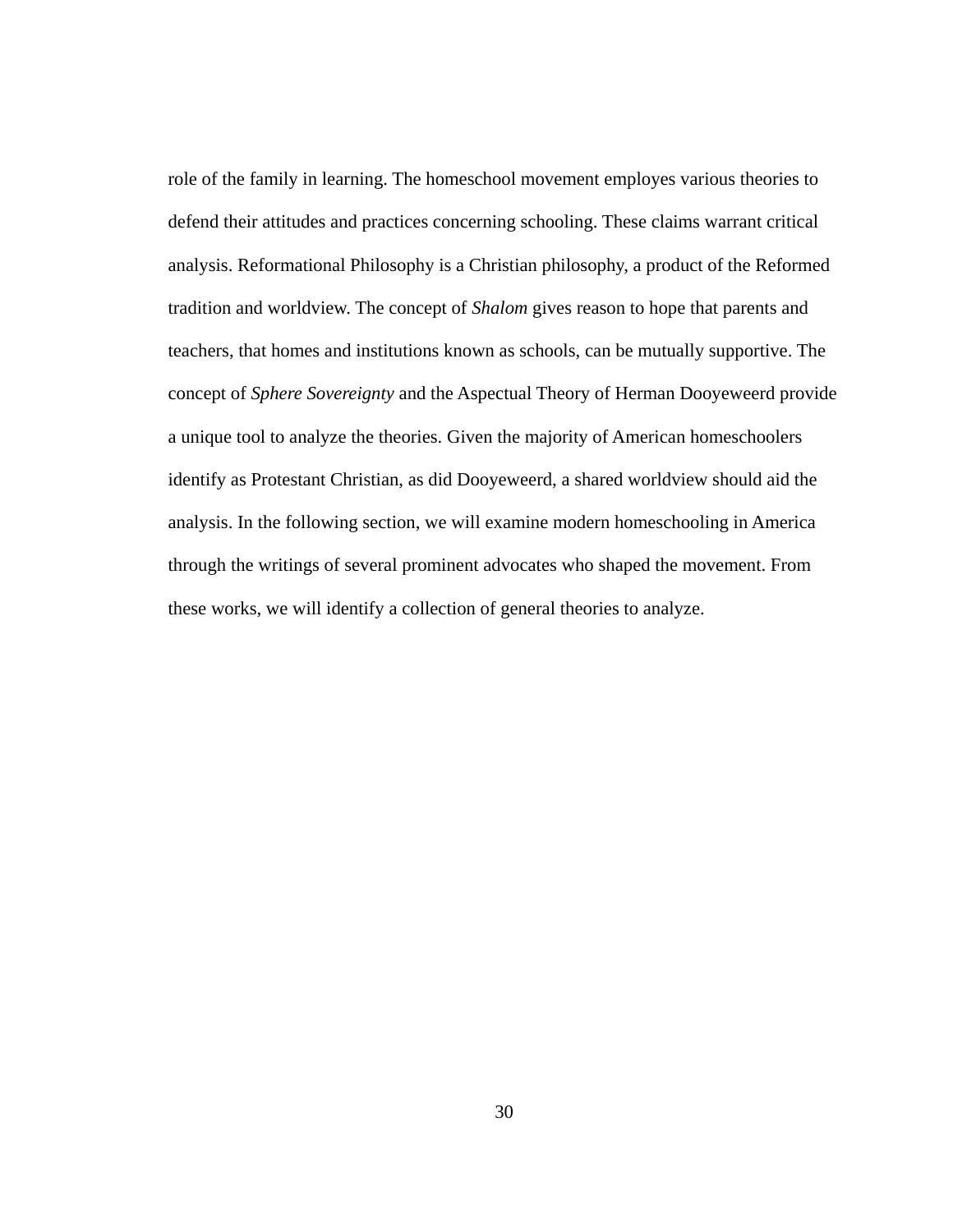role of the family in learning. The homeschool movement employes various theories to defend their attitudes and practices concerning schooling. These claims warrant critical analysis. Reformational Philosophy is a Christian philosophy, a product of the Reformed tradition and worldview. The concept of *Shalom* gives reason to hope that parents and teachers, that homes and institutions known as schools, can be mutually supportive. The concept of *Sphere Sovereignty* and the Aspectual Theory of Herman Dooyeweerd provide a unique tool to analyze the theories. Given the majority of American homeschoolers identify as Protestant Christian, as did Dooyeweerd, a shared worldview should aid the analysis. In the following section, we will examine modern homeschooling in America through the writings of several prominent advocates who shaped the movement. From these works, we will identify a collection of general theories to analyze.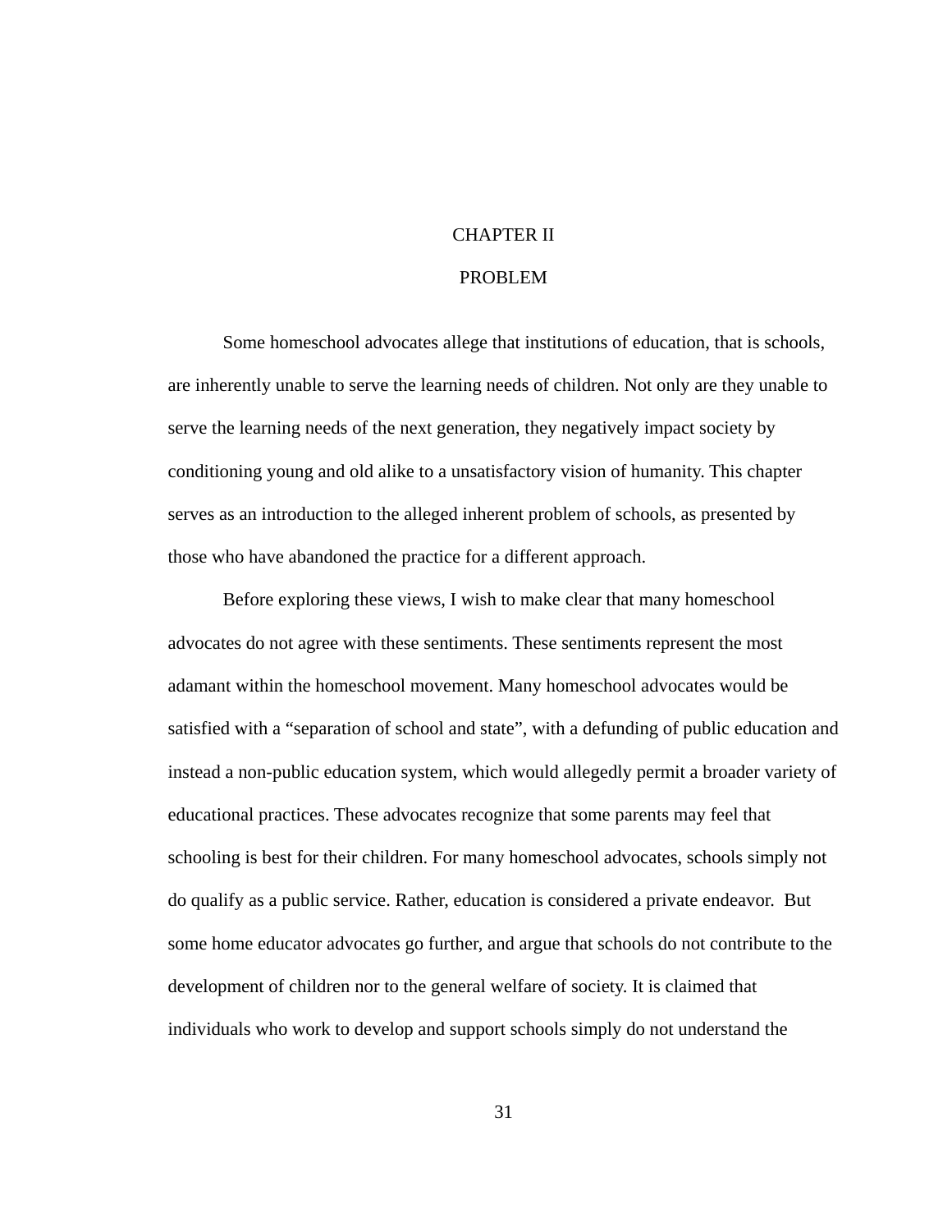# CHAPTER II

# PROBLEM

Some homeschool advocates allege that institutions of education, that is schools, are inherently unable to serve the learning needs of children. Not only are they unable to serve the learning needs of the next generation, they negatively impact society by conditioning young and old alike to a unsatisfactory vision of humanity. This chapter serves as an introduction to the alleged inherent problem of schools, as presented by those who have abandoned the practice for a different approach.

Before exploring these views, I wish to make clear that many homeschool advocates do not agree with these sentiments. These sentiments represent the most adamant within the homeschool movement. Many homeschool advocates would be satisfied with a "separation of school and state", with a defunding of public education and instead a non-public education system, which would allegedly permit a broader variety of educational practices. These advocates recognize that some parents may feel that schooling is best for their children. For many homeschool advocates, schools simply not do qualify as a public service. Rather, education is considered a private endeavor. But some home educator advocates go further, and argue that schools do not contribute to the development of children nor to the general welfare of society. It is claimed that individuals who work to develop and support schools simply do not understand the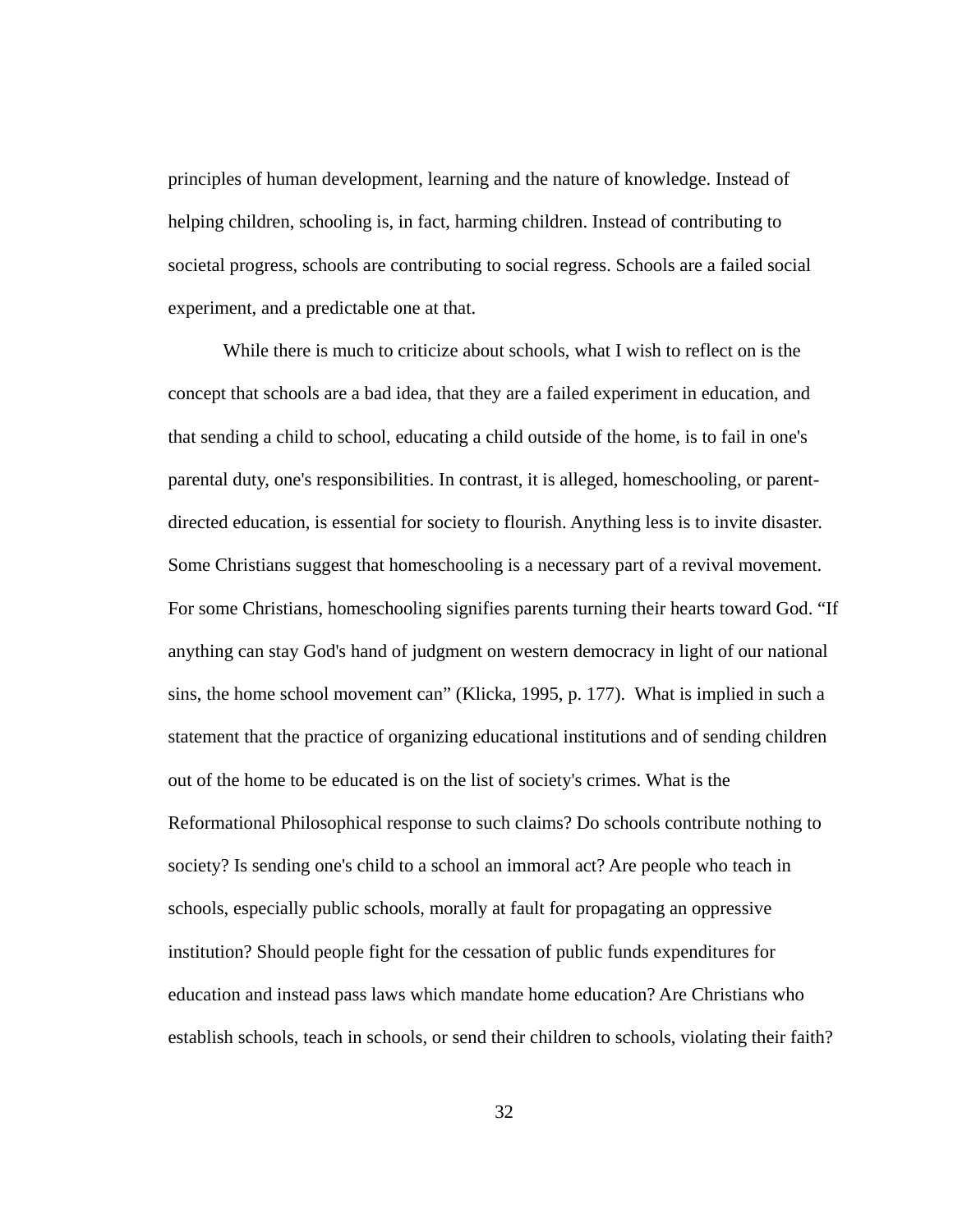principles of human development, learning and the nature of knowledge. Instead of helping children, schooling is, in fact, harming children. Instead of contributing to societal progress, schools are contributing to social regress. Schools are a failed social experiment, and a predictable one at that.

While there is much to criticize about schools, what I wish to reflect on is the concept that schools are a bad idea, that they are a failed experiment in education, and that sending a child to school, educating a child outside of the home, is to fail in one's parental duty, one's responsibilities. In contrast, it is alleged, homeschooling, or parent-directed education, is essential for society to flourish. Anything less is to invite disaster. Some Christians suggest that homeschooling is a necessary part of a revival movement. For some Christians, homeschooling signifies parents turning their hearts toward God. "If anything can stay God's hand of judgment on western democracy in light of our national sins, the home school movement can" (Klicka, 1995, p. 177). What is implied in such a statement that the practice of organizing educational institutions and of sending children out of the home to be educated is on the list of society's crimes. What is the Reformational Philosophical response to such claims? Do schools contribute nothing to society? Is sending one's child to a school an immoral act? Are people who teach in schools, especially public schools, morally at fault for propagating an oppressive institution? Should people fight for the cessation of public funds expenditures for education and instead pass laws which mandate home education? Are Christians who establish schools, teach in schools, or send their children to schools, violating their faith?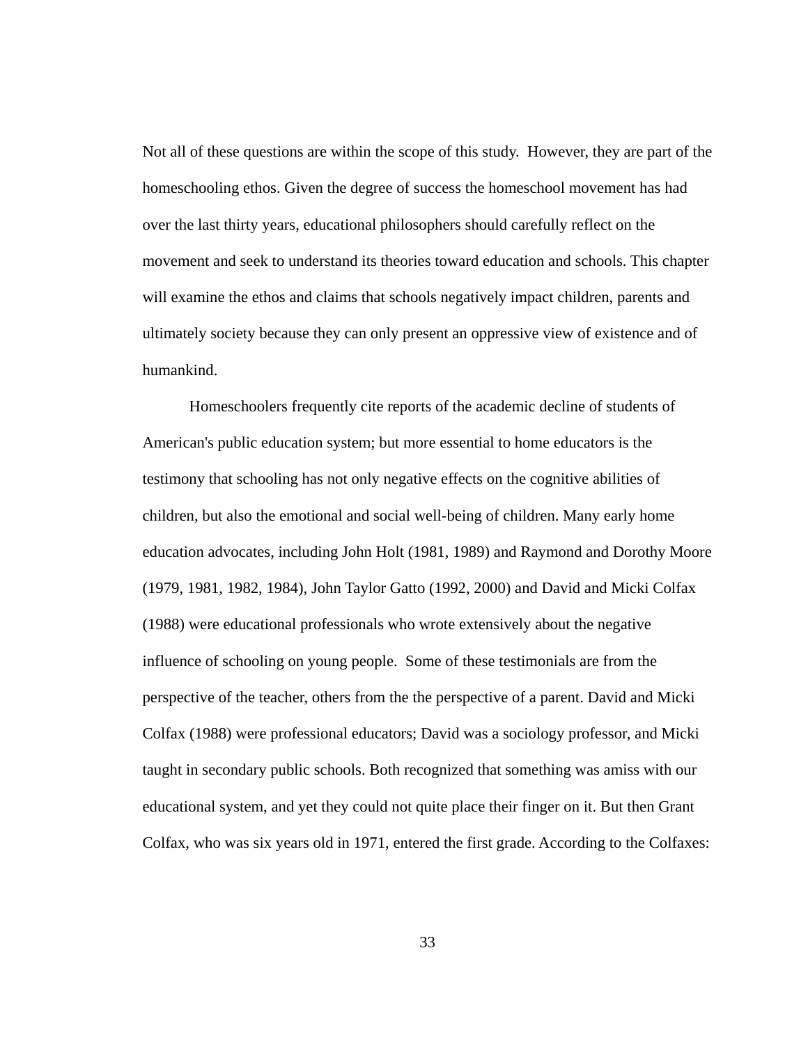Not all of these questions are within the scope of this study. However, they are part of the homeschooling ethos. Given the degree of success the homeschool movement has had over the last thirty years, educational philosophers should carefully reflect on the movement and seek to understand its theories toward education and schools. This chapter will examine the ethos and claims that schools negatively impact children, parents and ultimately society because they can only present an oppressive view of existence and of humankind.

Homeschoolers frequently cite reports of the academic decline of students of American's public education system; but more essential to home educators is the testimony that schooling has not only negative effects on the cognitive abilities of children, but also the emotional and social well-being of children. Many early home education advocates, including John Holt (1981, 1989) and Raymond and Dorothy Moore (1979, 1981, 1982, 1984), John Taylor Gatto (1992, 2000) and David and Micki Colfax (1988) were educational professionals who wrote extensively about the negative influence of schooling on young people. Some of these testimonials are from the perspective of the teacher, others from the the perspective of a parent. David and Micki Colfax (1988) were professional educators; David was a sociology professor, and Micki taught in secondary public schools. Both recognized that something was amiss with our educational system, and yet they could not quite place their finger on it. But then Grant Colfax, who was six years old in 1971, entered the first grade. According to the Colfaxes: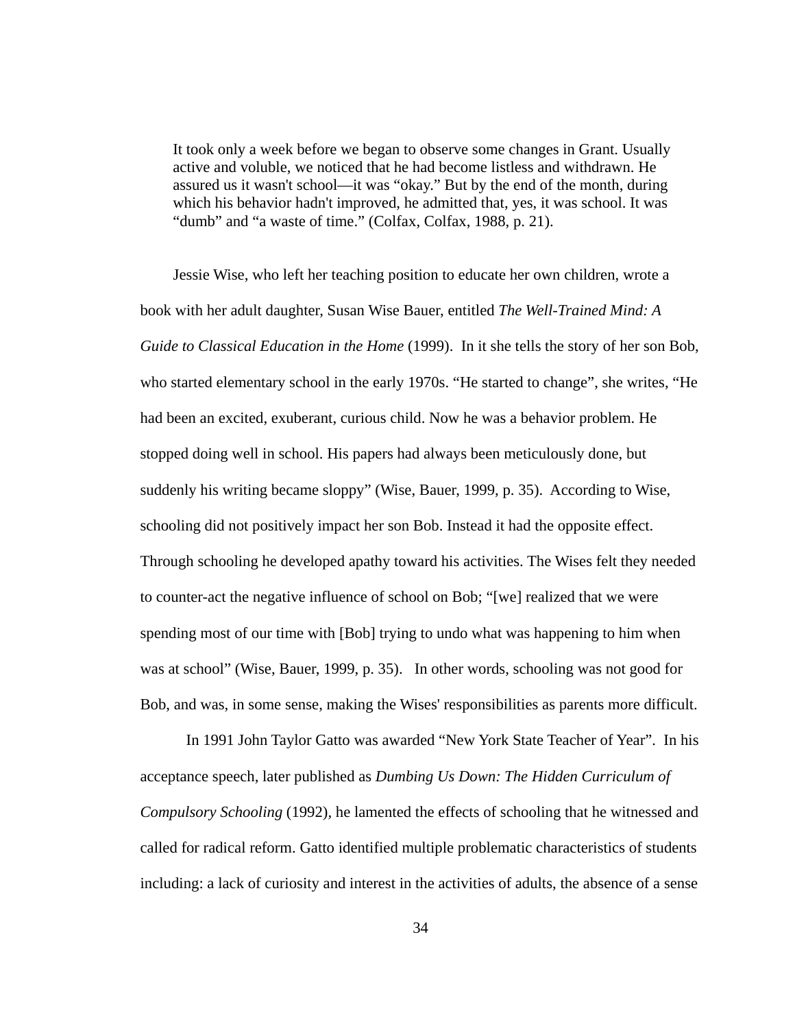> It took only a week before we began to observe some changes in Grant. Usually active and voluble, we noticed that he had become listless and withdrawn. He assured us it wasn't school—it was "okay." But by the end of the month, during which his behavior hadn't improved, he admitted that, yes, it was school. It was "dumb" and "a waste of time." (Colfax, Colfax, 1988, p. 21).

Jessie Wise, who left her teaching position to educate her own children, wrote a book with her adult daughter, Susan Wise Bauer, entitled *The Well-Trained Mind: A Guide to Classical Education in the Home* (1999). In it she tells the story of her son Bob, who started elementary school in the early 1970s. "He started to change", she writes, "He had been an excited, exuberant, curious child. Now he was a behavior problem. He stopped doing well in school. His papers had always been meticulously done, but suddenly his writing became sloppy" (Wise, Bauer, 1999, p. 35). According to Wise, schooling did not positively impact her son Bob. Instead it had the opposite effect. Through schooling he developed apathy toward his activities. The Wises felt they needed to counter-act the negative influence of school on Bob; "[we] realized that we were spending most of our time with [Bob] trying to undo what was happening to him when was at school" (Wise, Bauer, 1999, p. 35). In other words, schooling was not good for Bob, and was, in some sense, making the Wises' responsibilities as parents more difficult.

In 1991 John Taylor Gatto was awarded "New York State Teacher of Year". In his acceptance speech, later published as *Dumbing Us Down: The Hidden Curriculum of Compulsory Schooling* (1992), he lamented the effects of schooling that he witnessed and called for radical reform. Gatto identified multiple problematic characteristics of students including: a lack of curiosity and interest in the activities of adults, the absence of a sense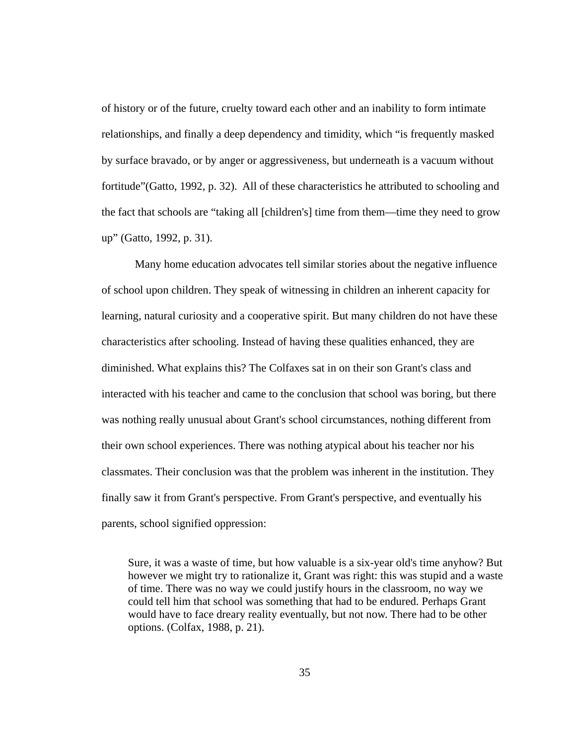of history or of the future, cruelty toward each other and an inability to form intimate relationships, and finally a deep dependency and timidity, which "is frequently masked by surface bravado, or by anger or aggressiveness, but underneath is a vacuum without fortitude"(Gatto, 1992, p. 32). All of these characteristics he attributed to schooling and the fact that schools are "taking all [children's] time from them—time they need to grow up" (Gatto, 1992, p. 31).

Many home education advocates tell similar stories about the negative influence of school upon children. They speak of witnessing in children an inherent capacity for learning, natural curiosity and a cooperative spirit. But many children do not have these characteristics after schooling. Instead of having these qualities enhanced, they are diminished. What explains this? The Colfaxes sat in on their son Grant's class and interacted with his teacher and came to the conclusion that school was boring, but there was nothing really unusual about Grant's school circumstances, nothing different from their own school experiences. There was nothing atypical about his teacher nor his classmates. Their conclusion was that the problem was inherent in the institution. They finally saw it from Grant's perspective. From Grant's perspective, and eventually his parents, school signified oppression:

> Sure, it was a waste of time, but how valuable is a six-year old's time anyhow? But however we might try to rationalize it, Grant was right: this was stupid and a waste of time. There was no way we could justify hours in the classroom, no way we could tell him that school was something that had to be endured. Perhaps Grant would have to face dreary reality eventually, but not now. There had to be other options. (Colfax, 1988, p. 21).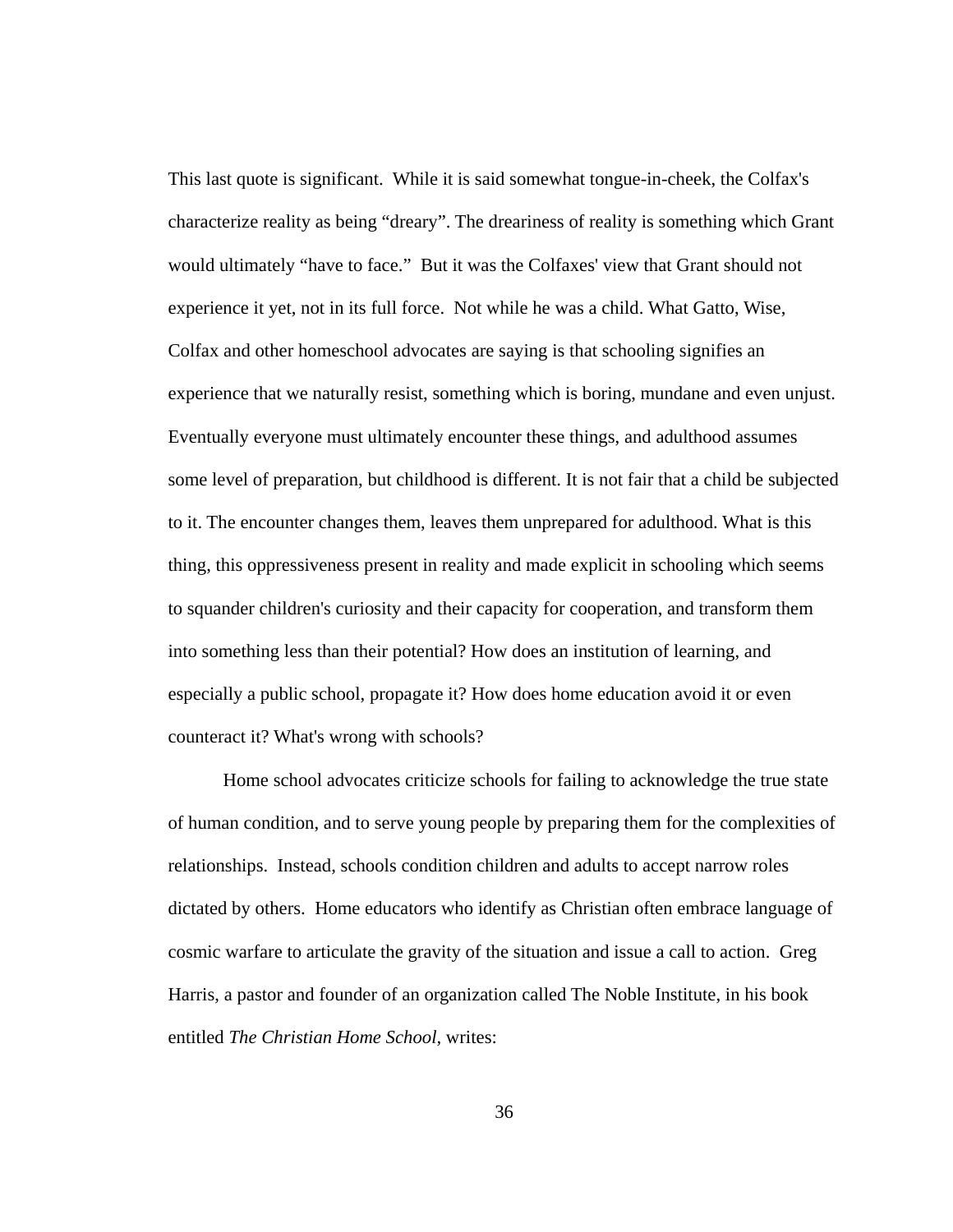This last quote is significant. While it is said somewhat tongue-in-cheek, the Colfax's characterize reality as being "dreary". The dreariness of reality is something which Grant would ultimately "have to face." But it was the Colfaxes' view that Grant should not experience it yet, not in its full force. Not while he was a child. What Gatto, Wise, Colfax and other homeschool advocates are saying is that schooling signifies an experience that we naturally resist, something which is boring, mundane and even unjust. Eventually everyone must ultimately encounter these things, and adulthood assumes some level of preparation, but childhood is different. It is not fair that a child be subjected to it. The encounter changes them, leaves them unprepared for adulthood. What is this thing, this oppressiveness present in reality and made explicit in schooling which seems to squander children's curiosity and their capacity for cooperation, and transform them into something less than their potential? How does an institution of learning, and especially a public school, propagate it? How does home education avoid it or even counteract it? What's wrong with schools?

Home school advocates criticize schools for failing to acknowledge the true state of human condition, and to serve young people by preparing them for the complexities of relationships. Instead, schools condition children and adults to accept narrow roles dictated by others. Home educators who identify as Christian often embrace language of cosmic warfare to articulate the gravity of the situation and issue a call to action. Greg Harris, a pastor and founder of an organization called The Noble Institute, in his book entitled *The Christian Home School*, writes: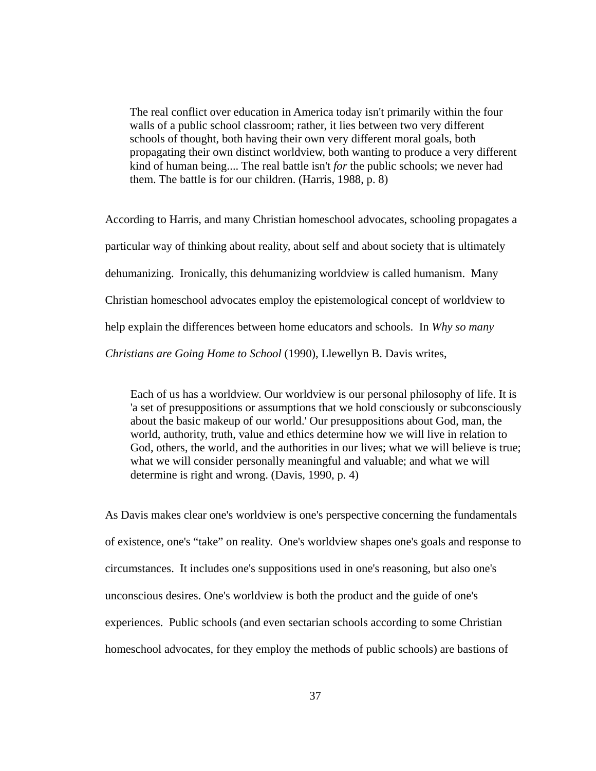> The real conflict over education in America today isn't primarily within the four walls of a public school classroom; rather, it lies between two very different schools of thought, both having their own very different moral goals, both propagating their own distinct worldview, both wanting to produce a very different kind of human being.... The real battle isn't *for* the public schools; we never had them. The battle is for our children. (Harris, 1988, p. 8)

According to Harris, and many Christian homeschool advocates, schooling propagates a particular way of thinking about reality, about self and about society that is ultimately dehumanizing. Ironically, this dehumanizing worldview is called humanism. Many Christian homeschool advocates employ the epistemological concept of worldview to help explain the differences between home educators and schools. In *Why so many Christians are Going Home to School* (1990), Llewellyn B. Davis writes,

> Each of us has a worldview. Our worldview is our personal philosophy of life. It is 'a set of presuppositions or assumptions that we hold consciously or subconsciously about the basic makeup of our world.' Our presuppositions about God, man, the world, authority, truth, value and ethics determine how we will live in relation to God, others, the world, and the authorities in our lives; what we will believe is true; what we will consider personally meaningful and valuable; and what we will determine is right and wrong. (Davis, 1990, p. 4)

As Davis makes clear one's worldview is one's perspective concerning the fundamentals of existence, one's "take" on reality. One's worldview shapes one's goals and response to circumstances. It includes one's suppositions used in one's reasoning, but also one's unconscious desires. One's worldview is both the product and the guide of one's experiences. Public schools (and even sectarian schools according to some Christian homeschool advocates, for they employ the methods of public schools) are bastions of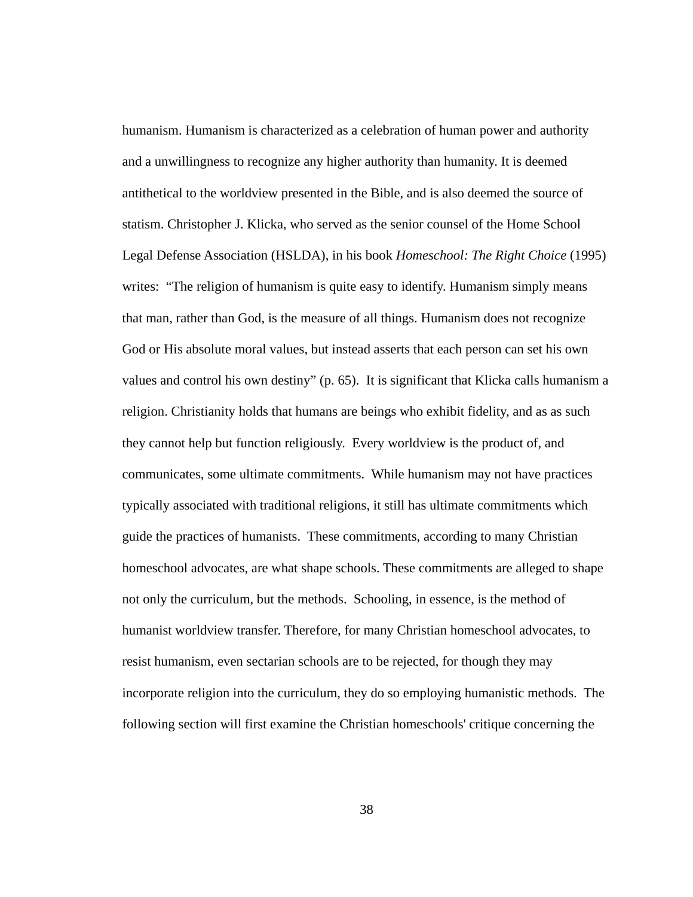humanism. Humanism is characterized as a celebration of human power and authority and a unwillingness to recognize any higher authority than humanity. It is deemed antithetical to the worldview presented in the Bible, and is also deemed the source of statism. Christopher J. Klicka, who served as the senior counsel of the Home School Legal Defense Association (HSLDA), in his book *Homeschool: The Right Choice* (1995) writes: "The religion of humanism is quite easy to identify. Humanism simply means that man, rather than God, is the measure of all things. Humanism does not recognize God or His absolute moral values, but instead asserts that each person can set his own values and control his own destiny" (p. 65). It is significant that Klicka calls humanism a religion. Christianity holds that humans are beings who exhibit fidelity, and as as such they cannot help but function religiously. Every worldview is the product of, and communicates, some ultimate commitments. While humanism may not have practices typically associated with traditional religions, it still has ultimate commitments which guide the practices of humanists. These commitments, according to many Christian homeschool advocates, are what shape schools. These commitments are alleged to shape not only the curriculum, but the methods. Schooling, in essence, is the method of humanist worldview transfer. Therefore, for many Christian homeschool advocates, to resist humanism, even sectarian schools are to be rejected, for though they may incorporate religion into the curriculum, they do so employing humanistic methods. The following section will first examine the Christian homeschools' critique concerning the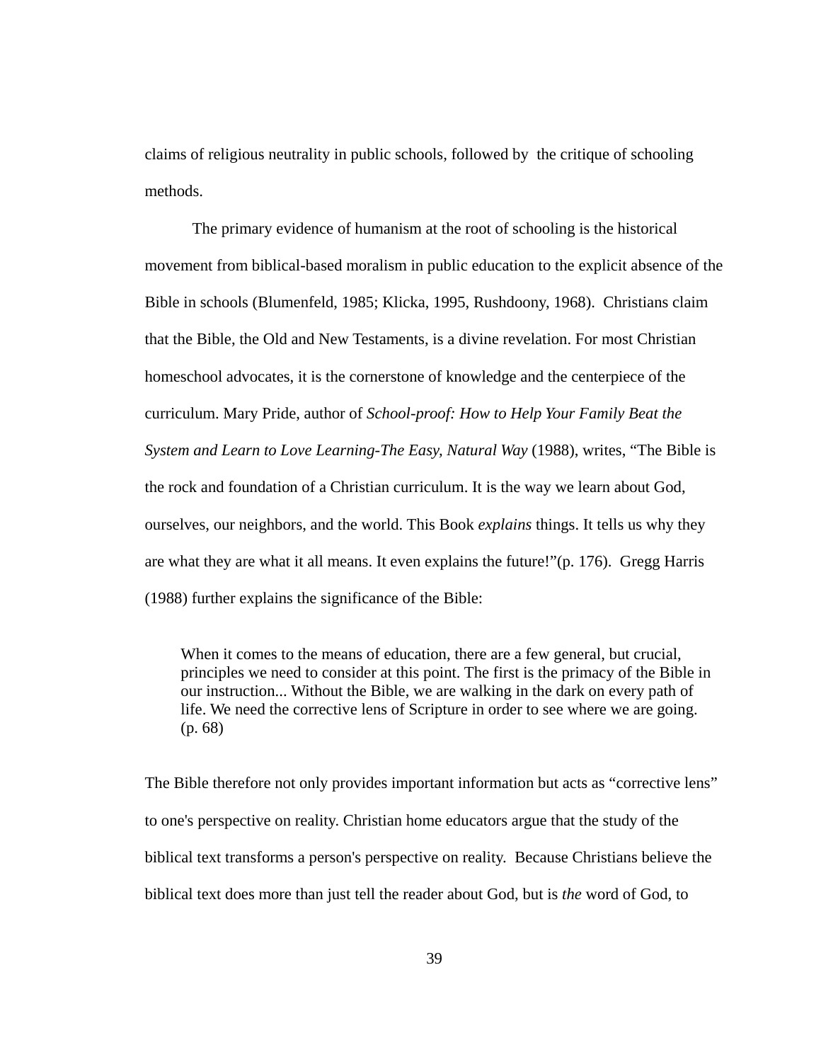claims of religious neutrality in public schools, followed by the critique of schooling methods.

The primary evidence of humanism at the root of schooling is the historical movement from biblical-based moralism in public education to the explicit absence of the Bible in schools (Blumenfeld, 1985; Klicka, 1995, Rushdoony, 1968). Christians claim that the Bible, the Old and New Testaments, is a divine revelation. For most Christian homeschool advocates, it is the cornerstone of knowledge and the centerpiece of the curriculum. Mary Pride, author of *School-proof: How to Help Your Family Beat the System and Learn to Love Learning-The Easy, Natural Way* (1988), writes, "The Bible is the rock and foundation of a Christian curriculum. It is the way we learn about God, ourselves, our neighbors, and the world. This Book *explains* things. It tells us why they are what they are what it all means. It even explains the future!"(p. 176). Gregg Harris (1988) further explains the significance of the Bible:

> When it comes to the means of education, there are a few general, but crucial, principles we need to consider at this point. The first is the primacy of the Bible in our instruction... Without the Bible, we are walking in the dark on every path of life. We need the corrective lens of Scripture in order to see where we are going. (p. 68)

The Bible therefore not only provides important information but acts as "corrective lens" to one's perspective on reality. Christian home educators argue that the study of the biblical text transforms a person's perspective on reality. Because Christians believe the biblical text does more than just tell the reader about God, but is *the* word of God, to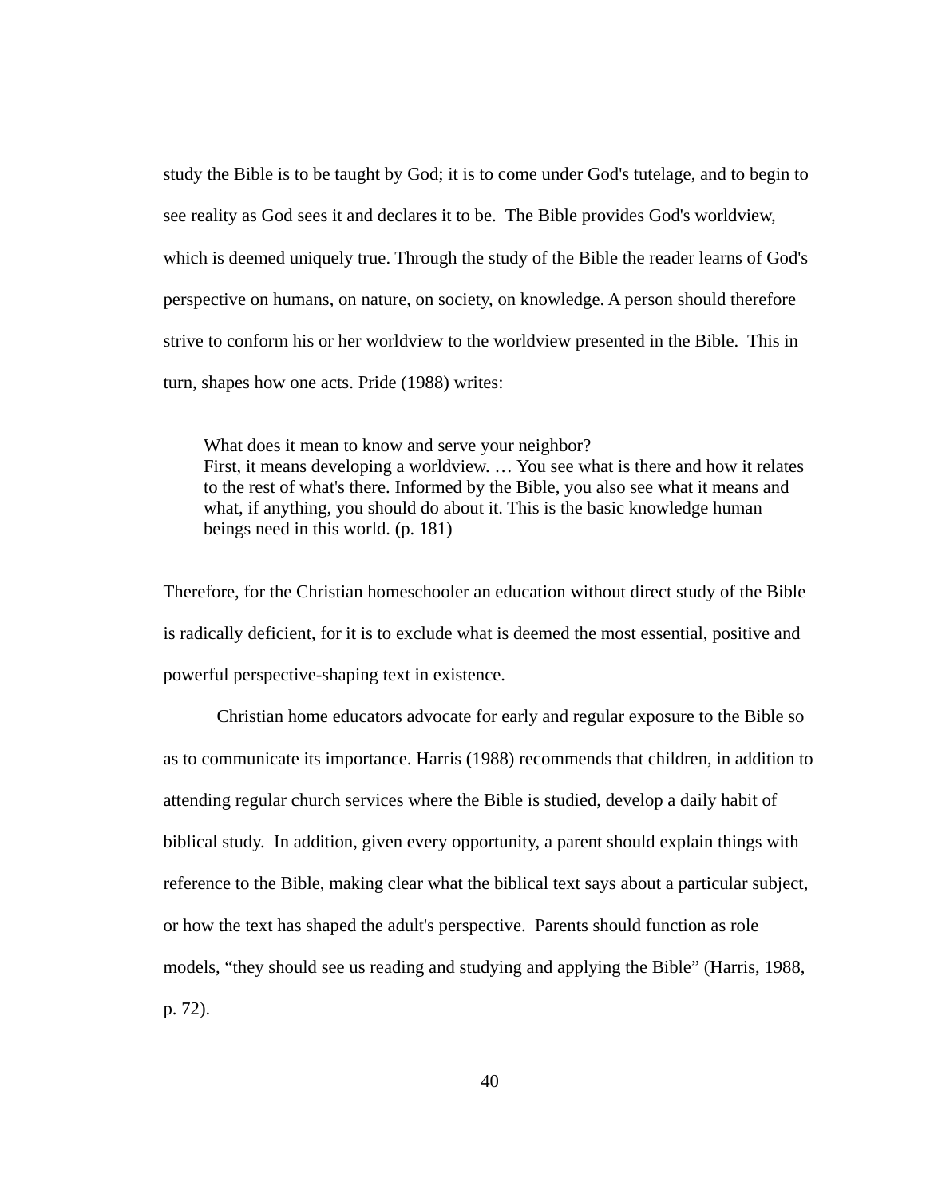study the Bible is to be taught by God; it is to come under God's tutelage, and to begin to see reality as God sees it and declares it to be. The Bible provides God's worldview, which is deemed uniquely true. Through the study of the Bible the reader learns of God's perspective on humans, on nature, on society, on knowledge. A person should therefore strive to conform his or her worldview to the worldview presented in the Bible. This in turn, shapes how one acts. Pride (1988) writes:

> What does it mean to know and serve your neighbor?
> First, it means developing a worldview. … You see what is there and how it relates to the rest of what's there. Informed by the Bible, you also see what it means and what, if anything, you should do about it. This is the basic knowledge human beings need in this world. (p. 181)

Therefore, for the Christian homeschooler an education without direct study of the Bible is radically deficient, for it is to exclude what is deemed the most essential, positive and powerful perspective-shaping text in existence.

Christian home educators advocate for early and regular exposure to the Bible so as to communicate its importance. Harris (1988) recommends that children, in addition to attending regular church services where the Bible is studied, develop a daily habit of biblical study. In addition, given every opportunity, a parent should explain things with reference to the Bible, making clear what the biblical text says about a particular subject, or how the text has shaped the adult's perspective. Parents should function as role models, "they should see us reading and studying and applying the Bible" (Harris, 1988, p. 72).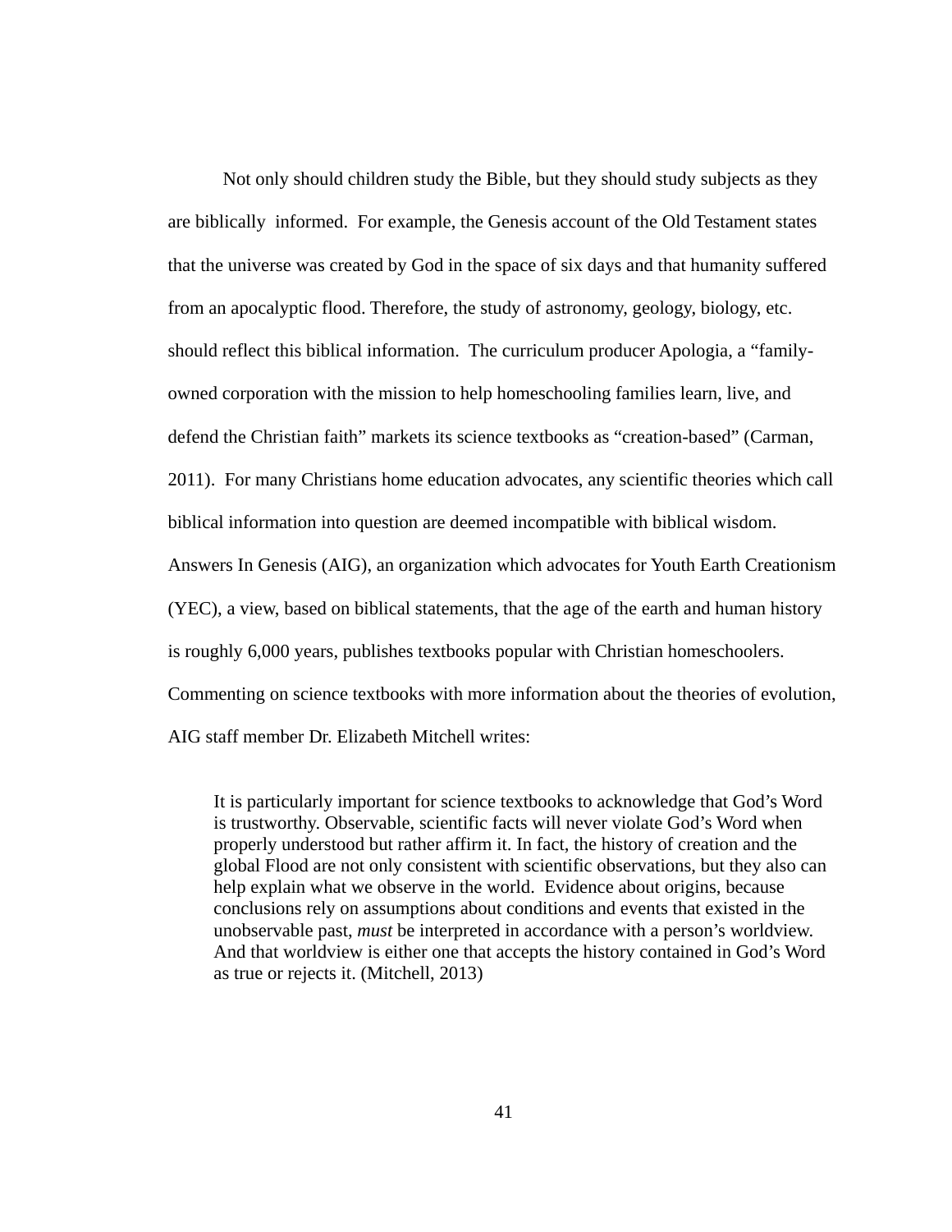Not only should children study the Bible, but they should study subjects as they are biblically informed. For example, the Genesis account of the Old Testament states that the universe was created by God in the space of six days and that humanity suffered from an apocalyptic flood. Therefore, the study of astronomy, geology, biology, etc. should reflect this biblical information. The curriculum producer Apologia, a "family-owned corporation with the mission to help homeschooling families learn, live, and defend the Christian faith" markets its science textbooks as "creation-based" (Carman, 2011). For many Christians home education advocates, any scientific theories which call biblical information into question are deemed incompatible with biblical wisdom. Answers In Genesis (AIG), an organization which advocates for Youth Earth Creationism (YEC), a view, based on biblical statements, that the age of the earth and human history is roughly 6,000 years, publishes textbooks popular with Christian homeschoolers. Commenting on science textbooks with more information about the theories of evolution, AIG staff member Dr. Elizabeth Mitchell writes:

> It is particularly important for science textbooks to acknowledge that God's Word is trustworthy. Observable, scientific facts will never violate God's Word when properly understood but rather affirm it. In fact, the history of creation and the global Flood are not only consistent with scientific observations, but they also can help explain what we observe in the world. Evidence about origins, because conclusions rely on assumptions about conditions and events that existed in the unobservable past, *must* be interpreted in accordance with a person's worldview. And that worldview is either one that accepts the history contained in God's Word as true or rejects it. (Mitchell, 2013)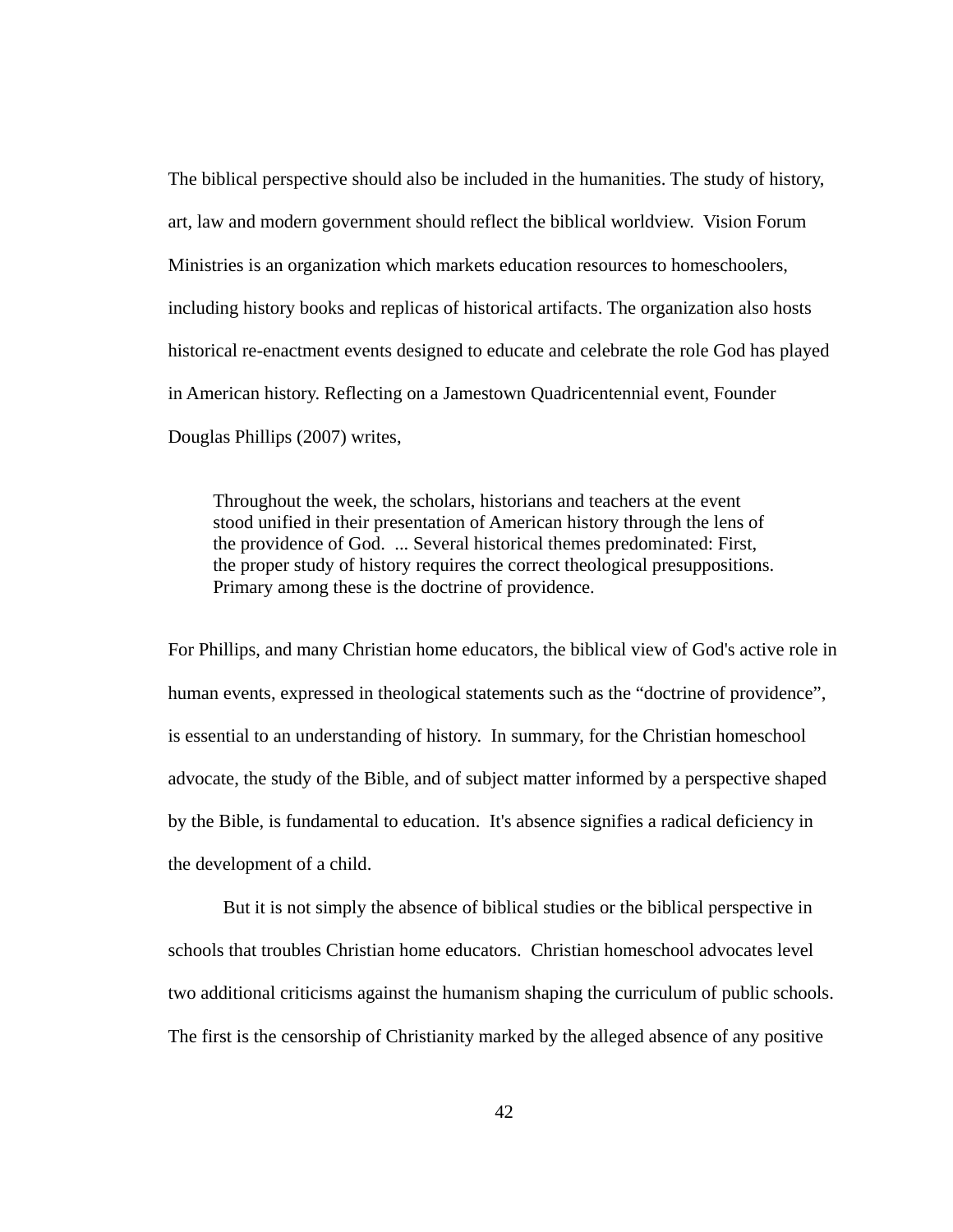The biblical perspective should also be included in the humanities. The study of history, art, law and modern government should reflect the biblical worldview. Vision Forum Ministries is an organization which markets education resources to homeschoolers, including history books and replicas of historical artifacts. The organization also hosts historical re-enactment events designed to educate and celebrate the role God has played in American history. Reflecting on a Jamestown Quadricentennial event, Founder Douglas Phillips (2007) writes,

> Throughout the week, the scholars, historians and teachers at the event stood unified in their presentation of American history through the lens of the providence of God. ... Several historical themes predominated: First, the proper study of history requires the correct theological presuppositions. Primary among these is the doctrine of providence.

For Phillips, and many Christian home educators, the biblical view of God's active role in human events, expressed in theological statements such as the "doctrine of providence", is essential to an understanding of history. In summary, for the Christian homeschool advocate, the study of the Bible, and of subject matter informed by a perspective shaped by the Bible, is fundamental to education. It's absence signifies a radical deficiency in the development of a child.

But it is not simply the absence of biblical studies or the biblical perspective in schools that troubles Christian home educators. Christian homeschool advocates level two additional criticisms against the humanism shaping the curriculum of public schools. The first is the censorship of Christianity marked by the alleged absence of any positive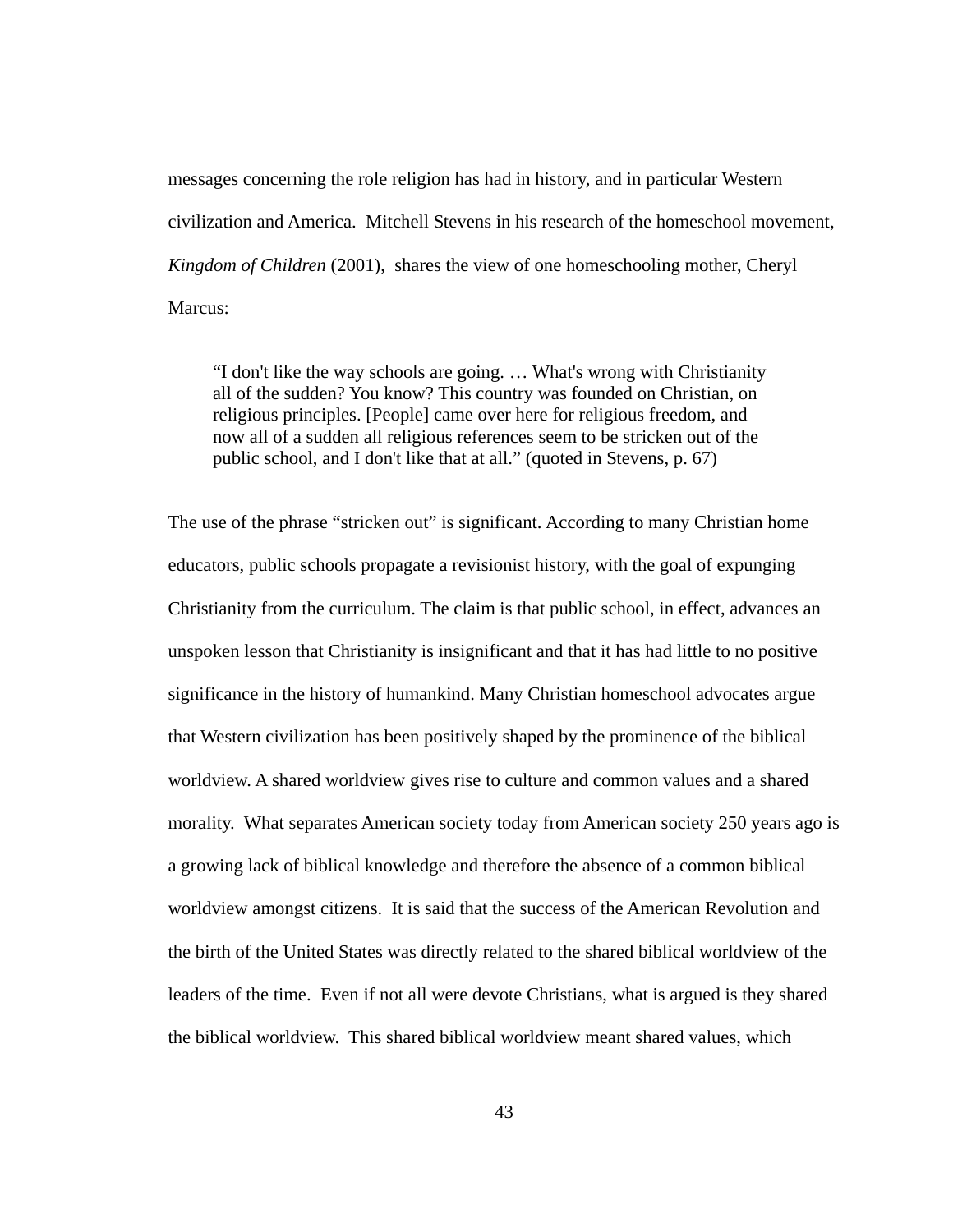messages concerning the role religion has had in history, and in particular Western civilization and America. Mitchell Stevens in his research of the homeschool movement, *Kingdom of Children* (2001), shares the view of one homeschooling mother, Cheryl Marcus:

> "I don't like the way schools are going. … What's wrong with Christianity all of the sudden? You know? This country was founded on Christian, on religious principles. [People] came over here for religious freedom, and now all of a sudden all religious references seem to be stricken out of the public school, and I don't like that at all." (quoted in Stevens, p. 67)

The use of the phrase "stricken out" is significant. According to many Christian home educators, public schools propagate a revisionist history, with the goal of expunging Christianity from the curriculum. The claim is that public school, in effect, advances an unspoken lesson that Christianity is insignificant and that it has had little to no positive significance in the history of humankind. Many Christian homeschool advocates argue that Western civilization has been positively shaped by the prominence of the biblical worldview. A shared worldview gives rise to culture and common values and a shared morality. What separates American society today from American society 250 years ago is a growing lack of biblical knowledge and therefore the absence of a common biblical worldview amongst citizens. It is said that the success of the American Revolution and the birth of the United States was directly related to the shared biblical worldview of the leaders of the time. Even if not all were devote Christians, what is argued is they shared the biblical worldview. This shared biblical worldview meant shared values, which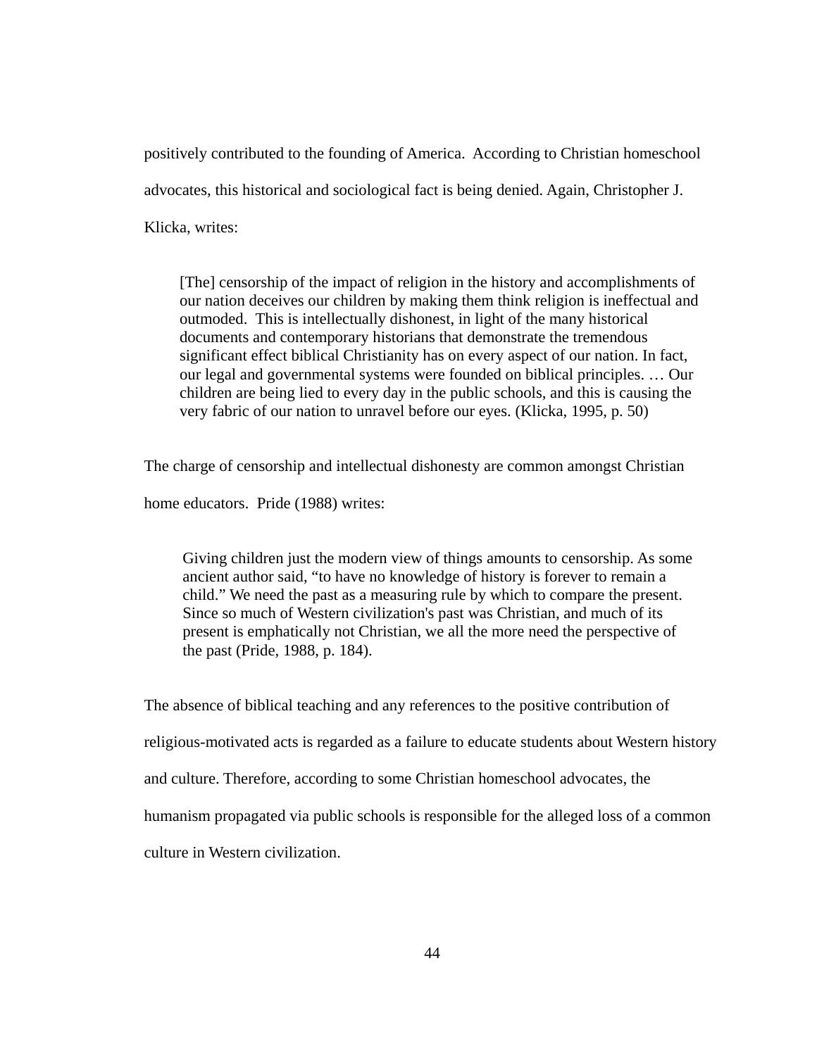positively contributed to the founding of America. According to Christian homeschool advocates, this historical and sociological fact is being denied. Again, Christopher J. Klicka, writes:

> [The] censorship of the impact of religion in the history and accomplishments of our nation deceives our children by making them think religion is ineffectual and outmoded. This is intellectually dishonest, in light of the many historical documents and contemporary historians that demonstrate the tremendous significant effect biblical Christianity has on every aspect of our nation. In fact, our legal and governmental systems were founded on biblical principles. … Our children are being lied to every day in the public schools, and this is causing the very fabric of our nation to unravel before our eyes. (Klicka, 1995, p. 50)

The charge of censorship and intellectual dishonesty are common amongst Christian home educators. Pride (1988) writes:

> Giving children just the modern view of things amounts to censorship. As some ancient author said, "to have no knowledge of history is forever to remain a child." We need the past as a measuring rule by which to compare the present. Since so much of Western civilization's past was Christian, and much of its present is emphatically not Christian, we all the more need the perspective of the past (Pride, 1988, p. 184).

The absence of biblical teaching and any references to the positive contribution of religious-motivated acts is regarded as a failure to educate students about Western history and culture. Therefore, according to some Christian homeschool advocates, the humanism propagated via public schools is responsible for the alleged loss of a common culture in Western civilization.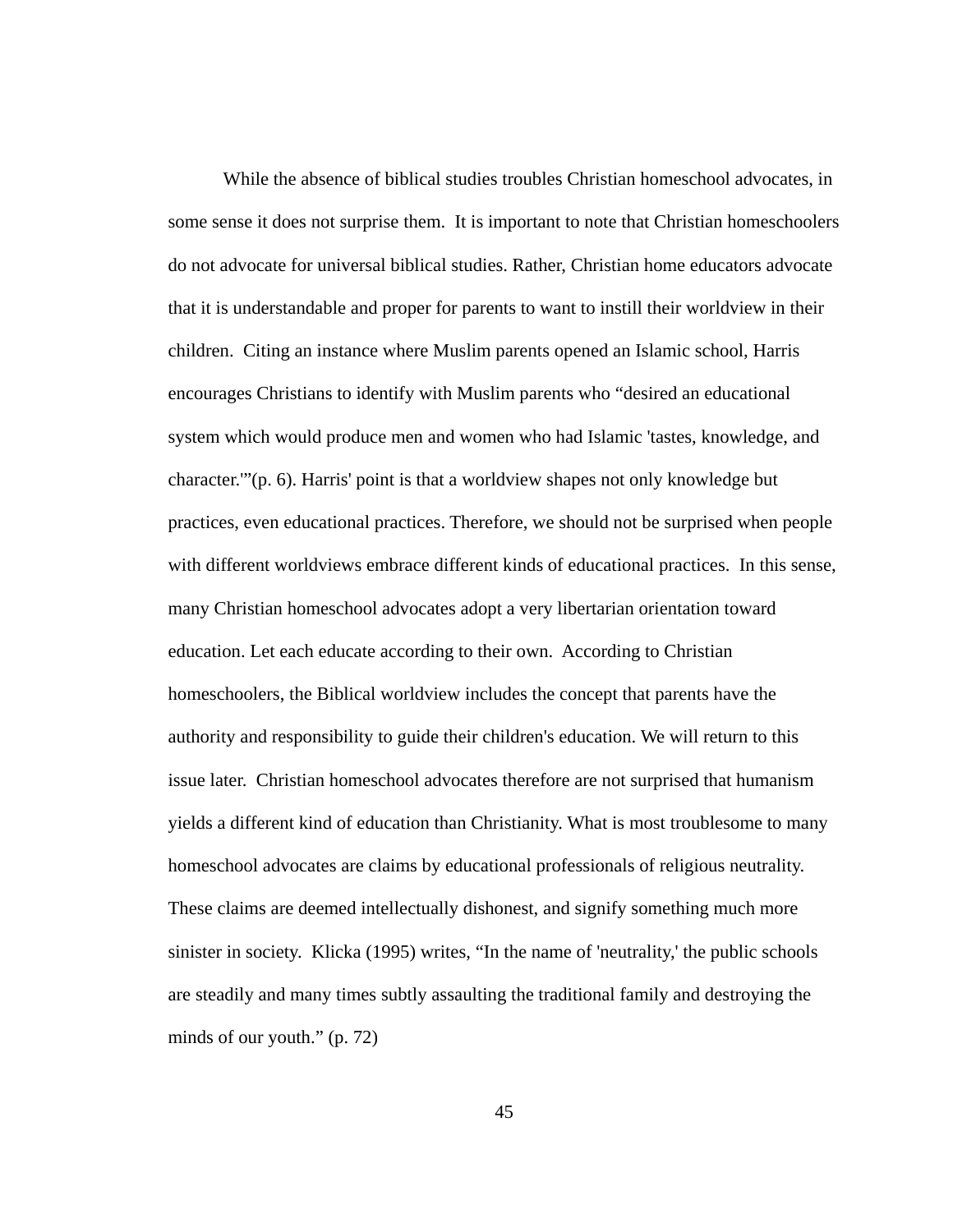While the absence of biblical studies troubles Christian homeschool advocates, in some sense it does not surprise them. It is important to note that Christian homeschoolers do not advocate for universal biblical studies. Rather, Christian home educators advocate that it is understandable and proper for parents to want to instill their worldview in their children. Citing an instance where Muslim parents opened an Islamic school, Harris encourages Christians to identify with Muslim parents who "desired an educational system which would produce men and women who had Islamic 'tastes, knowledge, and character.'"(p. 6). Harris' point is that a worldview shapes not only knowledge but practices, even educational practices. Therefore, we should not be surprised when people with different worldviews embrace different kinds of educational practices. In this sense, many Christian homeschool advocates adopt a very libertarian orientation toward education. Let each educate according to their own. According to Christian homeschoolers, the Biblical worldview includes the concept that parents have the authority and responsibility to guide their children's education. We will return to this issue later. Christian homeschool advocates therefore are not surprised that humanism yields a different kind of education than Christianity. What is most troublesome to many homeschool advocates are claims by educational professionals of religious neutrality. These claims are deemed intellectually dishonest, and signify something much more sinister in society. Klicka (1995) writes, "In the name of 'neutrality,' the public schools are steadily and many times subtly assaulting the traditional family and destroying the minds of our youth." (p. 72)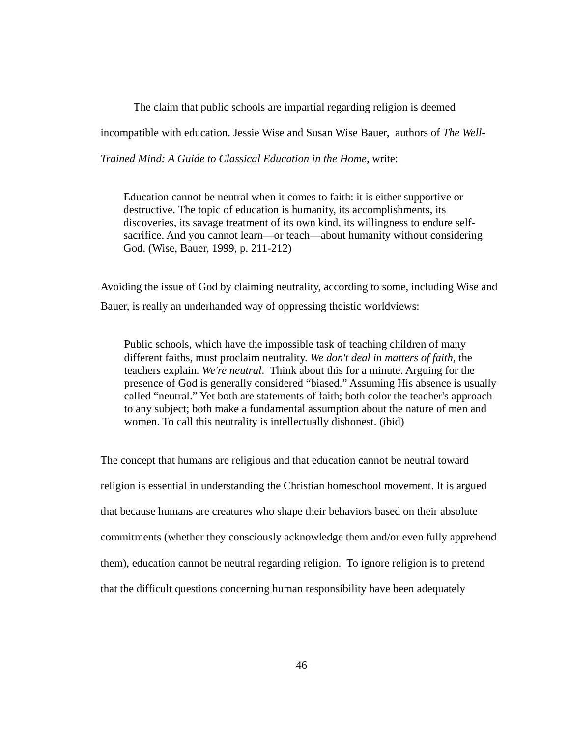The claim that public schools are impartial regarding religion is deemed incompatible with education. Jessie Wise and Susan Wise Bauer, authors of *The Well-Trained Mind: A Guide to Classical Education in the Home,* write:

> Education cannot be neutral when it comes to faith: it is either supportive or destructive. The topic of education is humanity, its accomplishments, its discoveries, its savage treatment of its own kind, its willingness to endure self-sacrifice. And you cannot learn—or teach—about humanity without considering God. (Wise, Bauer, 1999, p. 211-212)

Avoiding the issue of God by claiming neutrality, according to some, including Wise and Bauer, is really an underhanded way of oppressing theistic worldviews:

> Public schools, which have the impossible task of teaching children of many different faiths, must proclaim neutrality. *We don't deal in matters of faith,* the teachers explain. *We're neutral*. Think about this for a minute. Arguing for the presence of God is generally considered "biased." Assuming His absence is usually called "neutral." Yet both are statements of faith; both color the teacher's approach to any subject; both make a fundamental assumption about the nature of men and women. To call this neutrality is intellectually dishonest. (ibid)

The concept that humans are religious and that education cannot be neutral toward religion is essential in understanding the Christian homeschool movement. It is argued that because humans are creatures who shape their behaviors based on their absolute commitments (whether they consciously acknowledge them and/or even fully apprehend them), education cannot be neutral regarding religion. To ignore religion is to pretend that the difficult questions concerning human responsibility have been adequately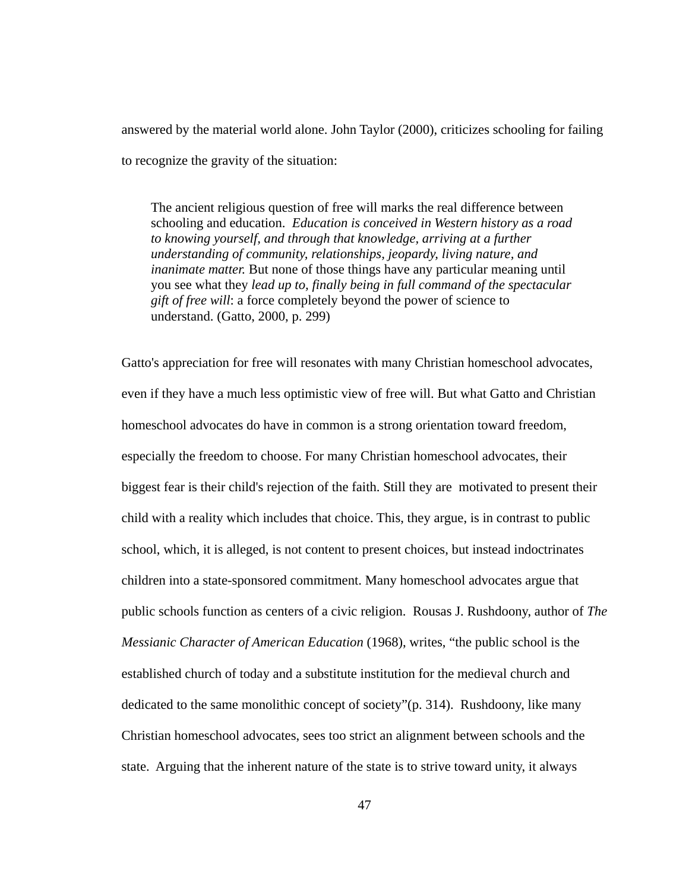answered by the material world alone. John Taylor (2000), criticizes schooling for failing to recognize the gravity of the situation:

> The ancient religious question of free will marks the real difference between schooling and education. *Education is conceived in Western history as a road to knowing yourself, and through that knowledge, arriving at a further understanding of community, relationships, jeopardy, living nature, and inanimate matter.* But none of those things have any particular meaning until you see what they *lead up to, finally being in full command of the spectacular gift of free will*: a force completely beyond the power of science to understand. (Gatto, 2000, p. 299)

Gatto's appreciation for free will resonates with many Christian homeschool advocates, even if they have a much less optimistic view of free will. But what Gatto and Christian homeschool advocates do have in common is a strong orientation toward freedom, especially the freedom to choose. For many Christian homeschool advocates, their biggest fear is their child's rejection of the faith. Still they are motivated to present their child with a reality which includes that choice. This, they argue, is in contrast to public school, which, it is alleged, is not content to present choices, but instead indoctrinates children into a state-sponsored commitment. Many homeschool advocates argue that public schools function as centers of a civic religion. Rousas J. Rushdoony, author of *The Messianic Character of American Education* (1968), writes, “the public school is the established church of today and a substitute institution for the medieval church and dedicated to the same monolithic concept of society”(p. 314). Rushdoony, like many Christian homeschool advocates, sees too strict an alignment between schools and the state. Arguing that the inherent nature of the state is to strive toward unity, it always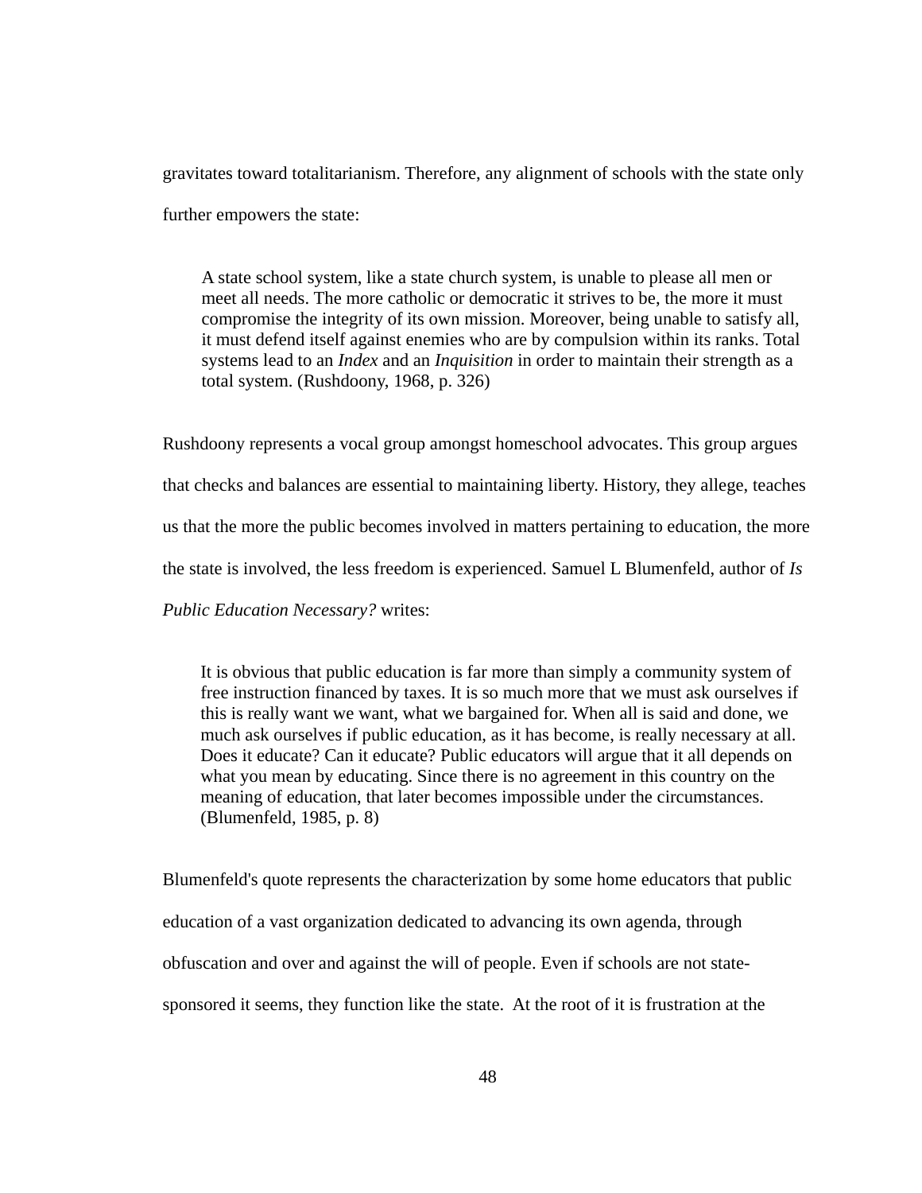gravitates toward totalitarianism. Therefore, any alignment of schools with the state only further empowers the state:

> A state school system, like a state church system, is unable to please all men or meet all needs. The more catholic or democratic it strives to be, the more it must compromise the integrity of its own mission. Moreover, being unable to satisfy all, it must defend itself against enemies who are by compulsion within its ranks. Total systems lead to an *Index* and an *Inquisition* in order to maintain their strength as a total system. (Rushdoony, 1968, p. 326)

Rushdoony represents a vocal group amongst homeschool advocates. This group argues that checks and balances are essential to maintaining liberty. History, they allege, teaches us that the more the public becomes involved in matters pertaining to education, the more the state is involved, the less freedom is experienced. Samuel L Blumenfeld, author of *Is Public Education Necessary?* writes:

> It is obvious that public education is far more than simply a community system of free instruction financed by taxes. It is so much more that we must ask ourselves if this is really want we want, what we bargained for. When all is said and done, we much ask ourselves if public education, as it has become, is really necessary at all. Does it educate? Can it educate? Public educators will argue that it all depends on what you mean by educating. Since there is no agreement in this country on the meaning of education, that later becomes impossible under the circumstances. (Blumenfeld, 1985, p. 8)

Blumenfeld's quote represents the characterization by some home educators that public education of a vast organization dedicated to advancing its own agenda, through obfuscation and over and against the will of people. Even if schools are not state-sponsored it seems, they function like the state. At the root of it is frustration at the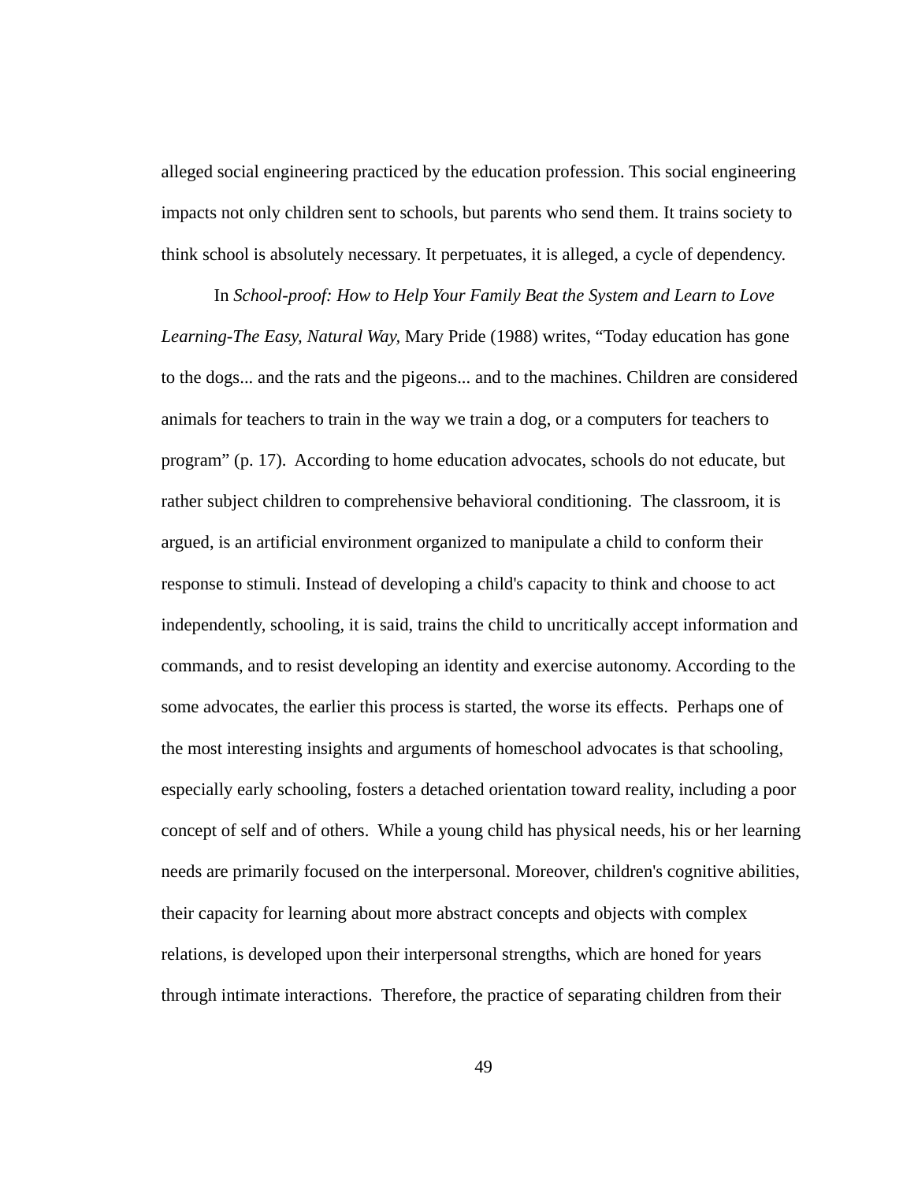alleged social engineering practiced by the education profession. This social engineering impacts not only children sent to schools, but parents who send them. It trains society to think school is absolutely necessary. It perpetuates, it is alleged, a cycle of dependency.

In *School-proof: How to Help Your Family Beat the System and Learn to Love Learning-The Easy, Natural Way,* Mary Pride (1988) writes, "Today education has gone to the dogs... and the rats and the pigeons... and to the machines. Children are considered animals for teachers to train in the way we train a dog, or a computers for teachers to program" (p. 17). According to home education advocates, schools do not educate, but rather subject children to comprehensive behavioral conditioning. The classroom, it is argued, is an artificial environment organized to manipulate a child to conform their response to stimuli. Instead of developing a child's capacity to think and choose to act independently, schooling, it is said, trains the child to uncritically accept information and commands, and to resist developing an identity and exercise autonomy. According to the some advocates, the earlier this process is started, the worse its effects. Perhaps one of the most interesting insights and arguments of homeschool advocates is that schooling, especially early schooling, fosters a detached orientation toward reality, including a poor concept of self and of others. While a young child has physical needs, his or her learning needs are primarily focused on the interpersonal. Moreover, children's cognitive abilities, their capacity for learning about more abstract concepts and objects with complex relations, is developed upon their interpersonal strengths, which are honed for years through intimate interactions. Therefore, the practice of separating children from their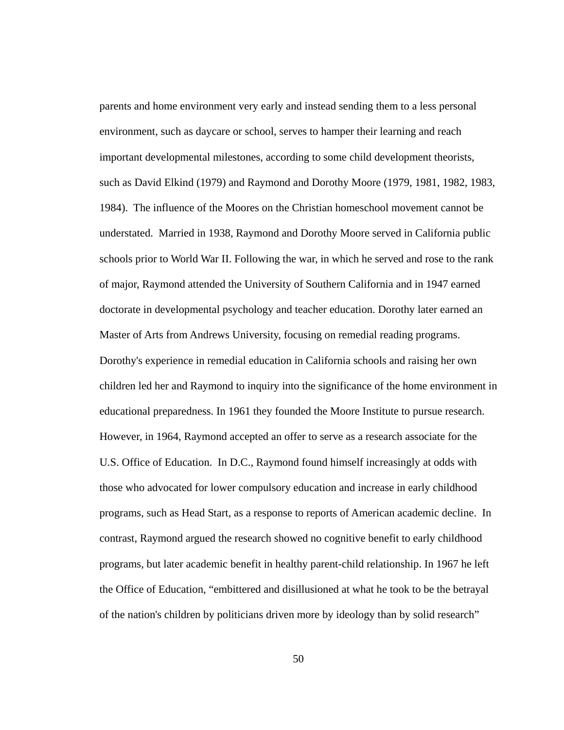parents and home environment very early and instead sending them to a less personal environment, such as daycare or school, serves to hamper their learning and reach important developmental milestones, according to some child development theorists, such as David Elkind (1979) and Raymond and Dorothy Moore (1979, 1981, 1982, 1983, 1984). The influence of the Moores on the Christian homeschool movement cannot be understated. Married in 1938, Raymond and Dorothy Moore served in California public schools prior to World War II. Following the war, in which he served and rose to the rank of major, Raymond attended the University of Southern California and in 1947 earned doctorate in developmental psychology and teacher education. Dorothy later earned an Master of Arts from Andrews University, focusing on remedial reading programs. Dorothy's experience in remedial education in California schools and raising her own children led her and Raymond to inquiry into the significance of the home environment in educational preparedness. In 1961 they founded the Moore Institute to pursue research. However, in 1964, Raymond accepted an offer to serve as a research associate for the U.S. Office of Education. In D.C., Raymond found himself increasingly at odds with those who advocated for lower compulsory education and increase in early childhood programs, such as Head Start, as a response to reports of American academic decline. In contrast, Raymond argued the research showed no cognitive benefit to early childhood programs, but later academic benefit in healthy parent-child relationship. In 1967 he left the Office of Education, "embittered and disillusioned at what he took to be the betrayal of the nation's children by politicians driven more by ideology than by solid research"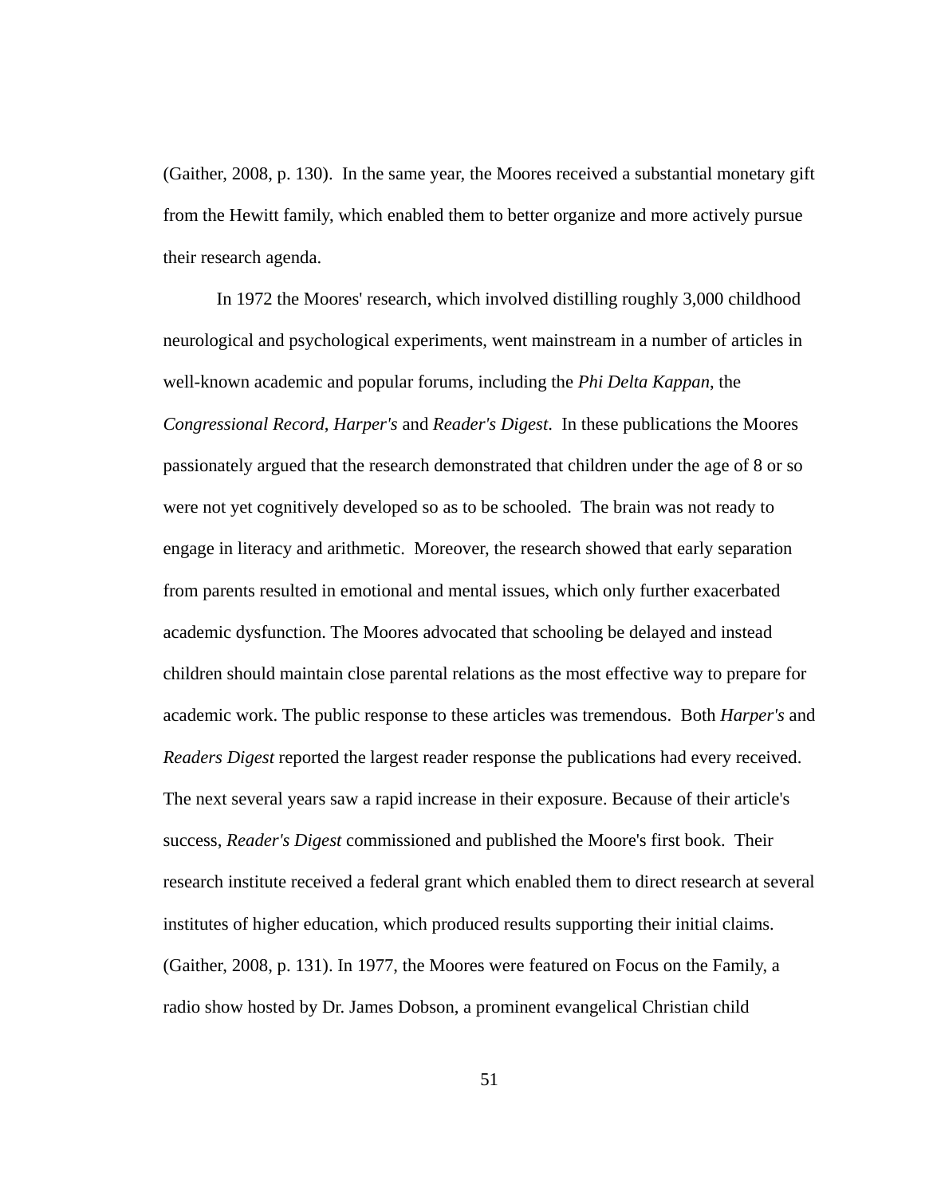(Gaither, 2008, p. 130).  In the same year, the Moores received a substantial monetary gift from the Hewitt family, which enabled them to better organize and more actively pursue their research agenda.

In 1972 the Moores' research, which involved distilling roughly 3,000 childhood neurological and psychological experiments, went mainstream in a number of articles in well-known academic and popular forums, including the *Phi Delta Kappan*, the *Congressional Record*, *Harper's* and *Reader's Digest*.  In these publications the Moores passionately argued that the research demonstrated that children under the age of 8 or so were not yet cognitively developed so as to be schooled.  The brain was not ready to engage in literacy and arithmetic.  Moreover, the research showed that early separation from parents resulted in emotional and mental issues, which only further exacerbated academic dysfunction. The Moores advocated that schooling be delayed and instead children should maintain close parental relations as the most effective way to prepare for academic work. The public response to these articles was tremendous.  Both *Harper's* and *Readers Digest* reported the largest reader response the publications had every received. The next several years saw a rapid increase in their exposure. Because of their article's success, *Reader's Digest* commissioned and published the Moore's first book.  Their research institute received a federal grant which enabled them to direct research at several institutes of higher education, which produced results supporting their initial claims. (Gaither, 2008, p. 131). In 1977, the Moores were featured on Focus on the Family, a radio show hosted by Dr. James Dobson, a prominent evangelical Christian child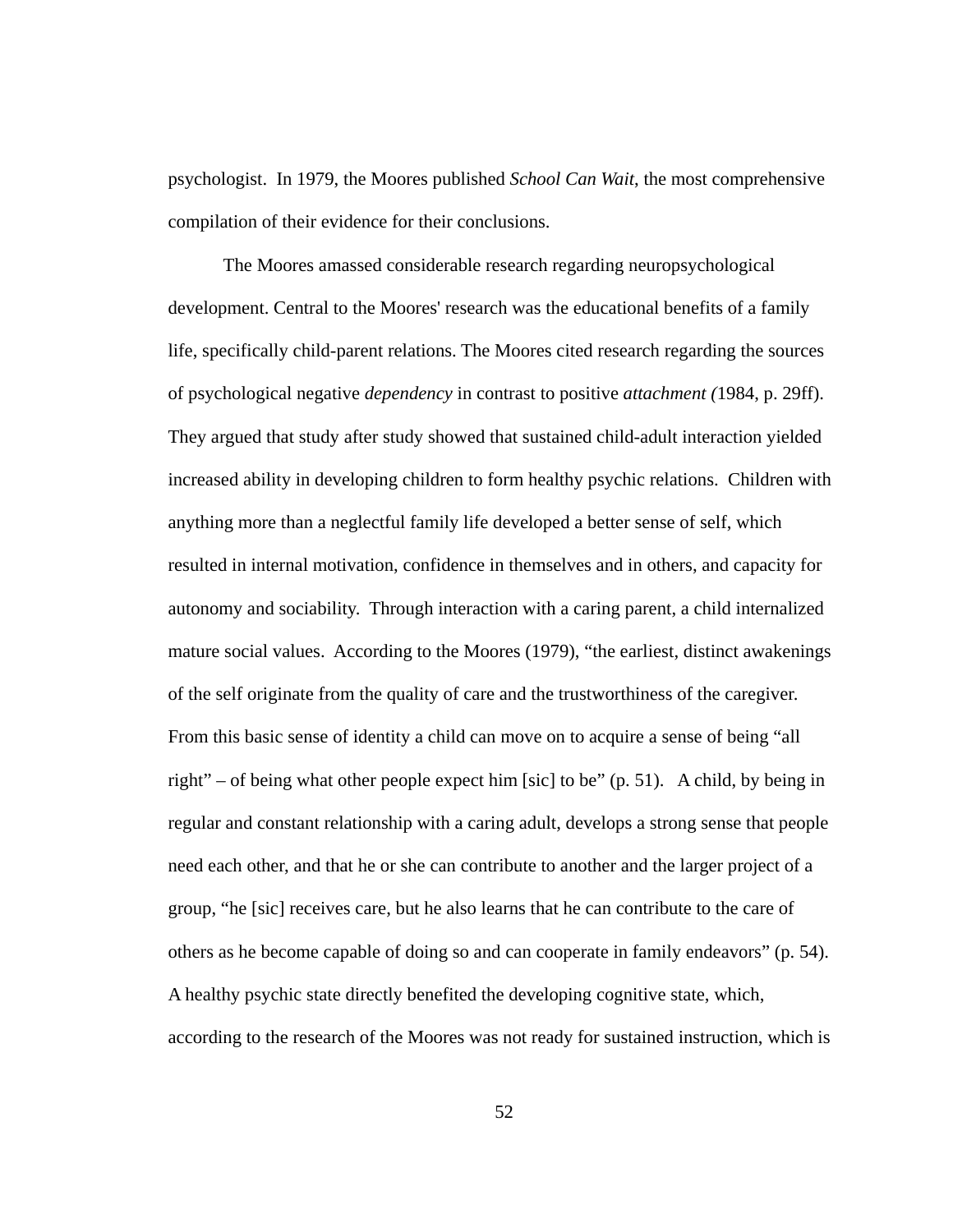psychologist. In 1979, the Moores published *School Can Wait*, the most comprehensive compilation of their evidence for their conclusions.

The Moores amassed considerable research regarding neuropsychological development. Central to the Moores' research was the educational benefits of a family life, specifically child-parent relations. The Moores cited research regarding the sources of psychological negative *dependency* in contrast to positive *attachment (*1984, p. 29ff). They argued that study after study showed that sustained child-adult interaction yielded increased ability in developing children to form healthy psychic relations. Children with anything more than a neglectful family life developed a better sense of self, which resulted in internal motivation, confidence in themselves and in others, and capacity for autonomy and sociability. Through interaction with a caring parent, a child internalized mature social values. According to the Moores (1979), "the earliest, distinct awakenings of the self originate from the quality of care and the trustworthiness of the caregiver. From this basic sense of identity a child can move on to acquire a sense of being "all right" – of being what other people expect him [sic] to be" (p. 51). A child, by being in regular and constant relationship with a caring adult, develops a strong sense that people need each other, and that he or she can contribute to another and the larger project of a group, "he [sic] receives care, but he also learns that he can contribute to the care of others as he become capable of doing so and can cooperate in family endeavors" (p. 54). A healthy psychic state directly benefited the developing cognitive state, which, according to the research of the Moores was not ready for sustained instruction, which is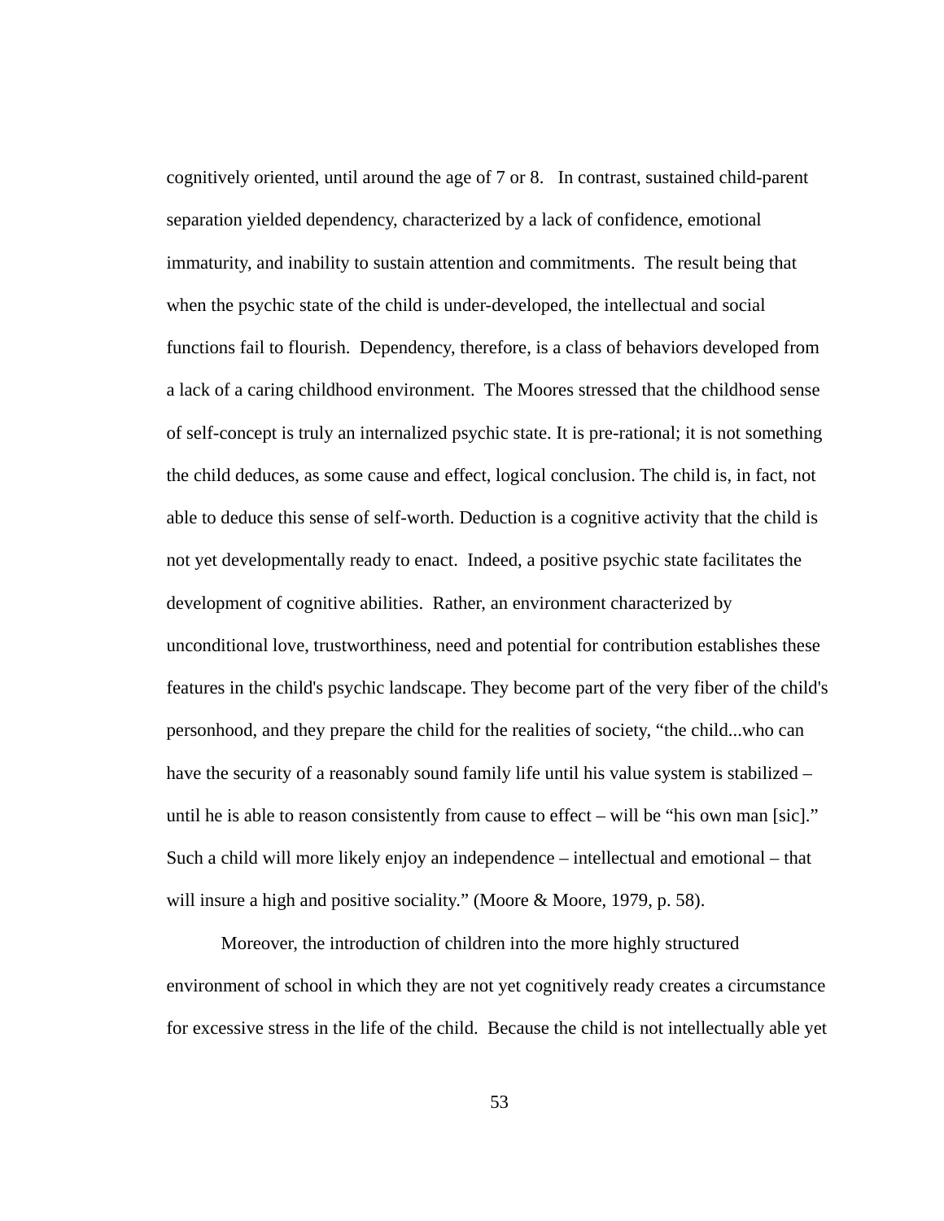cognitively oriented, until around the age of 7 or 8. In contrast, sustained child-parent separation yielded dependency, characterized by a lack of confidence, emotional immaturity, and inability to sustain attention and commitments. The result being that when the psychic state of the child is under-developed, the intellectual and social functions fail to flourish. Dependency, therefore, is a class of behaviors developed from a lack of a caring childhood environment. The Moores stressed that the childhood sense of self-concept is truly an internalized psychic state. It is pre-rational; it is not something the child deduces, as some cause and effect, logical conclusion. The child is, in fact, not able to deduce this sense of self-worth. Deduction is a cognitive activity that the child is not yet developmentally ready to enact. Indeed, a positive psychic state facilitates the development of cognitive abilities. Rather, an environment characterized by unconditional love, trustworthiness, need and potential for contribution establishes these features in the child's psychic landscape. They become part of the very fiber of the child's personhood, and they prepare the child for the realities of society, "the child...who can have the security of a reasonably sound family life until his value system is stabilized – until he is able to reason consistently from cause to effect – will be "his own man [sic]." Such a child will more likely enjoy an independence – intellectual and emotional – that will insure a high and positive sociality." (Moore & Moore, 1979, p. 58).

Moreover, the introduction of children into the more highly structured environment of school in which they are not yet cognitively ready creates a circumstance for excessive stress in the life of the child. Because the child is not intellectually able yet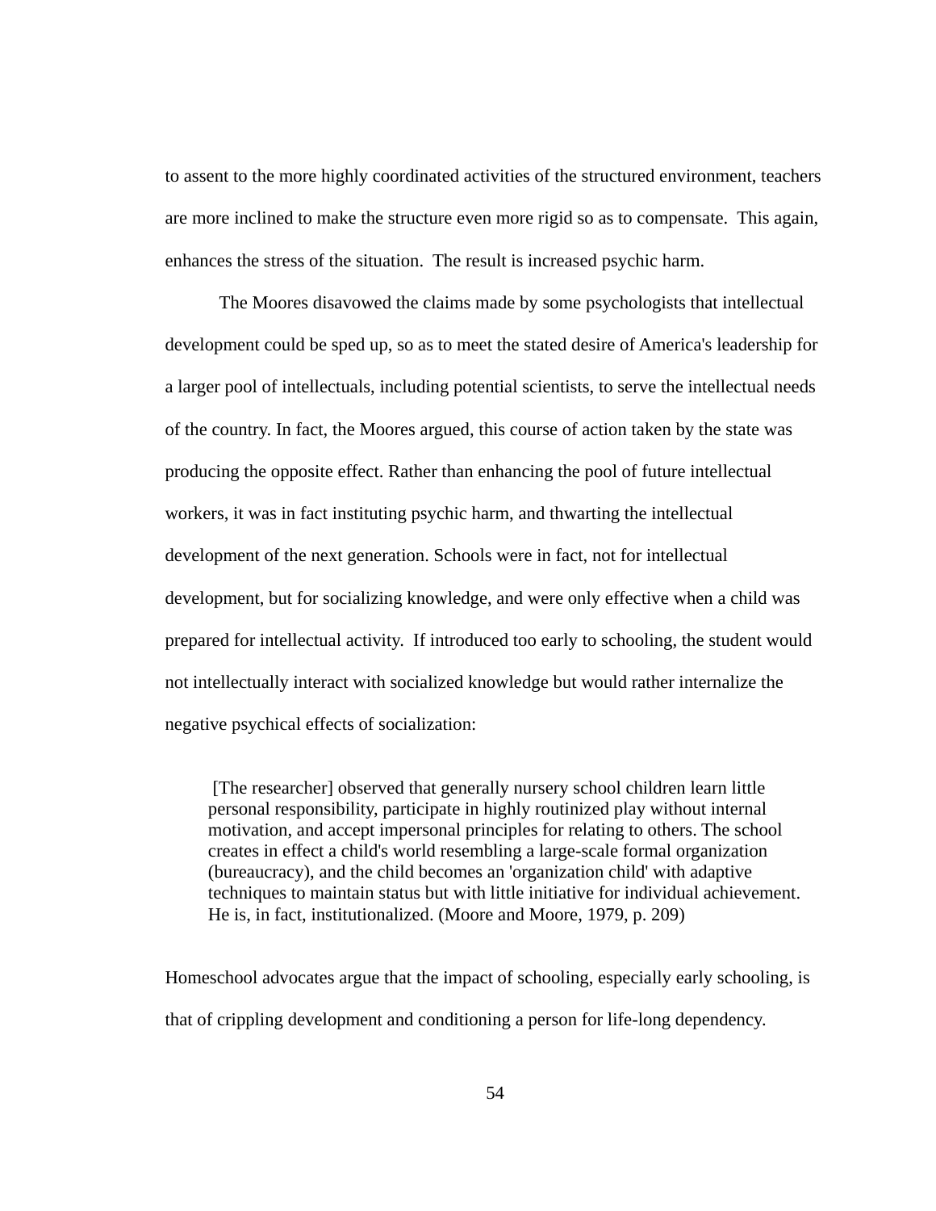to assent to the more highly coordinated activities of the structured environment, teachers are more inclined to make the structure even more rigid so as to compensate. This again, enhances the stress of the situation. The result is increased psychic harm.

The Moores disavowed the claims made by some psychologists that intellectual development could be sped up, so as to meet the stated desire of America's leadership for a larger pool of intellectuals, including potential scientists, to serve the intellectual needs of the country. In fact, the Moores argued, this course of action taken by the state was producing the opposite effect. Rather than enhancing the pool of future intellectual workers, it was in fact instituting psychic harm, and thwarting the intellectual development of the next generation. Schools were in fact, not for intellectual development, but for socializing knowledge, and were only effective when a child was prepared for intellectual activity. If introduced too early to schooling, the student would not intellectually interact with socialized knowledge but would rather internalize the negative psychical effects of socialization:

> [The researcher] observed that generally nursery school children learn little personal responsibility, participate in highly routinized play without internal motivation, and accept impersonal principles for relating to others. The school creates in effect a child's world resembling a large-scale formal organization (bureaucracy), and the child becomes an 'organization child' with adaptive techniques to maintain status but with little initiative for individual achievement. He is, in fact, institutionalized. (Moore and Moore, 1979, p. 209)

Homeschool advocates argue that the impact of schooling, especially early schooling, is that of crippling development and conditioning a person for life-long dependency.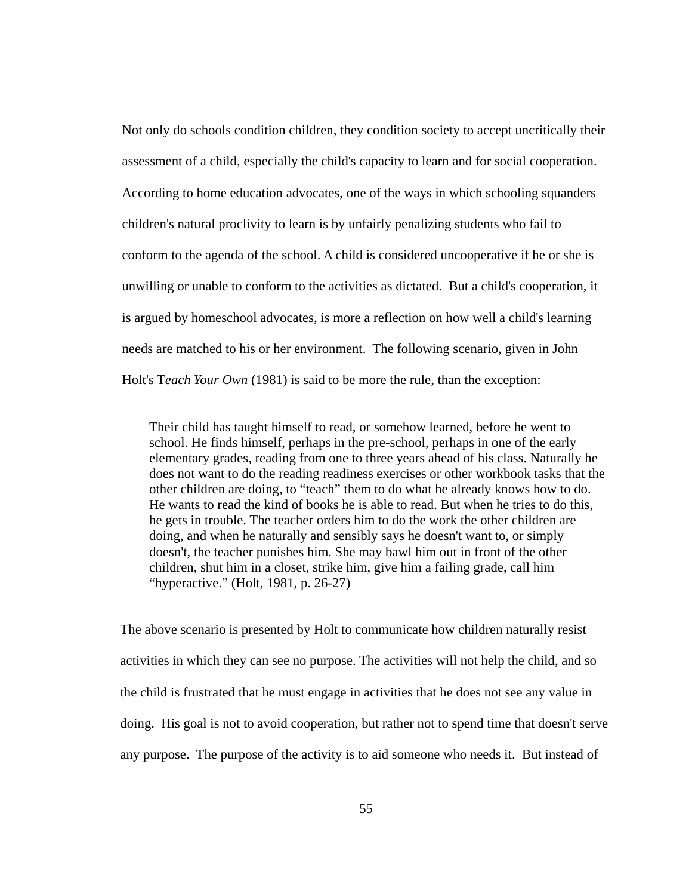Not only do schools condition children, they condition society to accept uncritically their assessment of a child, especially the child's capacity to learn and for social cooperation. According to home education advocates, one of the ways in which schooling squanders children's natural proclivity to learn is by unfairly penalizing students who fail to conform to the agenda of the school. A child is considered uncooperative if he or she is unwilling or unable to conform to the activities as dictated. But a child's cooperation, it is argued by homeschool advocates, is more a reflection on how well a child's learning needs are matched to his or her environment. The following scenario, given in John Holt's T*each Your Own* (1981) is said to be more the rule, than the exception:

> Their child has taught himself to read, or somehow learned, before he went to school. He finds himself, perhaps in the pre-school, perhaps in one of the early elementary grades, reading from one to three years ahead of his class. Naturally he does not want to do the reading readiness exercises or other workbook tasks that the other children are doing, to "teach" them to do what he already knows how to do. He wants to read the kind of books he is able to read. But when he tries to do this, he gets in trouble. The teacher orders him to do the work the other children are doing, and when he naturally and sensibly says he doesn't want to, or simply doesn't, the teacher punishes him. She may bawl him out in front of the other children, shut him in a closet, strike him, give him a failing grade, call him "hyperactive." (Holt, 1981, p. 26-27)

The above scenario is presented by Holt to communicate how children naturally resist activities in which they can see no purpose. The activities will not help the child, and so the child is frustrated that he must engage in activities that he does not see any value in doing. His goal is not to avoid cooperation, but rather not to spend time that doesn't serve any purpose. The purpose of the activity is to aid someone who needs it. But instead of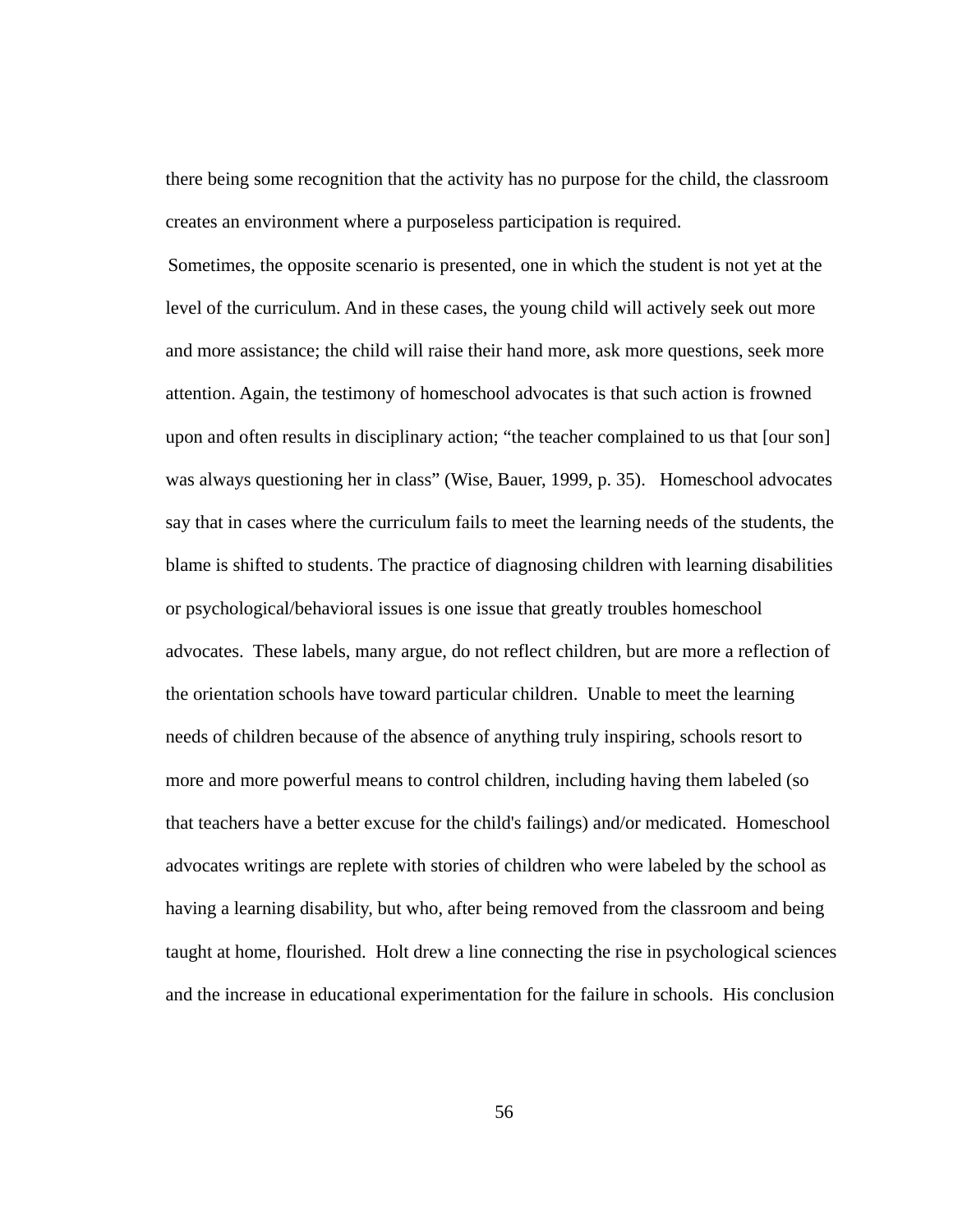there being some recognition that the activity has no purpose for the child, the classroom creates an environment where a purposeless participation is required.

Sometimes, the opposite scenario is presented, one in which the student is not yet at the level of the curriculum. And in these cases, the young child will actively seek out more and more assistance; the child will raise their hand more, ask more questions, seek more attention. Again, the testimony of homeschool advocates is that such action is frowned upon and often results in disciplinary action; "the teacher complained to us that [our son] was always questioning her in class" (Wise, Bauer, 1999, p. 35). Homeschool advocates say that in cases where the curriculum fails to meet the learning needs of the students, the blame is shifted to students. The practice of diagnosing children with learning disabilities or psychological/behavioral issues is one issue that greatly troubles homeschool advocates. These labels, many argue, do not reflect children, but are more a reflection of the orientation schools have toward particular children. Unable to meet the learning needs of children because of the absence of anything truly inspiring, schools resort to more and more powerful means to control children, including having them labeled (so that teachers have a better excuse for the child's failings) and/or medicated. Homeschool advocates writings are replete with stories of children who were labeled by the school as having a learning disability, but who, after being removed from the classroom and being taught at home, flourished. Holt drew a line connecting the rise in psychological sciences and the increase in educational experimentation for the failure in schools. His conclusion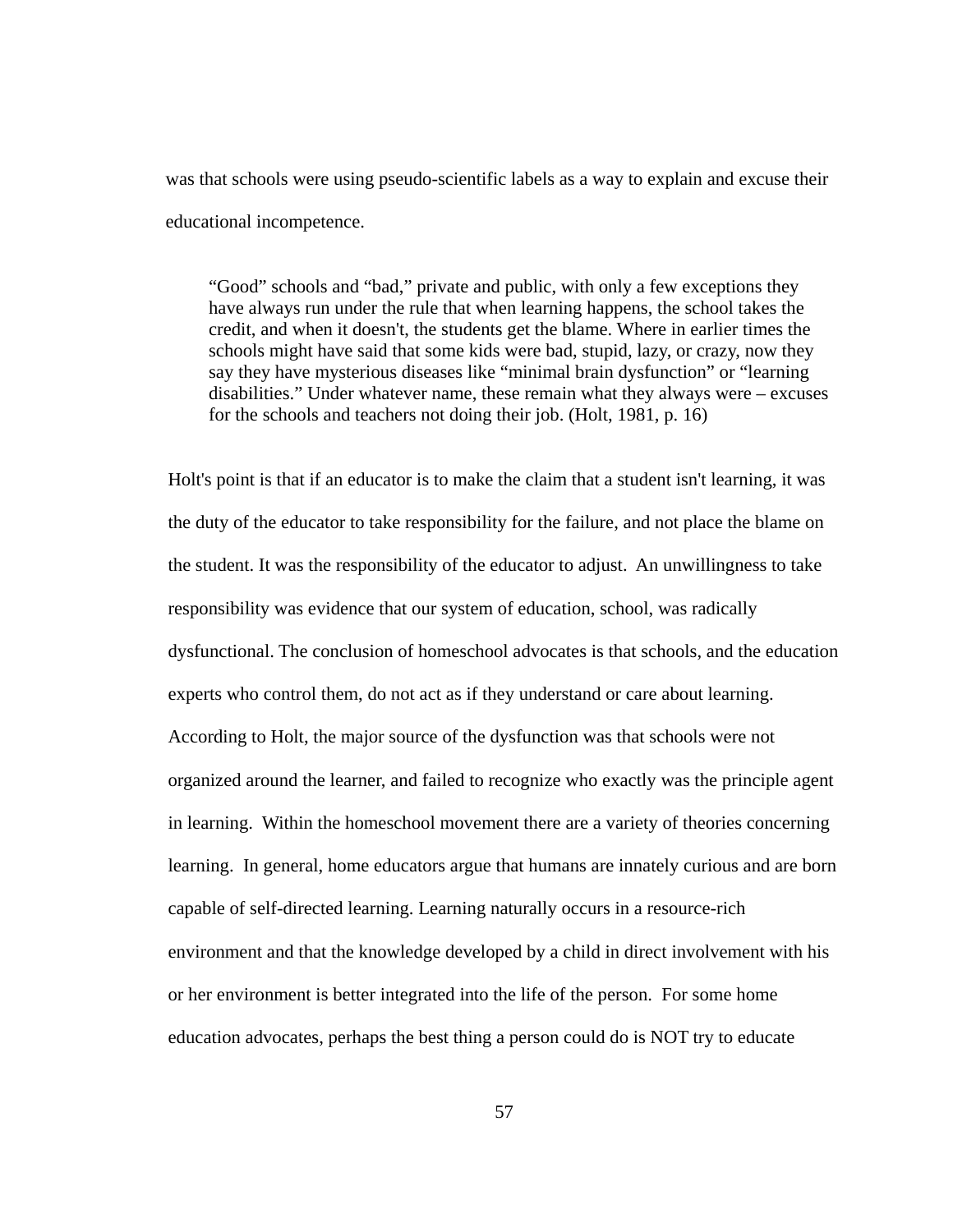was that schools were using pseudo-scientific labels as a way to explain and excuse their educational incompetence.

> “Good” schools and “bad,” private and public, with only a few exceptions they have always run under the rule that when learning happens, the school takes the credit, and when it doesn't, the students get the blame. Where in earlier times the schools might have said that some kids were bad, stupid, lazy, or crazy, now they say they have mysterious diseases like “minimal brain dysfunction” or “learning disabilities.” Under whatever name, these remain what they always were – excuses for the schools and teachers not doing their job. (Holt, 1981, p. 16)

Holt's point is that if an educator is to make the claim that a student isn't learning, it was the duty of the educator to take responsibility for the failure, and not place the blame on the student. It was the responsibility of the educator to adjust. An unwillingness to take responsibility was evidence that our system of education, school, was radically dysfunctional. The conclusion of homeschool advocates is that schools, and the education experts who control them, do not act as if they understand or care about learning. According to Holt, the major source of the dysfunction was that schools were not organized around the learner, and failed to recognize who exactly was the principle agent in learning. Within the homeschool movement there are a variety of theories concerning learning. In general, home educators argue that humans are innately curious and are born capable of self-directed learning. Learning naturally occurs in a resource-rich environment and that the knowledge developed by a child in direct involvement with his or her environment is better integrated into the life of the person. For some home education advocates, perhaps the best thing a person could do is NOT try to educate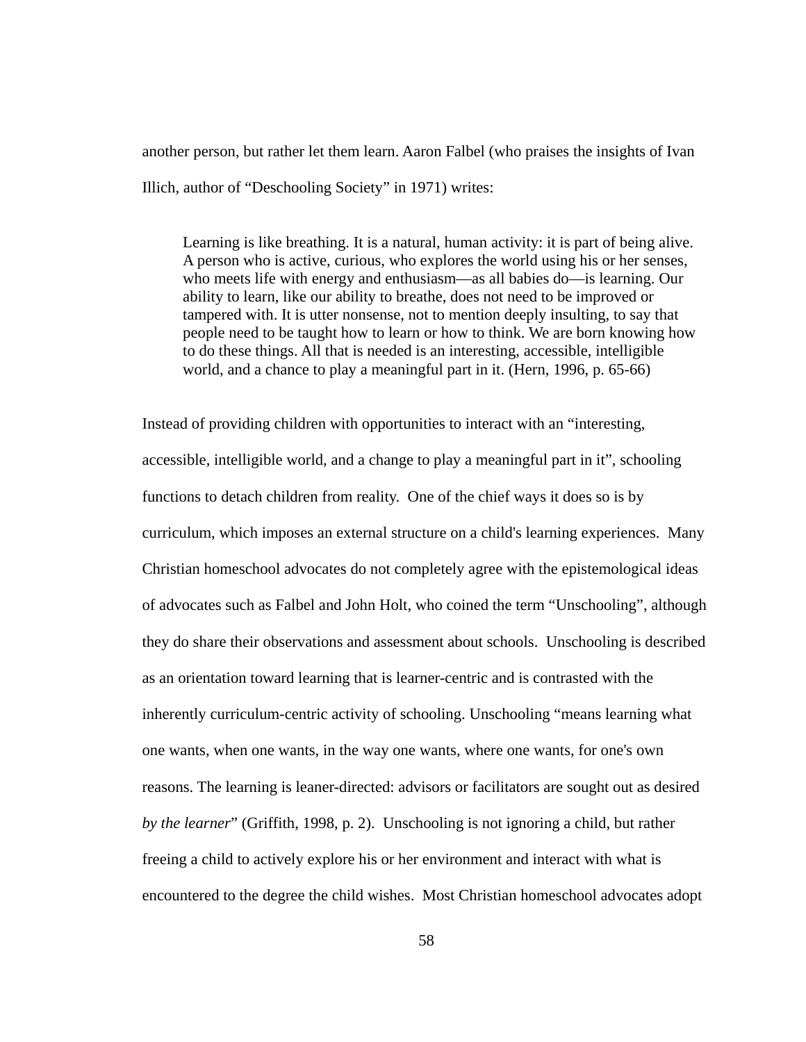another person, but rather let them learn. Aaron Falbel (who praises the insights of Ivan Illich, author of “Deschooling Society” in 1971) writes:

> Learning is like breathing. It is a natural, human activity: it is part of being alive. A person who is active, curious, who explores the world using his or her senses, who meets life with energy and enthusiasm—as all babies do—is learning. Our ability to learn, like our ability to breathe, does not need to be improved or tampered with. It is utter nonsense, not to mention deeply insulting, to say that people need to be taught how to learn or how to think. We are born knowing how to do these things. All that is needed is an interesting, accessible, intelligible world, and a chance to play a meaningful part in it. (Hern, 1996, p. 65-66)

Instead of providing children with opportunities to interact with an “interesting, accessible, intelligible world, and a change to play a meaningful part in it”, schooling functions to detach children from reality. One of the chief ways it does so is by curriculum, which imposes an external structure on a child's learning experiences. Many Christian homeschool advocates do not completely agree with the epistemological ideas of advocates such as Falbel and John Holt, who coined the term “Unschooling”, although they do share their observations and assessment about schools. Unschooling is described as an orientation toward learning that is learner-centric and is contrasted with the inherently curriculum-centric activity of schooling. Unschooling “means learning what one wants, when one wants, in the way one wants, where one wants, for one's own reasons. The learning is leaner-directed: advisors or facilitators are sought out as desired *by the learner*” (Griffith, 1998, p. 2). Unschooling is not ignoring a child, but rather freeing a child to actively explore his or her environment and interact with what is encountered to the degree the child wishes. Most Christian homeschool advocates adopt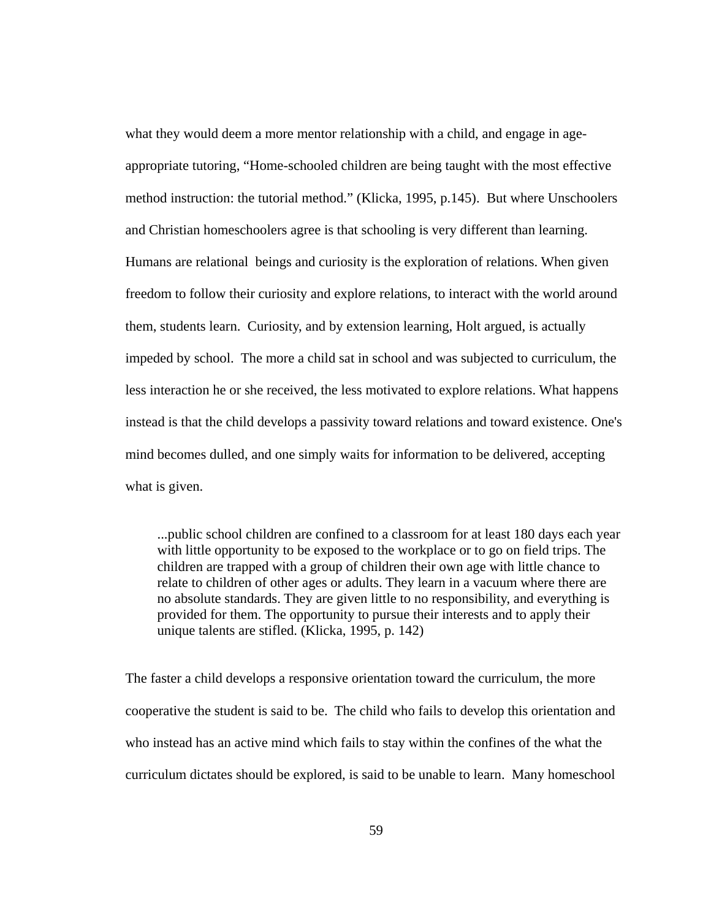what they would deem a more mentor relationship with a child, and engage in age-appropriate tutoring, “Home-schooled children are being taught with the most effective method instruction: the tutorial method.” (Klicka, 1995, p.145). But where Unschoolers and Christian homeschoolers agree is that schooling is very different than learning. Humans are relational beings and curiosity is the exploration of relations. When given freedom to follow their curiosity and explore relations, to interact with the world around them, students learn. Curiosity, and by extension learning, Holt argued, is actually impeded by school. The more a child sat in school and was subjected to curriculum, the less interaction he or she received, the less motivated to explore relations. What happens instead is that the child develops a passivity toward relations and toward existence. One's mind becomes dulled, and one simply waits for information to be delivered, accepting what is given.

> ...public school children are confined to a classroom for at least 180 days each year with little opportunity to be exposed to the workplace or to go on field trips. The children are trapped with a group of children their own age with little chance to relate to children of other ages or adults. They learn in a vacuum where there are no absolute standards. They are given little to no responsibility, and everything is provided for them. The opportunity to pursue their interests and to apply their unique talents are stifled. (Klicka, 1995, p. 142)

The faster a child develops a responsive orientation toward the curriculum, the more cooperative the student is said to be. The child who fails to develop this orientation and who instead has an active mind which fails to stay within the confines of the what the curriculum dictates should be explored, is said to be unable to learn. Many homeschool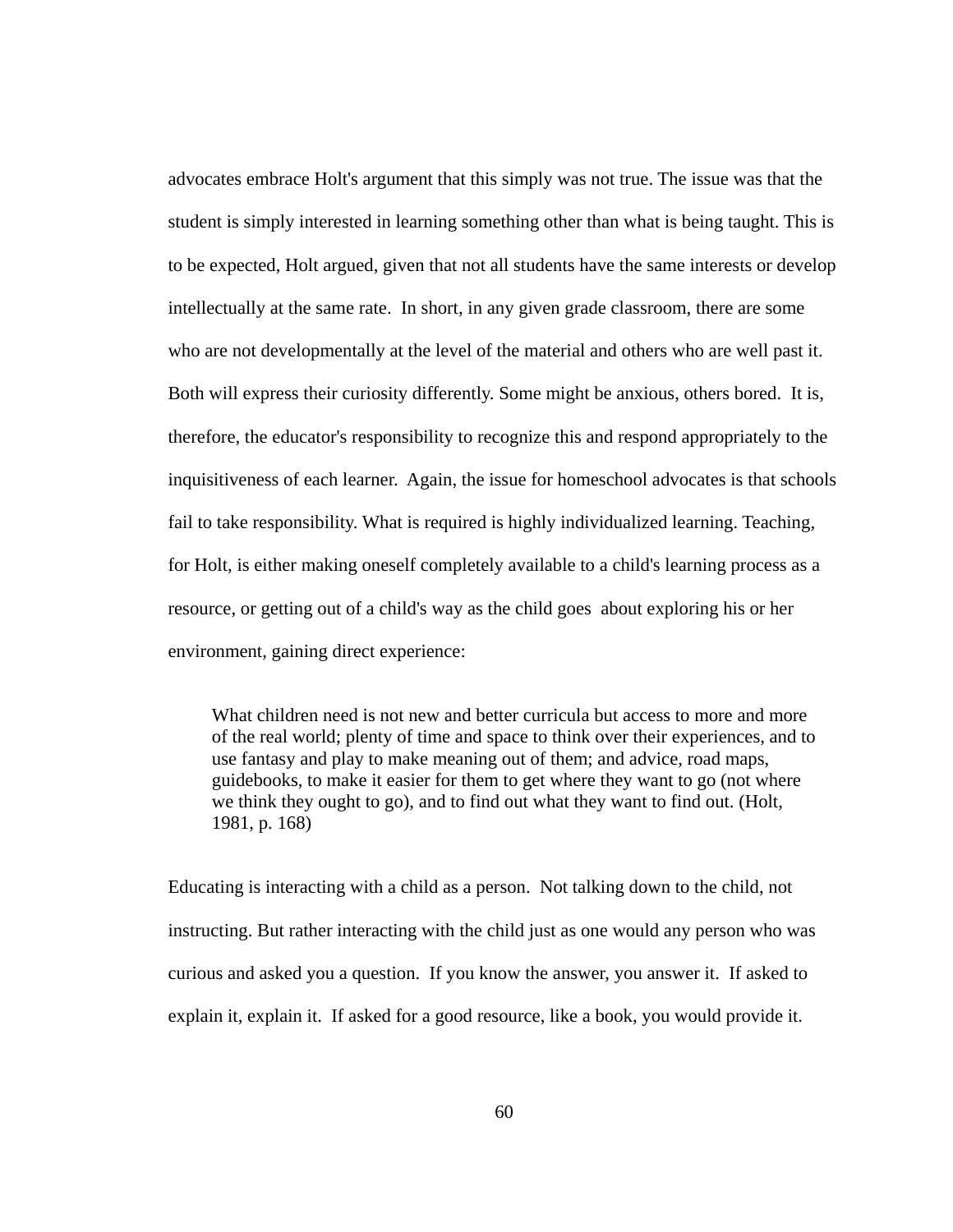advocates embrace Holt's argument that this simply was not true. The issue was that the student is simply interested in learning something other than what is being taught. This is to be expected, Holt argued, given that not all students have the same interests or develop intellectually at the same rate. In short, in any given grade classroom, there are some who are not developmentally at the level of the material and others who are well past it. Both will express their curiosity differently. Some might be anxious, others bored. It is, therefore, the educator's responsibility to recognize this and respond appropriately to the inquisitiveness of each learner. Again, the issue for homeschool advocates is that schools fail to take responsibility. What is required is highly individualized learning. Teaching, for Holt, is either making oneself completely available to a child's learning process as a resource, or getting out of a child's way as the child goes about exploring his or her environment, gaining direct experience:

> What children need is not new and better curricula but access to more and more of the real world; plenty of time and space to think over their experiences, and to use fantasy and play to make meaning out of them; and advice, road maps, guidebooks, to make it easier for them to get where they want to go (not where we think they ought to go), and to find out what they want to find out. (Holt, 1981, p. 168)

Educating is interacting with a child as a person. Not talking down to the child, not instructing. But rather interacting with the child just as one would any person who was curious and asked you a question. If you know the answer, you answer it. If asked to explain it, explain it. If asked for a good resource, like a book, you would provide it.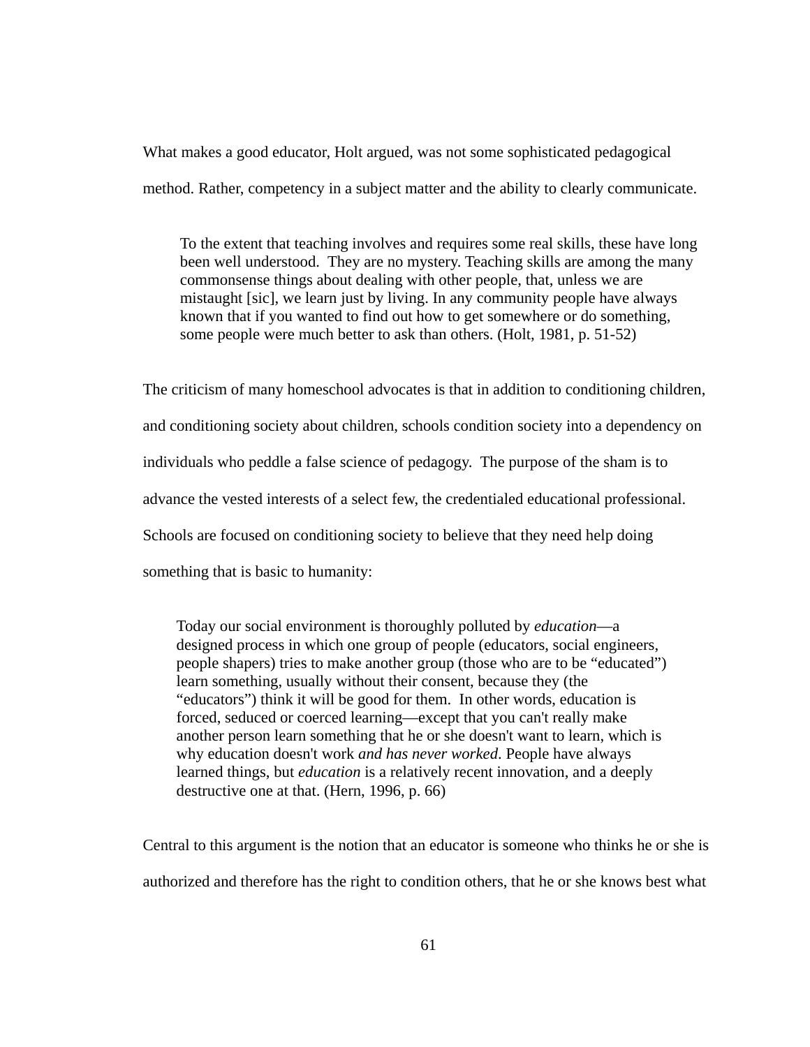What makes a good educator, Holt argued, was not some sophisticated pedagogical method. Rather, competency in a subject matter and the ability to clearly communicate.

> To the extent that teaching involves and requires some real skills, these have long been well understood. They are no mystery. Teaching skills are among the many commonsense things about dealing with other people, that, unless we are mistaught [sic], we learn just by living. In any community people have always known that if you wanted to find out how to get somewhere or do something, some people were much better to ask than others. (Holt, 1981, p. 51-52)

The criticism of many homeschool advocates is that in addition to conditioning children, and conditioning society about children, schools condition society into a dependency on individuals who peddle a false science of pedagogy. The purpose of the sham is to advance the vested interests of a select few, the credentialed educational professional. Schools are focused on conditioning society to believe that they need help doing something that is basic to humanity:

> Today our social environment is thoroughly polluted by *education*—a designed process in which one group of people (educators, social engineers, people shapers) tries to make another group (those who are to be "educated") learn something, usually without their consent, because they (the "educators") think it will be good for them. In other words, education is forced, seduced or coerced learning—except that you can't really make another person learn something that he or she doesn't want to learn, which is why education doesn't work *and has never worked*. People have always learned things, but *education* is a relatively recent innovation, and a deeply destructive one at that. (Hern, 1996, p. 66)

Central to this argument is the notion that an educator is someone who thinks he or she is authorized and therefore has the right to condition others, that he or she knows best what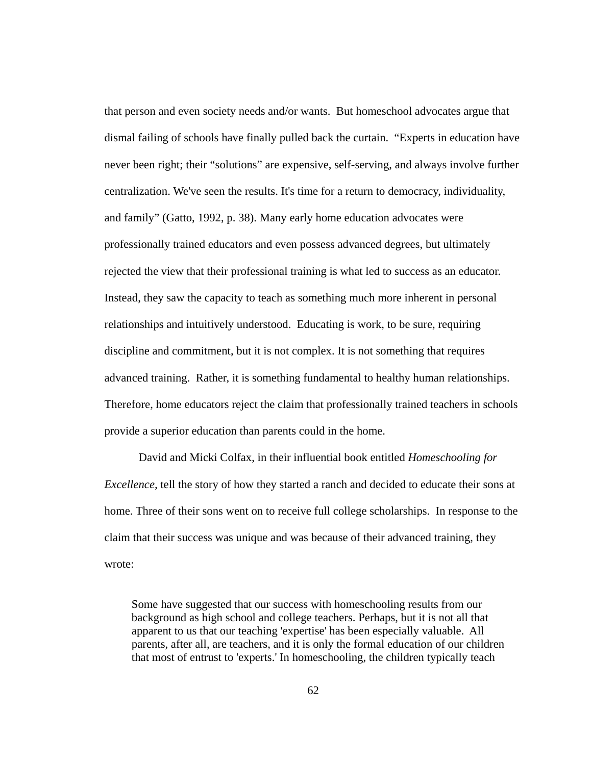that person and even society needs and/or wants. But homeschool advocates argue that dismal failing of schools have finally pulled back the curtain. "Experts in education have never been right; their "solutions" are expensive, self-serving, and always involve further centralization. We've seen the results. It's time for a return to democracy, individuality, and family" (Gatto, 1992, p. 38). Many early home education advocates were professionally trained educators and even possess advanced degrees, but ultimately rejected the view that their professional training is what led to success as an educator. Instead, they saw the capacity to teach as something much more inherent in personal relationships and intuitively understood. Educating is work, to be sure, requiring discipline and commitment, but it is not complex. It is not something that requires advanced training. Rather, it is something fundamental to healthy human relationships. Therefore, home educators reject the claim that professionally trained teachers in schools provide a superior education than parents could in the home.

David and Micki Colfax, in their influential book entitled *Homeschooling for Excellence,* tell the story of how they started a ranch and decided to educate their sons at home. Three of their sons went on to receive full college scholarships. In response to the claim that their success was unique and was because of their advanced training, they wrote:

> Some have suggested that our success with homeschooling results from our background as high school and college teachers. Perhaps, but it is not all that apparent to us that our teaching 'expertise' has been especially valuable. All parents, after all, are teachers, and it is only the formal education of our children that most of entrust to 'experts.' In homeschooling, the children typically teach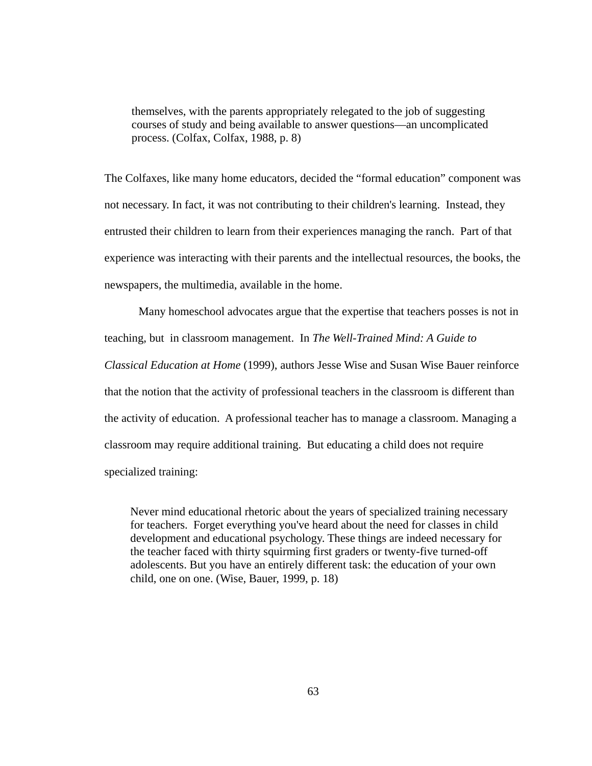> themselves, with the parents appropriately relegated to the job of suggesting courses of study and being available to answer questions—an uncomplicated process. (Colfax, Colfax, 1988, p. 8)

The Colfaxes, like many home educators, decided the “formal education” component was not necessary. In fact, it was not contributing to their children's learning. Instead, they entrusted their children to learn from their experiences managing the ranch. Part of that experience was interacting with their parents and the intellectual resources, the books, the newspapers, the multimedia, available in the home.

Many homeschool advocates argue that the expertise that teachers posses is not in teaching, but in classroom management. In *The Well-Trained Mind: A Guide to Classical Education at Home* (1999), authors Jesse Wise and Susan Wise Bauer reinforce that the notion that the activity of professional teachers in the classroom is different than the activity of education. A professional teacher has to manage a classroom. Managing a classroom may require additional training. But educating a child does not require specialized training:

> Never mind educational rhetoric about the years of specialized training necessary for teachers. Forget everything you've heard about the need for classes in child development and educational psychology. These things are indeed necessary for the teacher faced with thirty squirming first graders or twenty-five turned-off adolescents. But you have an entirely different task: the education of your own child, one on one. (Wise, Bauer, 1999, p. 18)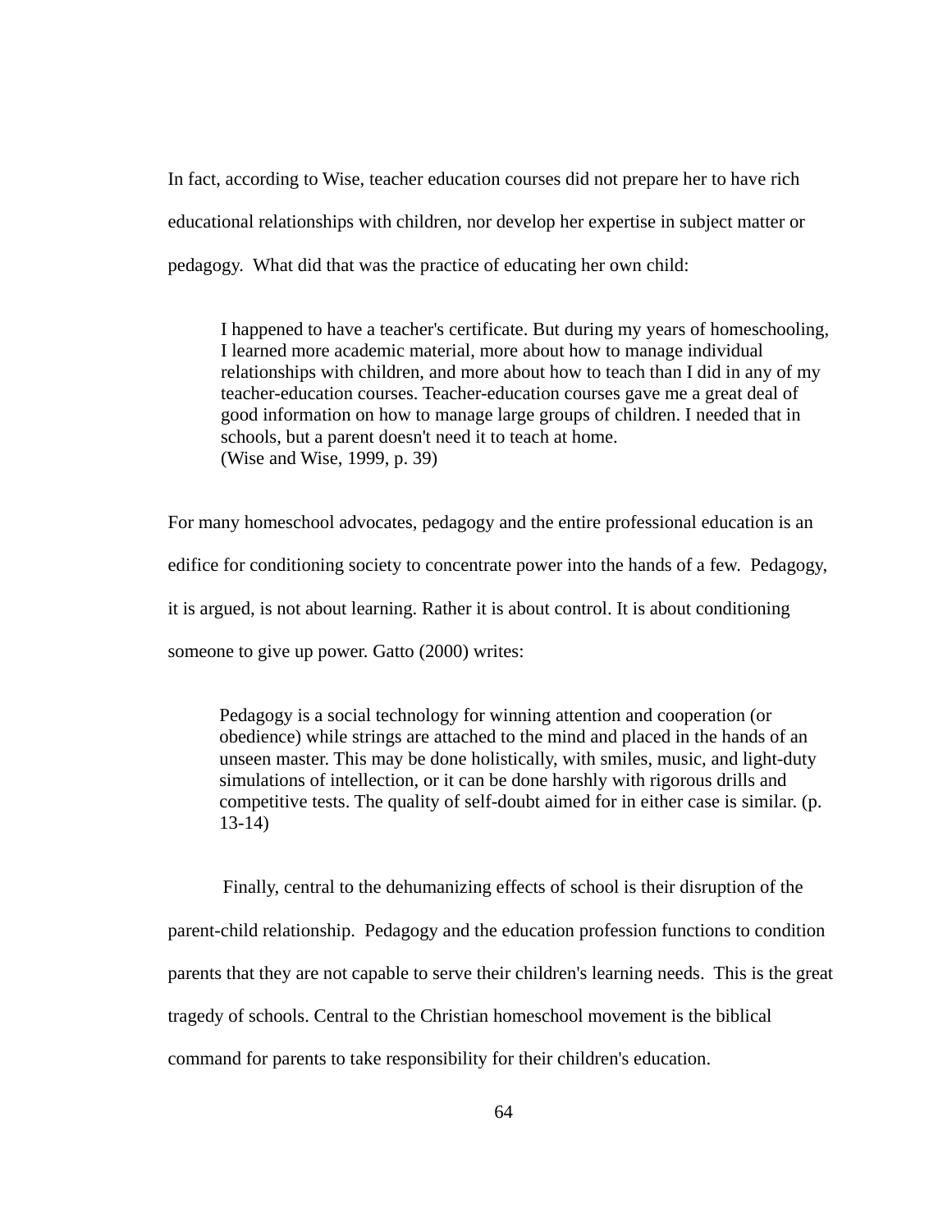In fact, according to Wise, teacher education courses did not prepare her to have rich educational relationships with children, nor develop her expertise in subject matter or pedagogy. What did that was the practice of educating her own child:

> I happened to have a teacher's certificate. But during my years of homeschooling, I learned more academic material, more about how to manage individual relationships with children, and more about how to teach than I did in any of my teacher-education courses. Teacher-education courses gave me a great deal of good information on how to manage large groups of children. I needed that in schools, but a parent doesn't need it to teach at home.
> (Wise and Wise, 1999, p. 39)

For many homeschool advocates, pedagogy and the entire professional education is an edifice for conditioning society to concentrate power into the hands of a few. Pedagogy, it is argued, is not about learning. Rather it is about control. It is about conditioning someone to give up power. Gatto (2000) writes:

> Pedagogy is a social technology for winning attention and cooperation (or obedience) while strings are attached to the mind and placed in the hands of an unseen master. This may be done holistically, with smiles, music, and light-duty simulations of intellection, or it can be done harshly with rigorous drills and competitive tests. The quality of self-doubt aimed for in either case is similar. (p. 13-14)

Finally, central to the dehumanizing effects of school is their disruption of the parent-child relationship. Pedagogy and the education profession functions to condition parents that they are not capable to serve their children's learning needs. This is the great tragedy of schools. Central to the Christian homeschool movement is the biblical command for parents to take responsibility for their children's education.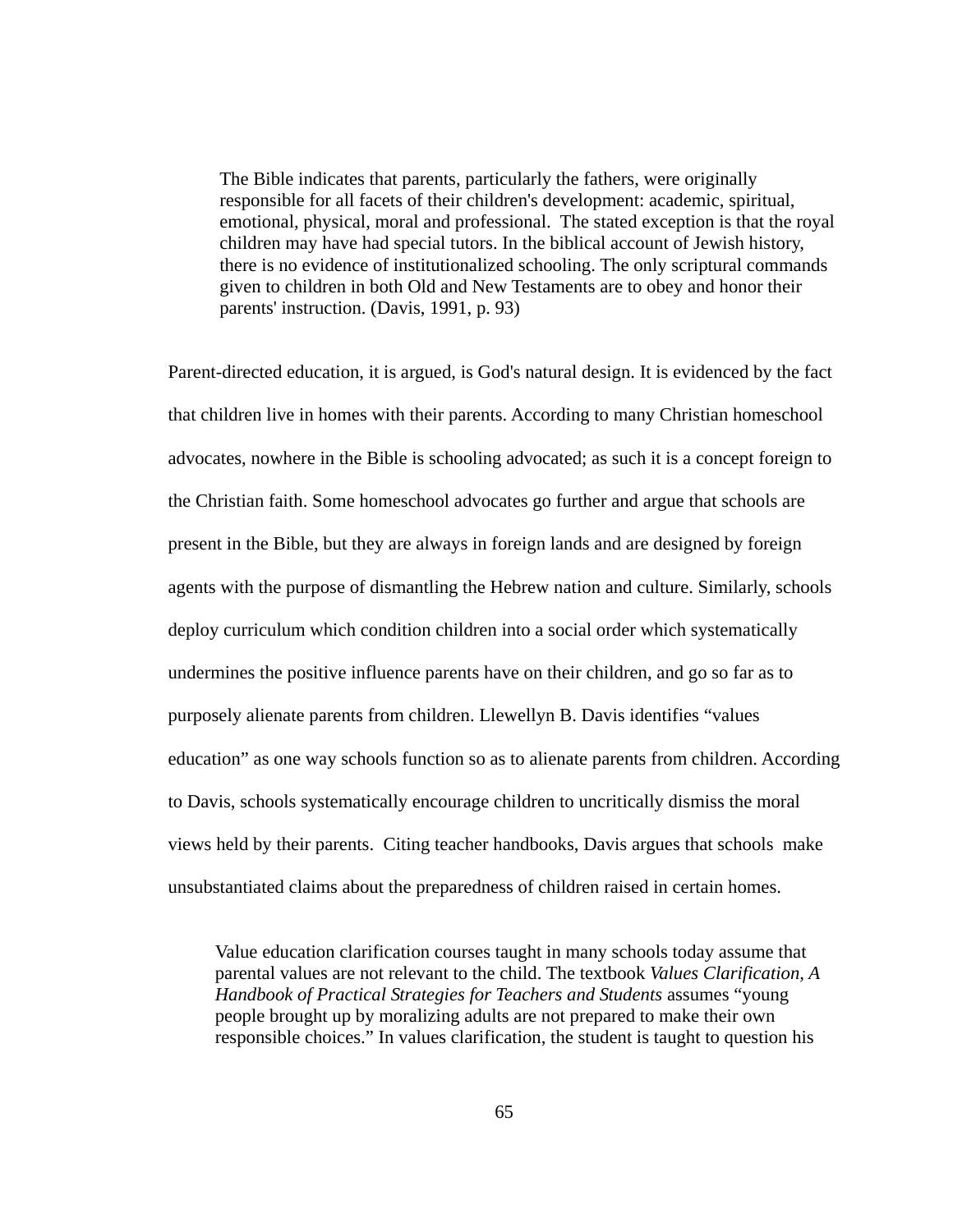> The Bible indicates that parents, particularly the fathers, were originally responsible for all facets of their children's development: academic, spiritual, emotional, physical, moral and professional. The stated exception is that the royal children may have had special tutors. In the biblical account of Jewish history, there is no evidence of institutionalized schooling. The only scriptural commands given to children in both Old and New Testaments are to obey and honor their parents' instruction. (Davis, 1991, p. 93)

Parent-directed education, it is argued, is God's natural design. It is evidenced by the fact that children live in homes with their parents. According to many Christian homeschool advocates, nowhere in the Bible is schooling advocated; as such it is a concept foreign to the Christian faith. Some homeschool advocates go further and argue that schools are present in the Bible, but they are always in foreign lands and are designed by foreign agents with the purpose of dismantling the Hebrew nation and culture. Similarly, schools deploy curriculum which condition children into a social order which systematically undermines the positive influence parents have on their children, and go so far as to purposely alienate parents from children. Llewellyn B. Davis identifies "values education" as one way schools function so as to alienate parents from children. According to Davis, schools systematically encourage children to uncritically dismiss the moral views held by their parents. Citing teacher handbooks, Davis argues that schools make unsubstantiated claims about the preparedness of children raised in certain homes.

> Value education clarification courses taught in many schools today assume that parental values are not relevant to the child. The textbook *Values Clarification, A Handbook of Practical Strategies for Teachers and Students* assumes "young people brought up by moralizing adults are not prepared to make their own responsible choices." In values clarification, the student is taught to question his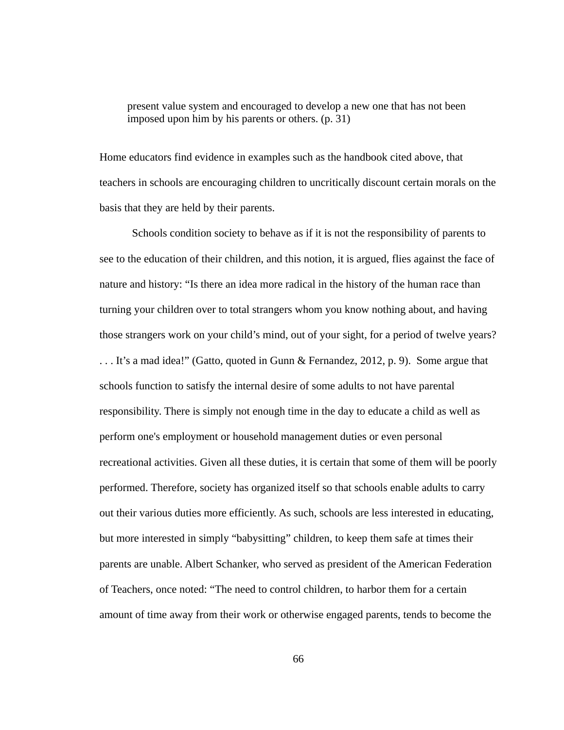> present value system and encouraged to develop a new one that has not been imposed upon him by his parents or others. (p. 31)

Home educators find evidence in examples such as the handbook cited above, that teachers in schools are encouraging children to uncritically discount certain morals on the basis that they are held by their parents.

Schools condition society to behave as if it is not the responsibility of parents to see to the education of their children, and this notion, it is argued, flies against the face of nature and history: “Is there an idea more radical in the history of the human race than turning your children over to total strangers whom you know nothing about, and having those strangers work on your child’s mind, out of your sight, for a period of twelve years? . . . It’s a mad idea!” (Gatto, quoted in Gunn & Fernandez, 2012, p. 9). Some argue that schools function to satisfy the internal desire of some adults to not have parental responsibility. There is simply not enough time in the day to educate a child as well as perform one's employment or household management duties or even personal recreational activities. Given all these duties, it is certain that some of them will be poorly performed. Therefore, society has organized itself so that schools enable adults to carry out their various duties more efficiently. As such, schools are less interested in educating, but more interested in simply “babysitting” children, to keep them safe at times their parents are unable. Albert Schanker, who served as president of the American Federation of Teachers, once noted: “The need to control children, to harbor them for a certain amount of time away from their work or otherwise engaged parents, tends to become the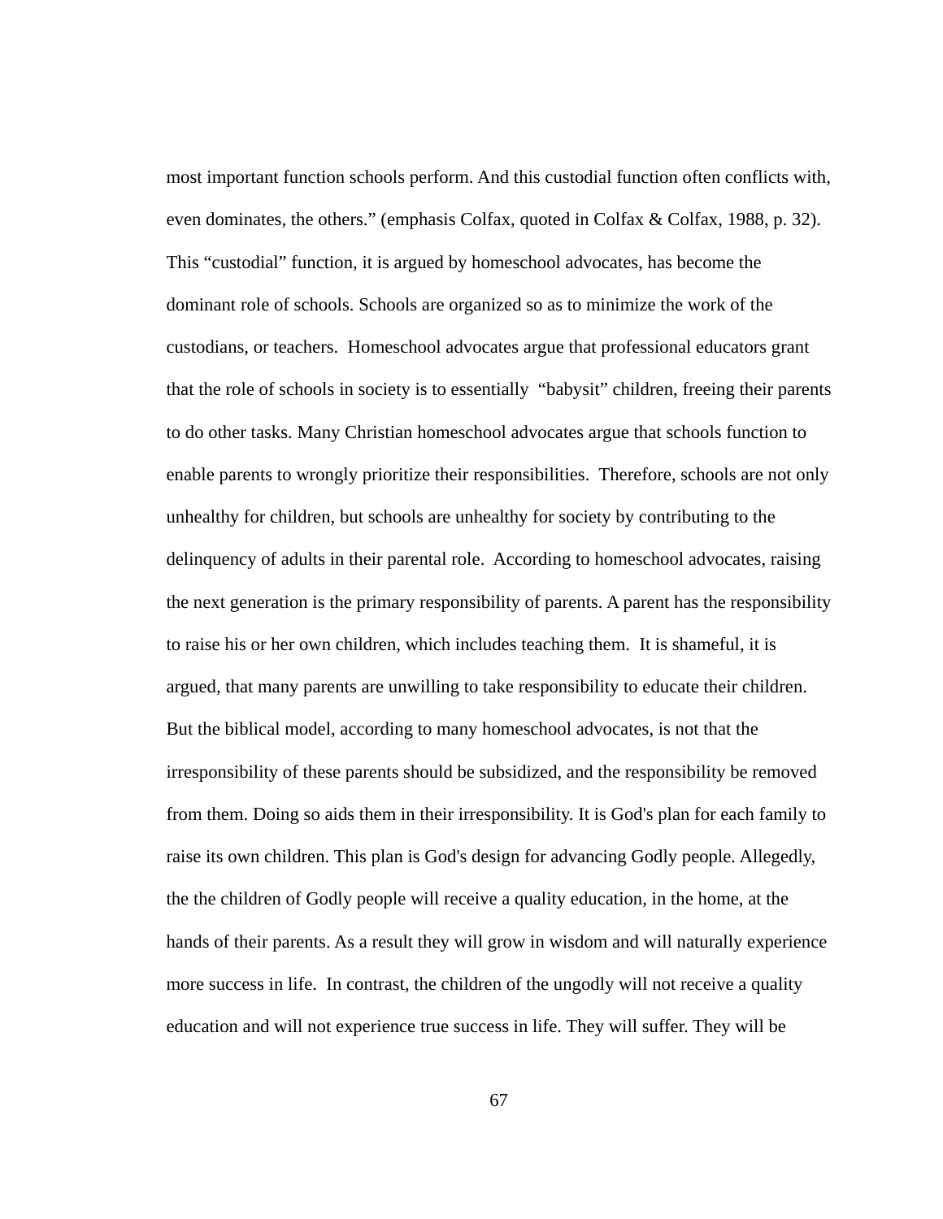most important function schools perform. And this custodial function often conflicts with, even dominates, the others." (emphasis Colfax, quoted in Colfax & Colfax, 1988, p. 32). This "custodial" function, it is argued by homeschool advocates, has become the dominant role of schools. Schools are organized so as to minimize the work of the custodians, or teachers. Homeschool advocates argue that professional educators grant that the role of schools in society is to essentially "babysit" children, freeing their parents to do other tasks. Many Christian homeschool advocates argue that schools function to enable parents to wrongly prioritize their responsibilities. Therefore, schools are not only unhealthy for children, but schools are unhealthy for society by contributing to the delinquency of adults in their parental role. According to homeschool advocates, raising the next generation is the primary responsibility of parents. A parent has the responsibility to raise his or her own children, which includes teaching them. It is shameful, it is argued, that many parents are unwilling to take responsibility to educate their children. But the biblical model, according to many homeschool advocates, is not that the irresponsibility of these parents should be subsidized, and the responsibility be removed from them. Doing so aids them in their irresponsibility. It is God's plan for each family to raise its own children. This plan is God's design for advancing Godly people. Allegedly, the the children of Godly people will receive a quality education, in the home, at the hands of their parents. As a result they will grow in wisdom and will naturally experience more success in life. In contrast, the children of the ungodly will not receive a quality education and will not experience true success in life. They will suffer. They will be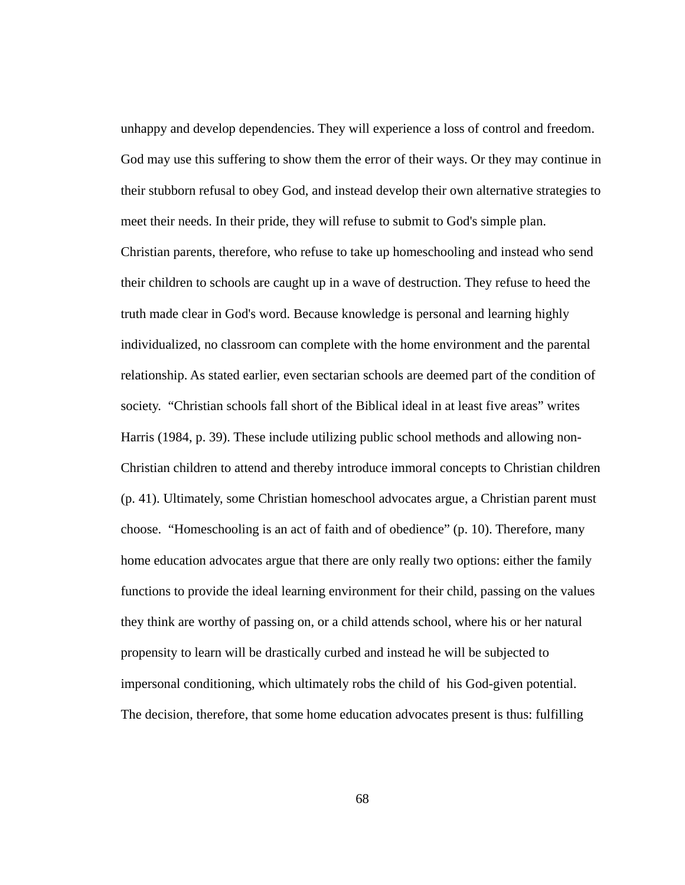unhappy and develop dependencies. They will experience a loss of control and freedom. God may use this suffering to show them the error of their ways. Or they may continue in their stubborn refusal to obey God, and instead develop their own alternative strategies to meet their needs. In their pride, they will refuse to submit to God's simple plan.

Christian parents, therefore, who refuse to take up homeschooling and instead who send their children to schools are caught up in a wave of destruction. They refuse to heed the truth made clear in God's word. Because knowledge is personal and learning highly individualized, no classroom can complete with the home environment and the parental relationship. As stated earlier, even sectarian schools are deemed part of the condition of society. "Christian schools fall short of the Biblical ideal in at least five areas" writes Harris (1984, p. 39). These include utilizing public school methods and allowing non-Christian children to attend and thereby introduce immoral concepts to Christian children (p. 41). Ultimately, some Christian homeschool advocates argue, a Christian parent must choose. "Homeschooling is an act of faith and of obedience" (p. 10). Therefore, many home education advocates argue that there are only really two options: either the family functions to provide the ideal learning environment for their child, passing on the values they think are worthy of passing on, or a child attends school, where his or her natural propensity to learn will be drastically curbed and instead he will be subjected to impersonal conditioning, which ultimately robs the child of his God-given potential. The decision, therefore, that some home education advocates present is thus: fulfilling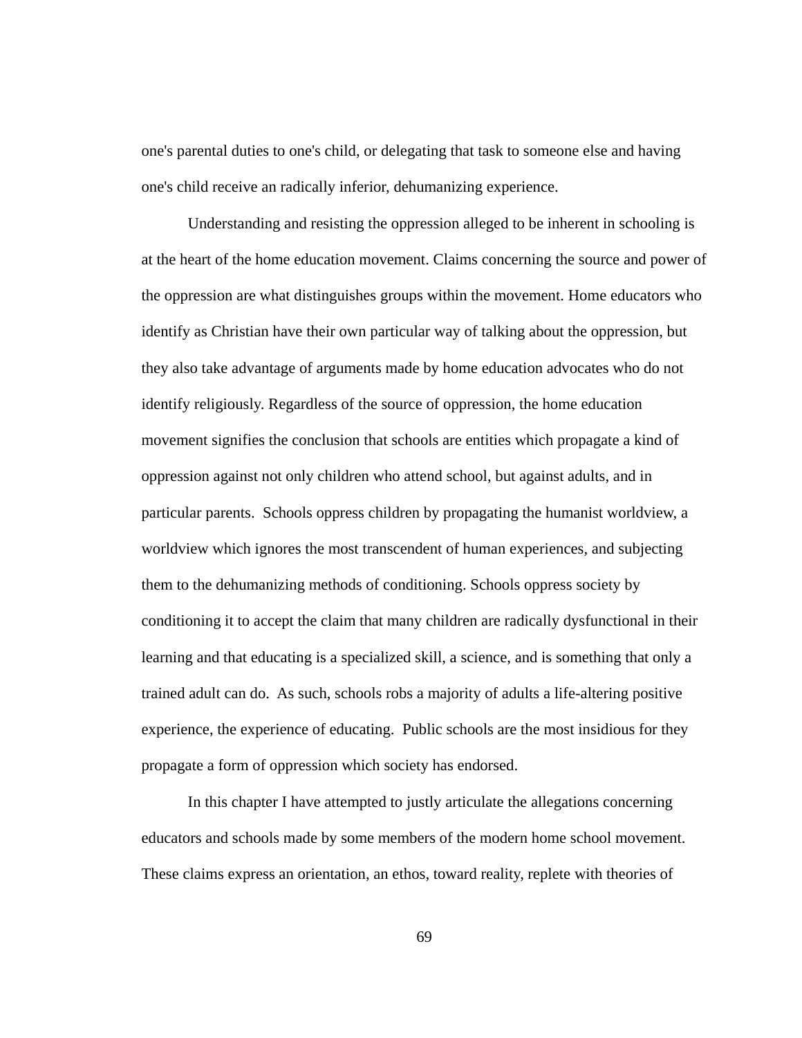one's parental duties to one's child, or delegating that task to someone else and having one's child receive an radically inferior, dehumanizing experience.

Understanding and resisting the oppression alleged to be inherent in schooling is at the heart of the home education movement. Claims concerning the source and power of the oppression are what distinguishes groups within the movement. Home educators who identify as Christian have their own particular way of talking about the oppression, but they also take advantage of arguments made by home education advocates who do not identify religiously. Regardless of the source of oppression, the home education movement signifies the conclusion that schools are entities which propagate a kind of oppression against not only children who attend school, but against adults, and in particular parents.  Schools oppress children by propagating the humanist worldview, a worldview which ignores the most transcendent of human experiences, and subjecting them to the dehumanizing methods of conditioning. Schools oppress society by conditioning it to accept the claim that many children are radically dysfunctional in their learning and that educating is a specialized skill, a science, and is something that only a trained adult can do.  As such, schools robs a majority of adults a life-altering positive experience, the experience of educating.  Public schools are the most insidious for they propagate a form of oppression which society has endorsed.

In this chapter I have attempted to justly articulate the allegations concerning educators and schools made by some members of the modern home school movement. These claims express an orientation, an ethos, toward reality, replete with theories of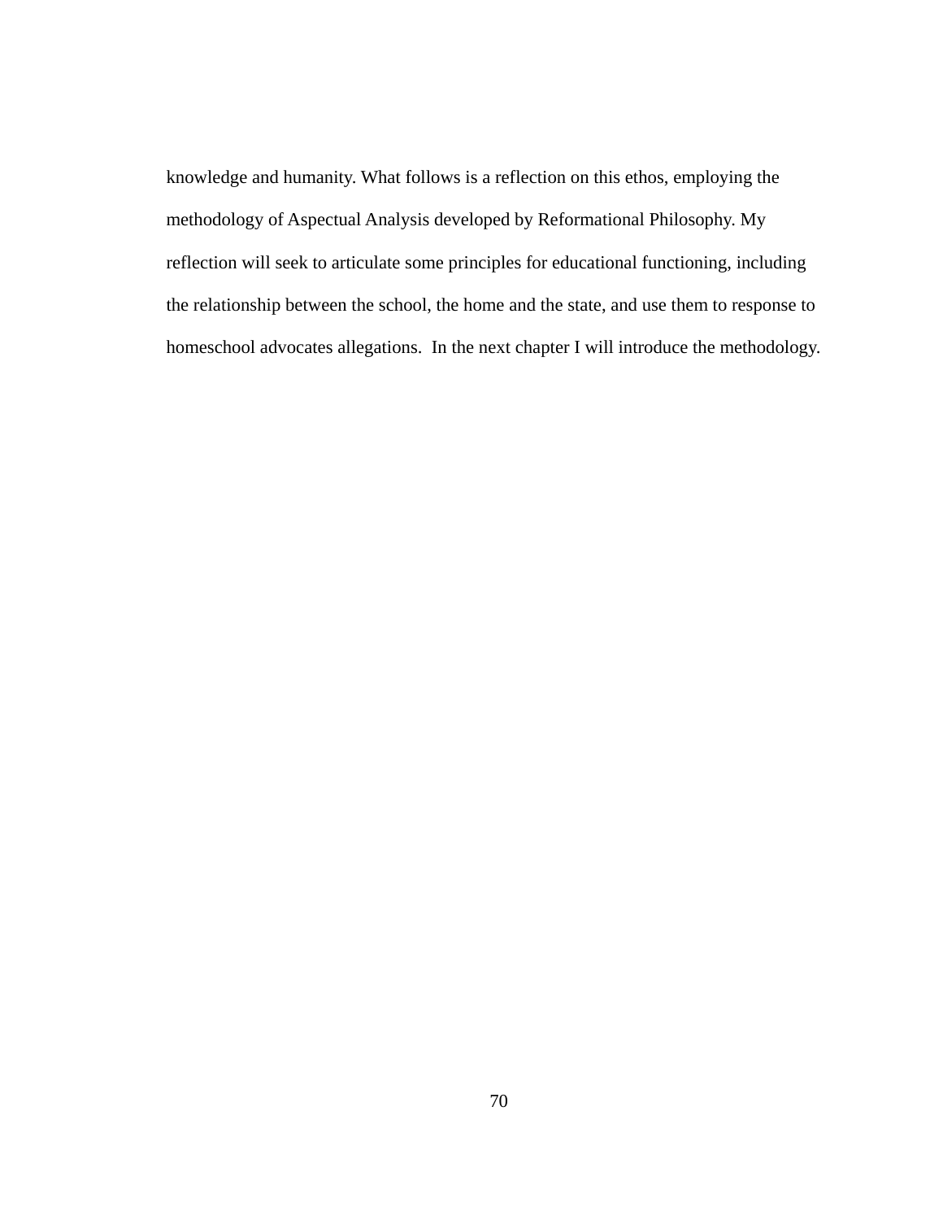knowledge and humanity. What follows is a reflection on this ethos, employing the methodology of Aspectual Analysis developed by Reformational Philosophy. My reflection will seek to articulate some principles for educational functioning, including the relationship between the school, the home and the state, and use them to response to homeschool advocates allegations. In the next chapter I will introduce the methodology.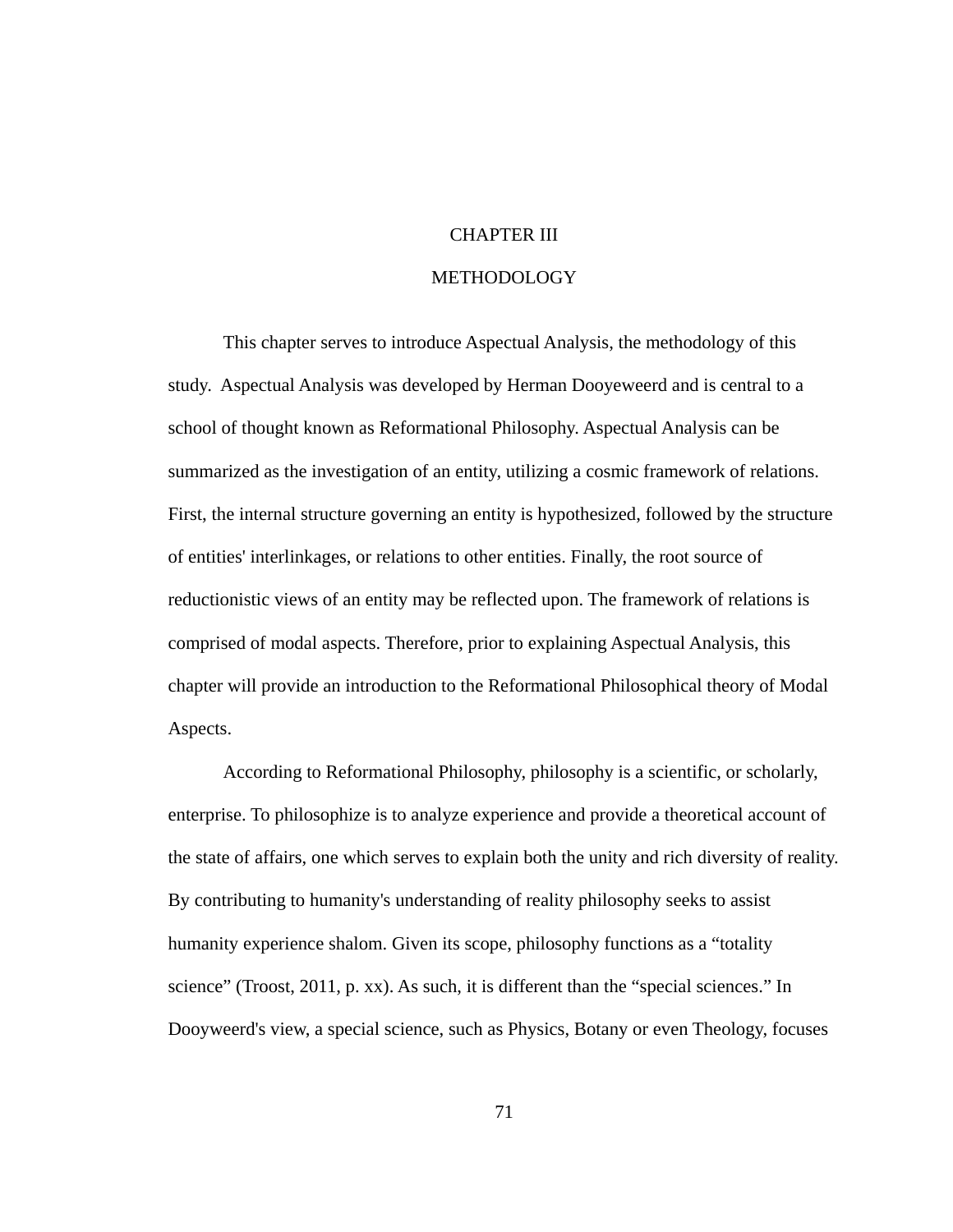# CHAPTER III

# METHODOLOGY

This chapter serves to introduce Aspectual Analysis, the methodology of this study. Aspectual Analysis was developed by Herman Dooyeweerd and is central to a school of thought known as Reformational Philosophy. Aspectual Analysis can be summarized as the investigation of an entity, utilizing a cosmic framework of relations. First, the internal structure governing an entity is hypothesized, followed by the structure of entities' interlinkages, or relations to other entities. Finally, the root source of reductionistic views of an entity may be reflected upon. The framework of relations is comprised of modal aspects. Therefore, prior to explaining Aspectual Analysis, this chapter will provide an introduction to the Reformational Philosophical theory of Modal Aspects.

According to Reformational Philosophy, philosophy is a scientific, or scholarly, enterprise. To philosophize is to analyze experience and provide a theoretical account of the state of affairs, one which serves to explain both the unity and rich diversity of reality. By contributing to humanity's understanding of reality philosophy seeks to assist humanity experience shalom. Given its scope, philosophy functions as a "totality science" (Troost, 2011, p. xx). As such, it is different than the "special sciences." In Dooyweerd's view, a special science, such as Physics, Botany or even Theology, focuses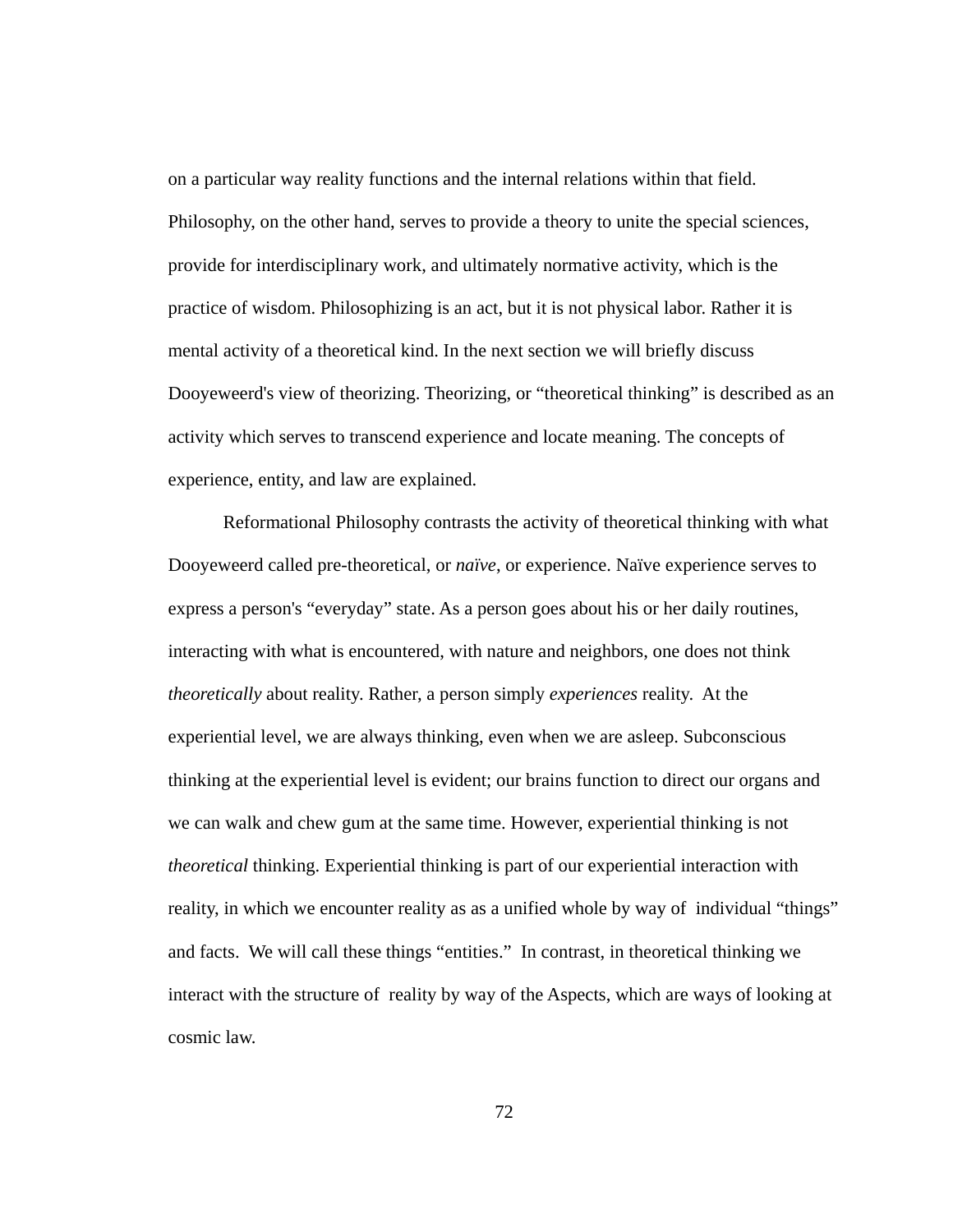on a particular way reality functions and the internal relations within that field. Philosophy, on the other hand, serves to provide a theory to unite the special sciences, provide for interdisciplinary work, and ultimately normative activity, which is the practice of wisdom. Philosophizing is an act, but it is not physical labor. Rather it is mental activity of a theoretical kind. In the next section we will briefly discuss Dooyeweerd's view of theorizing. Theorizing, or “theoretical thinking” is described as an activity which serves to transcend experience and locate meaning. The concepts of experience, entity, and law are explained.

Reformational Philosophy contrasts the activity of theoretical thinking with what Dooyeweerd called pre-theoretical, or *naïve*, or experience. Naïve experience serves to express a person's “everyday” state. As a person goes about his or her daily routines, interacting with what is encountered, with nature and neighbors, one does not think *theoretically* about reality. Rather, a person simply *experiences* reality. At the experiential level, we are always thinking, even when we are asleep. Subconscious thinking at the experiential level is evident; our brains function to direct our organs and we can walk and chew gum at the same time. However, experiential thinking is not *theoretical* thinking. Experiential thinking is part of our experiential interaction with reality, in which we encounter reality as as a unified whole by way of individual “things” and facts. We will call these things “entities.” In contrast, in theoretical thinking we interact with the structure of reality by way of the Aspects, which are ways of looking at cosmic law.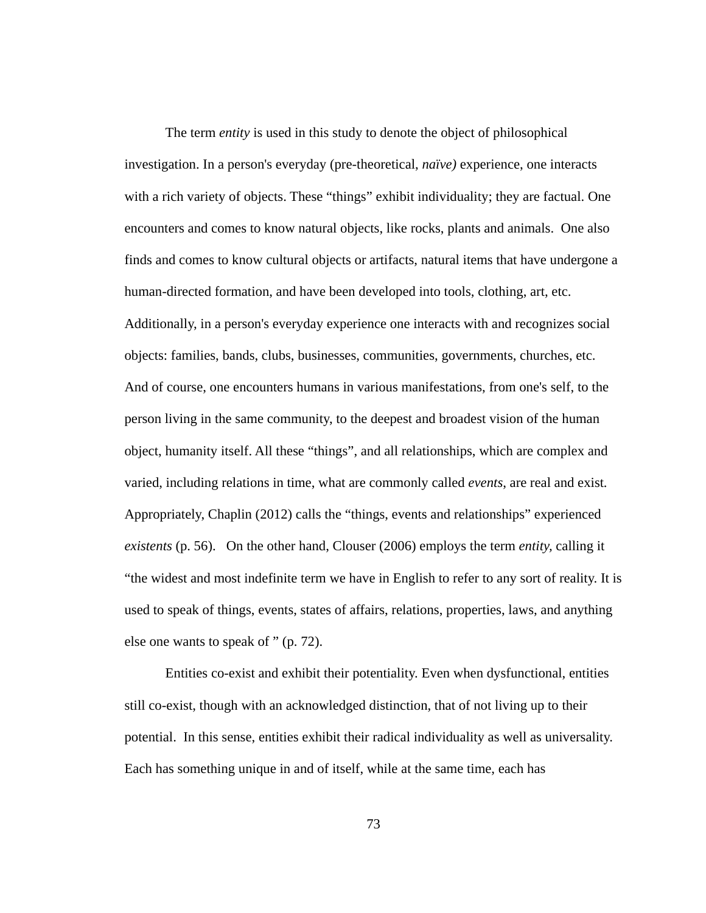The term *entity* is used in this study to denote the object of philosophical investigation. In a person's everyday (pre-theoretical, *naïve)* experience, one interacts with a rich variety of objects. These "things" exhibit individuality; they are factual. One encounters and comes to know natural objects, like rocks, plants and animals. One also finds and comes to know cultural objects or artifacts, natural items that have undergone a human-directed formation, and have been developed into tools, clothing, art, etc. Additionally, in a person's everyday experience one interacts with and recognizes social objects: families, bands, clubs, businesses, communities, governments, churches, etc. And of course, one encounters humans in various manifestations, from one's self, to the person living in the same community, to the deepest and broadest vision of the human object, humanity itself. All these "things", and all relationships, which are complex and varied, including relations in time, what are commonly called *events*, are real and exist. Appropriately, Chaplin (2012) calls the "things, events and relationships" experienced *existents* (p. 56). On the other hand, Clouser (2006) employs the term *entity,* calling it "the widest and most indefinite term we have in English to refer to any sort of reality. It is used to speak of things, events, states of affairs, relations, properties, laws, and anything else one wants to speak of " (p. 72).

Entities co-exist and exhibit their potentiality. Even when dysfunctional, entities still co-exist, though with an acknowledged distinction, that of not living up to their potential. In this sense, entities exhibit their radical individuality as well as universality. Each has something unique in and of itself, while at the same time, each has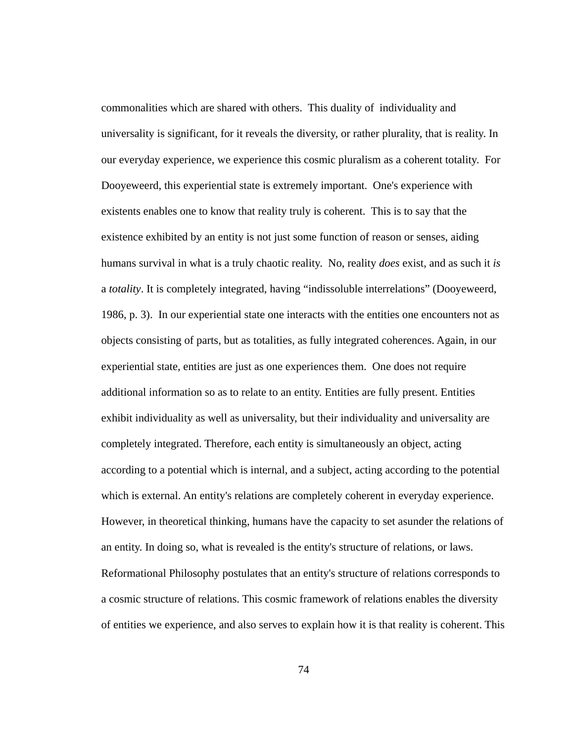commonalities which are shared with others. This duality of individuality and universality is significant, for it reveals the diversity, or rather plurality, that is reality. In our everyday experience, we experience this cosmic pluralism as a coherent totality. For Dooyeweerd, this experiential state is extremely important. One's experience with existents enables one to know that reality truly is coherent. This is to say that the existence exhibited by an entity is not just some function of reason or senses, aiding humans survival in what is a truly chaotic reality. No, reality *does* exist, and as such it *is* a *totality*. It is completely integrated, having "indissoluble interrelations" (Dooyeweerd, 1986, p. 3). In our experiential state one interacts with the entities one encounters not as objects consisting of parts, but as totalities, as fully integrated coherences. Again, in our experiential state, entities are just as one experiences them. One does not require additional information so as to relate to an entity. Entities are fully present. Entities exhibit individuality as well as universality, but their individuality and universality are completely integrated. Therefore, each entity is simultaneously an object, acting according to a potential which is internal, and a subject, acting according to the potential which is external. An entity's relations are completely coherent in everyday experience. However, in theoretical thinking, humans have the capacity to set asunder the relations of an entity. In doing so, what is revealed is the entity's structure of relations, or laws. Reformational Philosophy postulates that an entity's structure of relations corresponds to a cosmic structure of relations. This cosmic framework of relations enables the diversity of entities we experience, and also serves to explain how it is that reality is coherent. This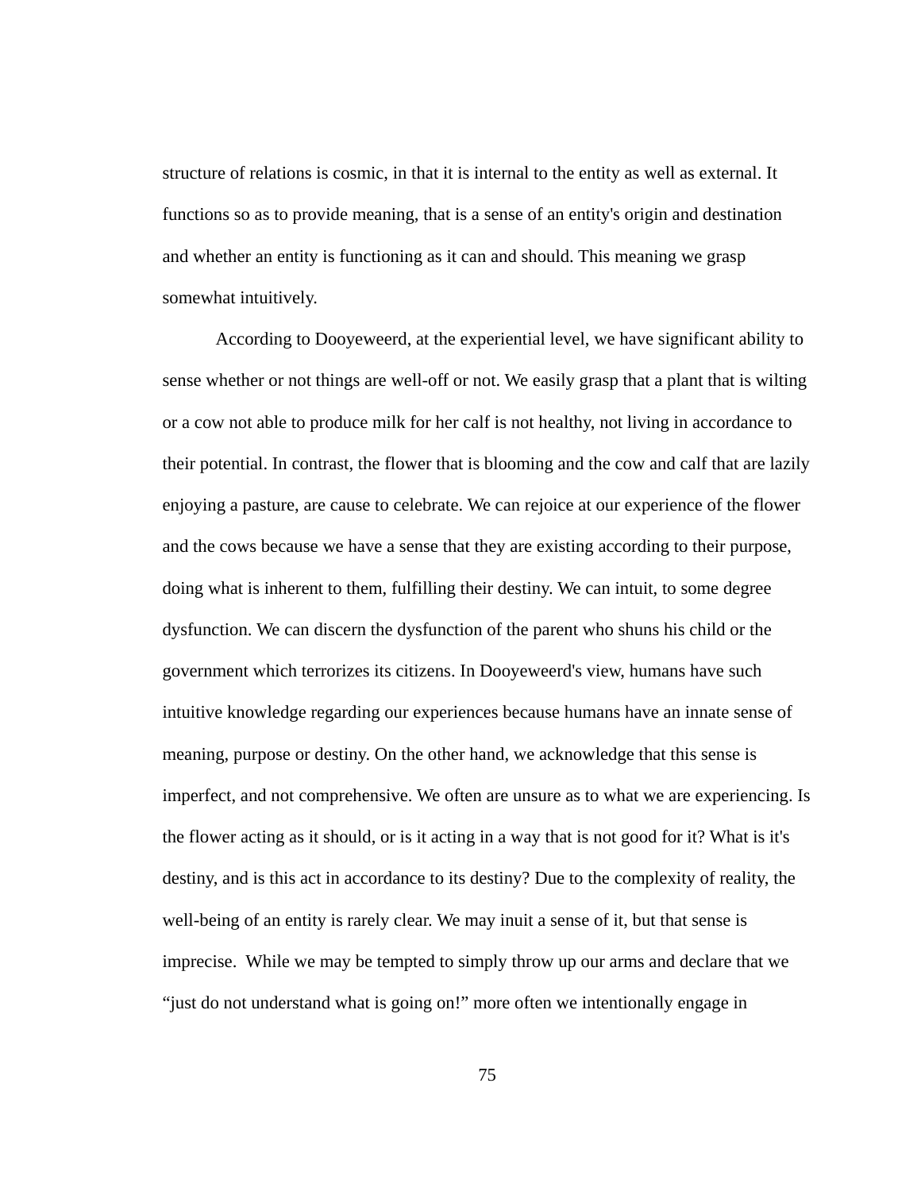structure of relations is cosmic, in that it is internal to the entity as well as external. It functions so as to provide meaning, that is a sense of an entity's origin and destination and whether an entity is functioning as it can and should. This meaning we grasp somewhat intuitively.

According to Dooyeweerd, at the experiential level, we have significant ability to sense whether or not things are well-off or not. We easily grasp that a plant that is wilting or a cow not able to produce milk for her calf is not healthy, not living in accordance to their potential. In contrast, the flower that is blooming and the cow and calf that are lazily enjoying a pasture, are cause to celebrate. We can rejoice at our experience of the flower and the cows because we have a sense that they are existing according to their purpose, doing what is inherent to them, fulfilling their destiny. We can intuit, to some degree dysfunction. We can discern the dysfunction of the parent who shuns his child or the government which terrorizes its citizens. In Dooyeweerd's view, humans have such intuitive knowledge regarding our experiences because humans have an innate sense of meaning, purpose or destiny. On the other hand, we acknowledge that this sense is imperfect, and not comprehensive. We often are unsure as to what we are experiencing. Is the flower acting as it should, or is it acting in a way that is not good for it? What is it's destiny, and is this act in accordance to its destiny? Due to the complexity of reality, the well-being of an entity is rarely clear. We may inuit a sense of it, but that sense is imprecise. While we may be tempted to simply throw up our arms and declare that we "just do not understand what is going on!" more often we intentionally engage in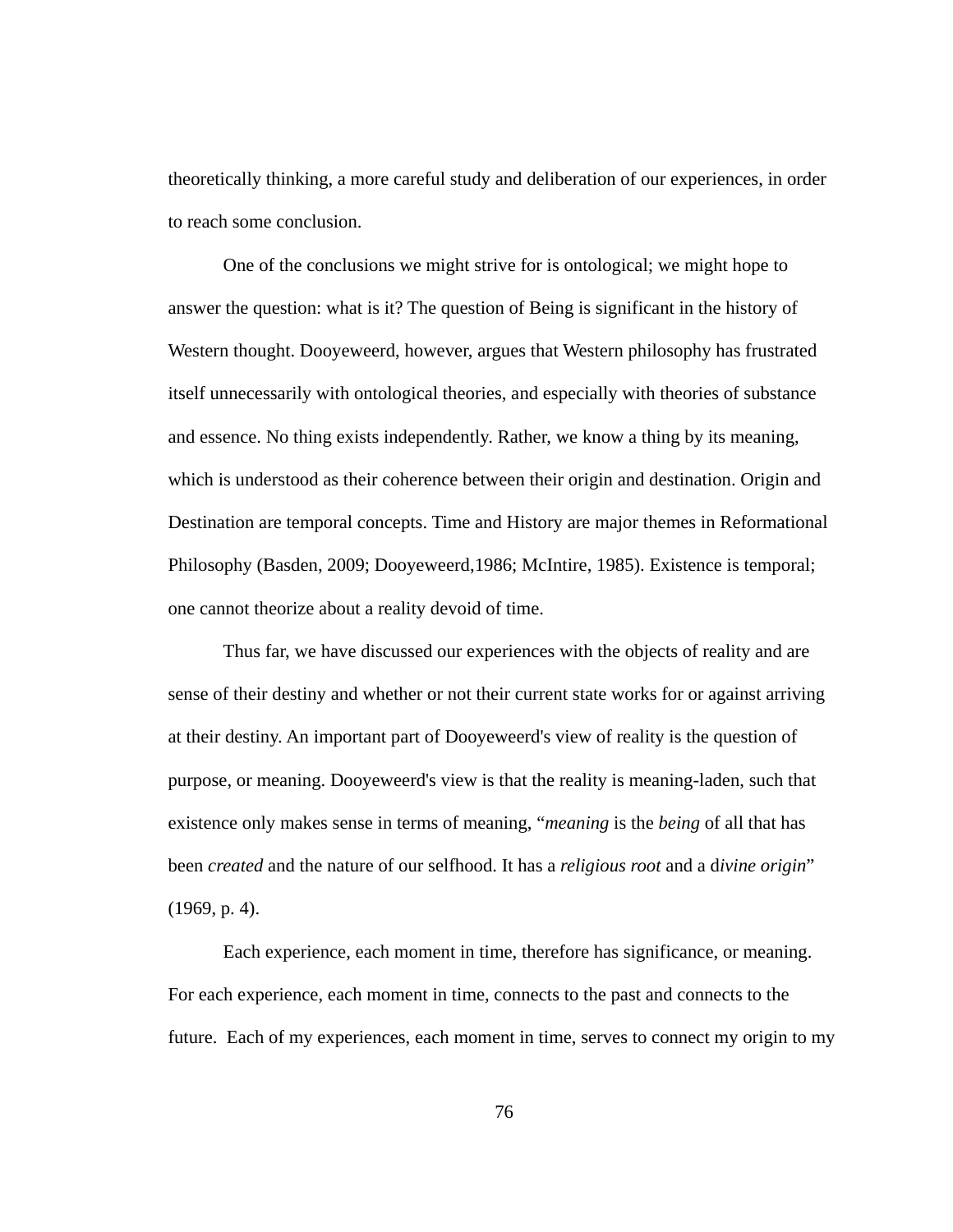theoretically thinking, a more careful study and deliberation of our experiences, in order to reach some conclusion.

One of the conclusions we might strive for is ontological; we might hope to answer the question: what is it? The question of Being is significant in the history of Western thought. Dooyeweerd, however, argues that Western philosophy has frustrated itself unnecessarily with ontological theories, and especially with theories of substance and essence. No thing exists independently. Rather, we know a thing by its meaning, which is understood as their coherence between their origin and destination. Origin and Destination are temporal concepts. Time and History are major themes in Reformational Philosophy (Basden, 2009; Dooyeweerd,1986; McIntire, 1985). Existence is temporal; one cannot theorize about a reality devoid of time.

Thus far, we have discussed our experiences with the objects of reality and are sense of their destiny and whether or not their current state works for or against arriving at their destiny. An important part of Dooyeweerd's view of reality is the question of purpose, or meaning. Dooyeweerd's view is that the reality is meaning-laden, such that existence only makes sense in terms of meaning, "*meaning* is the *being* of all that has been *created* and the nature of our selfhood. It has a *religious root* and a d*ivine origin*" (1969, p. 4).

Each experience, each moment in time, therefore has significance, or meaning. For each experience, each moment in time, connects to the past and connects to the future. Each of my experiences, each moment in time, serves to connect my origin to my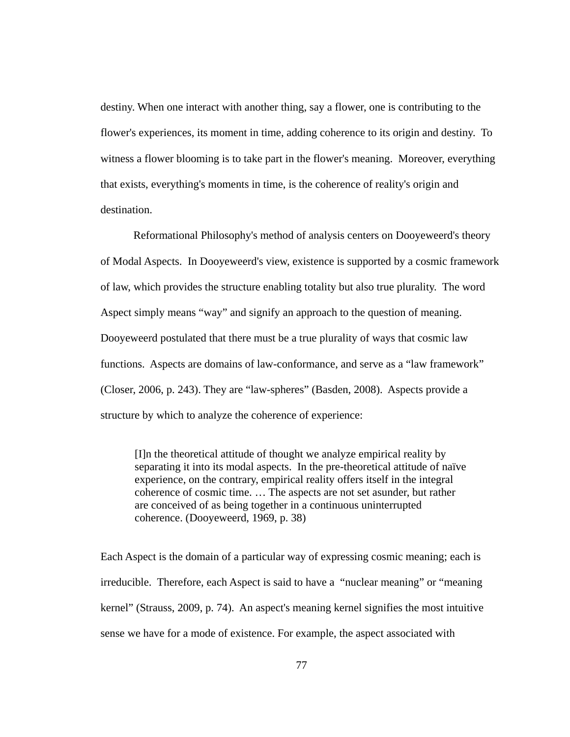destiny. When one interact with another thing, say a flower, one is contributing to the flower's experiences, its moment in time, adding coherence to its origin and destiny. To witness a flower blooming is to take part in the flower's meaning. Moreover, everything that exists, everything's moments in time, is the coherence of reality's origin and destination.

Reformational Philosophy's method of analysis centers on Dooyeweerd's theory of Modal Aspects. In Dooyeweerd's view, existence is supported by a cosmic framework of law, which provides the structure enabling totality but also true plurality. The word Aspect simply means "way" and signify an approach to the question of meaning. Dooyeweerd postulated that there must be a true plurality of ways that cosmic law functions. Aspects are domains of law-conformance, and serve as a "law framework" (Closer, 2006, p. 243). They are "law-spheres" (Basden, 2008). Aspects provide a structure by which to analyze the coherence of experience:

> [I]n the theoretical attitude of thought we analyze empirical reality by separating it into its modal aspects. In the pre-theoretical attitude of naïve experience, on the contrary, empirical reality offers itself in the integral coherence of cosmic time. … The aspects are not set asunder, but rather are conceived of as being together in a continuous uninterrupted coherence. (Dooyeweerd, 1969, p. 38)

Each Aspect is the domain of a particular way of expressing cosmic meaning; each is irreducible. Therefore, each Aspect is said to have a "nuclear meaning" or "meaning kernel" (Strauss, 2009, p. 74). An aspect's meaning kernel signifies the most intuitive sense we have for a mode of existence. For example, the aspect associated with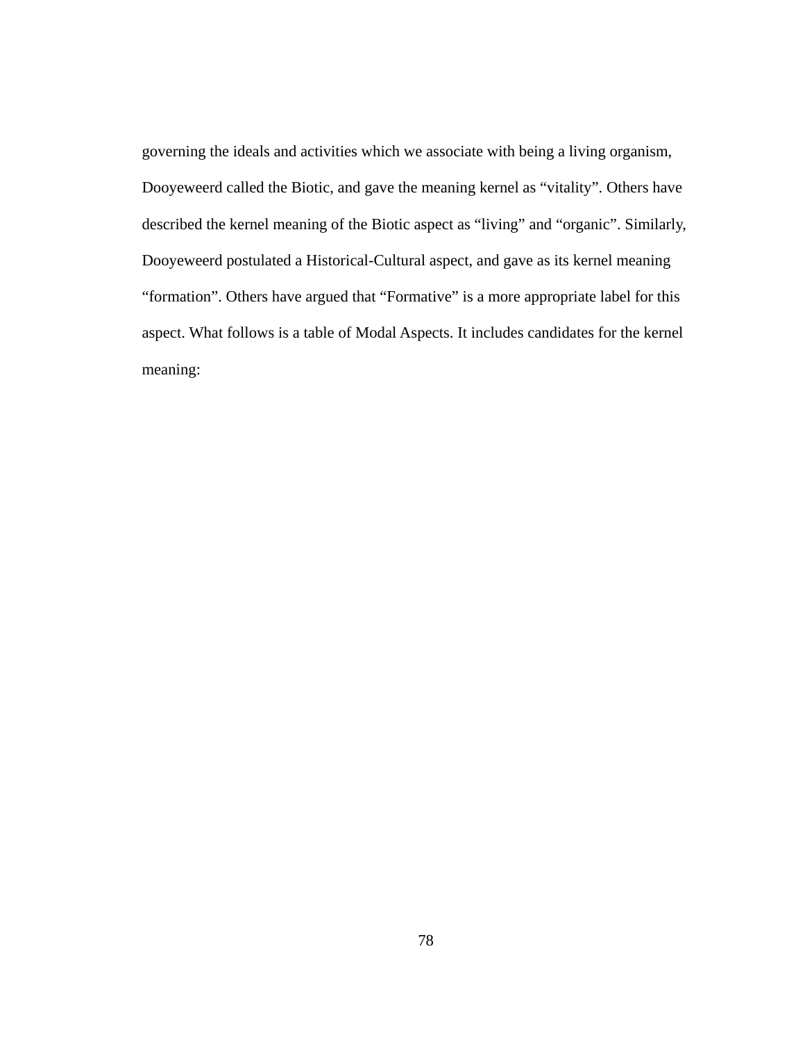governing the ideals and activities which we associate with being a living organism, Dooyeweerd called the Biotic, and gave the meaning kernel as “vitality”. Others have described the kernel meaning of the Biotic aspect as “living” and “organic”. Similarly, Dooyeweerd postulated a Historical-Cultural aspect, and gave as its kernel meaning “formation”. Others have argued that “Formative” is a more appropriate label for this aspect. What follows is a table of Modal Aspects. It includes candidates for the kernel meaning: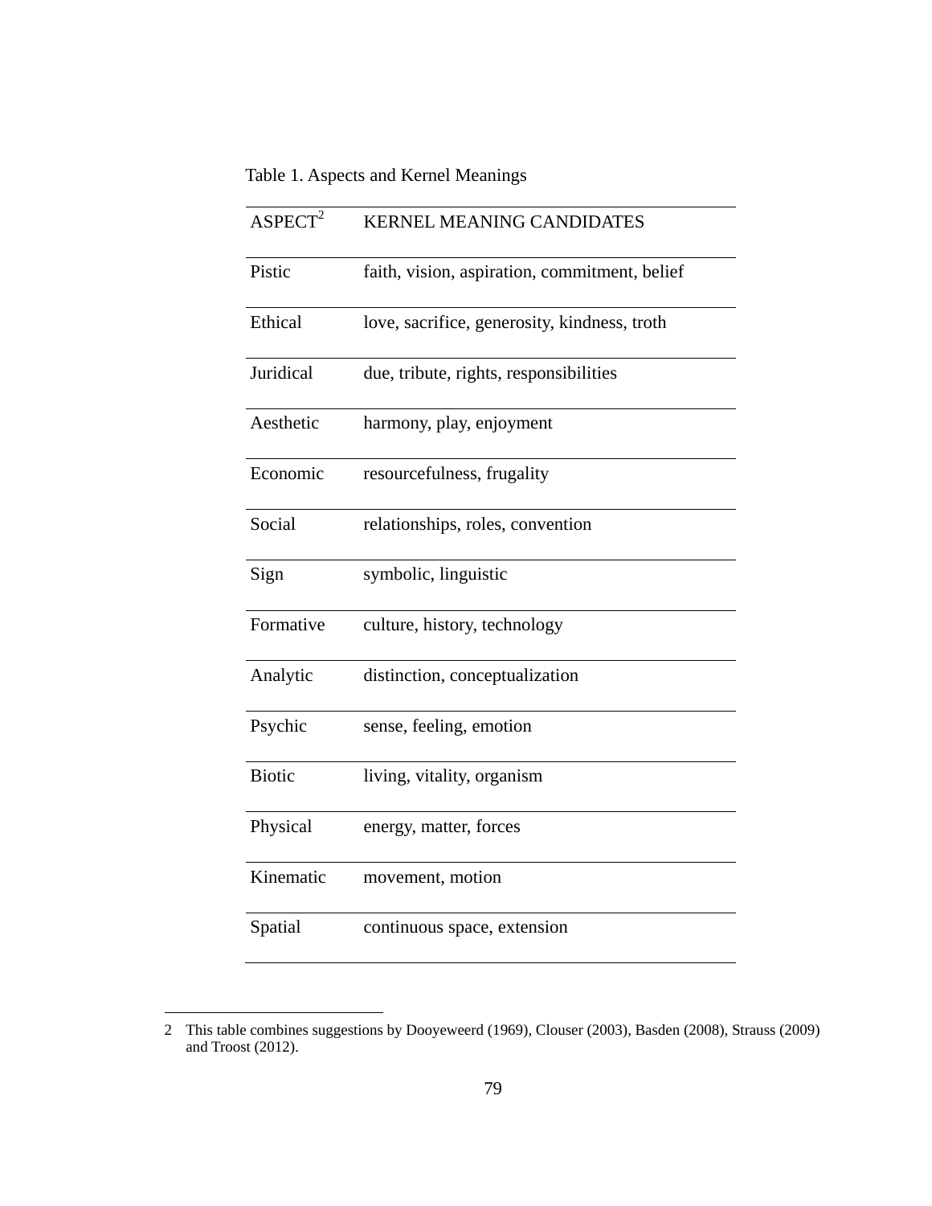Table 1. Aspects and Kernel Meanings

| ASPECT[2] | KERNEL MEANING CANDIDATES |
|---|---|
| Pistic | faith, vision, aspiration, commitment, belief |
| Ethical | love, sacrifice, generosity, kindness, troth |
| Juridical | due, tribute, rights, responsibilities |
| Aesthetic | harmony, play, enjoyment |
| Economic | resourcefulness, frugality |
| Social | relationships, roles, convention |
| Sign | symbolic, linguistic |
| Formative | culture, history, technology |
| Analytic | distinction, conceptualization |
| Psychic | sense, feeling, emotion |
| Biotic | living, vitality, organism |
| Physical | energy, matter, forces |
| Kinematic | movement, motion |
| Spatial | continuous space, extension |

2 This table combines suggestions by Dooyeweerd (1969), Clouser (2003), Basden (2008), Strauss (2009) and Troost (2012).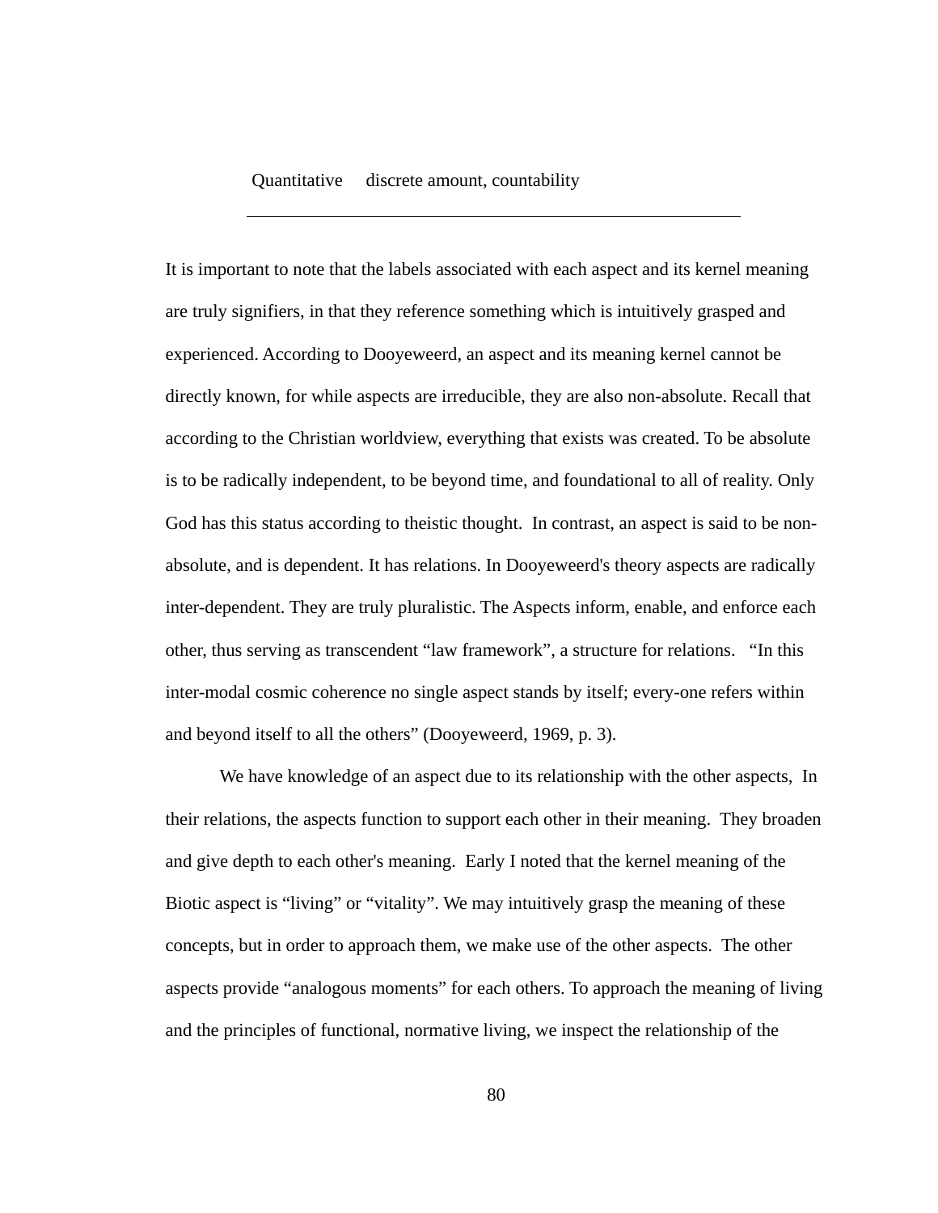| Quantitative | discrete amount, countability |
|---|---|

It is important to note that the labels associated with each aspect and its kernel meaning are truly signifiers, in that they reference something which is intuitively grasped and experienced. According to Dooyeweerd, an aspect and its meaning kernel cannot be directly known, for while aspects are irreducible, they are also non-absolute. Recall that according to the Christian worldview, everything that exists was created. To be absolute is to be radically independent, to be beyond time, and foundational to all of reality. Only God has this status according to theistic thought. In contrast, an aspect is said to be non-absolute, and is dependent. It has relations. In Dooyeweerd's theory aspects are radically inter-dependent. They are truly pluralistic. The Aspects inform, enable, and enforce each other, thus serving as transcendent "law framework", a structure for relations. "In this inter-modal cosmic coherence no single aspect stands by itself; every-one refers within and beyond itself to all the others" (Dooyeweerd, 1969, p. 3).

We have knowledge of an aspect due to its relationship with the other aspects, In their relations, the aspects function to support each other in their meaning. They broaden and give depth to each other's meaning. Early I noted that the kernel meaning of the Biotic aspect is "living" or "vitality". We may intuitively grasp the meaning of these concepts, but in order to approach them, we make use of the other aspects. The other aspects provide "analogous moments" for each others. To approach the meaning of living and the principles of functional, normative living, we inspect the relationship of the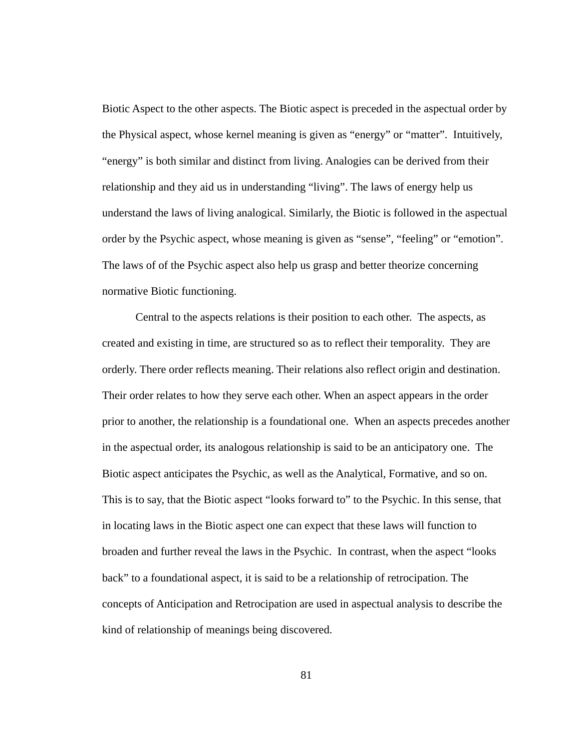Biotic Aspect to the other aspects. The Biotic aspect is preceded in the aspectual order by the Physical aspect, whose kernel meaning is given as “energy” or “matter”. Intuitively, “energy” is both similar and distinct from living. Analogies can be derived from their relationship and they aid us in understanding “living”. The laws of energy help us understand the laws of living analogical. Similarly, the Biotic is followed in the aspectual order by the Psychic aspect, whose meaning is given as “sense”, “feeling” or “emotion”. The laws of of the Psychic aspect also help us grasp and better theorize concerning normative Biotic functioning.

Central to the aspects relations is their position to each other. The aspects, as created and existing in time, are structured so as to reflect their temporality. They are orderly. There order reflects meaning. Their relations also reflect origin and destination. Their order relates to how they serve each other. When an aspect appears in the order prior to another, the relationship is a foundational one. When an aspects precedes another in the aspectual order, its analogous relationship is said to be an anticipatory one. The Biotic aspect anticipates the Psychic, as well as the Analytical, Formative, and so on. This is to say, that the Biotic aspect “looks forward to” to the Psychic. In this sense, that in locating laws in the Biotic aspect one can expect that these laws will function to broaden and further reveal the laws in the Psychic. In contrast, when the aspect “looks back” to a foundational aspect, it is said to be a relationship of retrocipation. The concepts of Anticipation and Retrocipation are used in aspectual analysis to describe the kind of relationship of meanings being discovered.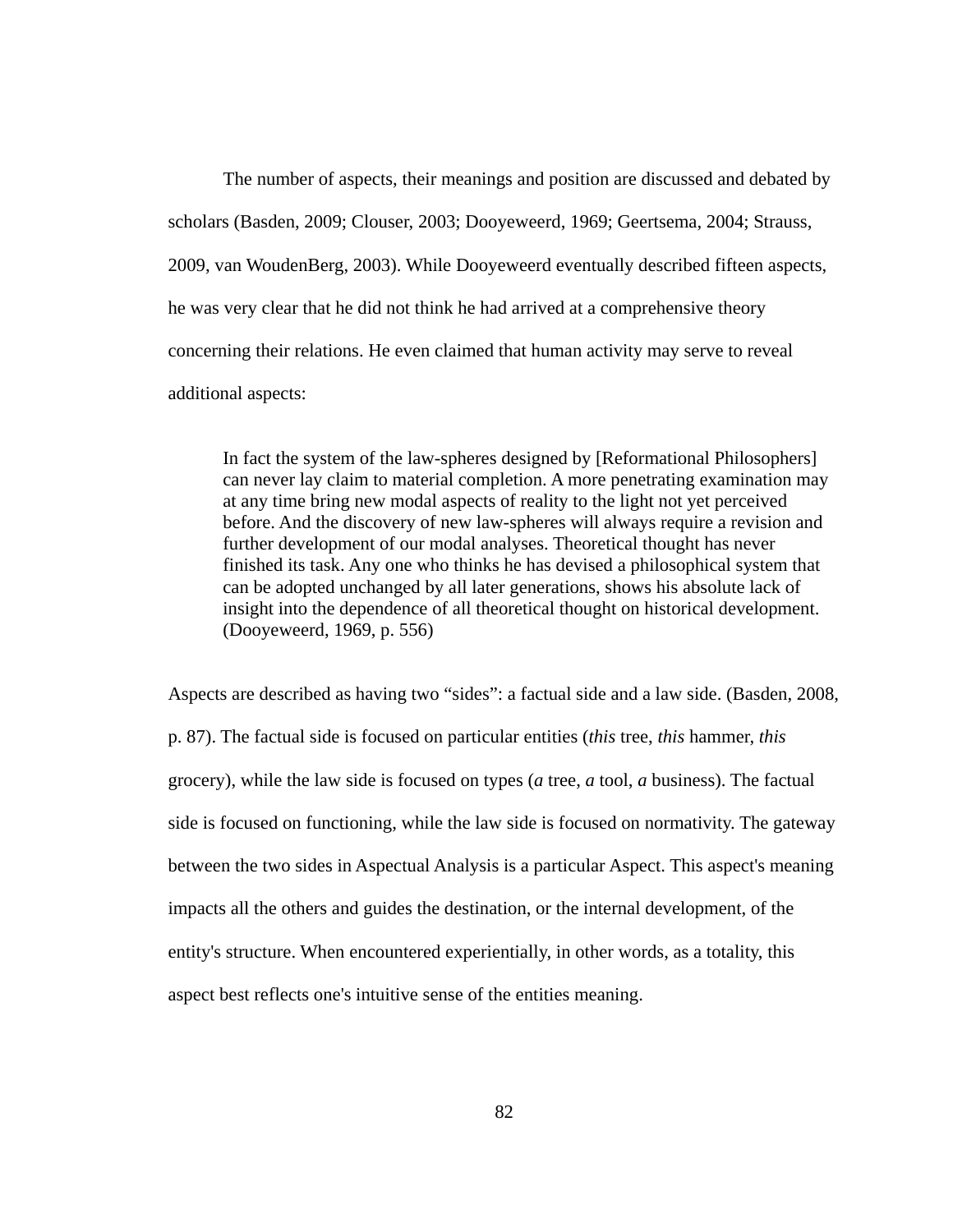The number of aspects, their meanings and position are discussed and debated by scholars (Basden, 2009; Clouser, 2003; Dooyeweerd, 1969; Geertsema, 2004; Strauss, 2009, van WoudenBerg, 2003). While Dooyeweerd eventually described fifteen aspects, he was very clear that he did not think he had arrived at a comprehensive theory concerning their relations. He even claimed that human activity may serve to reveal additional aspects:

> In fact the system of the law-spheres designed by [Reformational Philosophers] can never lay claim to material completion. A more penetrating examination may at any time bring new modal aspects of reality to the light not yet perceived before. And the discovery of new law-spheres will always require a revision and further development of our modal analyses. Theoretical thought has never finished its task. Any one who thinks he has devised a philosophical system that can be adopted unchanged by all later generations, shows his absolute lack of insight into the dependence of all theoretical thought on historical development. (Dooyeweerd, 1969, p. 556)

Aspects are described as having two "sides": a factual side and a law side. (Basden, 2008, p. 87). The factual side is focused on particular entities (*this* tree, *this* hammer, *this* grocery), while the law side is focused on types (*a* tree, *a* tool, *a* business). The factual side is focused on functioning, while the law side is focused on normativity. The gateway between the two sides in Aspectual Analysis is a particular Aspect. This aspect's meaning impacts all the others and guides the destination, or the internal development, of the entity's structure. When encountered experientially, in other words, as a totality, this aspect best reflects one's intuitive sense of the entities meaning.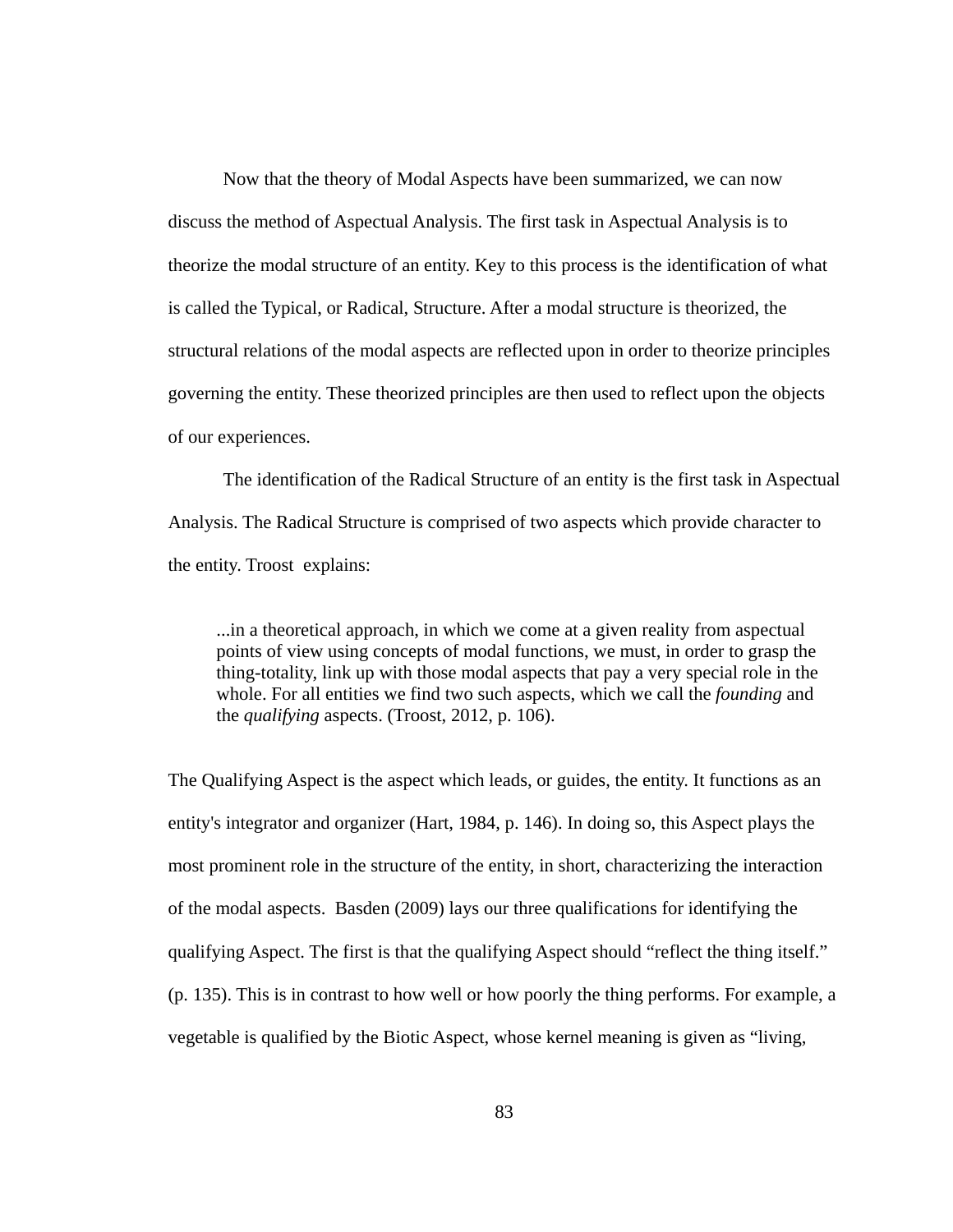Now that the theory of Modal Aspects have been summarized, we can now discuss the method of Aspectual Analysis. The first task in Aspectual Analysis is to theorize the modal structure of an entity. Key to this process is the identification of what is called the Typical, or Radical, Structure. After a modal structure is theorized, the structural relations of the modal aspects are reflected upon in order to theorize principles governing the entity. These theorized principles are then used to reflect upon the objects of our experiences.

The identification of the Radical Structure of an entity is the first task in Aspectual Analysis. The Radical Structure is comprised of two aspects which provide character to the entity. Troost explains:

> ...in a theoretical approach, in which we come at a given reality from aspectual points of view using concepts of modal functions, we must, in order to grasp the thing-totality, link up with those modal aspects that pay a very special role in the whole. For all entities we find two such aspects, which we call the *founding* and the *qualifying* aspects. (Troost, 2012, p. 106).

The Qualifying Aspect is the aspect which leads, or guides, the entity. It functions as an entity's integrator and organizer (Hart, 1984, p. 146). In doing so, this Aspect plays the most prominent role in the structure of the entity, in short, characterizing the interaction of the modal aspects. Basden (2009) lays our three qualifications for identifying the qualifying Aspect. The first is that the qualifying Aspect should "reflect the thing itself." (p. 135). This is in contrast to how well or how poorly the thing performs. For example, a vegetable is qualified by the Biotic Aspect, whose kernel meaning is given as "living,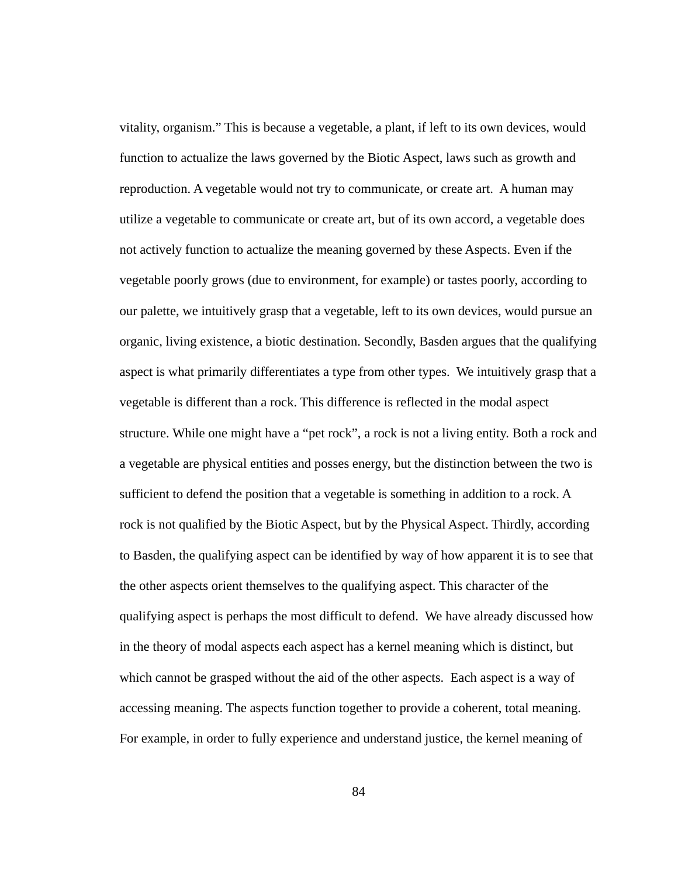vitality, organism." This is because a vegetable, a plant, if left to its own devices, would function to actualize the laws governed by the Biotic Aspect, laws such as growth and reproduction. A vegetable would not try to communicate, or create art. A human may utilize a vegetable to communicate or create art, but of its own accord, a vegetable does not actively function to actualize the meaning governed by these Aspects. Even if the vegetable poorly grows (due to environment, for example) or tastes poorly, according to our palette, we intuitively grasp that a vegetable, left to its own devices, would pursue an organic, living existence, a biotic destination. Secondly, Basden argues that the qualifying aspect is what primarily differentiates a type from other types. We intuitively grasp that a vegetable is different than a rock. This difference is reflected in the modal aspect structure. While one might have a "pet rock", a rock is not a living entity. Both a rock and a vegetable are physical entities and posses energy, but the distinction between the two is sufficient to defend the position that a vegetable is something in addition to a rock. A rock is not qualified by the Biotic Aspect, but by the Physical Aspect. Thirdly, according to Basden, the qualifying aspect can be identified by way of how apparent it is to see that the other aspects orient themselves to the qualifying aspect. This character of the qualifying aspect is perhaps the most difficult to defend. We have already discussed how in the theory of modal aspects each aspect has a kernel meaning which is distinct, but which cannot be grasped without the aid of the other aspects. Each aspect is a way of accessing meaning. The aspects function together to provide a coherent, total meaning. For example, in order to fully experience and understand justice, the kernel meaning of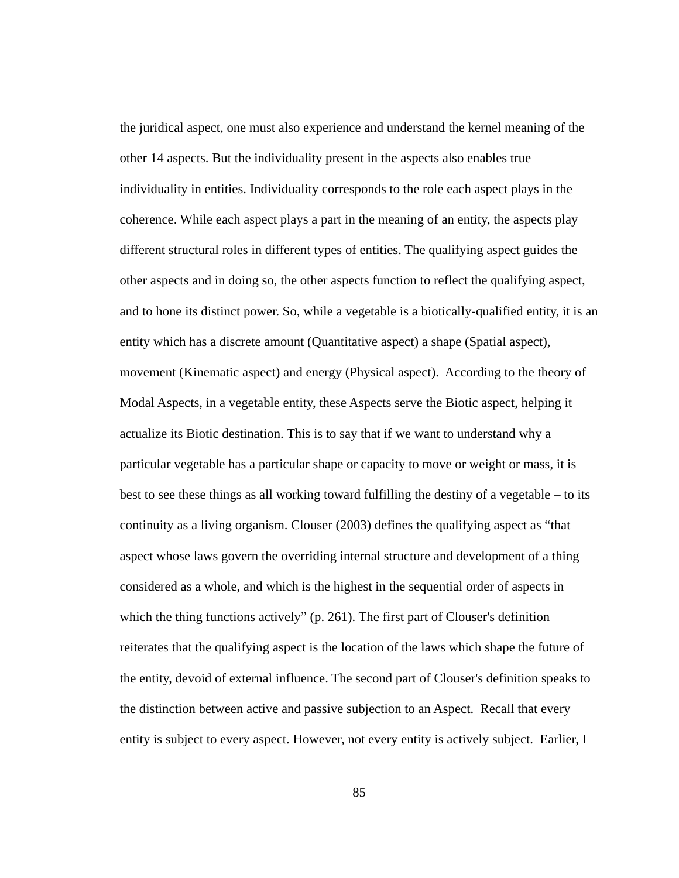the juridical aspect, one must also experience and understand the kernel meaning of the other 14 aspects. But the individuality present in the aspects also enables true individuality in entities. Individuality corresponds to the role each aspect plays in the coherence. While each aspect plays a part in the meaning of an entity, the aspects play different structural roles in different types of entities. The qualifying aspect guides the other aspects and in doing so, the other aspects function to reflect the qualifying aspect, and to hone its distinct power. So, while a vegetable is a biotically-qualified entity, it is an entity which has a discrete amount (Quantitative aspect) a shape (Spatial aspect), movement (Kinematic aspect) and energy (Physical aspect).  According to the theory of Modal Aspects, in a vegetable entity, these Aspects serve the Biotic aspect, helping it actualize its Biotic destination. This is to say that if we want to understand why a particular vegetable has a particular shape or capacity to move or weight or mass, it is best to see these things as all working toward fulfilling the destiny of a vegetable – to its continuity as a living organism. Clouser (2003) defines the qualifying aspect as “that aspect whose laws govern the overriding internal structure and development of a thing considered as a whole, and which is the highest in the sequential order of aspects in which the thing functions actively” (p. 261). The first part of Clouser's definition reiterates that the qualifying aspect is the location of the laws which shape the future of the entity, devoid of external influence. The second part of Clouser's definition speaks to the distinction between active and passive subjection to an Aspect.  Recall that every entity is subject to every aspect. However, not every entity is actively subject.  Earlier, I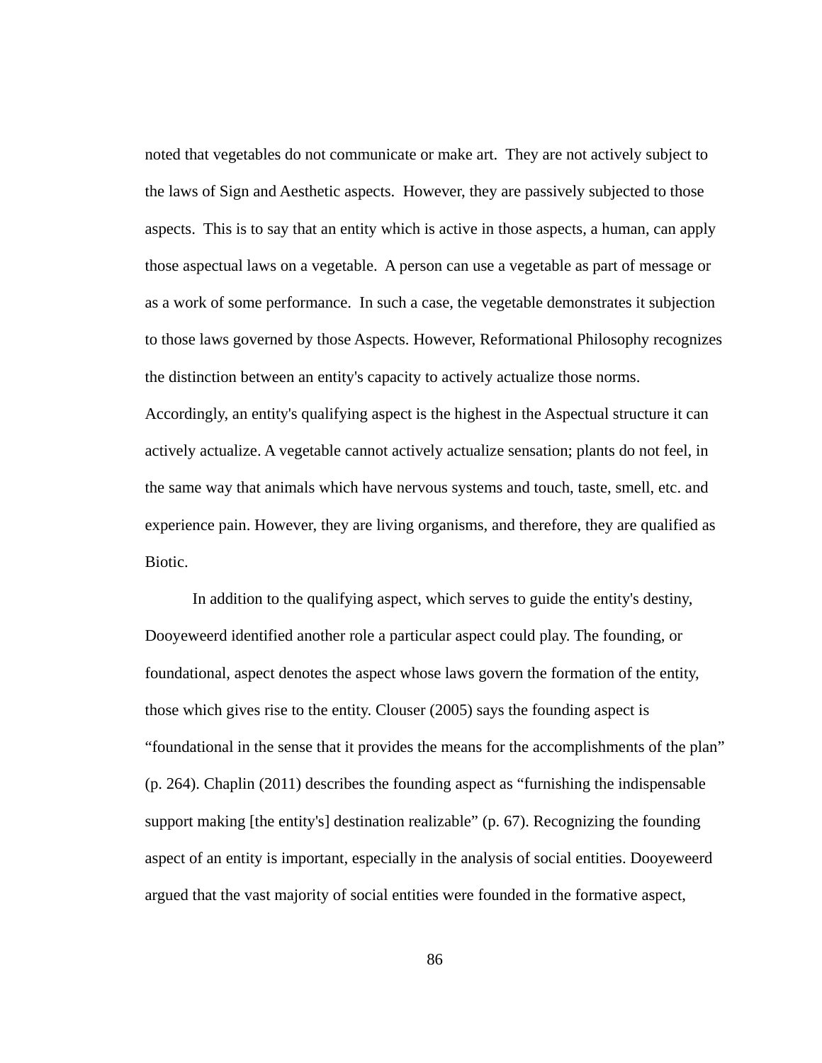noted that vegetables do not communicate or make art.  They are not actively subject to the laws of Sign and Aesthetic aspects.  However, they are passively subjected to those aspects.  This is to say that an entity which is active in those aspects, a human, can apply those aspectual laws on a vegetable.  A person can use a vegetable as part of message or as a work of some performance.  In such a case, the vegetable demonstrates it subjection to those laws governed by those Aspects. However, Reformational Philosophy recognizes the distinction between an entity's capacity to actively actualize those norms. Accordingly, an entity's qualifying aspect is the highest in the Aspectual structure it can actively actualize. A vegetable cannot actively actualize sensation; plants do not feel, in the same way that animals which have nervous systems and touch, taste, smell, etc. and experience pain. However, they are living organisms, and therefore, they are qualified as Biotic.

In addition to the qualifying aspect, which serves to guide the entity's destiny, Dooyeweerd identified another role a particular aspect could play. The founding, or foundational, aspect denotes the aspect whose laws govern the formation of the entity, those which gives rise to the entity. Clouser (2005) says the founding aspect is "foundational in the sense that it provides the means for the accomplishments of the plan" (p. 264). Chaplin (2011) describes the founding aspect as "furnishing the indispensable support making [the entity's] destination realizable" (p. 67). Recognizing the founding aspect of an entity is important, especially in the analysis of social entities. Dooyeweerd argued that the vast majority of social entities were founded in the formative aspect,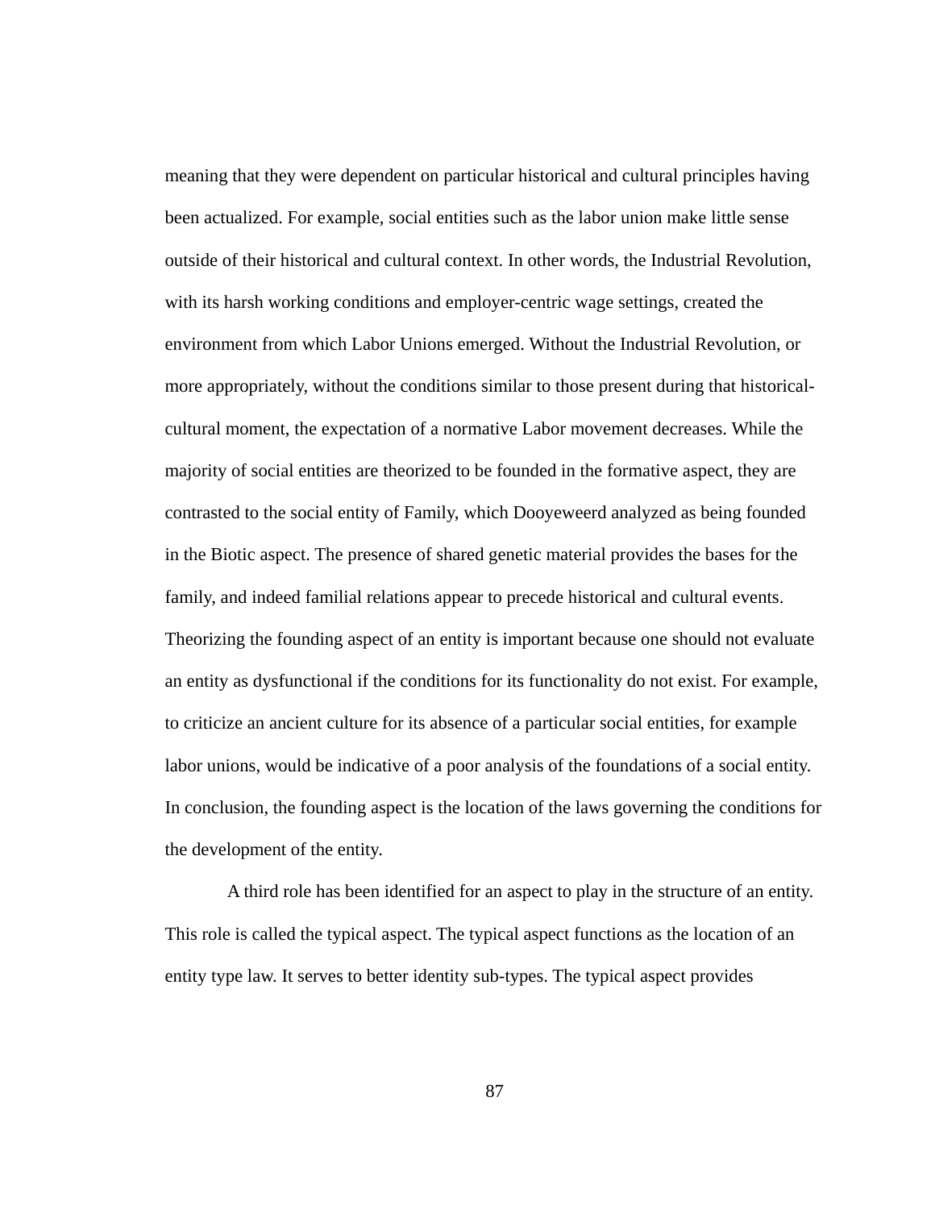meaning that they were dependent on particular historical and cultural principles having been actualized. For example, social entities such as the labor union make little sense outside of their historical and cultural context. In other words, the Industrial Revolution, with its harsh working conditions and employer-centric wage settings, created the environment from which Labor Unions emerged. Without the Industrial Revolution, or more appropriately, without the conditions similar to those present during that historical-cultural moment, the expectation of a normative Labor movement decreases. While the majority of social entities are theorized to be founded in the formative aspect, they are contrasted to the social entity of Family, which Dooyeweerd analyzed as being founded in the Biotic aspect. The presence of shared genetic material provides the bases for the family, and indeed familial relations appear to precede historical and cultural events. Theorizing the founding aspect of an entity is important because one should not evaluate an entity as dysfunctional if the conditions for its functionality do not exist. For example, to criticize an ancient culture for its absence of a particular social entities, for example labor unions, would be indicative of a poor analysis of the foundations of a social entity. In conclusion, the founding aspect is the location of the laws governing the conditions for the development of the entity.

A third role has been identified for an aspect to play in the structure of an entity. This role is called the typical aspect. The typical aspect functions as the location of an entity type law. It serves to better identity sub-types. The typical aspect provides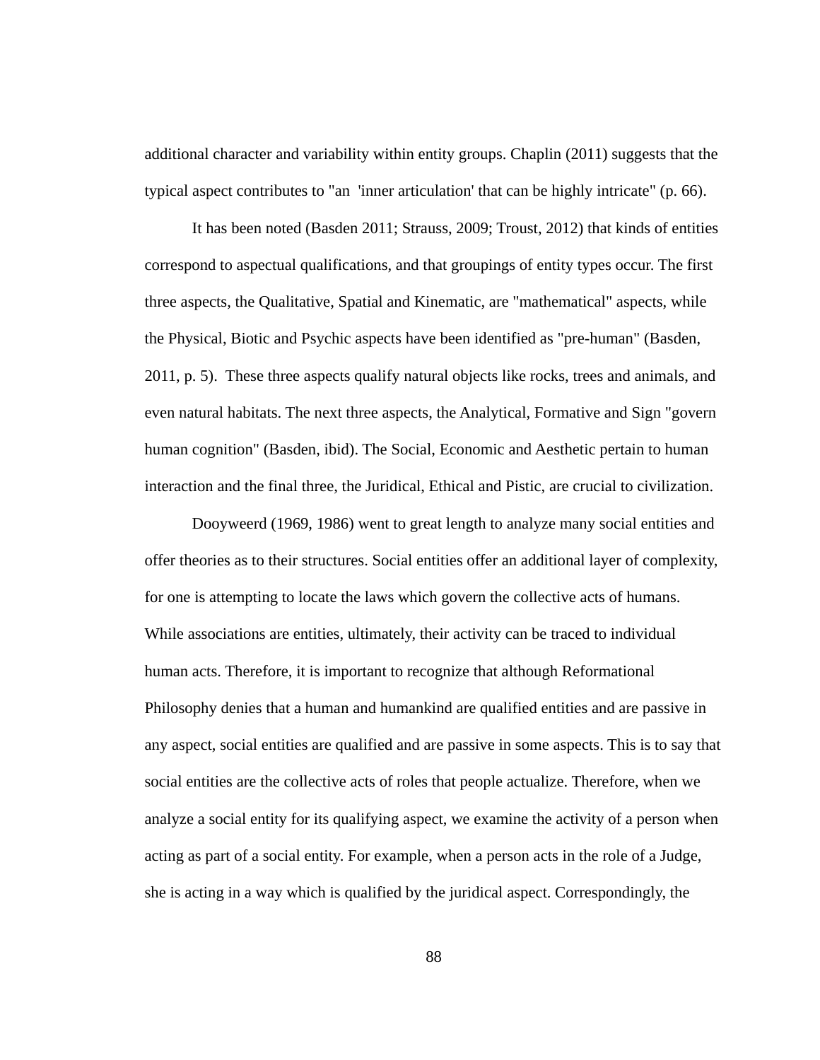additional character and variability within entity groups. Chaplin (2011) suggests that the typical aspect contributes to "an 'inner articulation' that can be highly intricate" (p. 66).

It has been noted (Basden 2011; Strauss, 2009; Troust, 2012) that kinds of entities correspond to aspectual qualifications, and that groupings of entity types occur. The first three aspects, the Qualitative, Spatial and Kinematic, are "mathematical" aspects, while the Physical, Biotic and Psychic aspects have been identified as "pre-human" (Basden, 2011, p. 5). These three aspects qualify natural objects like rocks, trees and animals, and even natural habitats. The next three aspects, the Analytical, Formative and Sign "govern human cognition" (Basden, ibid). The Social, Economic and Aesthetic pertain to human interaction and the final three, the Juridical, Ethical and Pistic, are crucial to civilization.

Dooyweerd (1969, 1986) went to great length to analyze many social entities and offer theories as to their structures. Social entities offer an additional layer of complexity, for one is attempting to locate the laws which govern the collective acts of humans. While associations are entities, ultimately, their activity can be traced to individual human acts. Therefore, it is important to recognize that although Reformational Philosophy denies that a human and humankind are qualified entities and are passive in any aspect, social entities are qualified and are passive in some aspects. This is to say that social entities are the collective acts of roles that people actualize. Therefore, when we analyze a social entity for its qualifying aspect, we examine the activity of a person when acting as part of a social entity. For example, when a person acts in the role of a Judge, she is acting in a way which is qualified by the juridical aspect. Correspondingly, the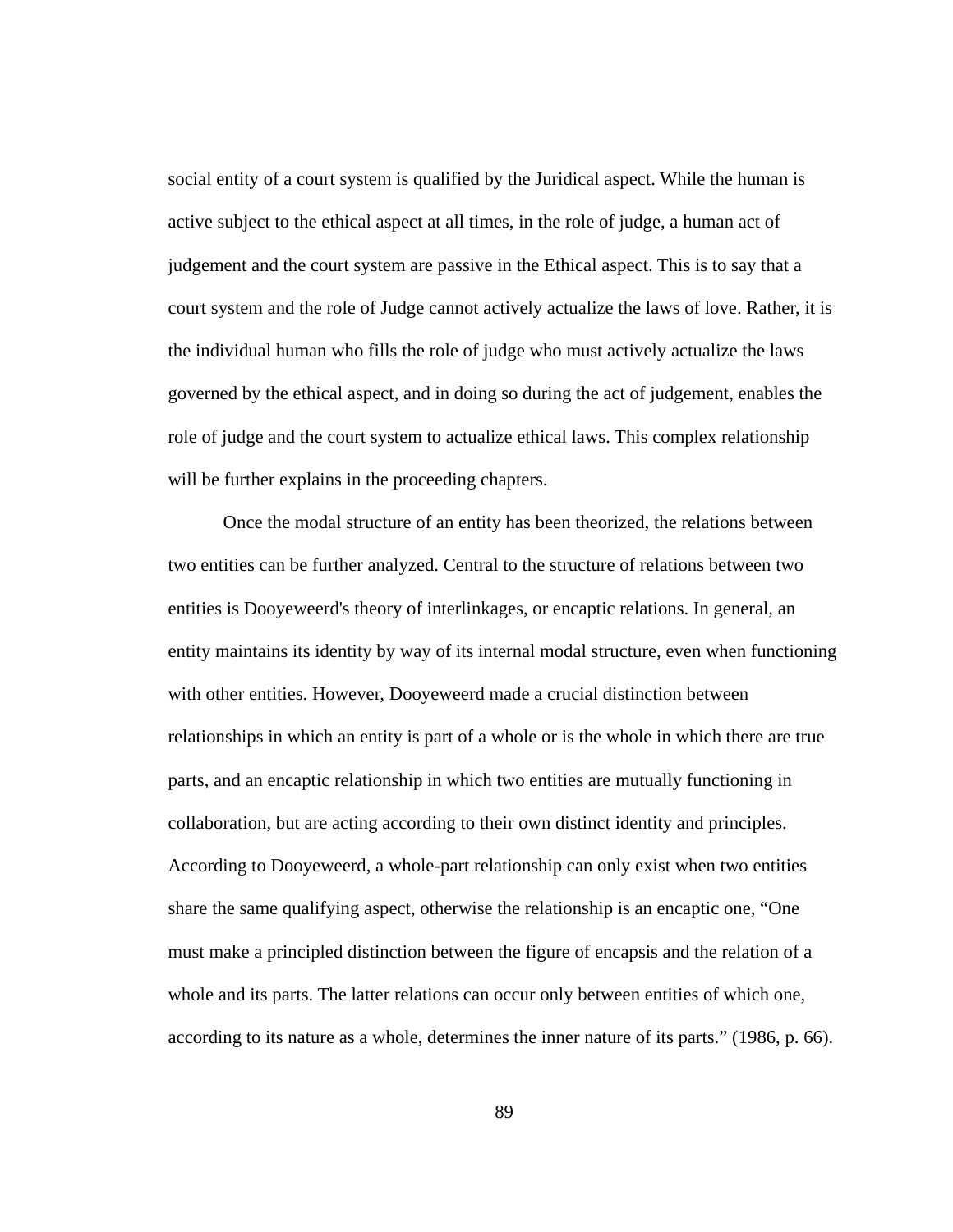social entity of a court system is qualified by the Juridical aspect. While the human is active subject to the ethical aspect at all times, in the role of judge, a human act of judgement and the court system are passive in the Ethical aspect. This is to say that a court system and the role of Judge cannot actively actualize the laws of love. Rather, it is the individual human who fills the role of judge who must actively actualize the laws governed by the ethical aspect, and in doing so during the act of judgement, enables the role of judge and the court system to actualize ethical laws. This complex relationship will be further explains in the proceeding chapters.

Once the modal structure of an entity has been theorized, the relations between two entities can be further analyzed. Central to the structure of relations between two entities is Dooyeweerd's theory of interlinkages, or encaptic relations. In general, an entity maintains its identity by way of its internal modal structure, even when functioning with other entities. However, Dooyeweerd made a crucial distinction between relationships in which an entity is part of a whole or is the whole in which there are true parts, and an encaptic relationship in which two entities are mutually functioning in collaboration, but are acting according to their own distinct identity and principles. According to Dooyeweerd, a whole-part relationship can only exist when two entities share the same qualifying aspect, otherwise the relationship is an encaptic one, "One must make a principled distinction between the figure of encapsis and the relation of a whole and its parts. The latter relations can occur only between entities of which one, according to its nature as a whole, determines the inner nature of its parts." (1986, p. 66).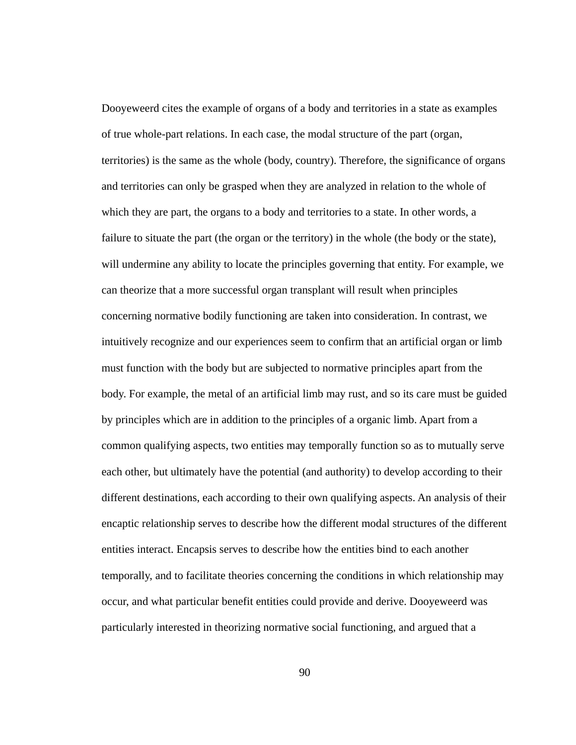Dooyeweerd cites the example of organs of a body and territories in a state as examples of true whole-part relations. In each case, the modal structure of the part (organ, territories) is the same as the whole (body, country). Therefore, the significance of organs and territories can only be grasped when they are analyzed in relation to the whole of which they are part, the organs to a body and territories to a state. In other words, a failure to situate the part (the organ or the territory) in the whole (the body or the state), will undermine any ability to locate the principles governing that entity. For example, we can theorize that a more successful organ transplant will result when principles concerning normative bodily functioning are taken into consideration. In contrast, we intuitively recognize and our experiences seem to confirm that an artificial organ or limb must function with the body but are subjected to normative principles apart from the body. For example, the metal of an artificial limb may rust, and so its care must be guided by principles which are in addition to the principles of a organic limb. Apart from a common qualifying aspects, two entities may temporally function so as to mutually serve each other, but ultimately have the potential (and authority) to develop according to their different destinations, each according to their own qualifying aspects. An analysis of their encaptic relationship serves to describe how the different modal structures of the different entities interact. Encapsis serves to describe how the entities bind to each another temporally, and to facilitate theories concerning the conditions in which relationship may occur, and what particular benefit entities could provide and derive. Dooyeweerd was particularly interested in theorizing normative social functioning, and argued that a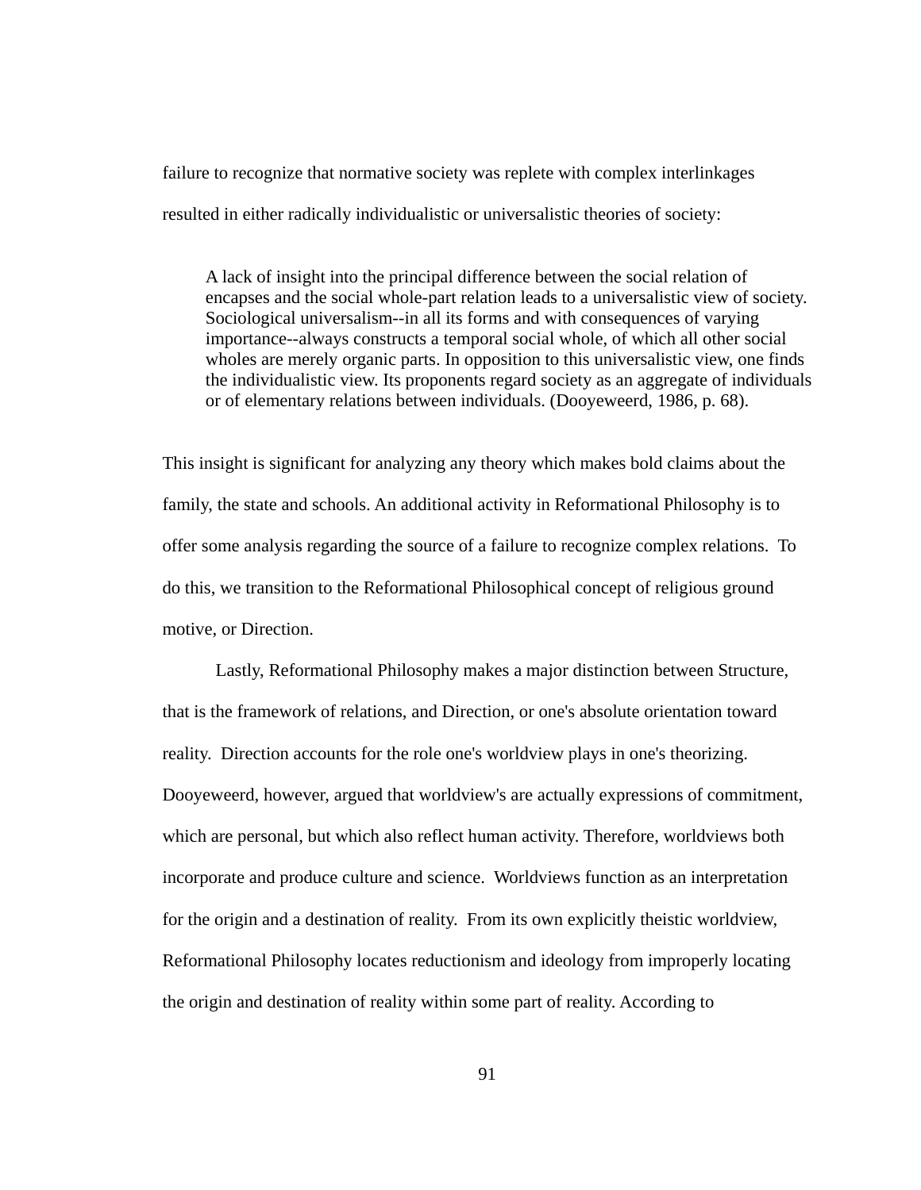failure to recognize that normative society was replete with complex interlinkages resulted in either radically individualistic or universalistic theories of society:

> A lack of insight into the principal difference between the social relation of encapses and the social whole-part relation leads to a universalistic view of society. Sociological universalism--in all its forms and with consequences of varying importance--always constructs a temporal social whole, of which all other social wholes are merely organic parts. In opposition to this universalistic view, one finds the individualistic view. Its proponents regard society as an aggregate of individuals or of elementary relations between individuals. (Dooyeweerd, 1986, p. 68).

This insight is significant for analyzing any theory which makes bold claims about the family, the state and schools. An additional activity in Reformational Philosophy is to offer some analysis regarding the source of a failure to recognize complex relations. To do this, we transition to the Reformational Philosophical concept of religious ground motive, or Direction.

Lastly, Reformational Philosophy makes a major distinction between Structure, that is the framework of relations, and Direction, or one's absolute orientation toward reality. Direction accounts for the role one's worldview plays in one's theorizing. Dooyeweerd, however, argued that worldview's are actually expressions of commitment, which are personal, but which also reflect human activity. Therefore, worldviews both incorporate and produce culture and science. Worldviews function as an interpretation for the origin and a destination of reality. From its own explicitly theistic worldview, Reformational Philosophy locates reductionism and ideology from improperly locating the origin and destination of reality within some part of reality. According to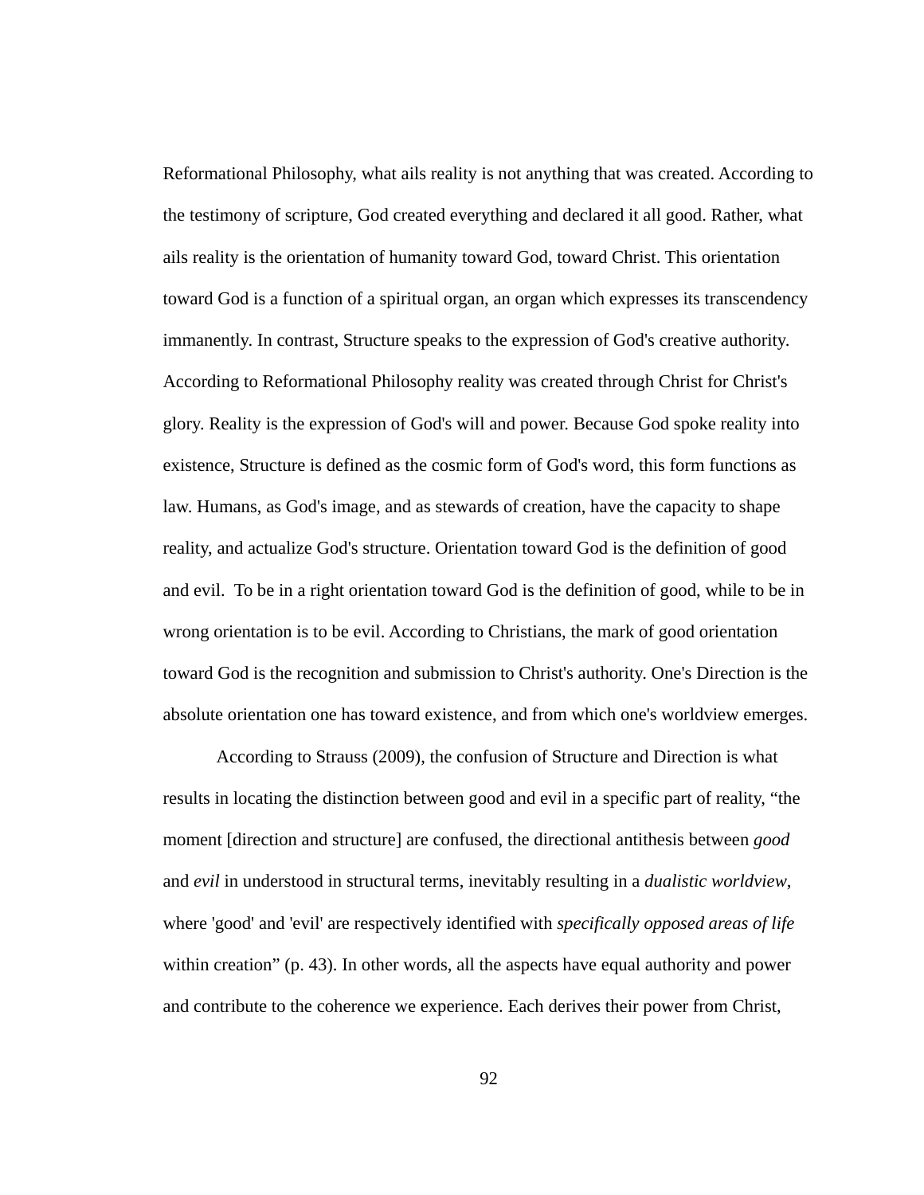Reformational Philosophy, what ails reality is not anything that was created. According to the testimony of scripture, God created everything and declared it all good. Rather, what ails reality is the orientation of humanity toward God, toward Christ. This orientation toward God is a function of a spiritual organ, an organ which expresses its transcendency immanently. In contrast, Structure speaks to the expression of God's creative authority. According to Reformational Philosophy reality was created through Christ for Christ's glory. Reality is the expression of God's will and power. Because God spoke reality into existence, Structure is defined as the cosmic form of God's word, this form functions as law. Humans, as God's image, and as stewards of creation, have the capacity to shape reality, and actualize God's structure. Orientation toward God is the definition of good and evil. To be in a right orientation toward God is the definition of good, while to be in wrong orientation is to be evil. According to Christians, the mark of good orientation toward God is the recognition and submission to Christ's authority. One's Direction is the absolute orientation one has toward existence, and from which one's worldview emerges.

According to Strauss (2009), the confusion of Structure and Direction is what results in locating the distinction between good and evil in a specific part of reality, "the moment [direction and structure] are confused, the directional antithesis between *good* and *evil* in understood in structural terms, inevitably resulting in a *dualistic worldview*, where 'good' and 'evil' are respectively identified with *specifically opposed areas of life* within creation" (p. 43). In other words, all the aspects have equal authority and power and contribute to the coherence we experience. Each derives their power from Christ,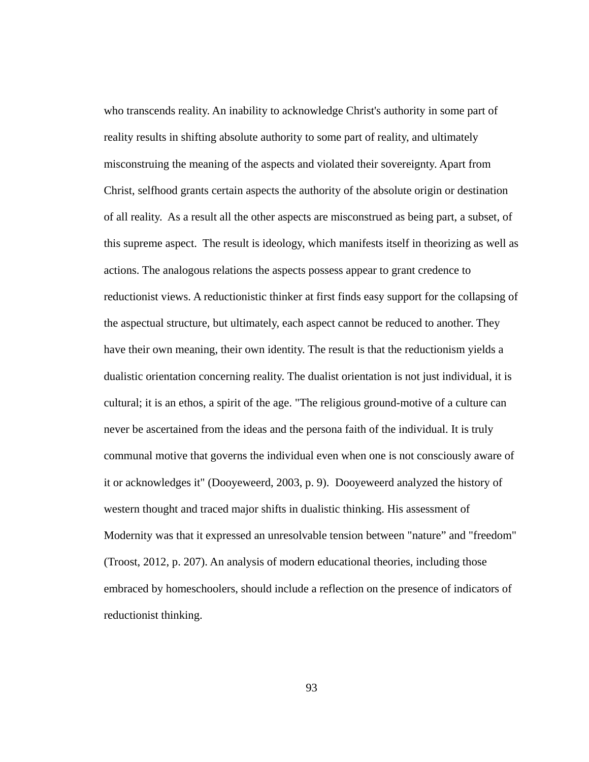who transcends reality. An inability to acknowledge Christ's authority in some part of reality results in shifting absolute authority to some part of reality, and ultimately misconstruing the meaning of the aspects and violated their sovereignty. Apart from Christ, selfhood grants certain aspects the authority of the absolute origin or destination of all reality. As a result all the other aspects are misconstrued as being part, a subset, of this supreme aspect. The result is ideology, which manifests itself in theorizing as well as actions. The analogous relations the aspects possess appear to grant credence to reductionist views. A reductionistic thinker at first finds easy support for the collapsing of the aspectual structure, but ultimately, each aspect cannot be reduced to another. They have their own meaning, their own identity. The result is that the reductionism yields a dualistic orientation concerning reality. The dualist orientation is not just individual, it is cultural; it is an ethos, a spirit of the age. "The religious ground-motive of a culture can never be ascertained from the ideas and the persona faith of the individual. It is truly communal motive that governs the individual even when one is not consciously aware of it or acknowledges it" (Dooyeweerd, 2003, p. 9). Dooyeweerd analyzed the history of western thought and traced major shifts in dualistic thinking. His assessment of Modernity was that it expressed an unresolvable tension between "nature" and "freedom" (Troost, 2012, p. 207). An analysis of modern educational theories, including those embraced by homeschoolers, should include a reflection on the presence of indicators of reductionist thinking.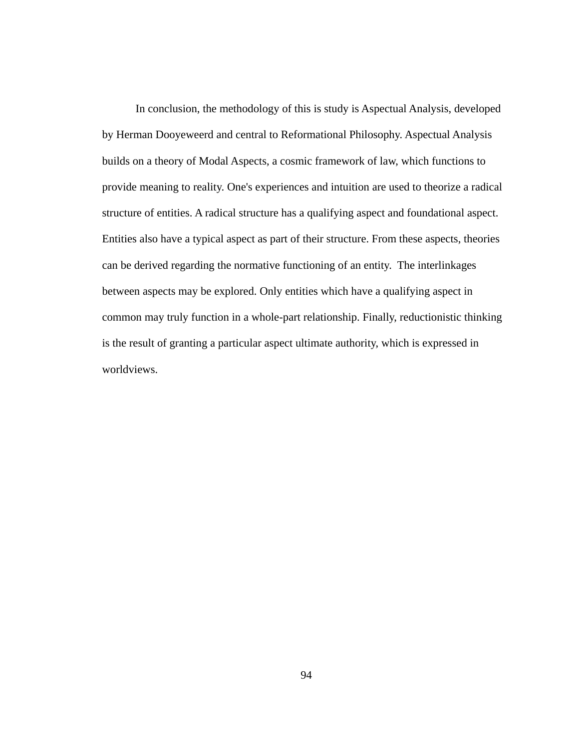In conclusion, the methodology of this is study is Aspectual Analysis, developed by Herman Dooyeweerd and central to Reformational Philosophy. Aspectual Analysis builds on a theory of Modal Aspects, a cosmic framework of law, which functions to provide meaning to reality. One's experiences and intuition are used to theorize a radical structure of entities. A radical structure has a qualifying aspect and foundational aspect. Entities also have a typical aspect as part of their structure. From these aspects, theories can be derived regarding the normative functioning of an entity. The interlinkages between aspects may be explored. Only entities which have a qualifying aspect in common may truly function in a whole-part relationship. Finally, reductionistic thinking is the result of granting a particular aspect ultimate authority, which is expressed in worldviews.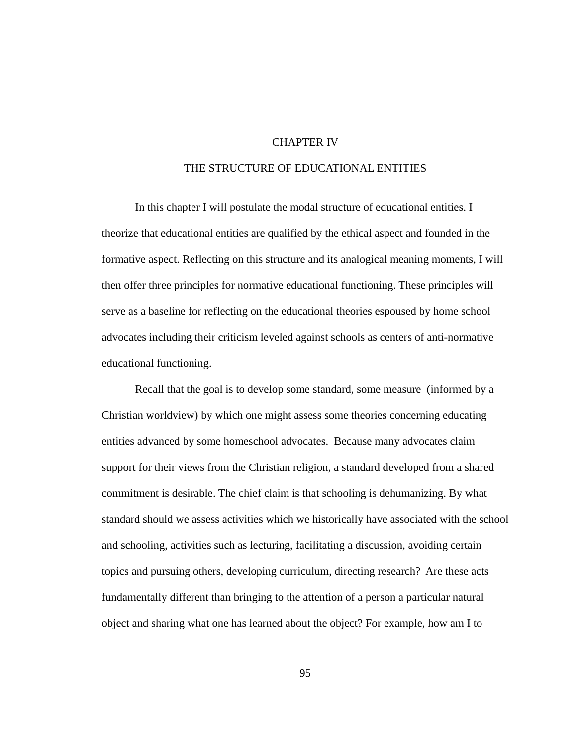# CHAPTER IV

## THE STRUCTURE OF EDUCATIONAL ENTITIES

In this chapter I will postulate the modal structure of educational entities. I theorize that educational entities are qualified by the ethical aspect and founded in the formative aspect. Reflecting on this structure and its analogical meaning moments, I will then offer three principles for normative educational functioning. These principles will serve as a baseline for reflecting on the educational theories espoused by home school advocates including their criticism leveled against schools as centers of anti-normative educational functioning.

Recall that the goal is to develop some standard, some measure (informed by a Christian worldview) by which one might assess some theories concerning educating entities advanced by some homeschool advocates. Because many advocates claim support for their views from the Christian religion, a standard developed from a shared commitment is desirable. The chief claim is that schooling is dehumanizing. By what standard should we assess activities which we historically have associated with the school and schooling, activities such as lecturing, facilitating a discussion, avoiding certain topics and pursuing others, developing curriculum, directing research? Are these acts fundamentally different than bringing to the attention of a person a particular natural object and sharing what one has learned about the object? For example, how am I to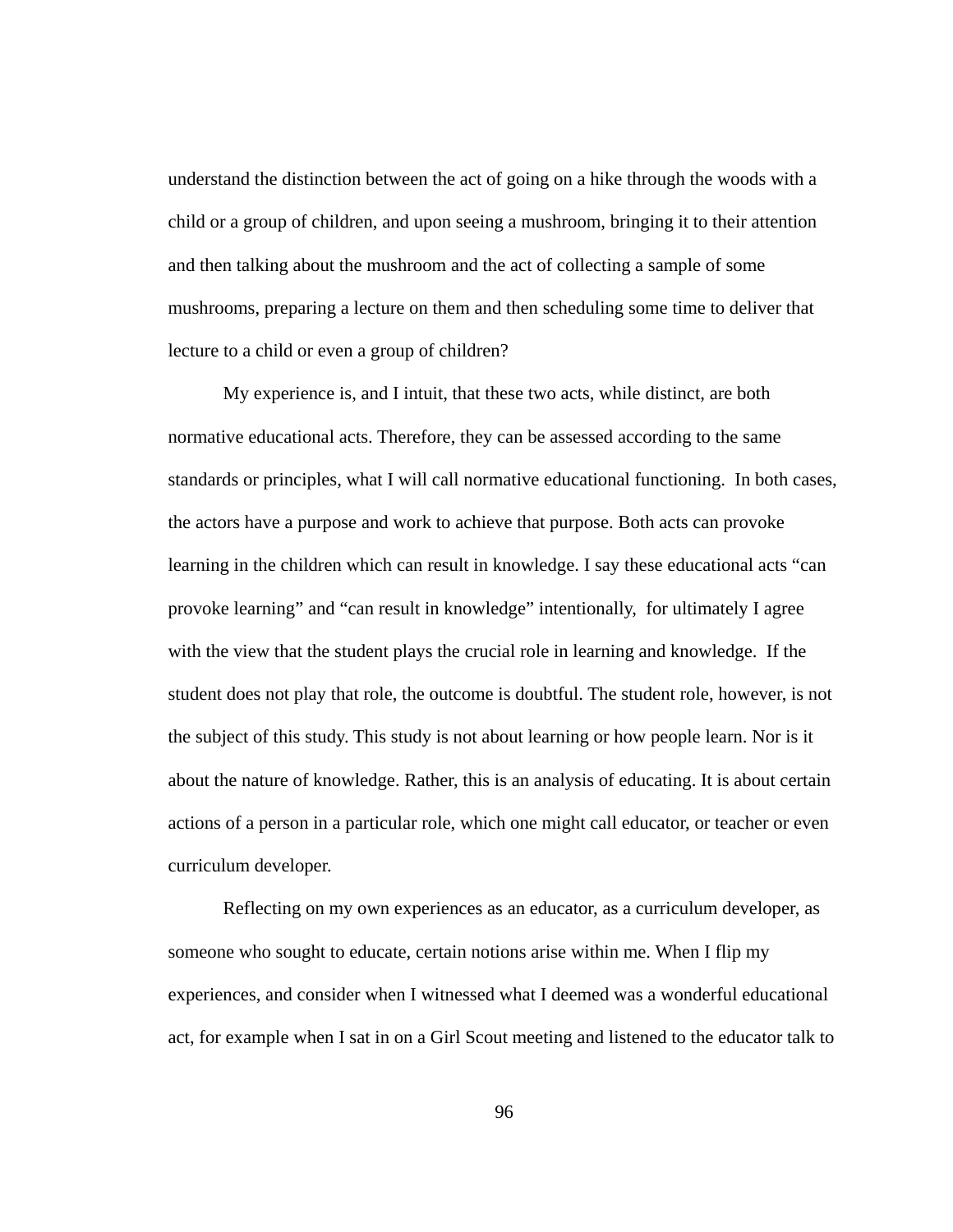understand the distinction between the act of going on a hike through the woods with a child or a group of children, and upon seeing a mushroom, bringing it to their attention and then talking about the mushroom and the act of collecting a sample of some mushrooms, preparing a lecture on them and then scheduling some time to deliver that lecture to a child or even a group of children?

My experience is, and I intuit, that these two acts, while distinct, are both normative educational acts. Therefore, they can be assessed according to the same standards or principles, what I will call normative educational functioning. In both cases, the actors have a purpose and work to achieve that purpose. Both acts can provoke learning in the children which can result in knowledge. I say these educational acts "can provoke learning" and "can result in knowledge" intentionally, for ultimately I agree with the view that the student plays the crucial role in learning and knowledge. If the student does not play that role, the outcome is doubtful. The student role, however, is not the subject of this study. This study is not about learning or how people learn. Nor is it about the nature of knowledge. Rather, this is an analysis of educating. It is about certain actions of a person in a particular role, which one might call educator, or teacher or even curriculum developer.

Reflecting on my own experiences as an educator, as a curriculum developer, as someone who sought to educate, certain notions arise within me. When I flip my experiences, and consider when I witnessed what I deemed was a wonderful educational act, for example when I sat in on a Girl Scout meeting and listened to the educator talk to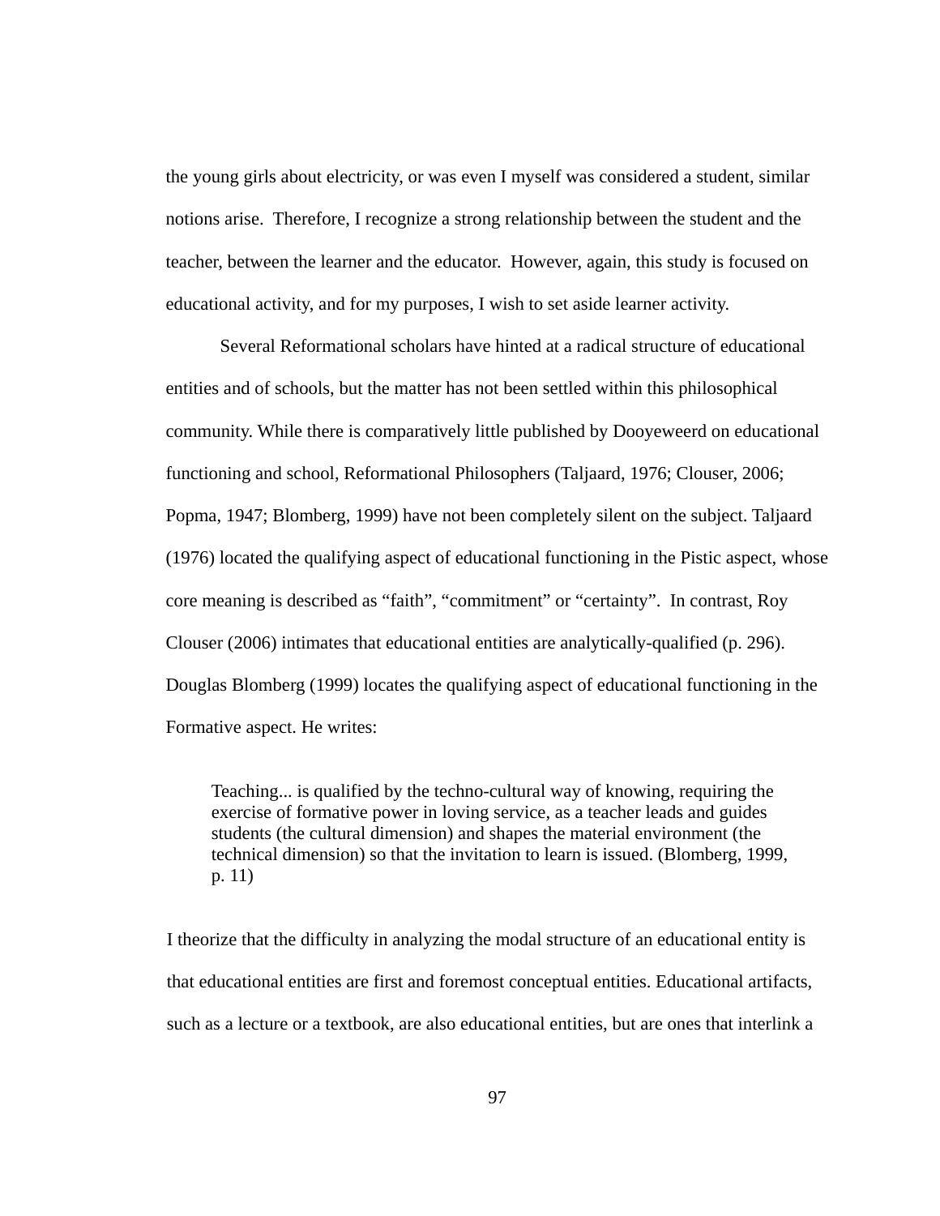the young girls about electricity, or was even I myself was considered a student, similar notions arise. Therefore, I recognize a strong relationship between the student and the teacher, between the learner and the educator. However, again, this study is focused on educational activity, and for my purposes, I wish to set aside learner activity.

Several Reformational scholars have hinted at a radical structure of educational entities and of schools, but the matter has not been settled within this philosophical community. While there is comparatively little published by Dooyeweerd on educational functioning and school, Reformational Philosophers (Taljaard, 1976; Clouser, 2006; Popma, 1947; Blomberg, 1999) have not been completely silent on the subject. Taljaard (1976) located the qualifying aspect of educational functioning in the Pistic aspect, whose core meaning is described as "faith", "commitment" or "certainty". In contrast, Roy Clouser (2006) intimates that educational entities are analytically-qualified (p. 296). Douglas Blomberg (1999) locates the qualifying aspect of educational functioning in the Formative aspect. He writes:

> Teaching... is qualified by the techno-cultural way of knowing, requiring the exercise of formative power in loving service, as a teacher leads and guides students (the cultural dimension) and shapes the material environment (the technical dimension) so that the invitation to learn is issued. (Blomberg, 1999, p. 11)

I theorize that the difficulty in analyzing the modal structure of an educational entity is that educational entities are first and foremost conceptual entities. Educational artifacts, such as a lecture or a textbook, are also educational entities, but are ones that interlink a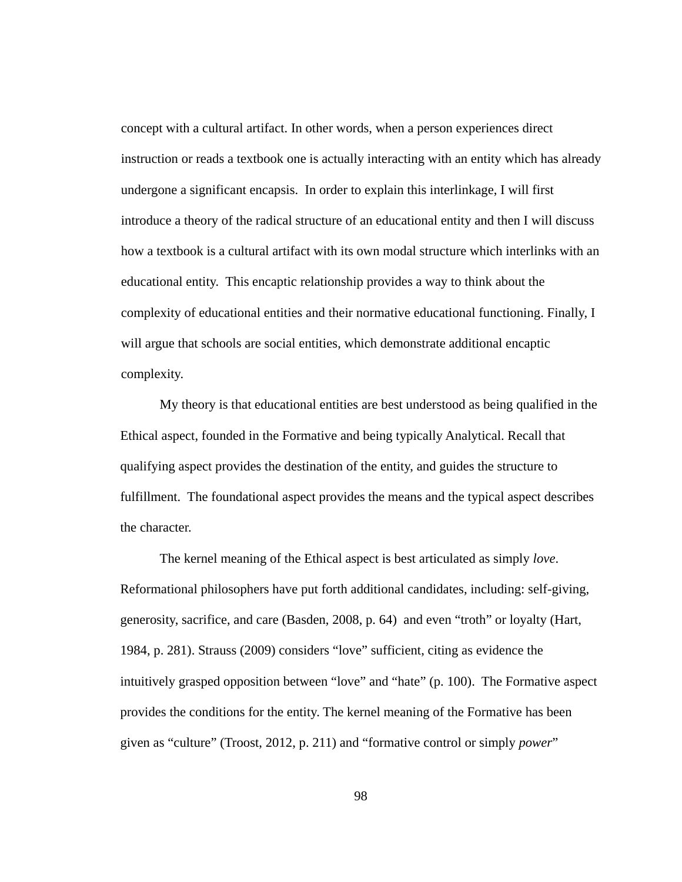concept with a cultural artifact. In other words, when a person experiences direct instruction or reads a textbook one is actually interacting with an entity which has already undergone a significant encapsis. In order to explain this interlinkage, I will first introduce a theory of the radical structure of an educational entity and then I will discuss how a textbook is a cultural artifact with its own modal structure which interlinks with an educational entity. This encaptic relationship provides a way to think about the complexity of educational entities and their normative educational functioning. Finally, I will argue that schools are social entities, which demonstrate additional encaptic complexity.

My theory is that educational entities are best understood as being qualified in the Ethical aspect, founded in the Formative and being typically Analytical. Recall that qualifying aspect provides the destination of the entity, and guides the structure to fulfillment. The foundational aspect provides the means and the typical aspect describes the character.

The kernel meaning of the Ethical aspect is best articulated as simply *love*. Reformational philosophers have put forth additional candidates, including: self-giving, generosity, sacrifice, and care (Basden, 2008, p. 64) and even "troth" or loyalty (Hart, 1984, p. 281). Strauss (2009) considers "love" sufficient, citing as evidence the intuitively grasped opposition between "love" and "hate" (p. 100). The Formative aspect provides the conditions for the entity. The kernel meaning of the Formative has been given as "culture" (Troost, 2012, p. 211) and "formative control or simply *power*"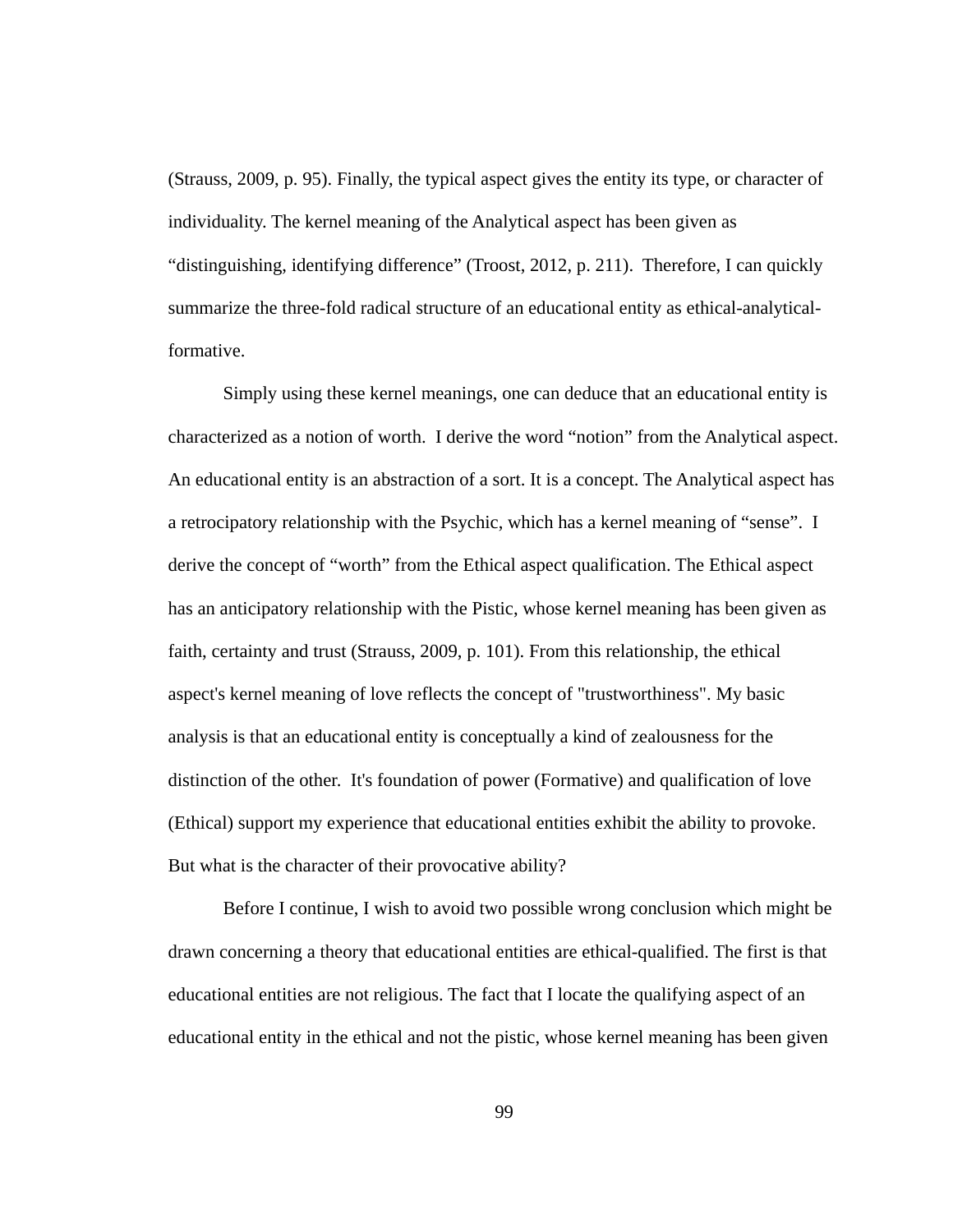(Strauss, 2009, p. 95). Finally, the typical aspect gives the entity its type, or character of individuality. The kernel meaning of the Analytical aspect has been given as "distinguishing, identifying difference" (Troost, 2012, p. 211). Therefore, I can quickly summarize the three-fold radical structure of an educational entity as ethical-analytical-formative.

Simply using these kernel meanings, one can deduce that an educational entity is characterized as a notion of worth. I derive the word "notion" from the Analytical aspect. An educational entity is an abstraction of a sort. It is a concept. The Analytical aspect has a retrocipatory relationship with the Psychic, which has a kernel meaning of "sense". I derive the concept of "worth" from the Ethical aspect qualification. The Ethical aspect has an anticipatory relationship with the Pistic, whose kernel meaning has been given as faith, certainty and trust (Strauss, 2009, p. 101). From this relationship, the ethical aspect's kernel meaning of love reflects the concept of "trustworthiness". My basic analysis is that an educational entity is conceptually a kind of zealousness for the distinction of the other. It's foundation of power (Formative) and qualification of love (Ethical) support my experience that educational entities exhibit the ability to provoke. But what is the character of their provocative ability?

Before I continue, I wish to avoid two possible wrong conclusion which might be drawn concerning a theory that educational entities are ethical-qualified. The first is that educational entities are not religious. The fact that I locate the qualifying aspect of an educational entity in the ethical and not the pistic, whose kernel meaning has been given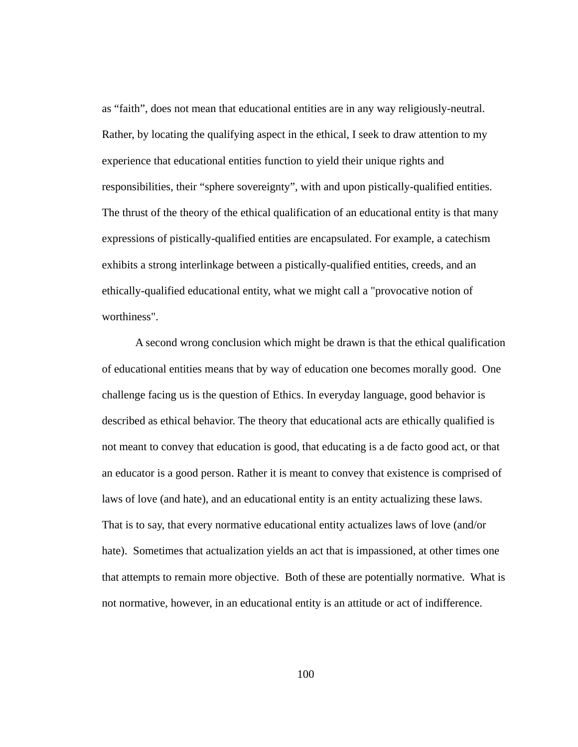as “faith”, does not mean that educational entities are in any way religiously-neutral. Rather, by locating the qualifying aspect in the ethical, I seek to draw attention to my experience that educational entities function to yield their unique rights and responsibilities, their “sphere sovereignty”, with and upon pistically-qualified entities. The thrust of the theory of the ethical qualification of an educational entity is that many expressions of pistically-qualified entities are encapsulated. For example, a catechism exhibits a strong interlinkage between a pistically-qualified entities, creeds, and an ethically-qualified educational entity, what we might call a "provocative notion of worthiness".

A second wrong conclusion which might be drawn is that the ethical qualification of educational entities means that by way of education one becomes morally good. One challenge facing us is the question of Ethics. In everyday language, good behavior is described as ethical behavior. The theory that educational acts are ethically qualified is not meant to convey that education is good, that educating is a de facto good act, or that an educator is a good person. Rather it is meant to convey that existence is comprised of laws of love (and hate), and an educational entity is an entity actualizing these laws. That is to say, that every normative educational entity actualizes laws of love (and/or hate). Sometimes that actualization yields an act that is impassioned, at other times one that attempts to remain more objective. Both of these are potentially normative. What is not normative, however, in an educational entity is an attitude or act of indifference.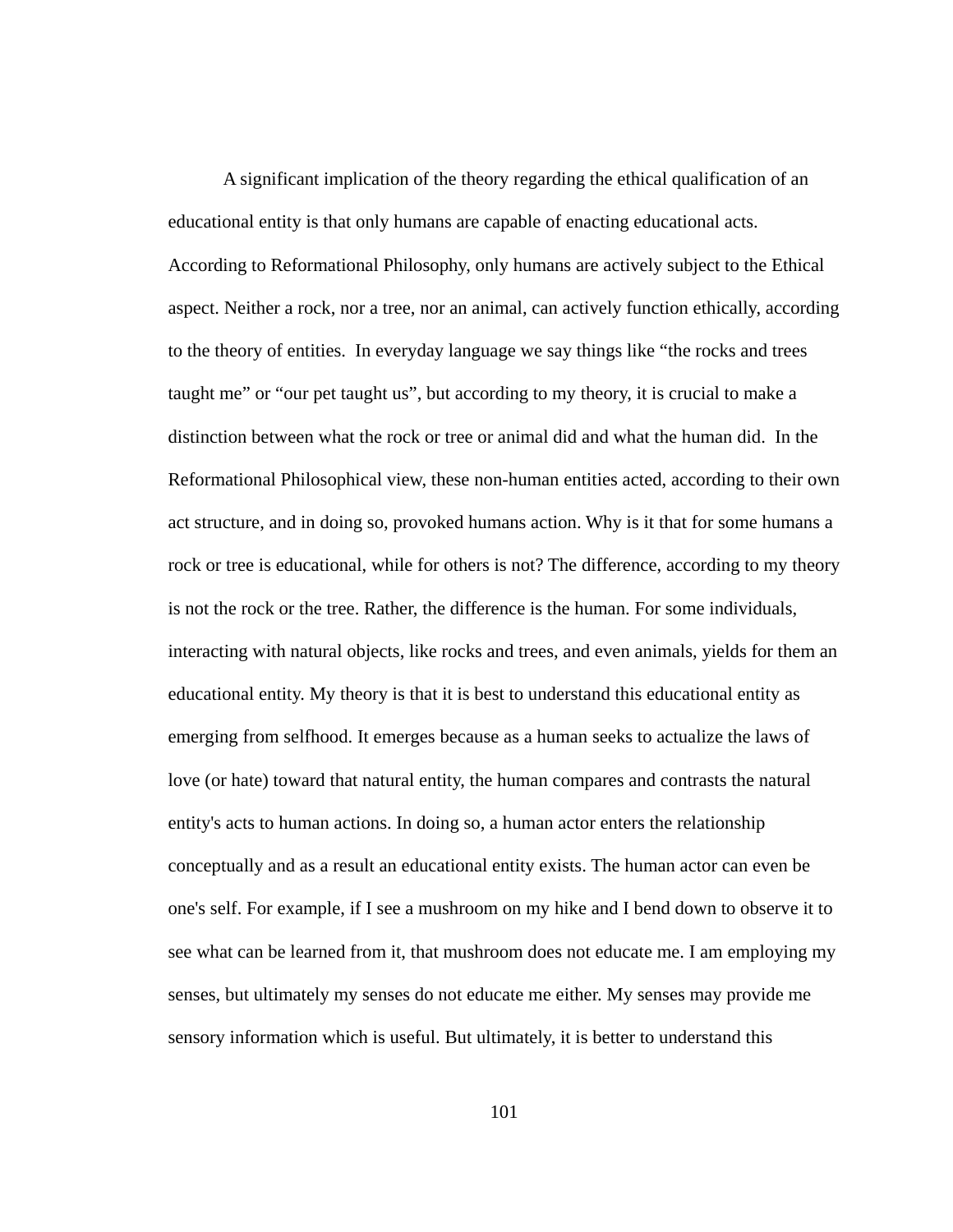A significant implication of the theory regarding the ethical qualification of an educational entity is that only humans are capable of enacting educational acts. According to Reformational Philosophy, only humans are actively subject to the Ethical aspect. Neither a rock, nor a tree, nor an animal, can actively function ethically, according to the theory of entities. In everyday language we say things like "the rocks and trees taught me" or "our pet taught us", but according to my theory, it is crucial to make a distinction between what the rock or tree or animal did and what the human did. In the Reformational Philosophical view, these non-human entities acted, according to their own act structure, and in doing so, provoked humans action. Why is it that for some humans a rock or tree is educational, while for others is not? The difference, according to my theory is not the rock or the tree. Rather, the difference is the human. For some individuals, interacting with natural objects, like rocks and trees, and even animals, yields for them an educational entity. My theory is that it is best to understand this educational entity as emerging from selfhood. It emerges because as a human seeks to actualize the laws of love (or hate) toward that natural entity, the human compares and contrasts the natural entity's acts to human actions. In doing so, a human actor enters the relationship conceptually and as a result an educational entity exists. The human actor can even be one's self. For example, if I see a mushroom on my hike and I bend down to observe it to see what can be learned from it, that mushroom does not educate me. I am employing my senses, but ultimately my senses do not educate me either. My senses may provide me sensory information which is useful. But ultimately, it is better to understand this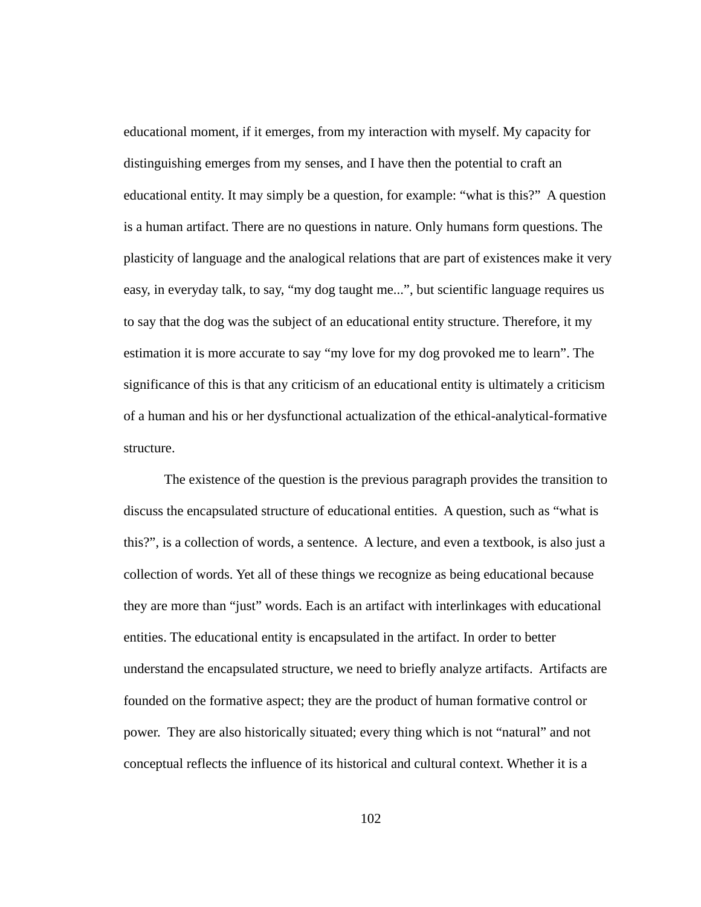educational moment, if it emerges, from my interaction with myself. My capacity for distinguishing emerges from my senses, and I have then the potential to craft an educational entity. It may simply be a question, for example: "what is this?" A question is a human artifact. There are no questions in nature. Only humans form questions. The plasticity of language and the analogical relations that are part of existences make it very easy, in everyday talk, to say, "my dog taught me...", but scientific language requires us to say that the dog was the subject of an educational entity structure. Therefore, it my estimation it is more accurate to say "my love for my dog provoked me to learn". The significance of this is that any criticism of an educational entity is ultimately a criticism of a human and his or her dysfunctional actualization of the ethical-analytical-formative structure.

The existence of the question is the previous paragraph provides the transition to discuss the encapsulated structure of educational entities. A question, such as "what is this?", is a collection of words, a sentence. A lecture, and even a textbook, is also just a collection of words. Yet all of these things we recognize as being educational because they are more than "just" words. Each is an artifact with interlinkages with educational entities. The educational entity is encapsulated in the artifact. In order to better understand the encapsulated structure, we need to briefly analyze artifacts. Artifacts are founded on the formative aspect; they are the product of human formative control or power. They are also historically situated; every thing which is not "natural" and not conceptual reflects the influence of its historical and cultural context. Whether it is a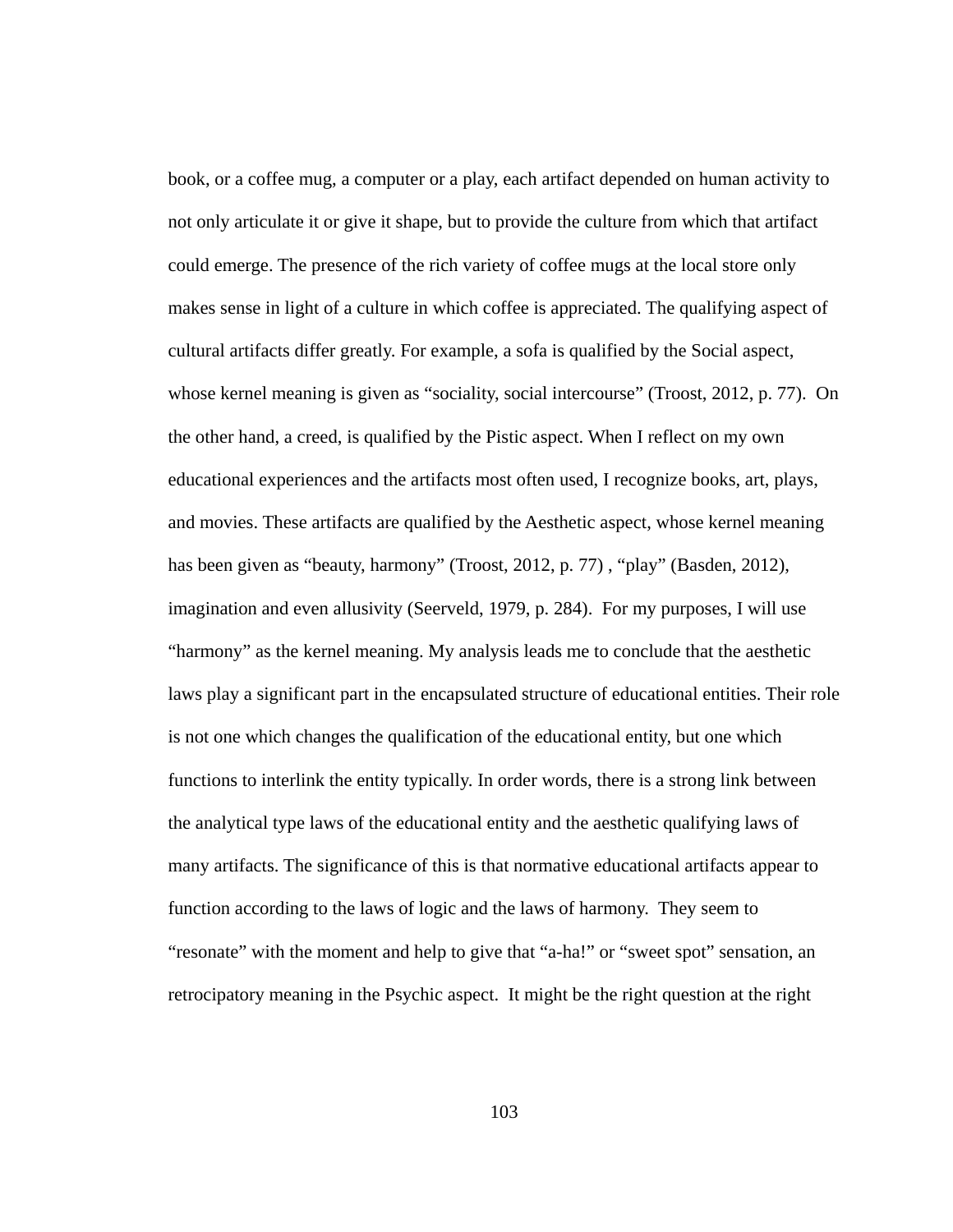book, or a coffee mug, a computer or a play, each artifact depended on human activity to not only articulate it or give it shape, but to provide the culture from which that artifact could emerge. The presence of the rich variety of coffee mugs at the local store only makes sense in light of a culture in which coffee is appreciated. The qualifying aspect of cultural artifacts differ greatly. For example, a sofa is qualified by the Social aspect, whose kernel meaning is given as "sociality, social intercourse" (Troost, 2012, p. 77). On the other hand, a creed, is qualified by the Pistic aspect. When I reflect on my own educational experiences and the artifacts most often used, I recognize books, art, plays, and movies. These artifacts are qualified by the Aesthetic aspect, whose kernel meaning has been given as "beauty, harmony" (Troost, 2012, p. 77) , "play" (Basden, 2012), imagination and even allusivity (Seerveld, 1979, p. 284). For my purposes, I will use "harmony" as the kernel meaning. My analysis leads me to conclude that the aesthetic laws play a significant part in the encapsulated structure of educational entities. Their role is not one which changes the qualification of the educational entity, but one which functions to interlink the entity typically. In order words, there is a strong link between the analytical type laws of the educational entity and the aesthetic qualifying laws of many artifacts. The significance of this is that normative educational artifacts appear to function according to the laws of logic and the laws of harmony. They seem to "resonate" with the moment and help to give that "a-ha!" or "sweet spot" sensation, an retrocipatory meaning in the Psychic aspect. It might be the right question at the right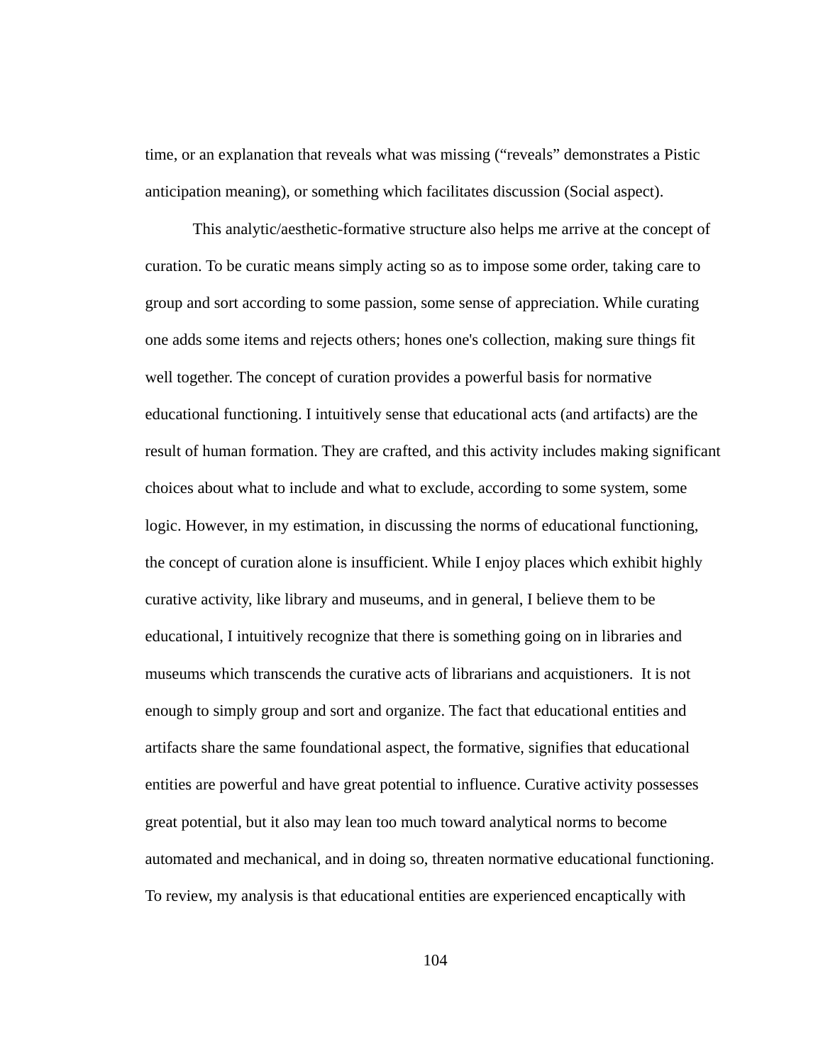time, or an explanation that reveals what was missing ("reveals" demonstrates a Pistic anticipation meaning), or something which facilitates discussion (Social aspect).

This analytic/aesthetic-formative structure also helps me arrive at the concept of curation. To be curatic means simply acting so as to impose some order, taking care to group and sort according to some passion, some sense of appreciation. While curating one adds some items and rejects others; hones one's collection, making sure things fit well together. The concept of curation provides a powerful basis for normative educational functioning. I intuitively sense that educational acts (and artifacts) are the result of human formation. They are crafted, and this activity includes making significant choices about what to include and what to exclude, according to some system, some logic. However, in my estimation, in discussing the norms of educational functioning, the concept of curation alone is insufficient. While I enjoy places which exhibit highly curative activity, like library and museums, and in general, I believe them to be educational, I intuitively recognize that there is something going on in libraries and museums which transcends the curative acts of librarians and acquistioners. It is not enough to simply group and sort and organize. The fact that educational entities and artifacts share the same foundational aspect, the formative, signifies that educational entities are powerful and have great potential to influence. Curative activity possesses great potential, but it also may lean too much toward analytical norms to become automated and mechanical, and in doing so, threaten normative educational functioning. To review, my analysis is that educational entities are experienced encaptically with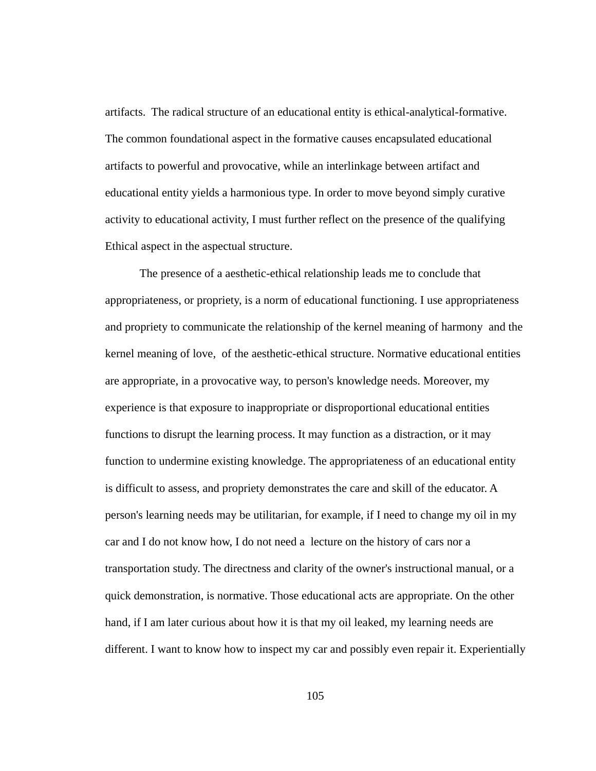artifacts. The radical structure of an educational entity is ethical-analytical-formative. The common foundational aspect in the formative causes encapsulated educational artifacts to powerful and provocative, while an interlinkage between artifact and educational entity yields a harmonious type. In order to move beyond simply curative activity to educational activity, I must further reflect on the presence of the qualifying Ethical aspect in the aspectual structure.

The presence of a aesthetic-ethical relationship leads me to conclude that appropriateness, or propriety, is a norm of educational functioning. I use appropriateness and propriety to communicate the relationship of the kernel meaning of harmony and the kernel meaning of love, of the aesthetic-ethical structure. Normative educational entities are appropriate, in a provocative way, to person's knowledge needs. Moreover, my experience is that exposure to inappropriate or disproportional educational entities functions to disrupt the learning process. It may function as a distraction, or it may function to undermine existing knowledge. The appropriateness of an educational entity is difficult to assess, and propriety demonstrates the care and skill of the educator. A person's learning needs may be utilitarian, for example, if I need to change my oil in my car and I do not know how, I do not need a lecture on the history of cars nor a transportation study. The directness and clarity of the owner's instructional manual, or a quick demonstration, is normative. Those educational acts are appropriate. On the other hand, if I am later curious about how it is that my oil leaked, my learning needs are different. I want to know how to inspect my car and possibly even repair it. Experientially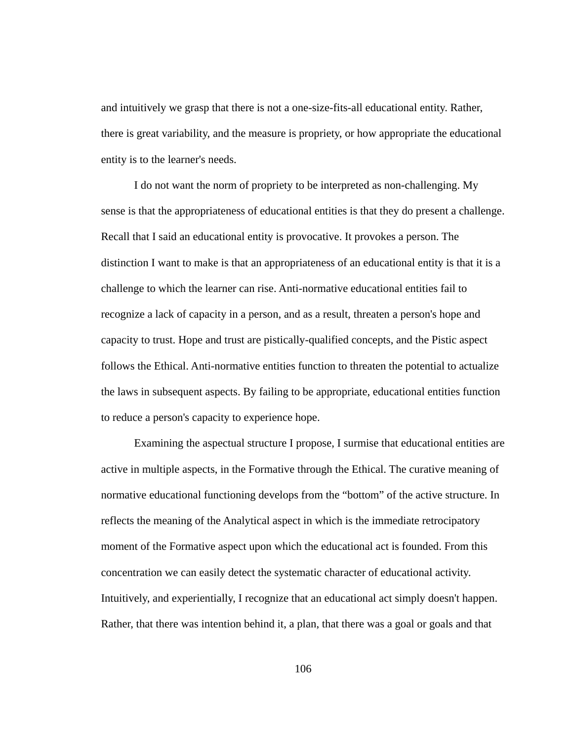and intuitively we grasp that there is not a one-size-fits-all educational entity. Rather, there is great variability, and the measure is propriety, or how appropriate the educational entity is to the learner's needs.

I do not want the norm of propriety to be interpreted as non-challenging. My sense is that the appropriateness of educational entities is that they do present a challenge. Recall that I said an educational entity is provocative. It provokes a person. The distinction I want to make is that an appropriateness of an educational entity is that it is a challenge to which the learner can rise. Anti-normative educational entities fail to recognize a lack of capacity in a person, and as a result, threaten a person's hope and capacity to trust. Hope and trust are pistically-qualified concepts, and the Pistic aspect follows the Ethical. Anti-normative entities function to threaten the potential to actualize the laws in subsequent aspects. By failing to be appropriate, educational entities function to reduce a person's capacity to experience hope.

Examining the aspectual structure I propose, I surmise that educational entities are active in multiple aspects, in the Formative through the Ethical. The curative meaning of normative educational functioning develops from the "bottom" of the active structure. In reflects the meaning of the Analytical aspect in which is the immediate retrocipatory moment of the Formative aspect upon which the educational act is founded. From this concentration we can easily detect the systematic character of educational activity. Intuitively, and experientially, I recognize that an educational act simply doesn't happen. Rather, that there was intention behind it, a plan, that there was a goal or goals and that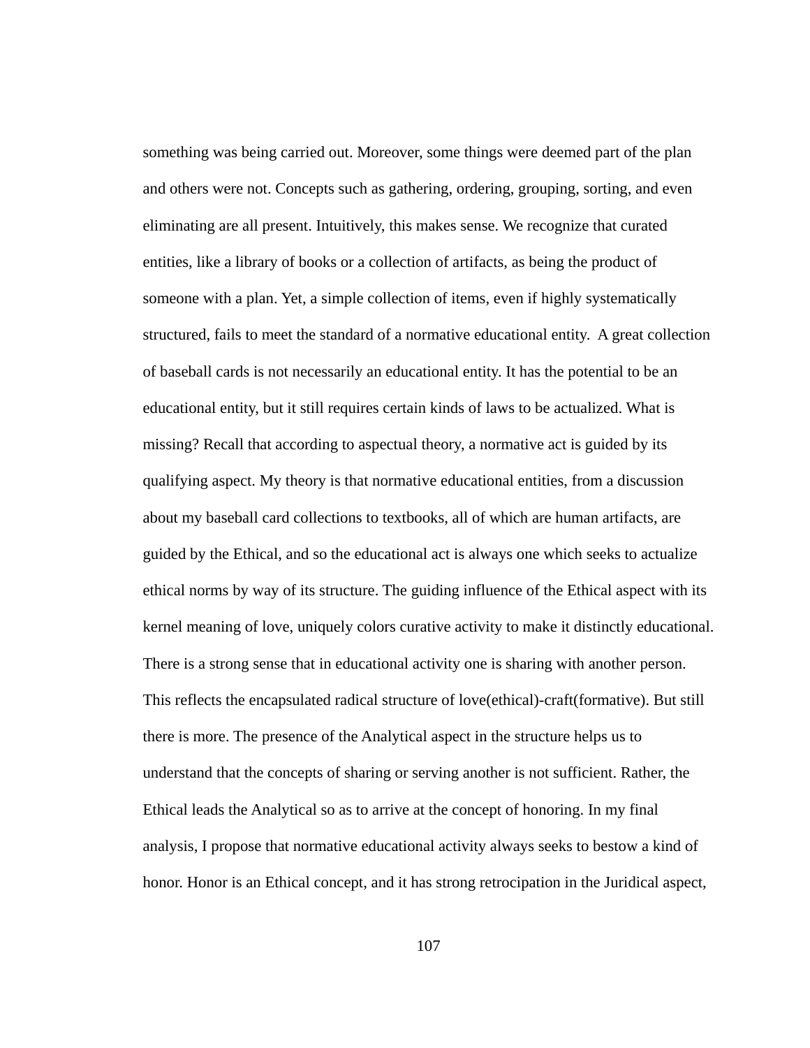something was being carried out. Moreover, some things were deemed part of the plan and others were not. Concepts such as gathering, ordering, grouping, sorting, and even eliminating are all present. Intuitively, this makes sense. We recognize that curated entities, like a library of books or a collection of artifacts, as being the product of someone with a plan. Yet, a simple collection of items, even if highly systematically structured, fails to meet the standard of a normative educational entity. A great collection of baseball cards is not necessarily an educational entity. It has the potential to be an educational entity, but it still requires certain kinds of laws to be actualized. What is missing? Recall that according to aspectual theory, a normative act is guided by its qualifying aspect. My theory is that normative educational entities, from a discussion about my baseball card collections to textbooks, all of which are human artifacts, are guided by the Ethical, and so the educational act is always one which seeks to actualize ethical norms by way of its structure. The guiding influence of the Ethical aspect with its kernel meaning of love, uniquely colors curative activity to make it distinctly educational. There is a strong sense that in educational activity one is sharing with another person. This reflects the encapsulated radical structure of love(ethical)-craft(formative). But still there is more. The presence of the Analytical aspect in the structure helps us to understand that the concepts of sharing or serving another is not sufficient. Rather, the Ethical leads the Analytical so as to arrive at the concept of honoring. In my final analysis, I propose that normative educational activity always seeks to bestow a kind of honor. Honor is an Ethical concept, and it has strong retrocipation in the Juridical aspect,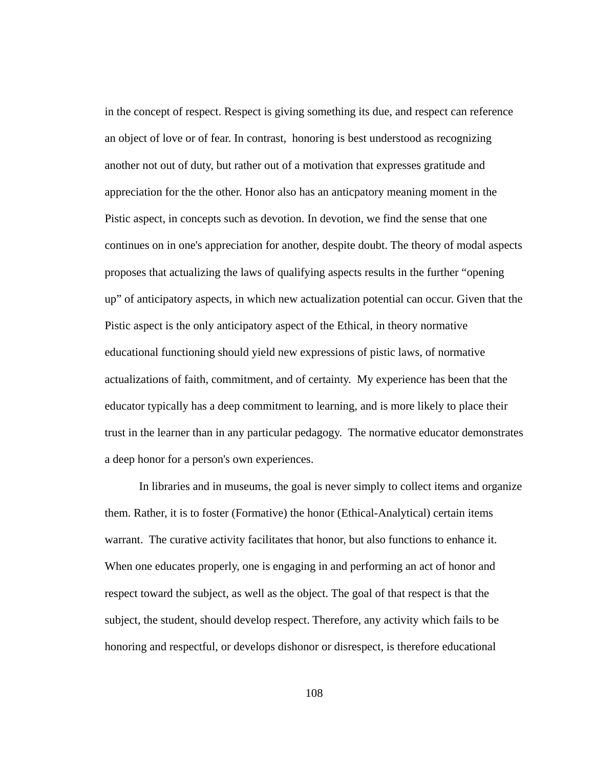in the concept of respect. Respect is giving something its due, and respect can reference an object of love or of fear. In contrast, honoring is best understood as recognizing another not out of duty, but rather out of a motivation that expresses gratitude and appreciation for the the other. Honor also has an anticpatory meaning moment in the Pistic aspect, in concepts such as devotion. In devotion, we find the sense that one continues on in one's appreciation for another, despite doubt. The theory of modal aspects proposes that actualizing the laws of qualifying aspects results in the further "opening up" of anticipatory aspects, in which new actualization potential can occur. Given that the Pistic aspect is the only anticipatory aspect of the Ethical, in theory normative educational functioning should yield new expressions of pistic laws, of normative actualizations of faith, commitment, and of certainty. My experience has been that the educator typically has a deep commitment to learning, and is more likely to place their trust in the learner than in any particular pedagogy. The normative educator demonstrates a deep honor for a person's own experiences.

In libraries and in museums, the goal is never simply to collect items and organize them. Rather, it is to foster (Formative) the honor (Ethical-Analytical) certain items warrant. The curative activity facilitates that honor, but also functions to enhance it. When one educates properly, one is engaging in and performing an act of honor and respect toward the subject, as well as the object. The goal of that respect is that the subject, the student, should develop respect. Therefore, any activity which fails to be honoring and respectful, or develops dishonor or disrespect, is therefore educational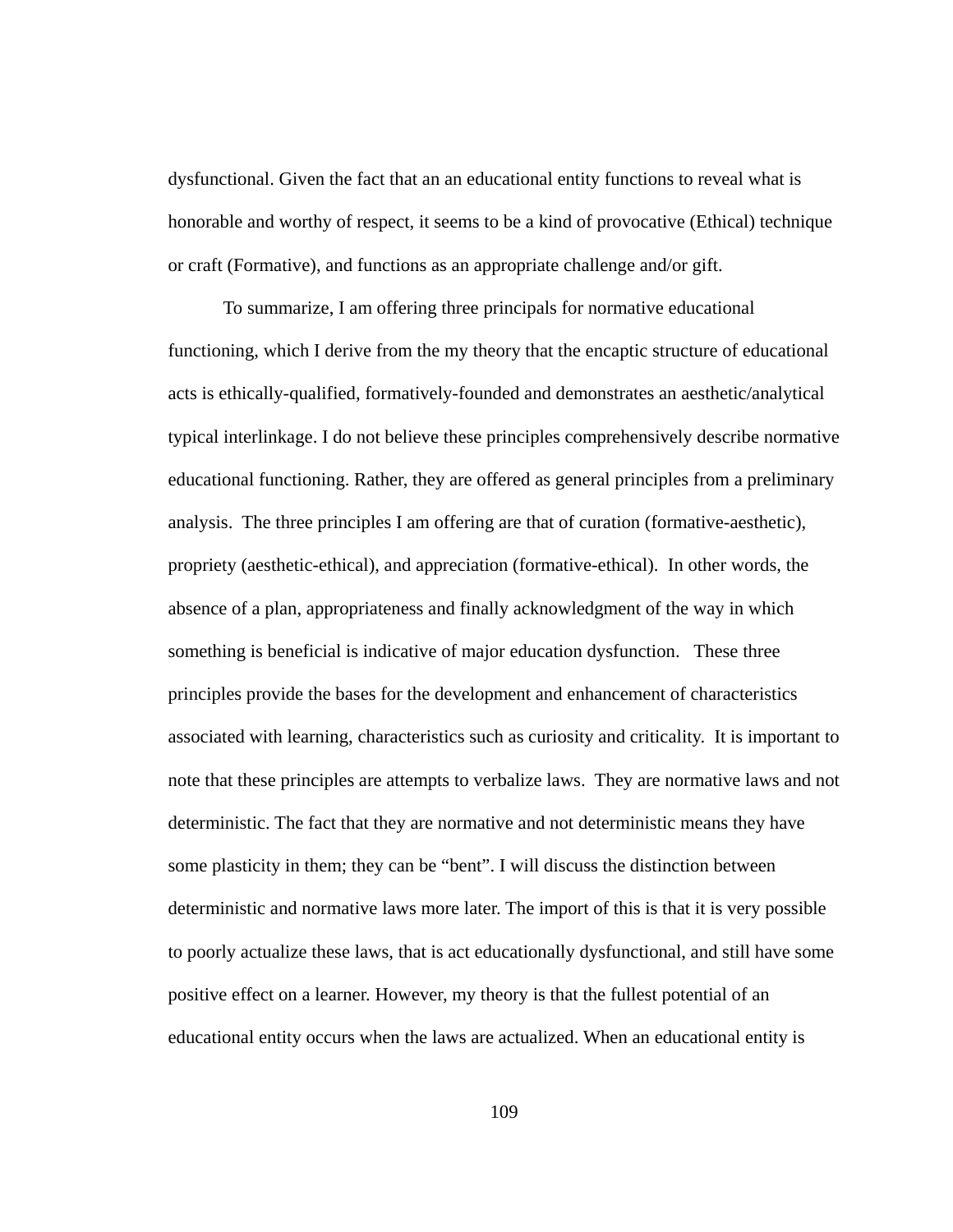dysfunctional. Given the fact that an an educational entity functions to reveal what is honorable and worthy of respect, it seems to be a kind of provocative (Ethical) technique or craft (Formative), and functions as an appropriate challenge and/or gift.

To summarize, I am offering three principals for normative educational functioning, which I derive from the my theory that the encaptic structure of educational acts is ethically-qualified, formatively-founded and demonstrates an aesthetic/analytical typical interlinkage. I do not believe these principles comprehensively describe normative educational functioning. Rather, they are offered as general principles from a preliminary analysis. The three principles I am offering are that of curation (formative-aesthetic), propriety (aesthetic-ethical), and appreciation (formative-ethical). In other words, the absence of a plan, appropriateness and finally acknowledgment of the way in which something is beneficial is indicative of major education dysfunction. These three principles provide the bases for the development and enhancement of characteristics associated with learning, characteristics such as curiosity and criticality. It is important to note that these principles are attempts to verbalize laws. They are normative laws and not deterministic. The fact that they are normative and not deterministic means they have some plasticity in them; they can be "bent". I will discuss the distinction between deterministic and normative laws more later. The import of this is that it is very possible to poorly actualize these laws, that is act educationally dysfunctional, and still have some positive effect on a learner. However, my theory is that the fullest potential of an educational entity occurs when the laws are actualized. When an educational entity is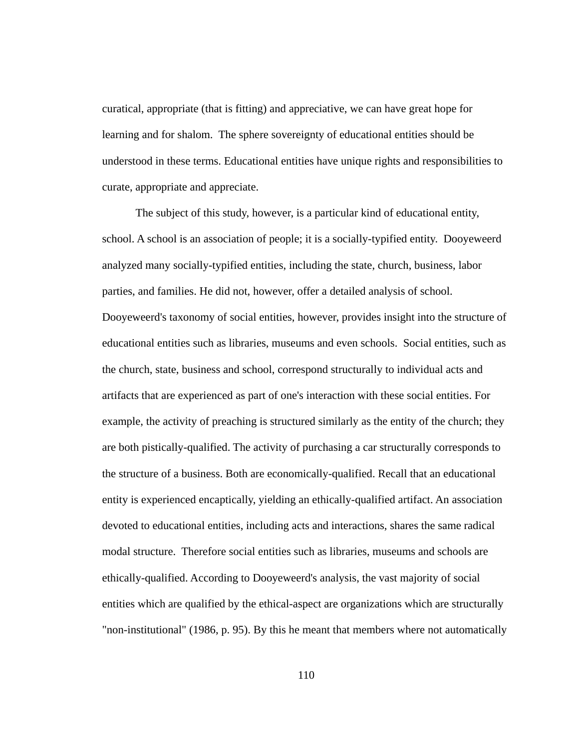curatical, appropriate (that is fitting) and appreciative, we can have great hope for learning and for shalom. The sphere sovereignty of educational entities should be understood in these terms. Educational entities have unique rights and responsibilities to curate, appropriate and appreciate.

The subject of this study, however, is a particular kind of educational entity, school. A school is an association of people; it is a socially-typified entity. Dooyeweerd analyzed many socially-typified entities, including the state, church, business, labor parties, and families. He did not, however, offer a detailed analysis of school. Dooyeweerd's taxonomy of social entities, however, provides insight into the structure of educational entities such as libraries, museums and even schools. Social entities, such as the church, state, business and school, correspond structurally to individual acts and artifacts that are experienced as part of one's interaction with these social entities. For example, the activity of preaching is structured similarly as the entity of the church; they are both pistically-qualified. The activity of purchasing a car structurally corresponds to the structure of a business. Both are economically-qualified. Recall that an educational entity is experienced encaptically, yielding an ethically-qualified artifact. An association devoted to educational entities, including acts and interactions, shares the same radical modal structure. Therefore social entities such as libraries, museums and schools are ethically-qualified. According to Dooyeweerd's analysis, the vast majority of social entities which are qualified by the ethical-aspect are organizations which are structurally "non-institutional" (1986, p. 95). By this he meant that members where not automatically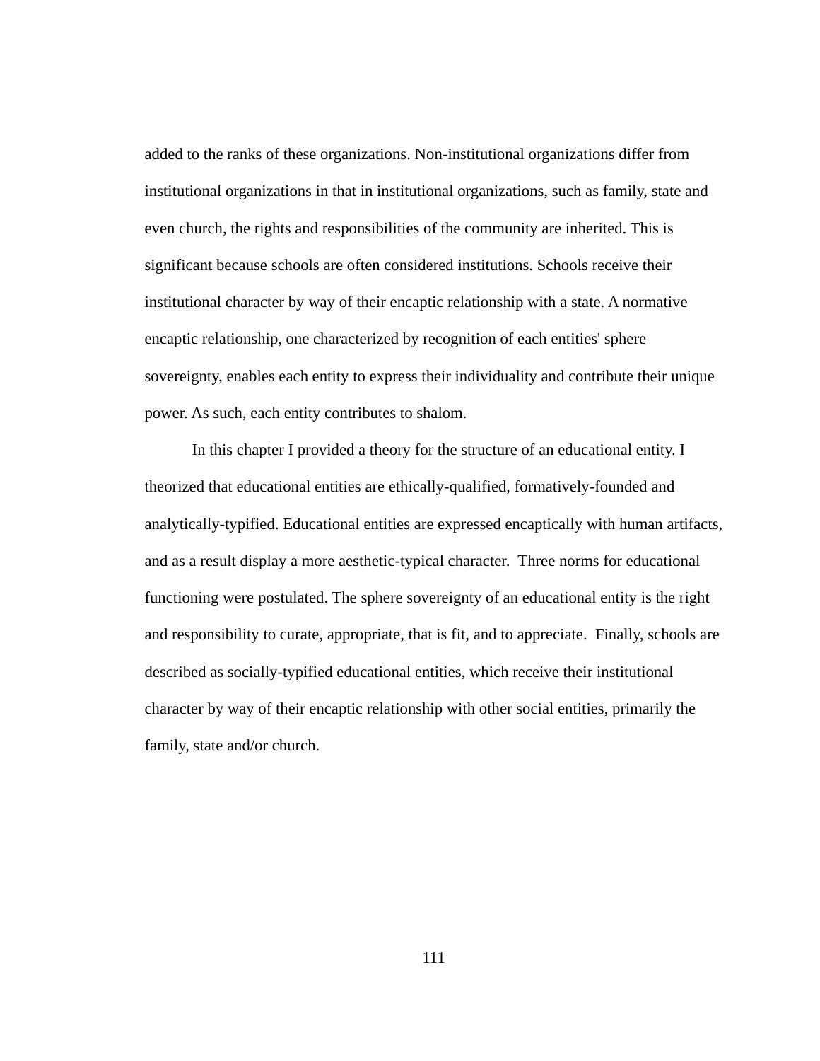added to the ranks of these organizations. Non-institutional organizations differ from institutional organizations in that in institutional organizations, such as family, state and even church, the rights and responsibilities of the community are inherited. This is significant because schools are often considered institutions. Schools receive their institutional character by way of their encaptic relationship with a state. A normative encaptic relationship, one characterized by recognition of each entities' sphere sovereignty, enables each entity to express their individuality and contribute their unique power. As such, each entity contributes to shalom.

In this chapter I provided a theory for the structure of an educational entity. I theorized that educational entities are ethically-qualified, formatively-founded and analytically-typified. Educational entities are expressed encaptically with human artifacts, and as a result display a more aesthetic-typical character. Three norms for educational functioning were postulated. The sphere sovereignty of an educational entity is the right and responsibility to curate, appropriate, that is fit, and to appreciate. Finally, schools are described as socially-typified educational entities, which receive their institutional character by way of their encaptic relationship with other social entities, primarily the family, state and/or church.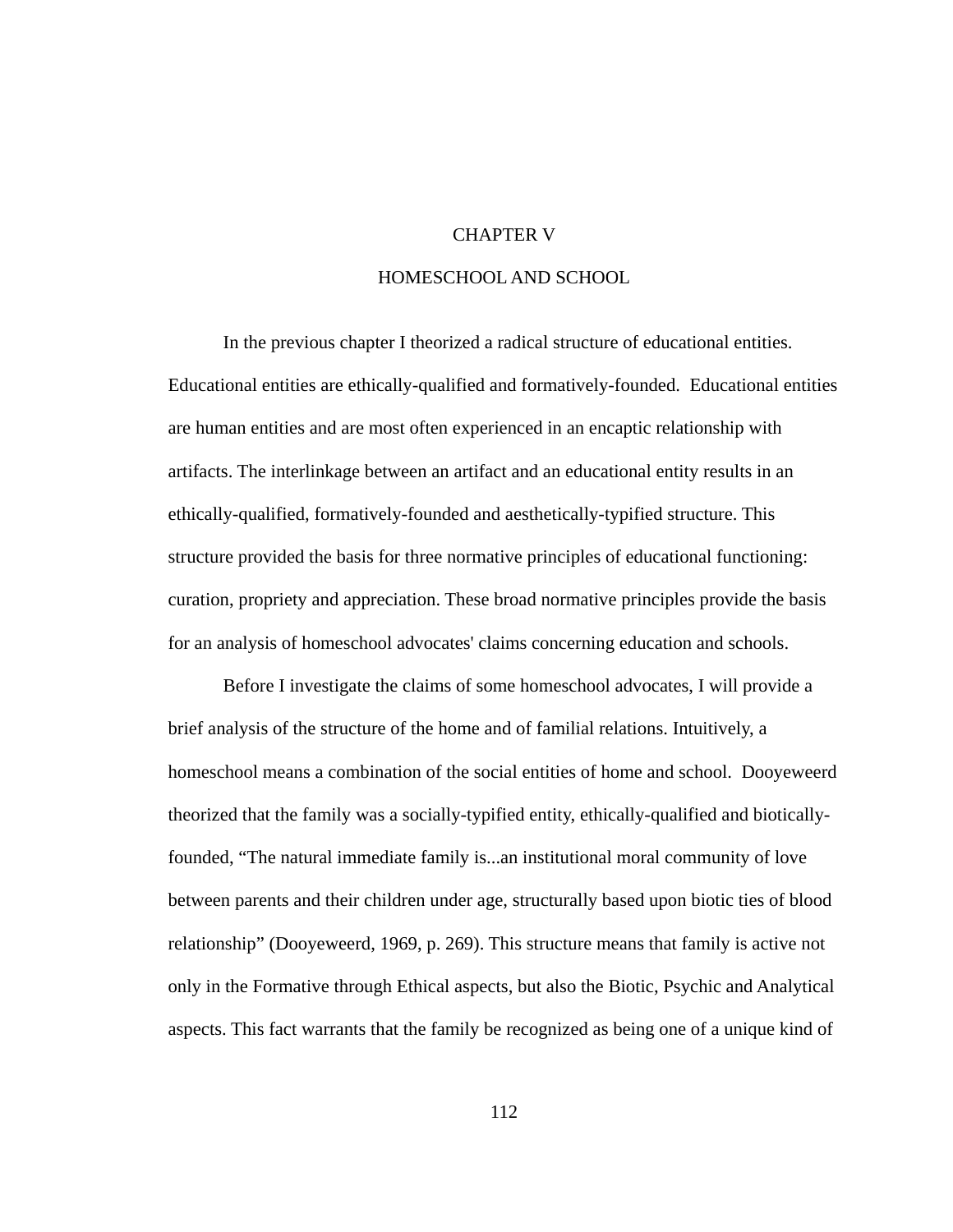# CHAPTER V

## HOMESCHOOL AND SCHOOL

In the previous chapter I theorized a radical structure of educational entities. Educational entities are ethically-qualified and formatively-founded. Educational entities are human entities and are most often experienced in an encaptic relationship with artifacts. The interlinkage between an artifact and an educational entity results in an ethically-qualified, formatively-founded and aesthetically-typified structure. This structure provided the basis for three normative principles of educational functioning: curation, propriety and appreciation. These broad normative principles provide the basis for an analysis of homeschool advocates' claims concerning education and schools.

Before I investigate the claims of some homeschool advocates, I will provide a brief analysis of the structure of the home and of familial relations. Intuitively, a homeschool means a combination of the social entities of home and school. Dooyeweerd theorized that the family was a socially-typified entity, ethically-qualified and biotically-founded, "The natural immediate family is...an institutional moral community of love between parents and their children under age, structurally based upon biotic ties of blood relationship" (Dooyeweerd, 1969, p. 269). This structure means that family is active not only in the Formative through Ethical aspects, but also the Biotic, Psychic and Analytical aspects. This fact warrants that the family be recognized as being one of a unique kind of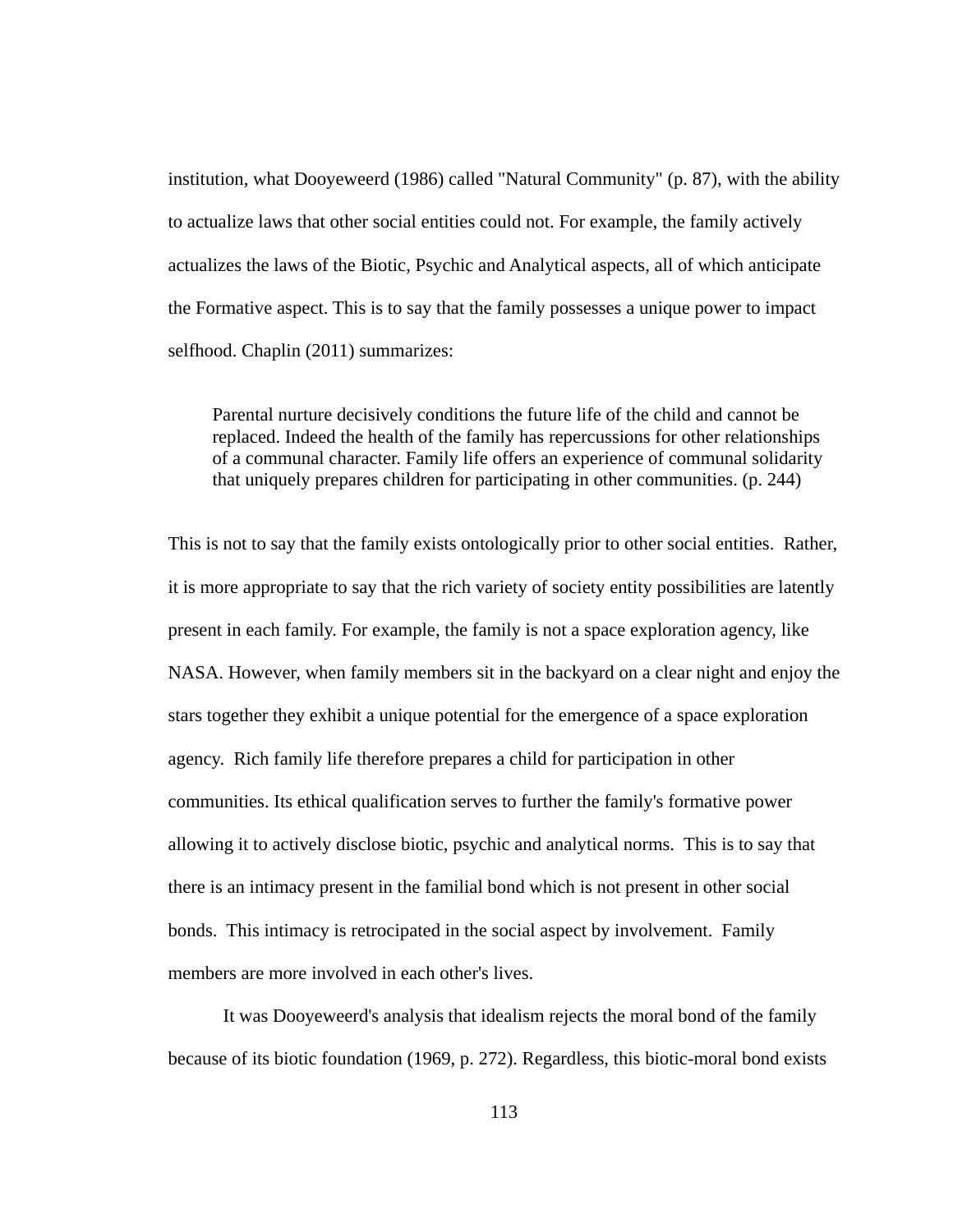institution, what Dooyeweerd (1986) called "Natural Community" (p. 87), with the ability to actualize laws that other social entities could not. For example, the family actively actualizes the laws of the Biotic, Psychic and Analytical aspects, all of which anticipate the Formative aspect. This is to say that the family possesses a unique power to impact selfhood. Chaplin (2011) summarizes:

> Parental nurture decisively conditions the future life of the child and cannot be replaced. Indeed the health of the family has repercussions for other relationships of a communal character. Family life offers an experience of communal solidarity that uniquely prepares children for participating in other communities. (p. 244)

This is not to say that the family exists ontologically prior to other social entities. Rather, it is more appropriate to say that the rich variety of society entity possibilities are latently present in each family. For example, the family is not a space exploration agency, like NASA. However, when family members sit in the backyard on a clear night and enjoy the stars together they exhibit a unique potential for the emergence of a space exploration agency. Rich family life therefore prepares a child for participation in other communities. Its ethical qualification serves to further the family's formative power allowing it to actively disclose biotic, psychic and analytical norms. This is to say that there is an intimacy present in the familial bond which is not present in other social bonds. This intimacy is retrocipated in the social aspect by involvement. Family members are more involved in each other's lives.

It was Dooyeweerd's analysis that idealism rejects the moral bond of the family because of its biotic foundation (1969, p. 272). Regardless, this biotic-moral bond exists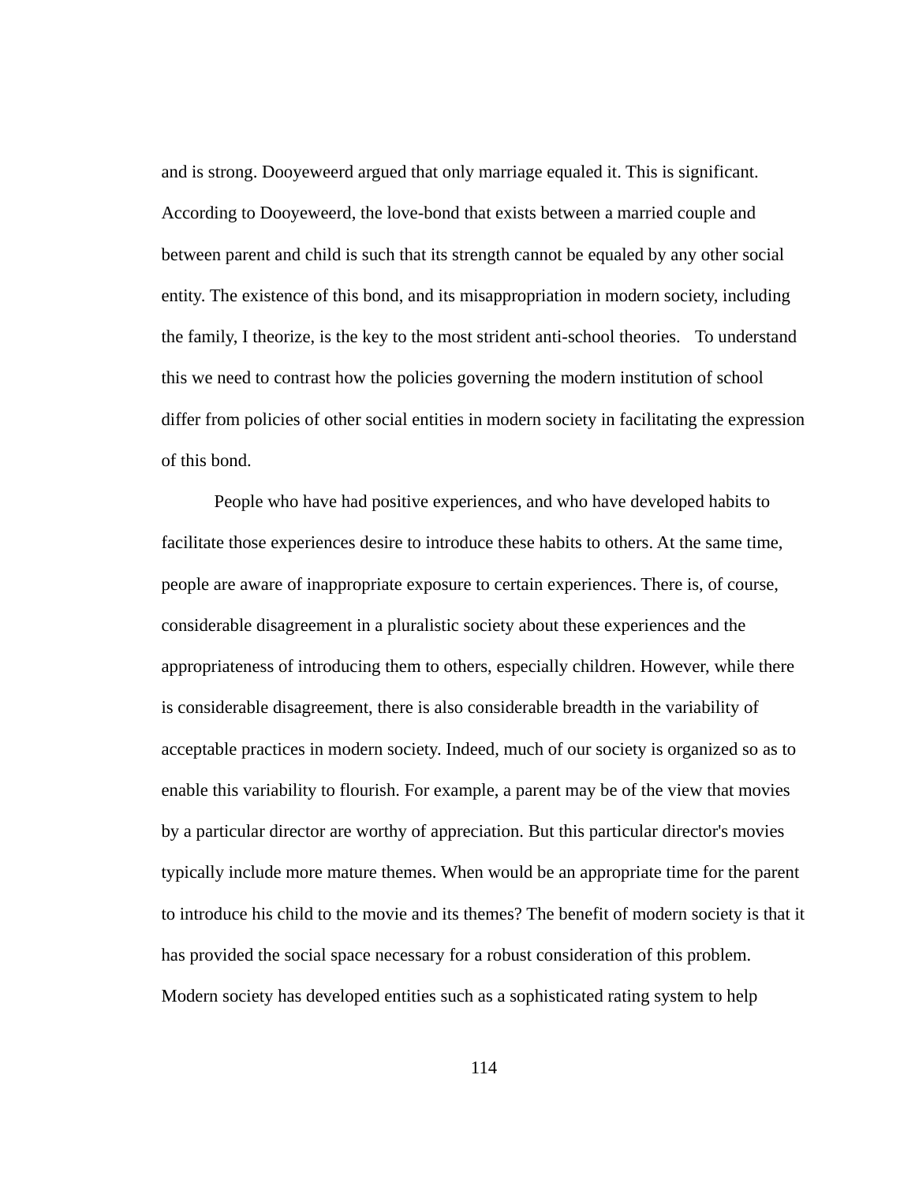and is strong. Dooyeweerd argued that only marriage equaled it. This is significant. According to Dooyeweerd, the love-bond that exists between a married couple and between parent and child is such that its strength cannot be equaled by any other social entity. The existence of this bond, and its misappropriation in modern society, including the family, I theorize, is the key to the most strident anti-school theories. To understand this we need to contrast how the policies governing the modern institution of school differ from policies of other social entities in modern society in facilitating the expression of this bond.

People who have had positive experiences, and who have developed habits to facilitate those experiences desire to introduce these habits to others. At the same time, people are aware of inappropriate exposure to certain experiences. There is, of course, considerable disagreement in a pluralistic society about these experiences and the appropriateness of introducing them to others, especially children. However, while there is considerable disagreement, there is also considerable breadth in the variability of acceptable practices in modern society. Indeed, much of our society is organized so as to enable this variability to flourish. For example, a parent may be of the view that movies by a particular director are worthy of appreciation. But this particular director's movies typically include more mature themes. When would be an appropriate time for the parent to introduce his child to the movie and its themes? The benefit of modern society is that it has provided the social space necessary for a robust consideration of this problem. Modern society has developed entities such as a sophisticated rating system to help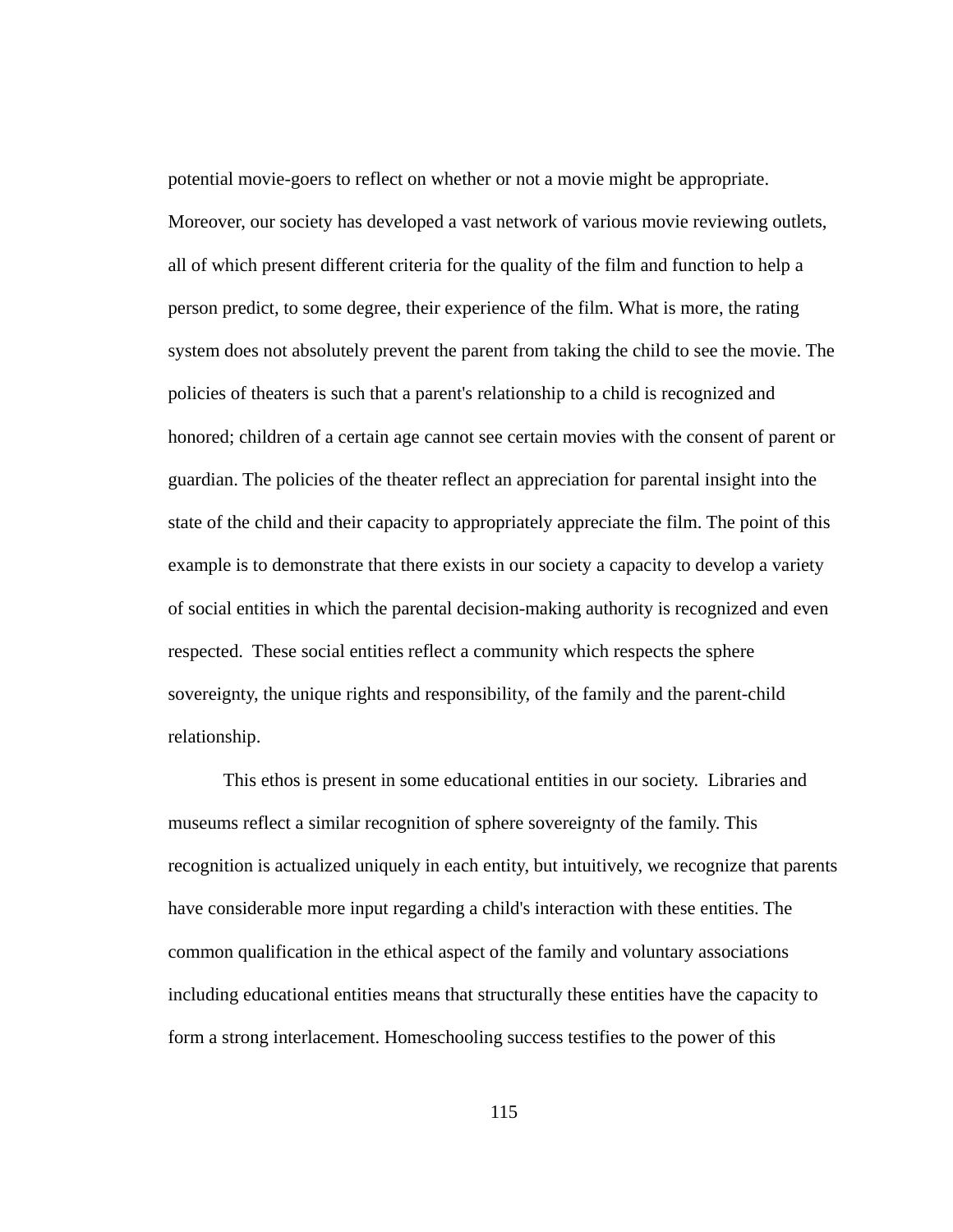potential movie-goers to reflect on whether or not a movie might be appropriate. Moreover, our society has developed a vast network of various movie reviewing outlets, all of which present different criteria for the quality of the film and function to help a person predict, to some degree, their experience of the film. What is more, the rating system does not absolutely prevent the parent from taking the child to see the movie. The policies of theaters is such that a parent's relationship to a child is recognized and honored; children of a certain age cannot see certain movies with the consent of parent or guardian. The policies of the theater reflect an appreciation for parental insight into the state of the child and their capacity to appropriately appreciate the film. The point of this example is to demonstrate that there exists in our society a capacity to develop a variety of social entities in which the parental decision-making authority is recognized and even respected. These social entities reflect a community which respects the sphere sovereignty, the unique rights and responsibility, of the family and the parent-child relationship.

This ethos is present in some educational entities in our society. Libraries and museums reflect a similar recognition of sphere sovereignty of the family. This recognition is actualized uniquely in each entity, but intuitively, we recognize that parents have considerable more input regarding a child's interaction with these entities. The common qualification in the ethical aspect of the family and voluntary associations including educational entities means that structurally these entities have the capacity to form a strong interlacement. Homeschooling success testifies to the power of this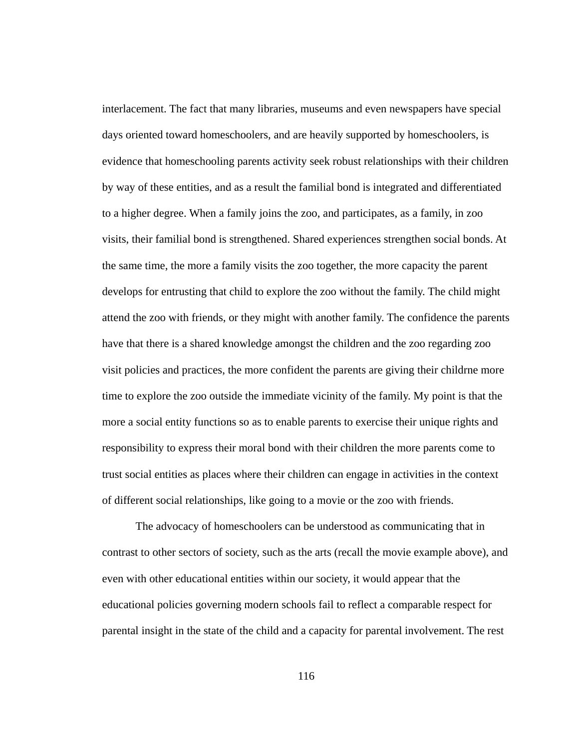interlacement. The fact that many libraries, museums and even newspapers have special days oriented toward homeschoolers, and are heavily supported by homeschoolers, is evidence that homeschooling parents activity seek robust relationships with their children by way of these entities, and as a result the familial bond is integrated and differentiated to a higher degree. When a family joins the zoo, and participates, as a family, in zoo visits, their familial bond is strengthened. Shared experiences strengthen social bonds. At the same time, the more a family visits the zoo together, the more capacity the parent develops for entrusting that child to explore the zoo without the family. The child might attend the zoo with friends, or they might with another family. The confidence the parents have that there is a shared knowledge amongst the children and the zoo regarding zoo visit policies and practices, the more confident the parents are giving their childrne more time to explore the zoo outside the immediate vicinity of the family. My point is that the more a social entity functions so as to enable parents to exercise their unique rights and responsibility to express their moral bond with their children the more parents come to trust social entities as places where their children can engage in activities in the context of different social relationships, like going to a movie or the zoo with friends.

The advocacy of homeschoolers can be understood as communicating that in contrast to other sectors of society, such as the arts (recall the movie example above), and even with other educational entities within our society, it would appear that the educational policies governing modern schools fail to reflect a comparable respect for parental insight in the state of the child and a capacity for parental involvement. The rest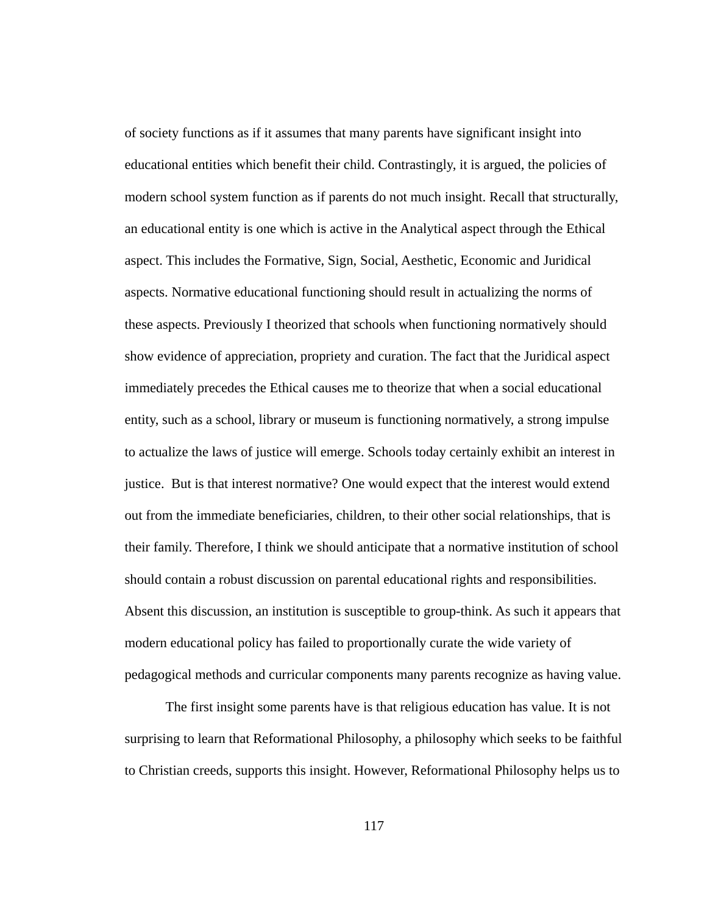of society functions as if it assumes that many parents have significant insight into educational entities which benefit their child. Contrastingly, it is argued, the policies of modern school system function as if parents do not much insight. Recall that structurally, an educational entity is one which is active in the Analytical aspect through the Ethical aspect. This includes the Formative, Sign, Social, Aesthetic, Economic and Juridical aspects. Normative educational functioning should result in actualizing the norms of these aspects. Previously I theorized that schools when functioning normatively should show evidence of appreciation, propriety and curation. The fact that the Juridical aspect immediately precedes the Ethical causes me to theorize that when a social educational entity, such as a school, library or museum is functioning normatively, a strong impulse to actualize the laws of justice will emerge. Schools today certainly exhibit an interest in justice. But is that interest normative? One would expect that the interest would extend out from the immediate beneficiaries, children, to their other social relationships, that is their family. Therefore, I think we should anticipate that a normative institution of school should contain a robust discussion on parental educational rights and responsibilities. Absent this discussion, an institution is susceptible to group-think. As such it appears that modern educational policy has failed to proportionally curate the wide variety of pedagogical methods and curricular components many parents recognize as having value.

The first insight some parents have is that religious education has value. It is not surprising to learn that Reformational Philosophy, a philosophy which seeks to be faithful to Christian creeds, supports this insight. However, Reformational Philosophy helps us to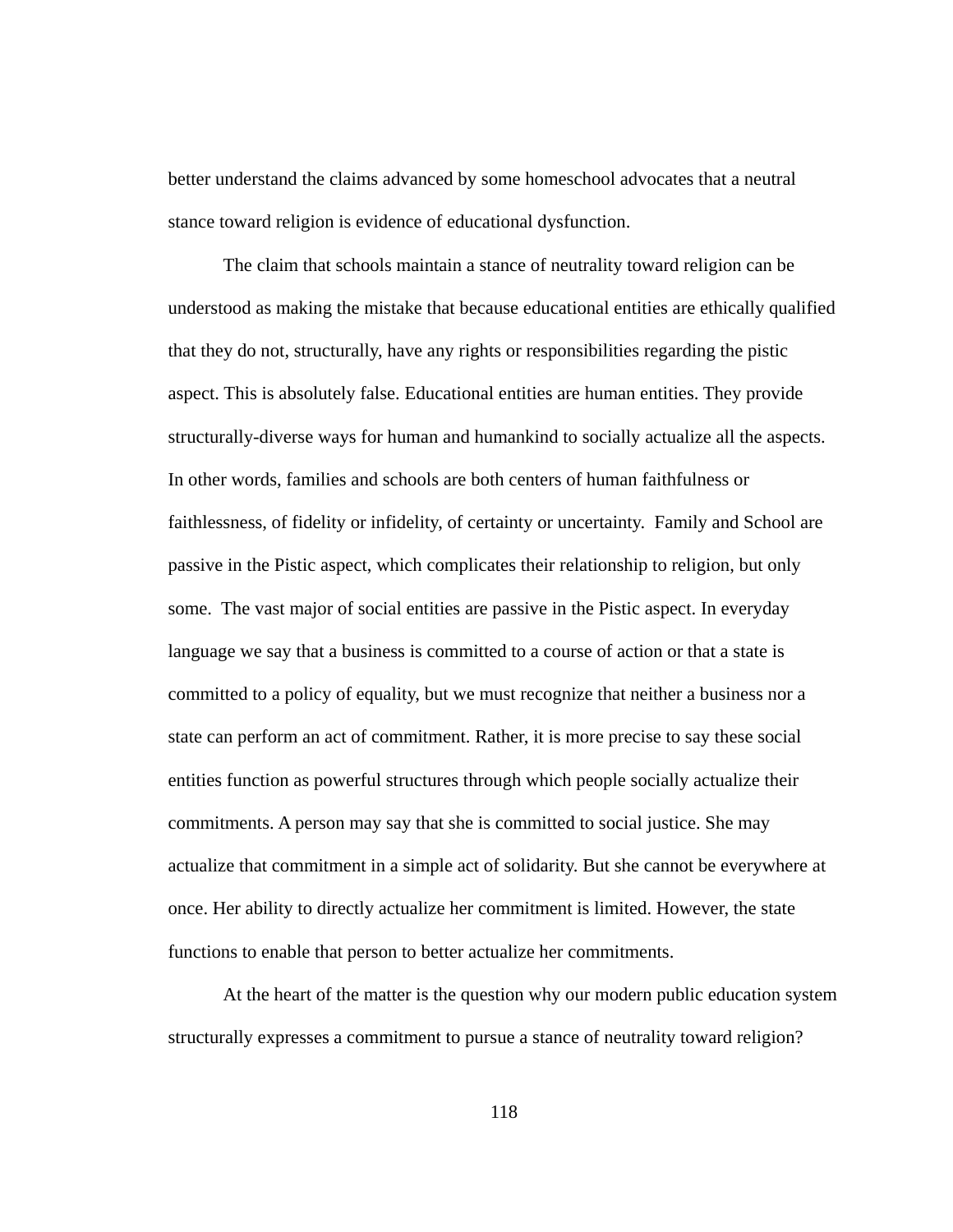better understand the claims advanced by some homeschool advocates that a neutral stance toward religion is evidence of educational dysfunction.

The claim that schools maintain a stance of neutrality toward religion can be understood as making the mistake that because educational entities are ethically qualified that they do not, structurally, have any rights or responsibilities regarding the pistic aspect. This is absolutely false. Educational entities are human entities. They provide structurally-diverse ways for human and humankind to socially actualize all the aspects. In other words, families and schools are both centers of human faithfulness or faithlessness, of fidelity or infidelity, of certainty or uncertainty.  Family and School are passive in the Pistic aspect, which complicates their relationship to religion, but only some.  The vast major of social entities are passive in the Pistic aspect. In everyday language we say that a business is committed to a course of action or that a state is committed to a policy of equality, but we must recognize that neither a business nor a state can perform an act of commitment. Rather, it is more precise to say these social entities function as powerful structures through which people socially actualize their commitments. A person may say that she is committed to social justice. She may actualize that commitment in a simple act of solidarity. But she cannot be everywhere at once. Her ability to directly actualize her commitment is limited. However, the state functions to enable that person to better actualize her commitments.

At the heart of the matter is the question why our modern public education system structurally expresses a commitment to pursue a stance of neutrality toward religion?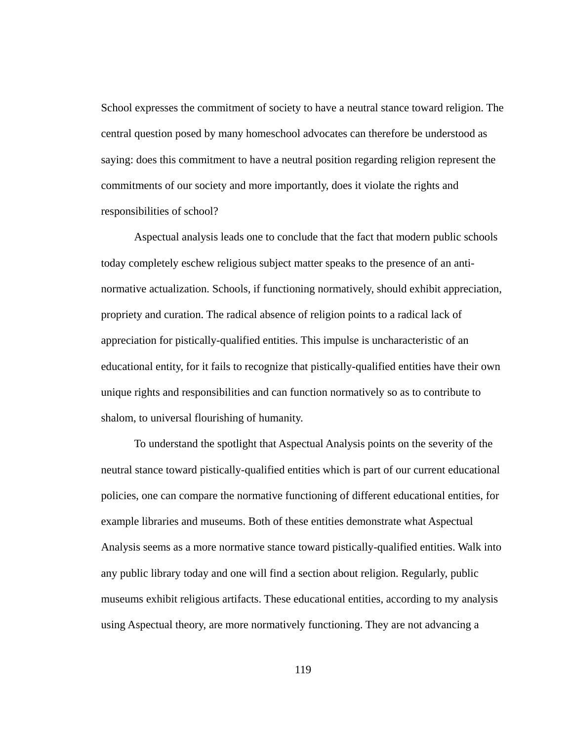School expresses the commitment of society to have a neutral stance toward religion. The central question posed by many homeschool advocates can therefore be understood as saying: does this commitment to have a neutral position regarding religion represent the commitments of our society and more importantly, does it violate the rights and responsibilities of school?

Aspectual analysis leads one to conclude that the fact that modern public schools today completely eschew religious subject matter speaks to the presence of an anti-normative actualization. Schools, if functioning normatively, should exhibit appreciation, propriety and curation. The radical absence of religion points to a radical lack of appreciation for pistically-qualified entities. This impulse is uncharacteristic of an educational entity, for it fails to recognize that pistically-qualified entities have their own unique rights and responsibilities and can function normatively so as to contribute to shalom, to universal flourishing of humanity.

To understand the spotlight that Aspectual Analysis points on the severity of the neutral stance toward pistically-qualified entities which is part of our current educational policies, one can compare the normative functioning of different educational entities, for example libraries and museums. Both of these entities demonstrate what Aspectual Analysis seems as a more normative stance toward pistically-qualified entities. Walk into any public library today and one will find a section about religion. Regularly, public museums exhibit religious artifacts. These educational entities, according to my analysis using Aspectual theory, are more normatively functioning. They are not advancing a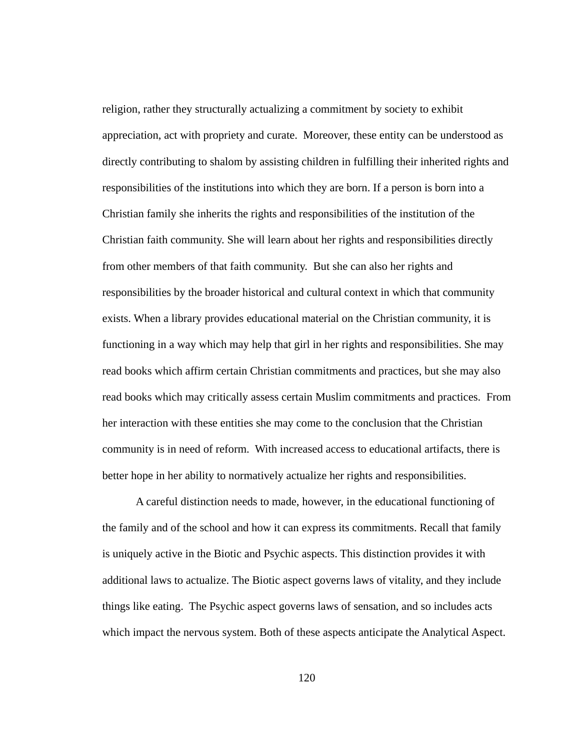religion, rather they structurally actualizing a commitment by society to exhibit appreciation, act with propriety and curate. Moreover, these entity can be understood as directly contributing to shalom by assisting children in fulfilling their inherited rights and responsibilities of the institutions into which they are born. If a person is born into a Christian family she inherits the rights and responsibilities of the institution of the Christian faith community. She will learn about her rights and responsibilities directly from other members of that faith community. But she can also her rights and responsibilities by the broader historical and cultural context in which that community exists. When a library provides educational material on the Christian community, it is functioning in a way which may help that girl in her rights and responsibilities. She may read books which affirm certain Christian commitments and practices, but she may also read books which may critically assess certain Muslim commitments and practices. From her interaction with these entities she may come to the conclusion that the Christian community is in need of reform. With increased access to educational artifacts, there is better hope in her ability to normatively actualize her rights and responsibilities.

A careful distinction needs to made, however, in the educational functioning of the family and of the school and how it can express its commitments. Recall that family is uniquely active in the Biotic and Psychic aspects. This distinction provides it with additional laws to actualize. The Biotic aspect governs laws of vitality, and they include things like eating. The Psychic aspect governs laws of sensation, and so includes acts which impact the nervous system. Both of these aspects anticipate the Analytical Aspect.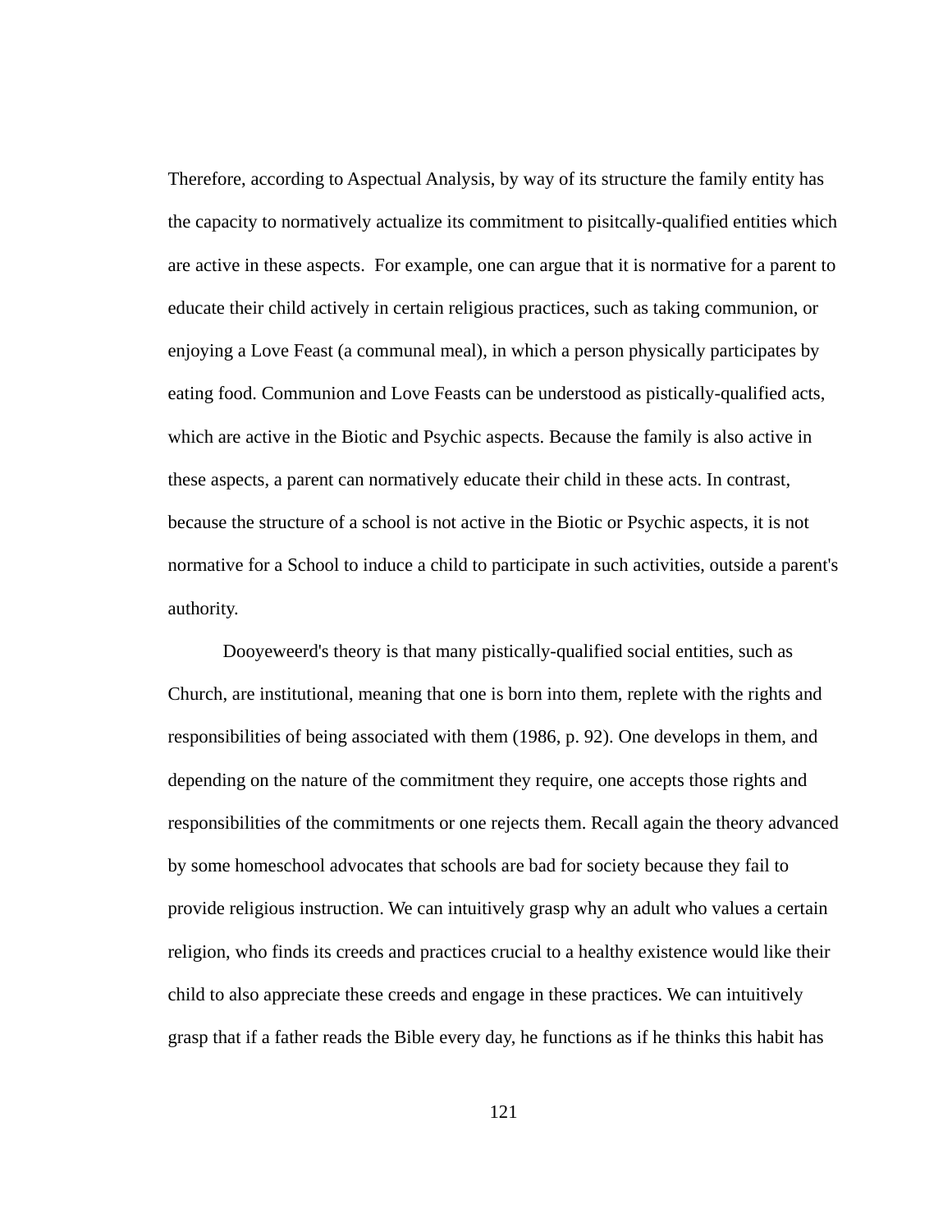Therefore, according to Aspectual Analysis, by way of its structure the family entity has the capacity to normatively actualize its commitment to pisitcally-qualified entities which are active in these aspects.  For example, one can argue that it is normative for a parent to educate their child actively in certain religious practices, such as taking communion, or enjoying a Love Feast (a communal meal), in which a person physically participates by eating food. Communion and Love Feasts can be understood as pistically-qualified acts, which are active in the Biotic and Psychic aspects. Because the family is also active in these aspects, a parent can normatively educate their child in these acts. In contrast, because the structure of a school is not active in the Biotic or Psychic aspects, it is not normative for a School to induce a child to participate in such activities, outside a parent's authority.

Dooyeweerd's theory is that many pistically-qualified social entities, such as Church, are institutional, meaning that one is born into them, replete with the rights and responsibilities of being associated with them (1986, p. 92). One develops in them, and depending on the nature of the commitment they require, one accepts those rights and responsibilities of the commitments or one rejects them. Recall again the theory advanced by some homeschool advocates that schools are bad for society because they fail to provide religious instruction. We can intuitively grasp why an adult who values a certain religion, who finds its creeds and practices crucial to a healthy existence would like their child to also appreciate these creeds and engage in these practices. We can intuitively grasp that if a father reads the Bible every day, he functions as if he thinks this habit has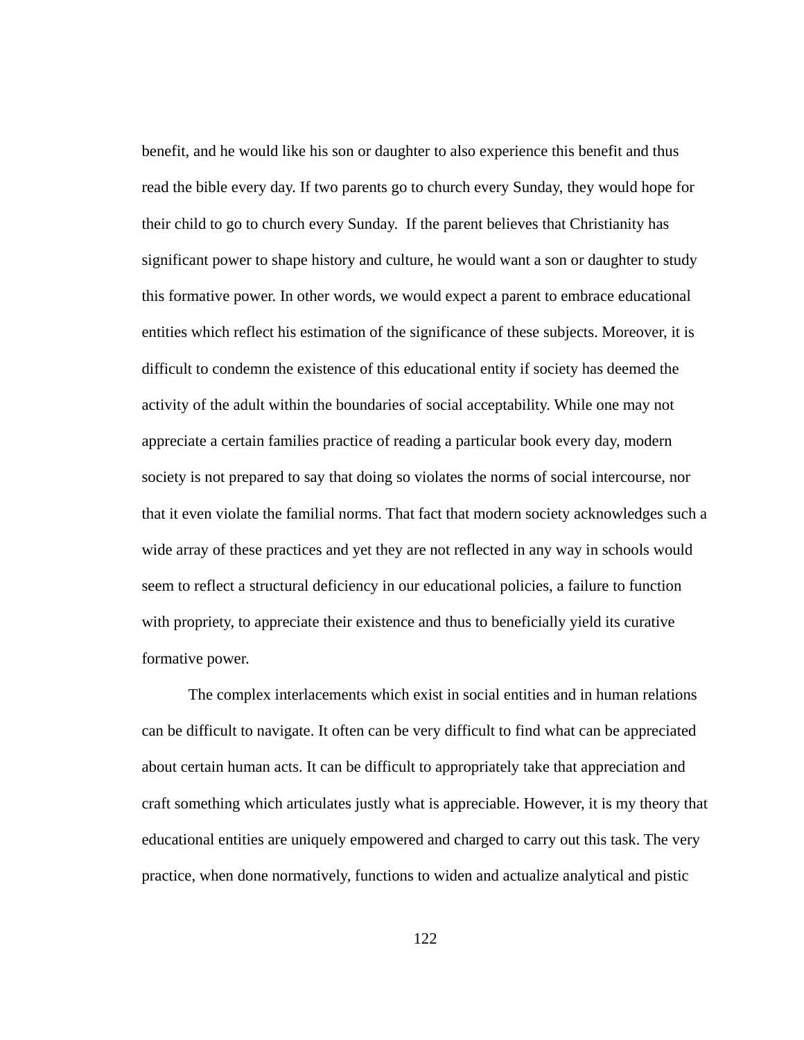benefit, and he would like his son or daughter to also experience this benefit and thus read the bible every day. If two parents go to church every Sunday, they would hope for their child to go to church every Sunday.  If the parent believes that Christianity has significant power to shape history and culture, he would want a son or daughter to study this formative power. In other words, we would expect a parent to embrace educational entities which reflect his estimation of the significance of these subjects. Moreover, it is difficult to condemn the existence of this educational entity if society has deemed the activity of the adult within the boundaries of social acceptability. While one may not appreciate a certain families practice of reading a particular book every day, modern society is not prepared to say that doing so violates the norms of social intercourse, nor that it even violate the familial norms. That fact that modern society acknowledges such a wide array of these practices and yet they are not reflected in any way in schools would seem to reflect a structural deficiency in our educational policies, a failure to function with propriety, to appreciate their existence and thus to beneficially yield its curative formative power.

The complex interlacements which exist in social entities and in human relations can be difficult to navigate. It often can be very difficult to find what can be appreciated about certain human acts. It can be difficult to appropriately take that appreciation and craft something which articulates justly what is appreciable. However, it is my theory that educational entities are uniquely empowered and charged to carry out this task. The very practice, when done normatively, functions to widen and actualize analytical and pistic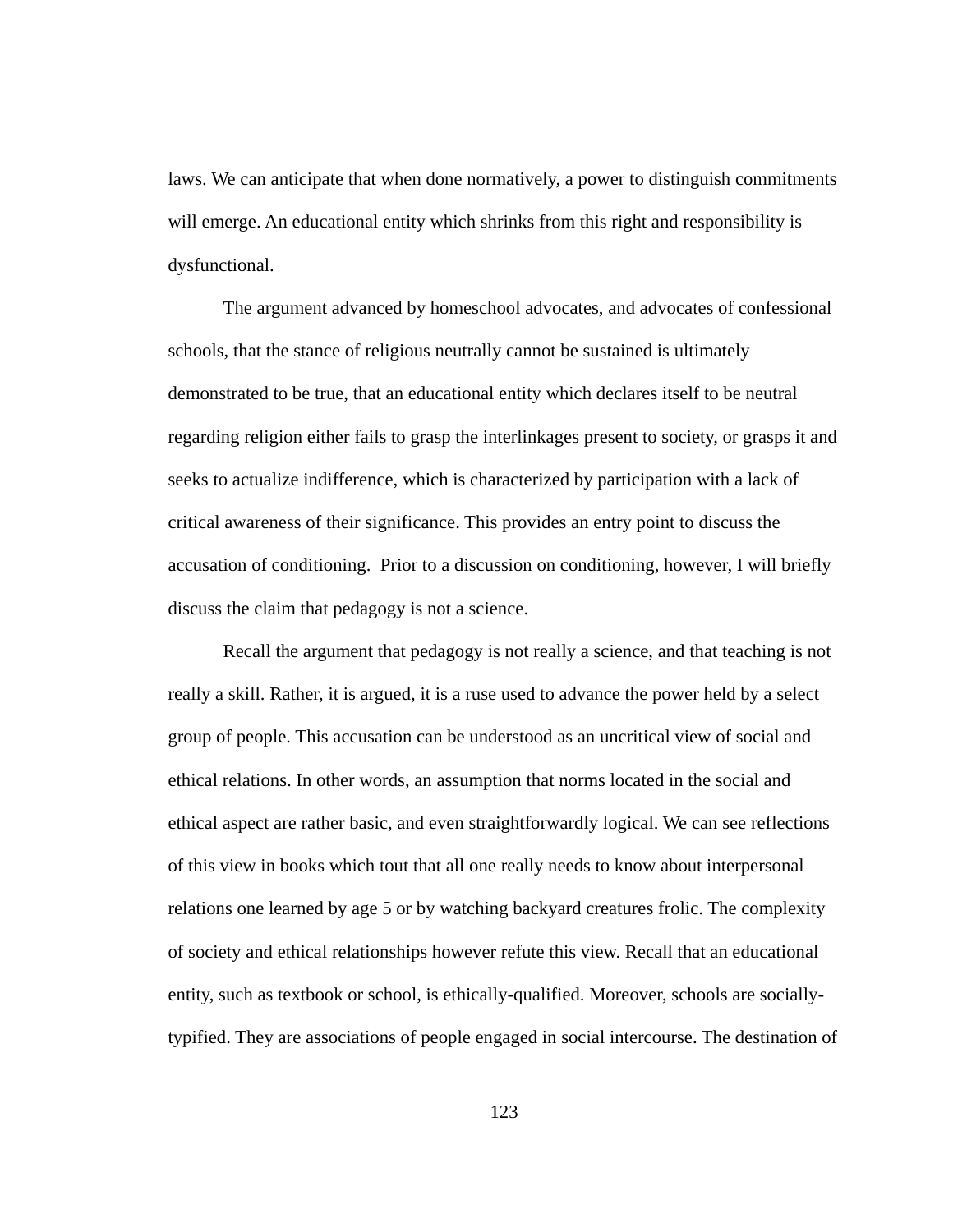laws. We can anticipate that when done normatively, a power to distinguish commitments will emerge. An educational entity which shrinks from this right and responsibility is dysfunctional.

The argument advanced by homeschool advocates, and advocates of confessional schools, that the stance of religious neutrally cannot be sustained is ultimately demonstrated to be true, that an educational entity which declares itself to be neutral regarding religion either fails to grasp the interlinkages present to society, or grasps it and seeks to actualize indifference, which is characterized by participation with a lack of critical awareness of their significance. This provides an entry point to discuss the accusation of conditioning. Prior to a discussion on conditioning, however, I will briefly discuss the claim that pedagogy is not a science.

Recall the argument that pedagogy is not really a science, and that teaching is not really a skill. Rather, it is argued, it is a ruse used to advance the power held by a select group of people. This accusation can be understood as an uncritical view of social and ethical relations. In other words, an assumption that norms located in the social and ethical aspect are rather basic, and even straightforwardly logical. We can see reflections of this view in books which tout that all one really needs to know about interpersonal relations one learned by age 5 or by watching backyard creatures frolic. The complexity of society and ethical relationships however refute this view. Recall that an educational entity, such as textbook or school, is ethically-qualified. Moreover, schools are socially-typified. They are associations of people engaged in social intercourse. The destination of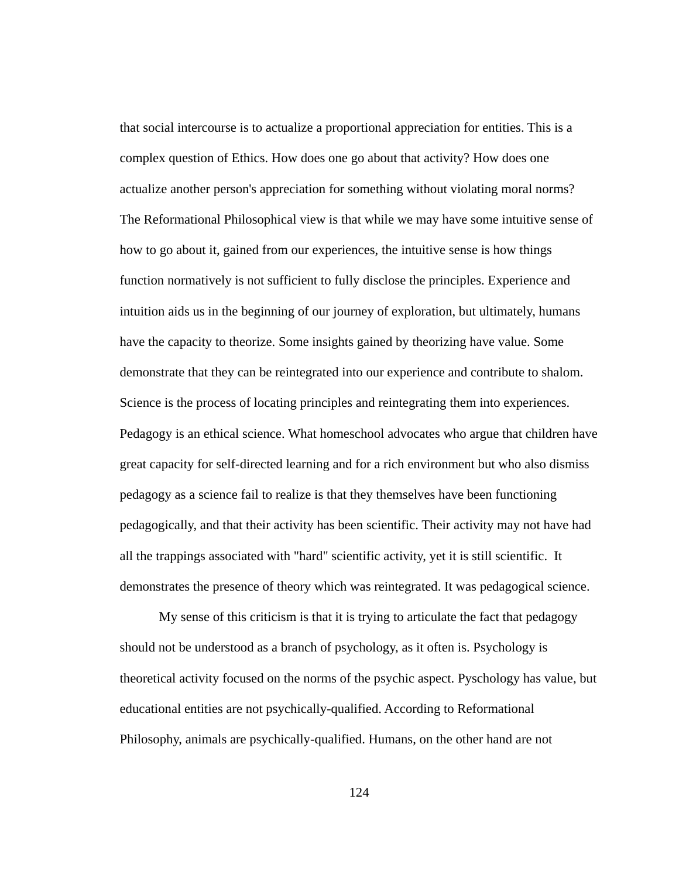that social intercourse is to actualize a proportional appreciation for entities. This is a complex question of Ethics. How does one go about that activity? How does one actualize another person's appreciation for something without violating moral norms? The Reformational Philosophical view is that while we may have some intuitive sense of how to go about it, gained from our experiences, the intuitive sense is how things function normatively is not sufficient to fully disclose the principles. Experience and intuition aids us in the beginning of our journey of exploration, but ultimately, humans have the capacity to theorize. Some insights gained by theorizing have value. Some demonstrate that they can be reintegrated into our experience and contribute to shalom. Science is the process of locating principles and reintegrating them into experiences. Pedagogy is an ethical science. What homeschool advocates who argue that children have great capacity for self-directed learning and for a rich environment but who also dismiss pedagogy as a science fail to realize is that they themselves have been functioning pedagogically, and that their activity has been scientific. Their activity may not have had all the trappings associated with "hard" scientific activity, yet it is still scientific. It demonstrates the presence of theory which was reintegrated. It was pedagogical science.

My sense of this criticism is that it is trying to articulate the fact that pedagogy should not be understood as a branch of psychology, as it often is. Psychology is theoretical activity focused on the norms of the psychic aspect. Pyschology has value, but educational entities are not psychically-qualified. According to Reformational Philosophy, animals are psychically-qualified. Humans, on the other hand are not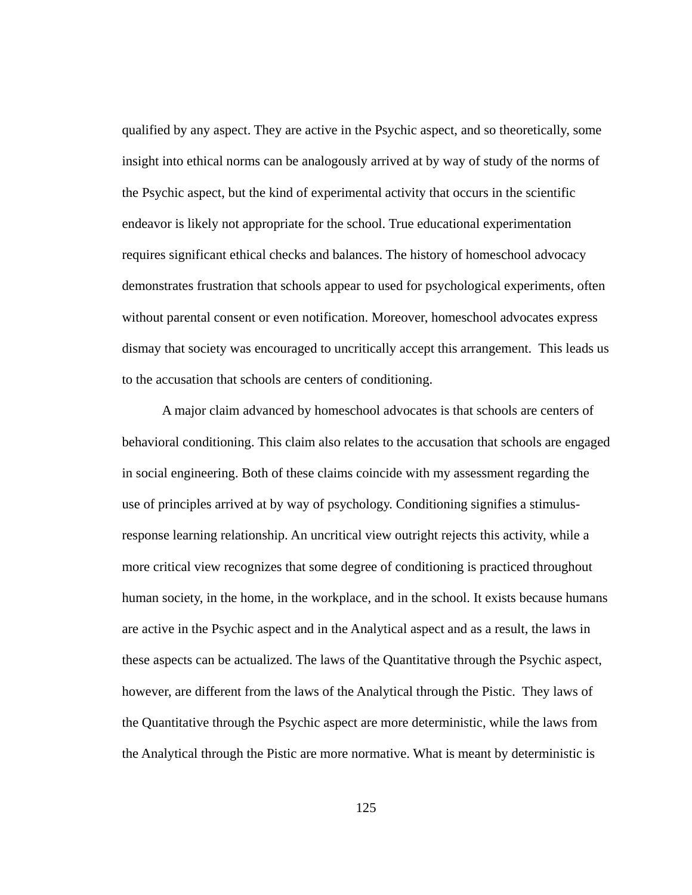qualified by any aspect. They are active in the Psychic aspect, and so theoretically, some insight into ethical norms can be analogously arrived at by way of study of the norms of the Psychic aspect, but the kind of experimental activity that occurs in the scientific endeavor is likely not appropriate for the school. True educational experimentation requires significant ethical checks and balances. The history of homeschool advocacy demonstrates frustration that schools appear to used for psychological experiments, often without parental consent or even notification. Moreover, homeschool advocates express dismay that society was encouraged to uncritically accept this arrangement.  This leads us to the accusation that schools are centers of conditioning.

A major claim advanced by homeschool advocates is that schools are centers of behavioral conditioning. This claim also relates to the accusation that schools are engaged in social engineering. Both of these claims coincide with my assessment regarding the use of principles arrived at by way of psychology. Conditioning signifies a stimulus-response learning relationship. An uncritical view outright rejects this activity, while a more critical view recognizes that some degree of conditioning is practiced throughout human society, in the home, in the workplace, and in the school. It exists because humans are active in the Psychic aspect and in the Analytical aspect and as a result, the laws in these aspects can be actualized. The laws of the Quantitative through the Psychic aspect, however, are different from the laws of the Analytical through the Pistic.  They laws of the Quantitative through the Psychic aspect are more deterministic, while the laws from the Analytical through the Pistic are more normative. What is meant by deterministic is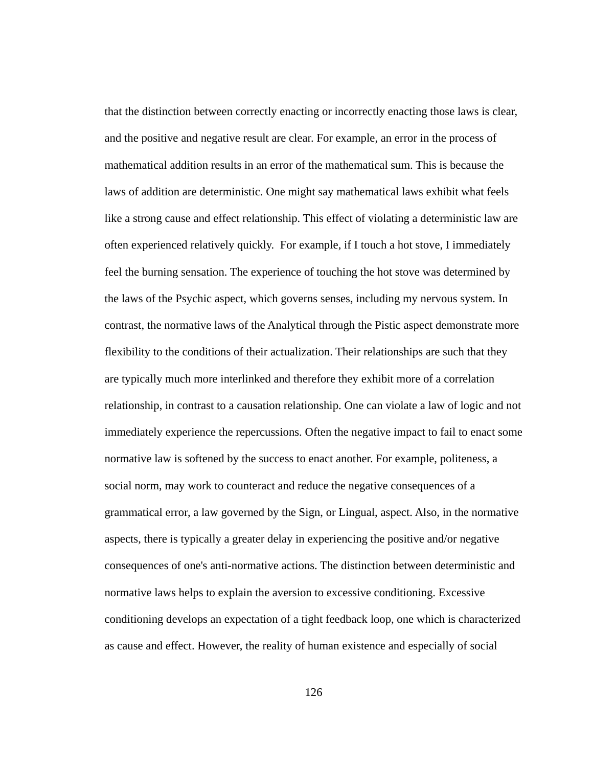that the distinction between correctly enacting or incorrectly enacting those laws is clear, and the positive and negative result are clear. For example, an error in the process of mathematical addition results in an error of the mathematical sum. This is because the laws of addition are deterministic. One might say mathematical laws exhibit what feels like a strong cause and effect relationship. This effect of violating a deterministic law are often experienced relatively quickly.  For example, if I touch a hot stove, I immediately feel the burning sensation. The experience of touching the hot stove was determined by the laws of the Psychic aspect, which governs senses, including my nervous system. In contrast, the normative laws of the Analytical through the Pistic aspect demonstrate more flexibility to the conditions of their actualization. Their relationships are such that they are typically much more interlinked and therefore they exhibit more of a correlation relationship, in contrast to a causation relationship. One can violate a law of logic and not immediately experience the repercussions. Often the negative impact to fail to enact some normative law is softened by the success to enact another. For example, politeness, a social norm, may work to counteract and reduce the negative consequences of a grammatical error, a law governed by the Sign, or Lingual, aspect. Also, in the normative aspects, there is typically a greater delay in experiencing the positive and/or negative consequences of one's anti-normative actions. The distinction between deterministic and normative laws helps to explain the aversion to excessive conditioning. Excessive conditioning develops an expectation of a tight feedback loop, one which is characterized as cause and effect. However, the reality of human existence and especially of social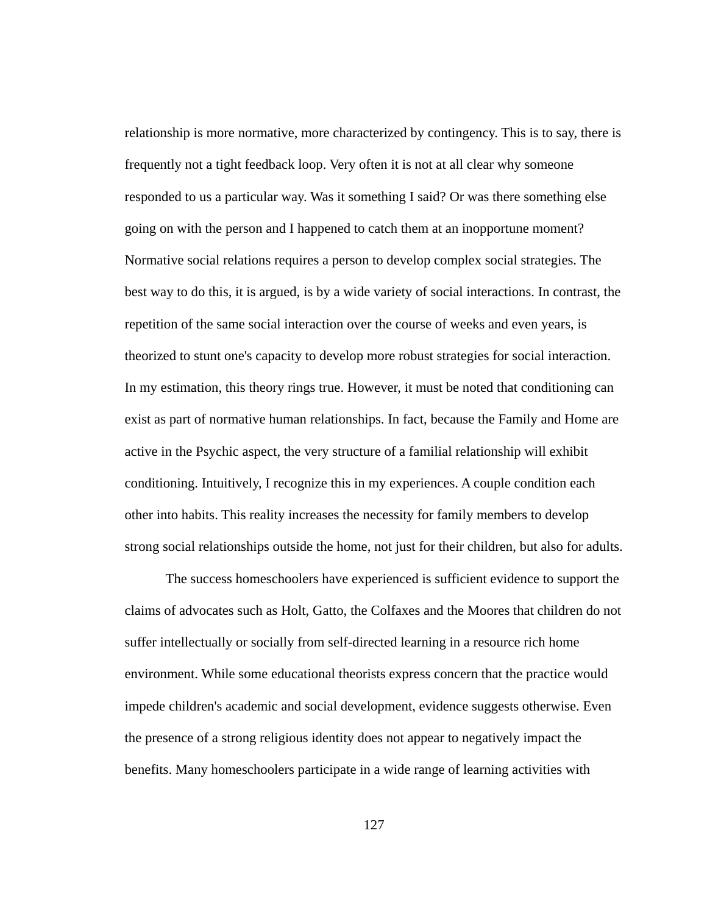relationship is more normative, more characterized by contingency. This is to say, there is frequently not a tight feedback loop. Very often it is not at all clear why someone responded to us a particular way. Was it something I said? Or was there something else going on with the person and I happened to catch them at an inopportune moment? Normative social relations requires a person to develop complex social strategies. The best way to do this, it is argued, is by a wide variety of social interactions. In contrast, the repetition of the same social interaction over the course of weeks and even years, is theorized to stunt one's capacity to develop more robust strategies for social interaction. In my estimation, this theory rings true. However, it must be noted that conditioning can exist as part of normative human relationships. In fact, because the Family and Home are active in the Psychic aspect, the very structure of a familial relationship will exhibit conditioning. Intuitively, I recognize this in my experiences. A couple condition each other into habits. This reality increases the necessity for family members to develop strong social relationships outside the home, not just for their children, but also for adults.

The success homeschoolers have experienced is sufficient evidence to support the claims of advocates such as Holt, Gatto, the Colfaxes and the Moores that children do not suffer intellectually or socially from self-directed learning in a resource rich home environment. While some educational theorists express concern that the practice would impede children's academic and social development, evidence suggests otherwise. Even the presence of a strong religious identity does not appear to negatively impact the benefits. Many homeschoolers participate in a wide range of learning activities with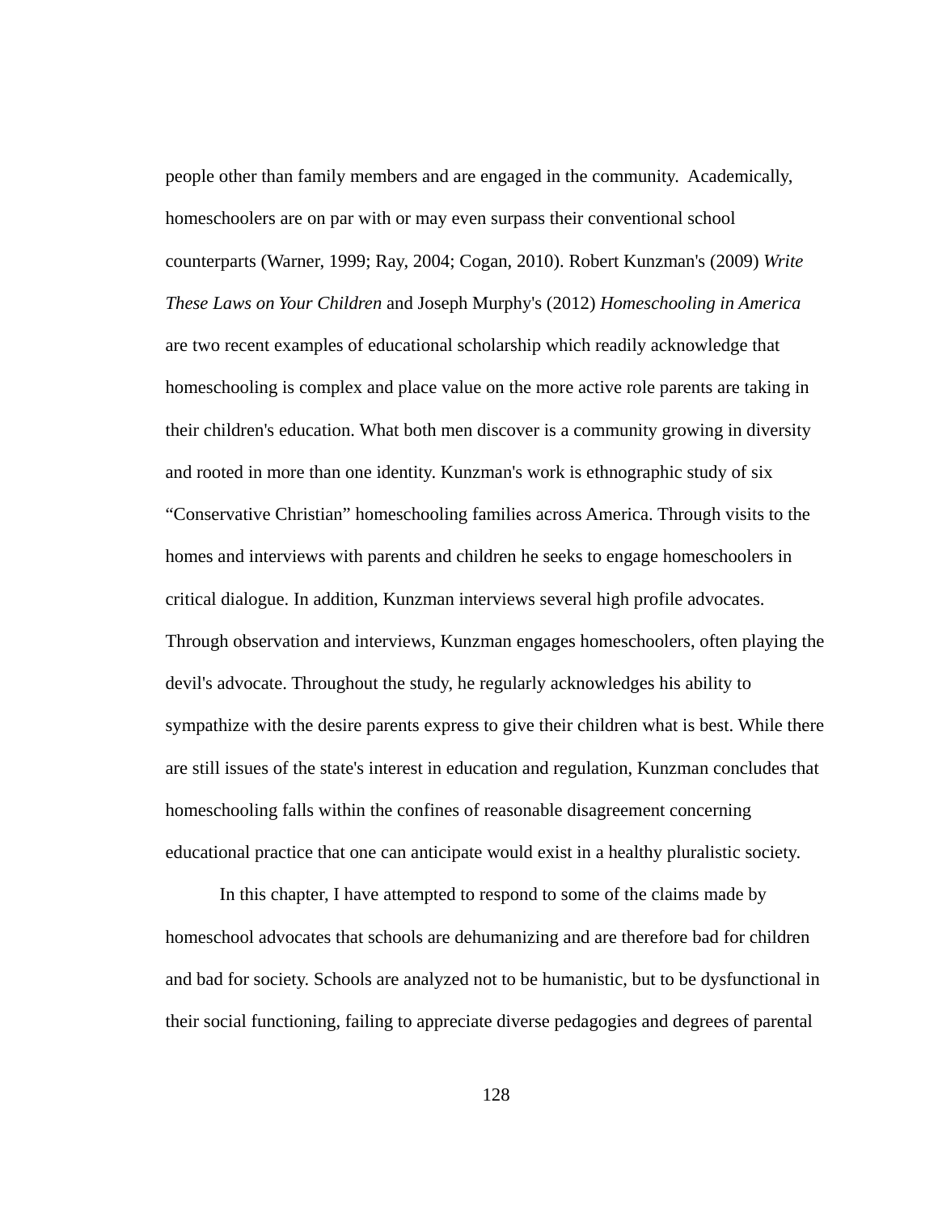people other than family members and are engaged in the community. Academically, homeschoolers are on par with or may even surpass their conventional school counterparts (Warner, 1999; Ray, 2004; Cogan, 2010). Robert Kunzman's (2009) *Write These Laws on Your Children* and Joseph Murphy's (2012) *Homeschooling in America* are two recent examples of educational scholarship which readily acknowledge that homeschooling is complex and place value on the more active role parents are taking in their children's education. What both men discover is a community growing in diversity and rooted in more than one identity. Kunzman's work is ethnographic study of six "Conservative Christian" homeschooling families across America. Through visits to the homes and interviews with parents and children he seeks to engage homeschoolers in critical dialogue. In addition, Kunzman interviews several high profile advocates. Through observation and interviews, Kunzman engages homeschoolers, often playing the devil's advocate. Throughout the study, he regularly acknowledges his ability to sympathize with the desire parents express to give their children what is best. While there are still issues of the state's interest in education and regulation, Kunzman concludes that homeschooling falls within the confines of reasonable disagreement concerning educational practice that one can anticipate would exist in a healthy pluralistic society.

In this chapter, I have attempted to respond to some of the claims made by homeschool advocates that schools are dehumanizing and are therefore bad for children and bad for society. Schools are analyzed not to be humanistic, but to be dysfunctional in their social functioning, failing to appreciate diverse pedagogies and degrees of parental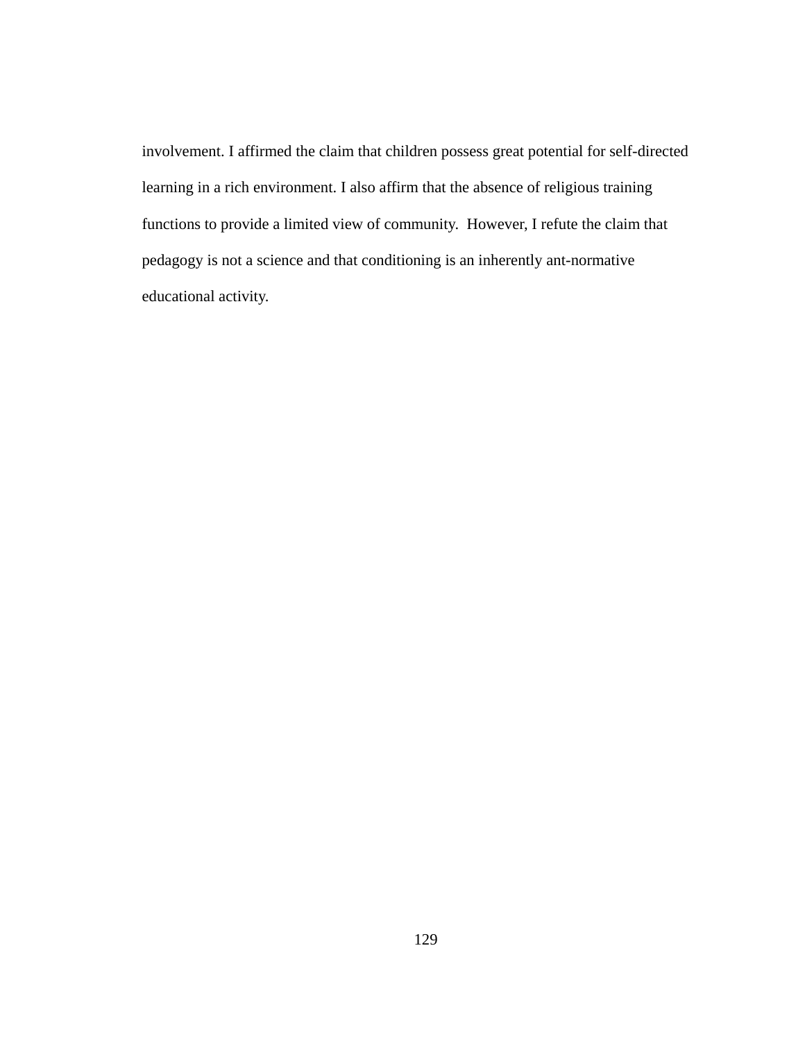involvement. I affirmed the claim that children possess great potential for self-directed learning in a rich environment. I also affirm that the absence of religious training functions to provide a limited view of community.  However, I refute the claim that pedagogy is not a science and that conditioning is an inherently ant-normative educational activity.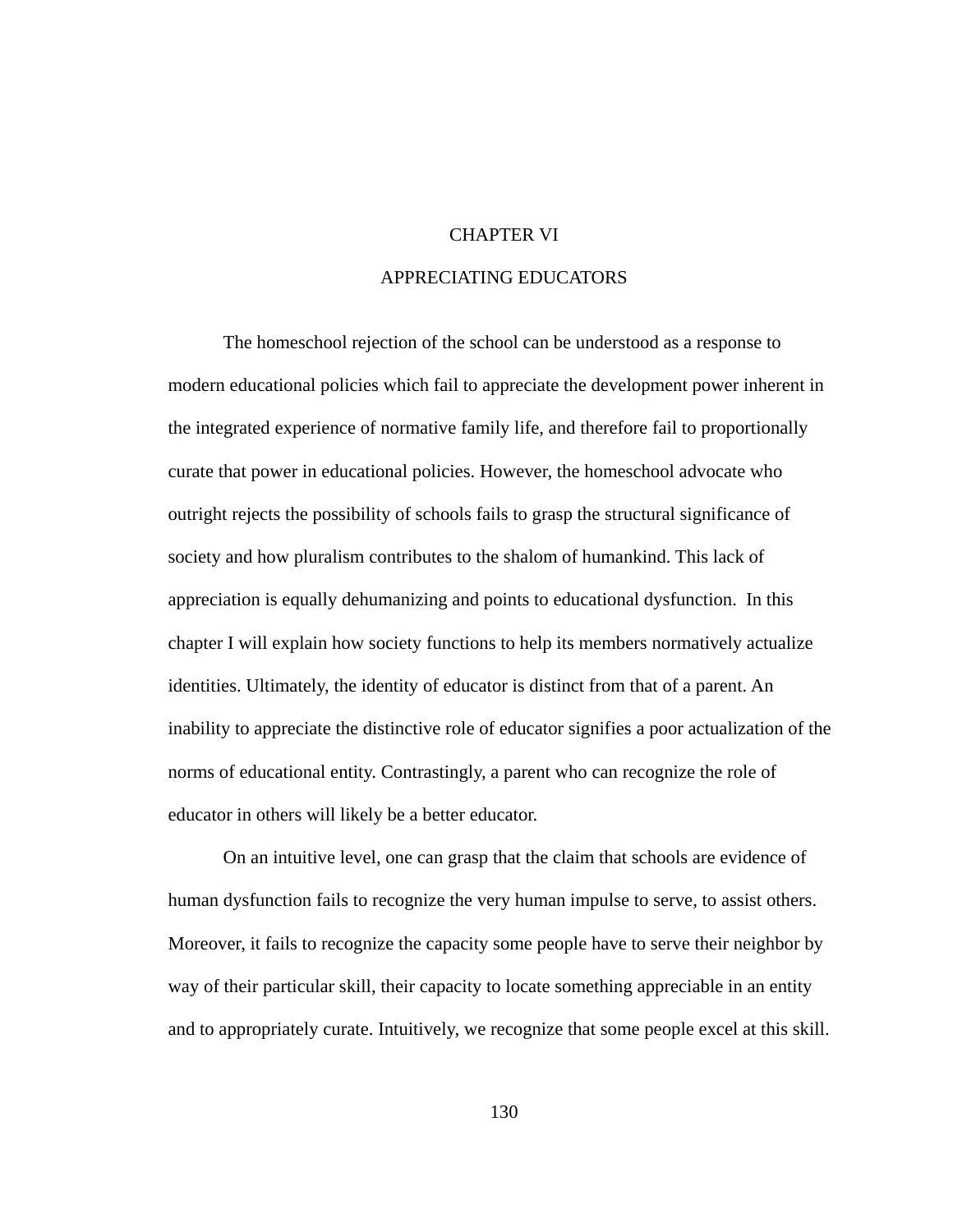# CHAPTER VI

# APPRECIATING EDUCATORS

The homeschool rejection of the school can be understood as a response to modern educational policies which fail to appreciate the development power inherent in the integrated experience of normative family life, and therefore fail to proportionally curate that power in educational policies. However, the homeschool advocate who outright rejects the possibility of schools fails to grasp the structural significance of society and how pluralism contributes to the shalom of humankind. This lack of appreciation is equally dehumanizing and points to educational dysfunction. In this chapter I will explain how society functions to help its members normatively actualize identities. Ultimately, the identity of educator is distinct from that of a parent. An inability to appreciate the distinctive role of educator signifies a poor actualization of the norms of educational entity. Contrastingly, a parent who can recognize the role of educator in others will likely be a better educator.

On an intuitive level, one can grasp that the claim that schools are evidence of human dysfunction fails to recognize the very human impulse to serve, to assist others. Moreover, it fails to recognize the capacity some people have to serve their neighbor by way of their particular skill, their capacity to locate something appreciable in an entity and to appropriately curate. Intuitively, we recognize that some people excel at this skill.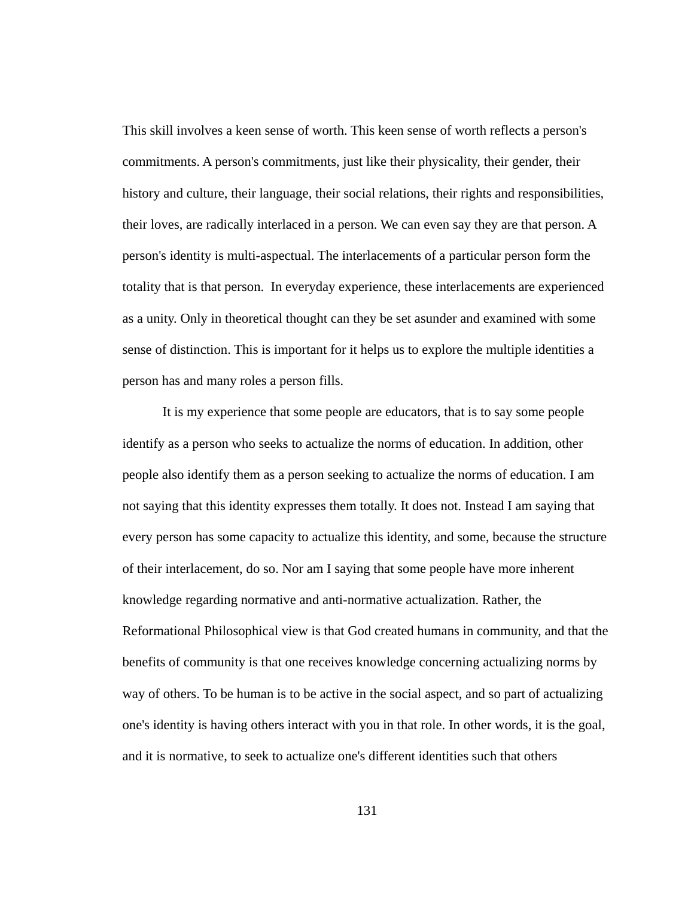This skill involves a keen sense of worth. This keen sense of worth reflects a person's commitments. A person's commitments, just like their physicality, their gender, their history and culture, their language, their social relations, their rights and responsibilities, their loves, are radically interlaced in a person. We can even say they are that person. A person's identity is multi-aspectual. The interlacements of a particular person form the totality that is that person. In everyday experience, these interlacements are experienced as a unity. Only in theoretical thought can they be set asunder and examined with some sense of distinction. This is important for it helps us to explore the multiple identities a person has and many roles a person fills.

It is my experience that some people are educators, that is to say some people identify as a person who seeks to actualize the norms of education. In addition, other people also identify them as a person seeking to actualize the norms of education. I am not saying that this identity expresses them totally. It does not. Instead I am saying that every person has some capacity to actualize this identity, and some, because the structure of their interlacement, do so. Nor am I saying that some people have more inherent knowledge regarding normative and anti-normative actualization. Rather, the Reformational Philosophical view is that God created humans in community, and that the benefits of community is that one receives knowledge concerning actualizing norms by way of others. To be human is to be active in the social aspect, and so part of actualizing one's identity is having others interact with you in that role. In other words, it is the goal, and it is normative, to seek to actualize one's different identities such that others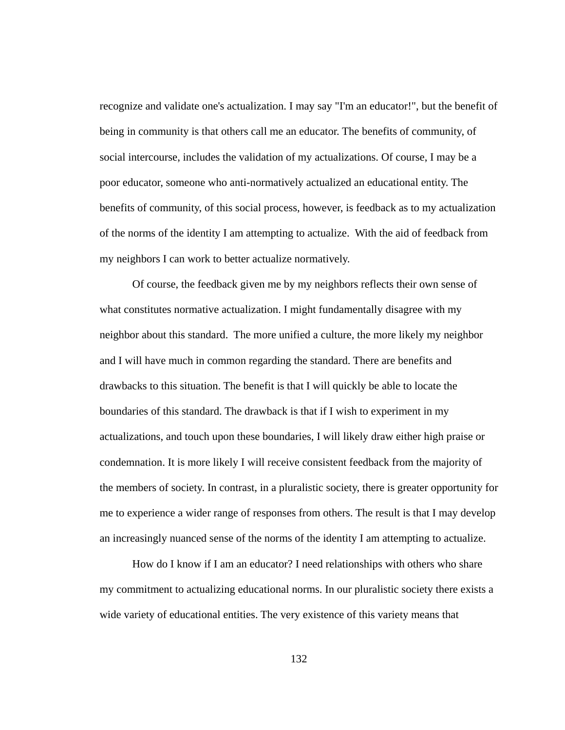recognize and validate one's actualization. I may say "I'm an educator!", but the benefit of being in community is that others call me an educator. The benefits of community, of social intercourse, includes the validation of my actualizations. Of course, I may be a poor educator, someone who anti-normatively actualized an educational entity. The benefits of community, of this social process, however, is feedback as to my actualization of the norms of the identity I am attempting to actualize. With the aid of feedback from my neighbors I can work to better actualize normatively.

Of course, the feedback given me by my neighbors reflects their own sense of what constitutes normative actualization. I might fundamentally disagree with my neighbor about this standard. The more unified a culture, the more likely my neighbor and I will have much in common regarding the standard. There are benefits and drawbacks to this situation. The benefit is that I will quickly be able to locate the boundaries of this standard. The drawback is that if I wish to experiment in my actualizations, and touch upon these boundaries, I will likely draw either high praise or condemnation. It is more likely I will receive consistent feedback from the majority of the members of society. In contrast, in a pluralistic society, there is greater opportunity for me to experience a wider range of responses from others. The result is that I may develop an increasingly nuanced sense of the norms of the identity I am attempting to actualize.

How do I know if I am an educator? I need relationships with others who share my commitment to actualizing educational norms. In our pluralistic society there exists a wide variety of educational entities. The very existence of this variety means that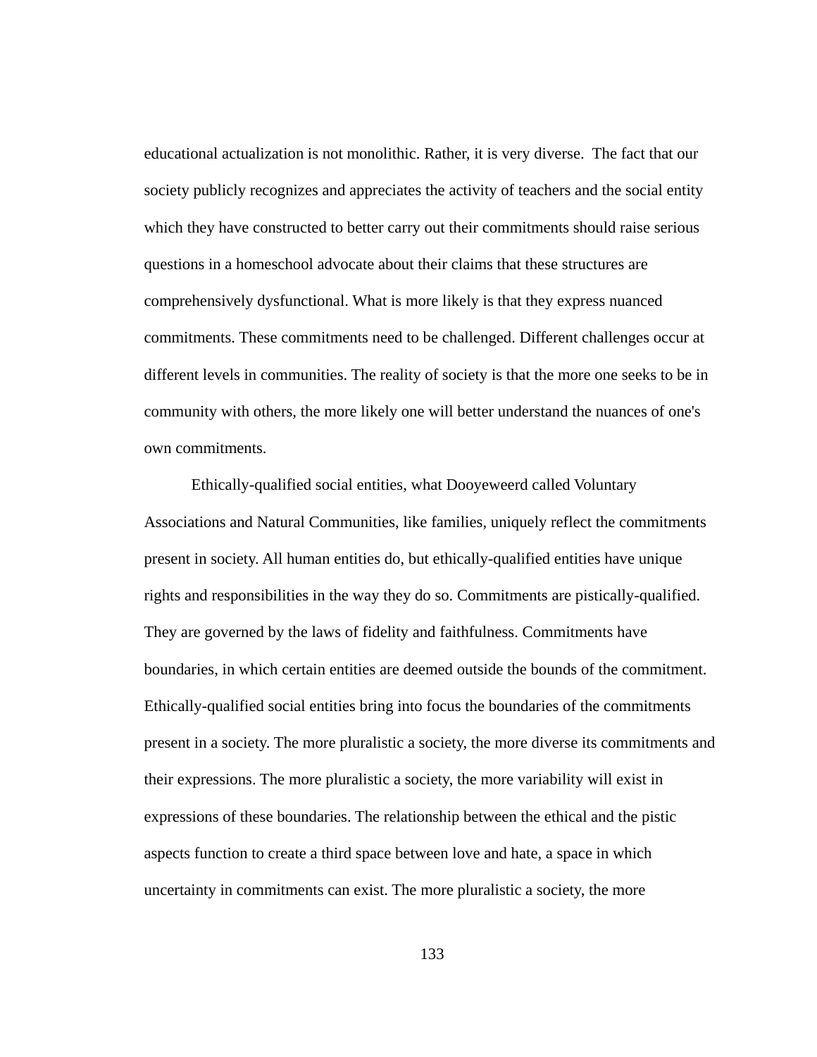educational actualization is not monolithic. Rather, it is very diverse. The fact that our society publicly recognizes and appreciates the activity of teachers and the social entity which they have constructed to better carry out their commitments should raise serious questions in a homeschool advocate about their claims that these structures are comprehensively dysfunctional. What is more likely is that they express nuanced commitments. These commitments need to be challenged. Different challenges occur at different levels in communities. The reality of society is that the more one seeks to be in community with others, the more likely one will better understand the nuances of one's own commitments.

Ethically-qualified social entities, what Dooyeweerd called Voluntary Associations and Natural Communities, like families, uniquely reflect the commitments present in society. All human entities do, but ethically-qualified entities have unique rights and responsibilities in the way they do so. Commitments are pistically-qualified. They are governed by the laws of fidelity and faithfulness. Commitments have boundaries, in which certain entities are deemed outside the bounds of the commitment. Ethically-qualified social entities bring into focus the boundaries of the commitments present in a society. The more pluralistic a society, the more diverse its commitments and their expressions. The more pluralistic a society, the more variability will exist in expressions of these boundaries. The relationship between the ethical and the pistic aspects function to create a third space between love and hate, a space in which uncertainty in commitments can exist. The more pluralistic a society, the more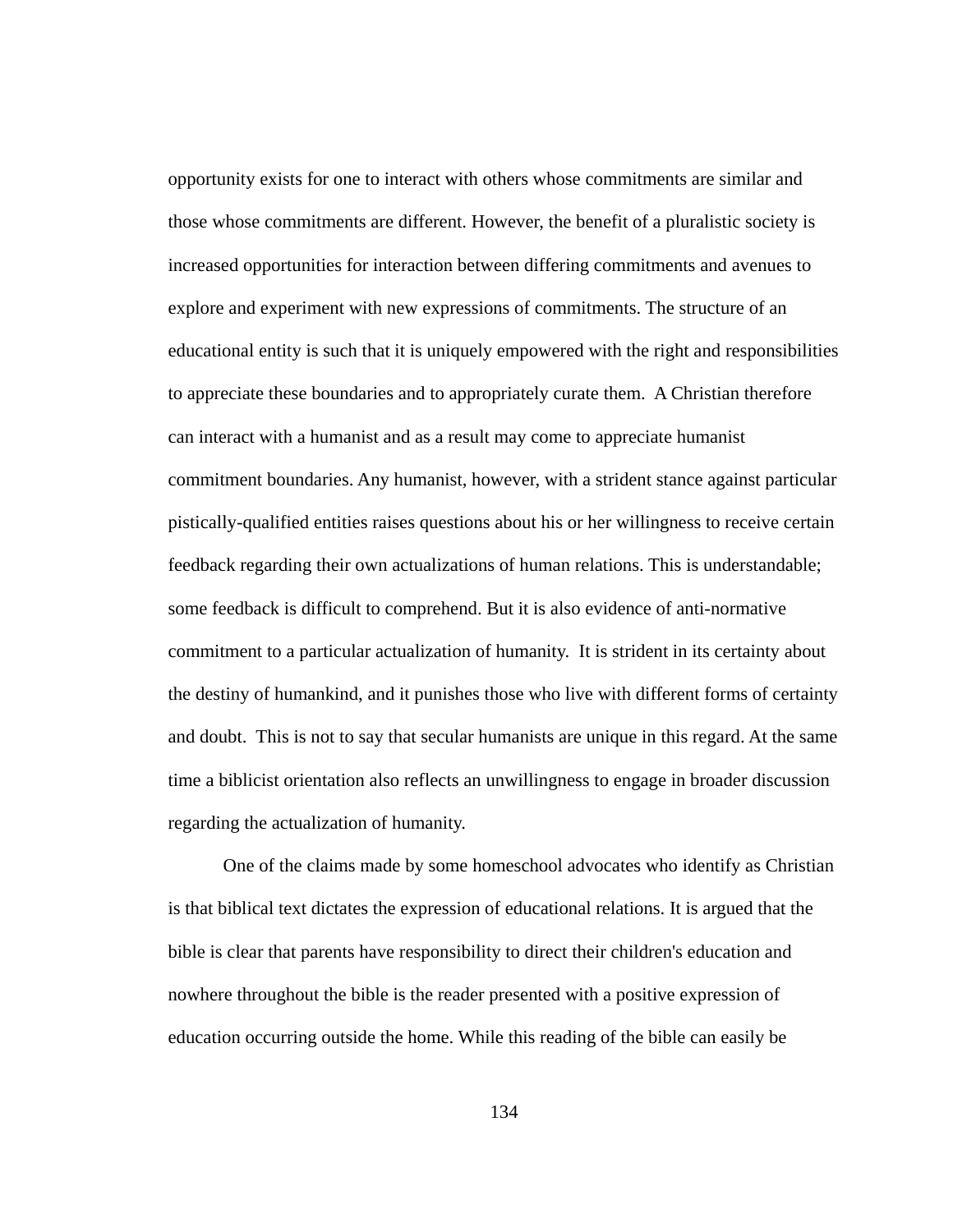opportunity exists for one to interact with others whose commitments are similar and those whose commitments are different. However, the benefit of a pluralistic society is increased opportunities for interaction between differing commitments and avenues to explore and experiment with new expressions of commitments. The structure of an educational entity is such that it is uniquely empowered with the right and responsibilities to appreciate these boundaries and to appropriately curate them. A Christian therefore can interact with a humanist and as a result may come to appreciate humanist commitment boundaries. Any humanist, however, with a strident stance against particular pistically-qualified entities raises questions about his or her willingness to receive certain feedback regarding their own actualizations of human relations. This is understandable; some feedback is difficult to comprehend. But it is also evidence of anti-normative commitment to a particular actualization of humanity. It is strident in its certainty about the destiny of humankind, and it punishes those who live with different forms of certainty and doubt. This is not to say that secular humanists are unique in this regard. At the same time a biblicist orientation also reflects an unwillingness to engage in broader discussion regarding the actualization of humanity.

One of the claims made by some homeschool advocates who identify as Christian is that biblical text dictates the expression of educational relations. It is argued that the bible is clear that parents have responsibility to direct their children's education and nowhere throughout the bible is the reader presented with a positive expression of education occurring outside the home. While this reading of the bible can easily be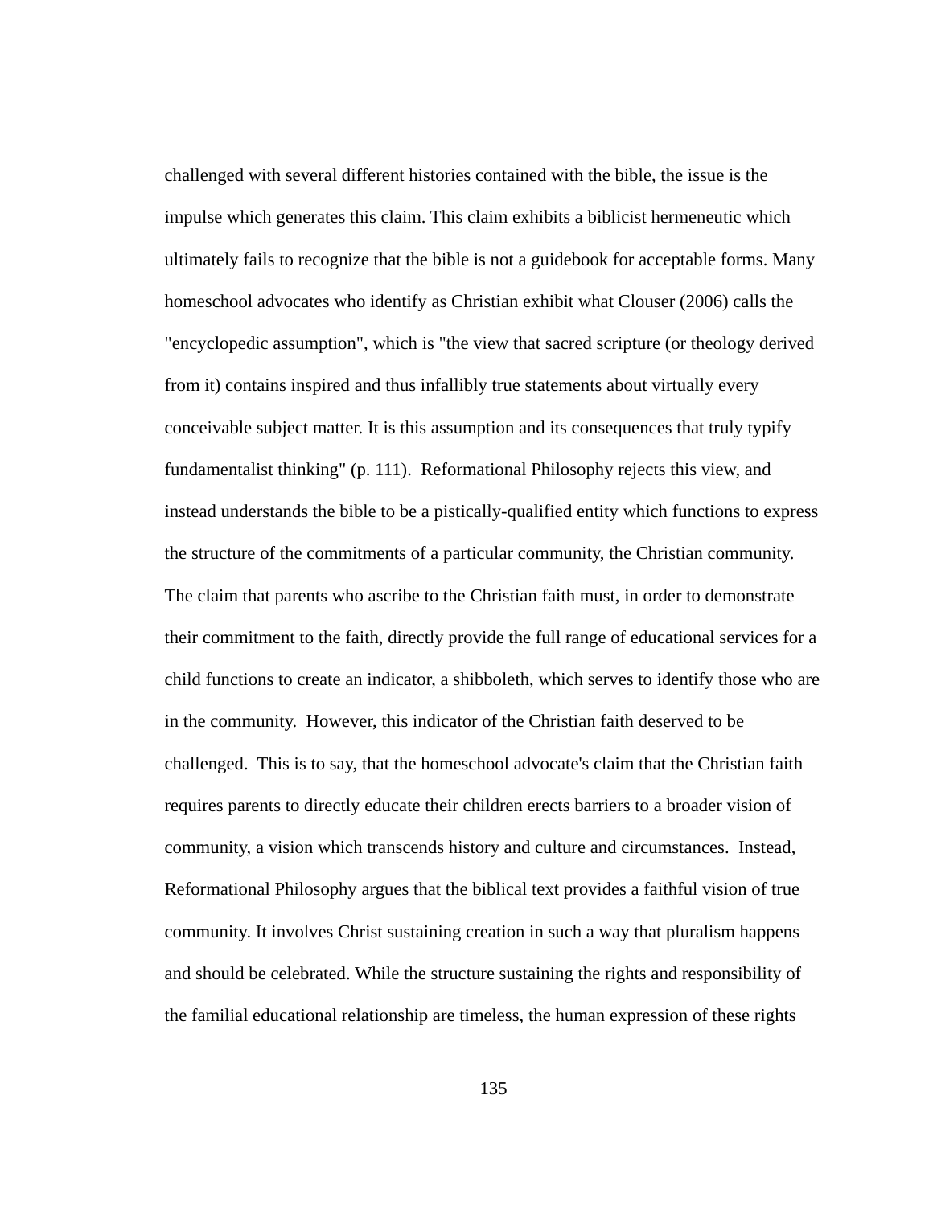challenged with several different histories contained with the bible, the issue is the impulse which generates this claim. This claim exhibits a biblicist hermeneutic which ultimately fails to recognize that the bible is not a guidebook for acceptable forms. Many homeschool advocates who identify as Christian exhibit what Clouser (2006) calls the "encyclopedic assumption", which is "the view that sacred scripture (or theology derived from it) contains inspired and thus infallibly true statements about virtually every conceivable subject matter. It is this assumption and its consequences that truly typify fundamentalist thinking" (p. 111). Reformational Philosophy rejects this view, and instead understands the bible to be a pistically-qualified entity which functions to express the structure of the commitments of a particular community, the Christian community. The claim that parents who ascribe to the Christian faith must, in order to demonstrate their commitment to the faith, directly provide the full range of educational services for a child functions to create an indicator, a shibboleth, which serves to identify those who are in the community. However, this indicator of the Christian faith deserved to be challenged. This is to say, that the homeschool advocate's claim that the Christian faith requires parents to directly educate their children erects barriers to a broader vision of community, a vision which transcends history and culture and circumstances. Instead, Reformational Philosophy argues that the biblical text provides a faithful vision of true community. It involves Christ sustaining creation in such a way that pluralism happens and should be celebrated. While the structure sustaining the rights and responsibility of the familial educational relationship are timeless, the human expression of these rights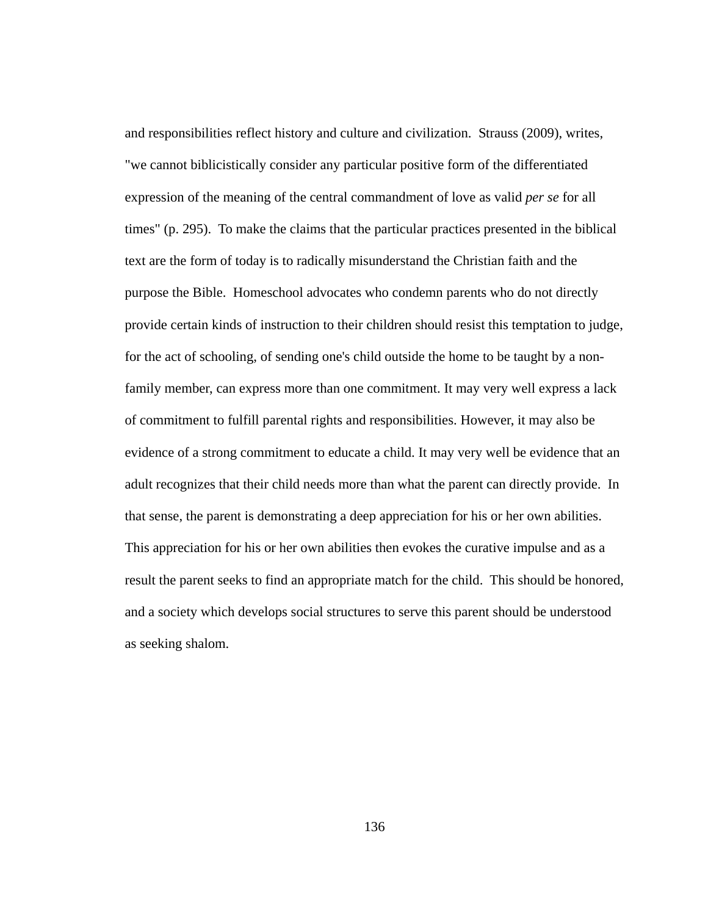and responsibilities reflect history and culture and civilization. Strauss (2009), writes, "we cannot biblicistically consider any particular positive form of the differentiated expression of the meaning of the central commandment of love as valid *per se* for all times" (p. 295). To make the claims that the particular practices presented in the biblical text are the form of today is to radically misunderstand the Christian faith and the purpose the Bible. Homeschool advocates who condemn parents who do not directly provide certain kinds of instruction to their children should resist this temptation to judge, for the act of schooling, of sending one's child outside the home to be taught by a non-family member, can express more than one commitment. It may very well express a lack of commitment to fulfill parental rights and responsibilities. However, it may also be evidence of a strong commitment to educate a child. It may very well be evidence that an adult recognizes that their child needs more than what the parent can directly provide. In that sense, the parent is demonstrating a deep appreciation for his or her own abilities. This appreciation for his or her own abilities then evokes the curative impulse and as a result the parent seeks to find an appropriate match for the child. This should be honored, and a society which develops social structures to serve this parent should be understood as seeking shalom.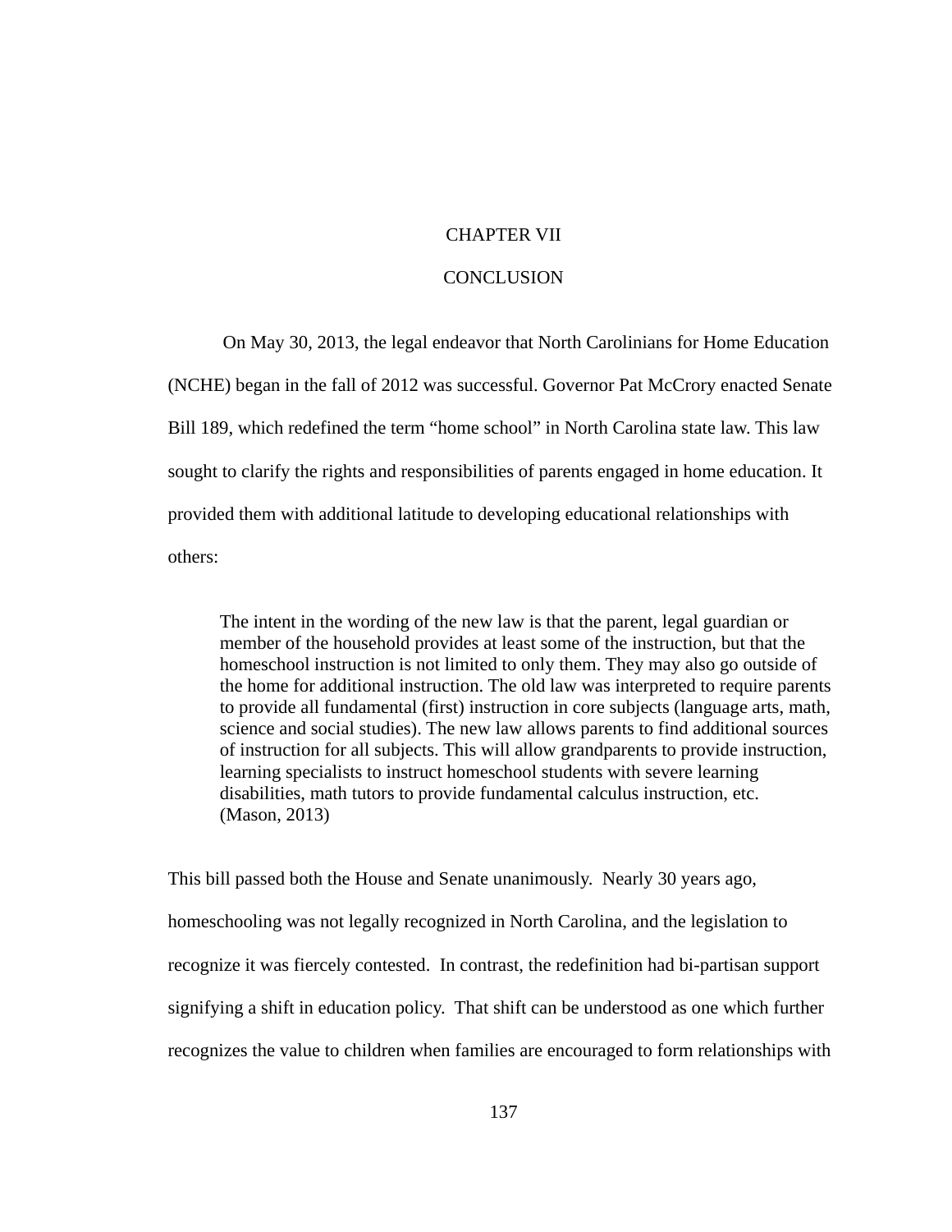# CHAPTER VII

# CONCLUSION

On May 30, 2013, the legal endeavor that North Carolinians for Home Education (NCHE) began in the fall of 2012 was successful. Governor Pat McCrory enacted Senate Bill 189, which redefined the term "home school" in North Carolina state law. This law sought to clarify the rights and responsibilities of parents engaged in home education. It provided them with additional latitude to developing educational relationships with others:

> The intent in the wording of the new law is that the parent, legal guardian or member of the household provides at least some of the instruction, but that the homeschool instruction is not limited to only them. They may also go outside of the home for additional instruction. The old law was interpreted to require parents to provide all fundamental (first) instruction in core subjects (language arts, math, science and social studies). The new law allows parents to find additional sources of instruction for all subjects. This will allow grandparents to provide instruction, learning specialists to instruct homeschool students with severe learning disabilities, math tutors to provide fundamental calculus instruction, etc. (Mason, 2013)

This bill passed both the House and Senate unanimously. Nearly 30 years ago, homeschooling was not legally recognized in North Carolina, and the legislation to recognize it was fiercely contested. In contrast, the redefinition had bi-partisan support signifying a shift in education policy. That shift can be understood as one which further recognizes the value to children when families are encouraged to form relationships with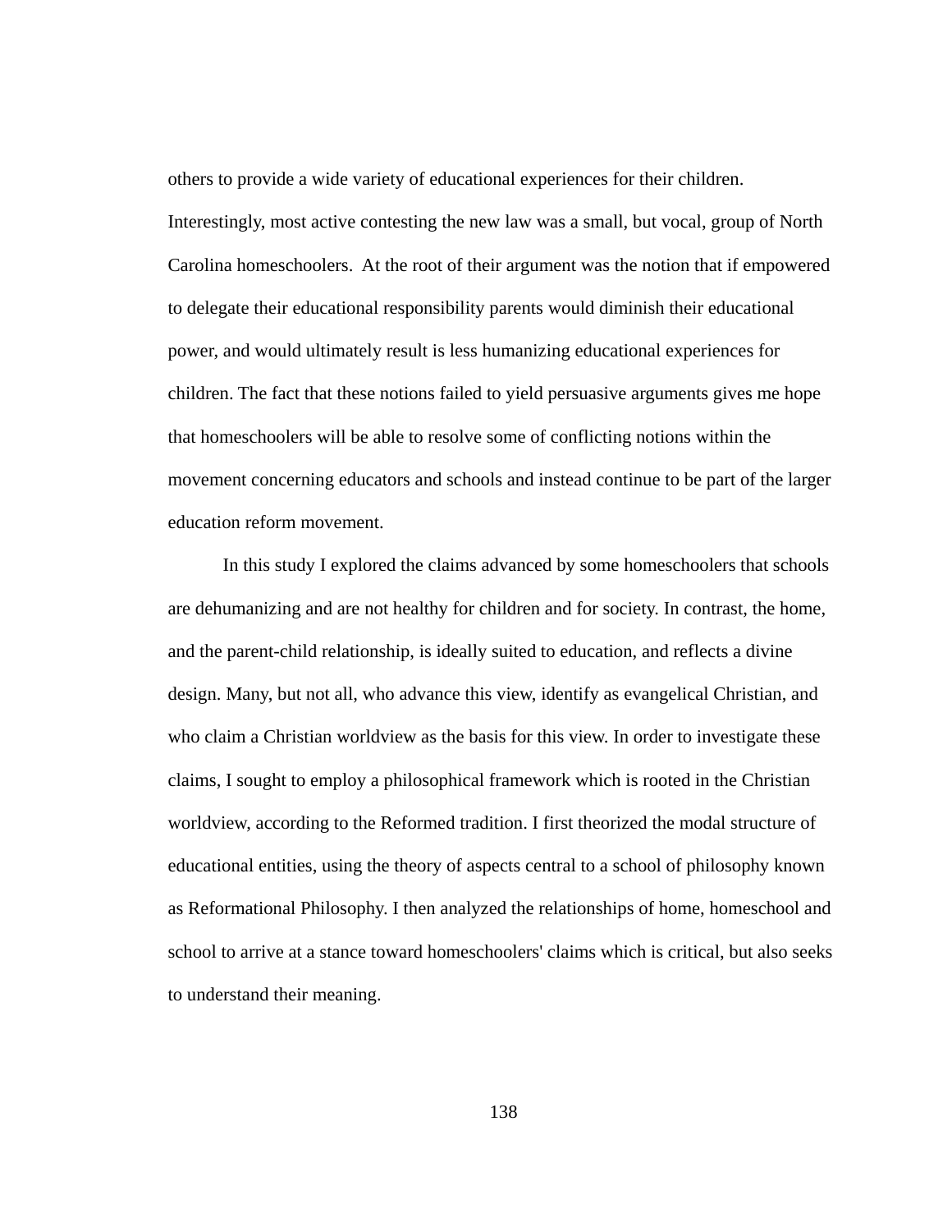others to provide a wide variety of educational experiences for their children. Interestingly, most active contesting the new law was a small, but vocal, group of North Carolina homeschoolers. At the root of their argument was the notion that if empowered to delegate their educational responsibility parents would diminish their educational power, and would ultimately result is less humanizing educational experiences for children. The fact that these notions failed to yield persuasive arguments gives me hope that homeschoolers will be able to resolve some of conflicting notions within the movement concerning educators and schools and instead continue to be part of the larger education reform movement.

In this study I explored the claims advanced by some homeschoolers that schools are dehumanizing and are not healthy for children and for society. In contrast, the home, and the parent-child relationship, is ideally suited to education, and reflects a divine design. Many, but not all, who advance this view, identify as evangelical Christian, and who claim a Christian worldview as the basis for this view. In order to investigate these claims, I sought to employ a philosophical framework which is rooted in the Christian worldview, according to the Reformed tradition. I first theorized the modal structure of educational entities, using the theory of aspects central to a school of philosophy known as Reformational Philosophy. I then analyzed the relationships of home, homeschool and school to arrive at a stance toward homeschoolers' claims which is critical, but also seeks to understand their meaning.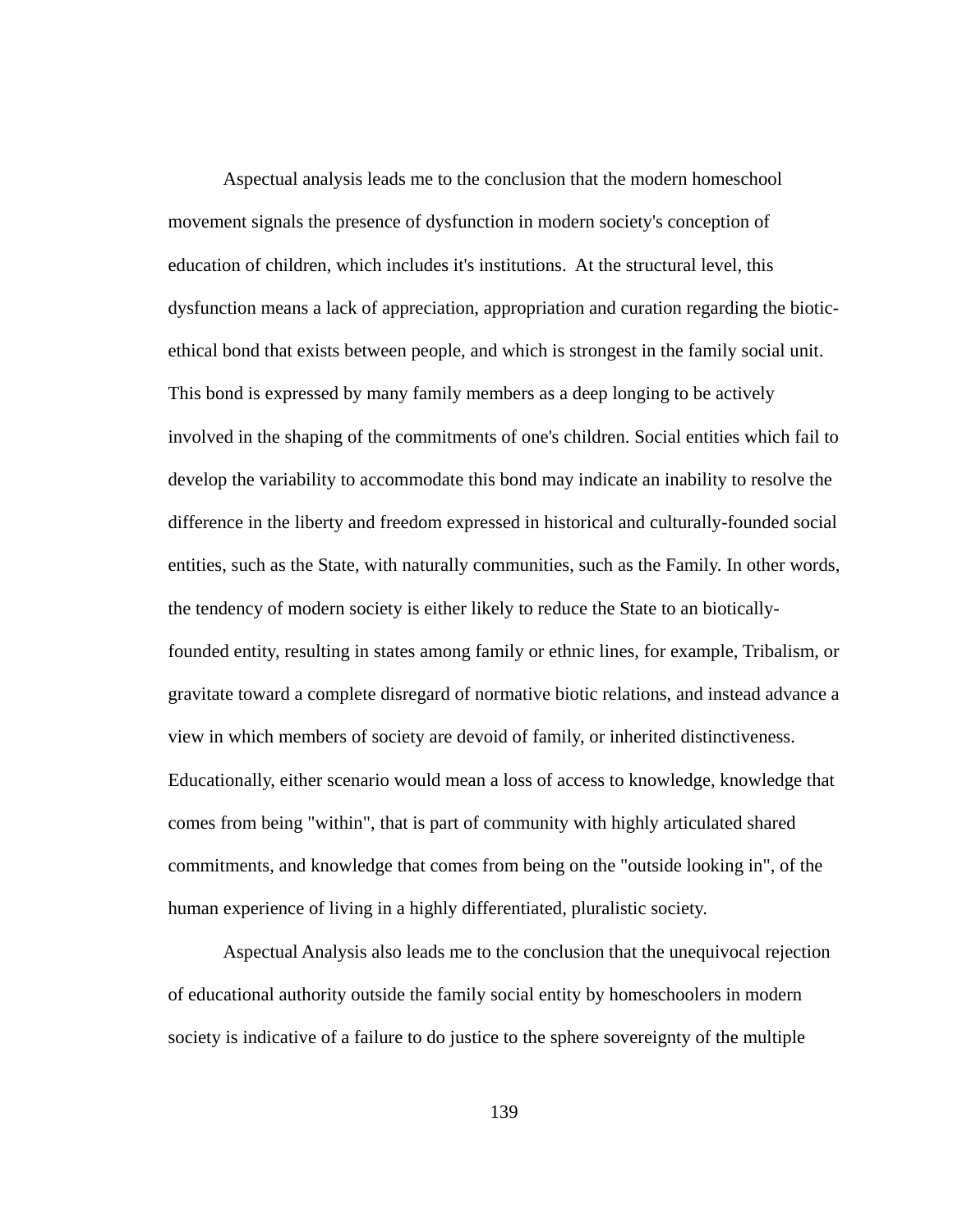Aspectual analysis leads me to the conclusion that the modern homeschool movement signals the presence of dysfunction in modern society's conception of education of children, which includes it's institutions.  At the structural level, this dysfunction means a lack of appreciation, appropriation and curation regarding the biotic-ethical bond that exists between people, and which is strongest in the family social unit. This bond is expressed by many family members as a deep longing to be actively involved in the shaping of the commitments of one's children. Social entities which fail to develop the variability to accommodate this bond may indicate an inability to resolve the difference in the liberty and freedom expressed in historical and culturally-founded social entities, such as the State, with naturally communities, such as the Family. In other words, the tendency of modern society is either likely to reduce the State to an biotically-founded entity, resulting in states among family or ethnic lines, for example, Tribalism, or gravitate toward a complete disregard of normative biotic relations, and instead advance a view in which members of society are devoid of family, or inherited distinctiveness. Educationally, either scenario would mean a loss of access to knowledge, knowledge that comes from being "within", that is part of community with highly articulated shared commitments, and knowledge that comes from being on the "outside looking in", of the human experience of living in a highly differentiated, pluralistic society.

Aspectual Analysis also leads me to the conclusion that the unequivocal rejection of educational authority outside the family social entity by homeschoolers in modern society is indicative of a failure to do justice to the sphere sovereignty of the multiple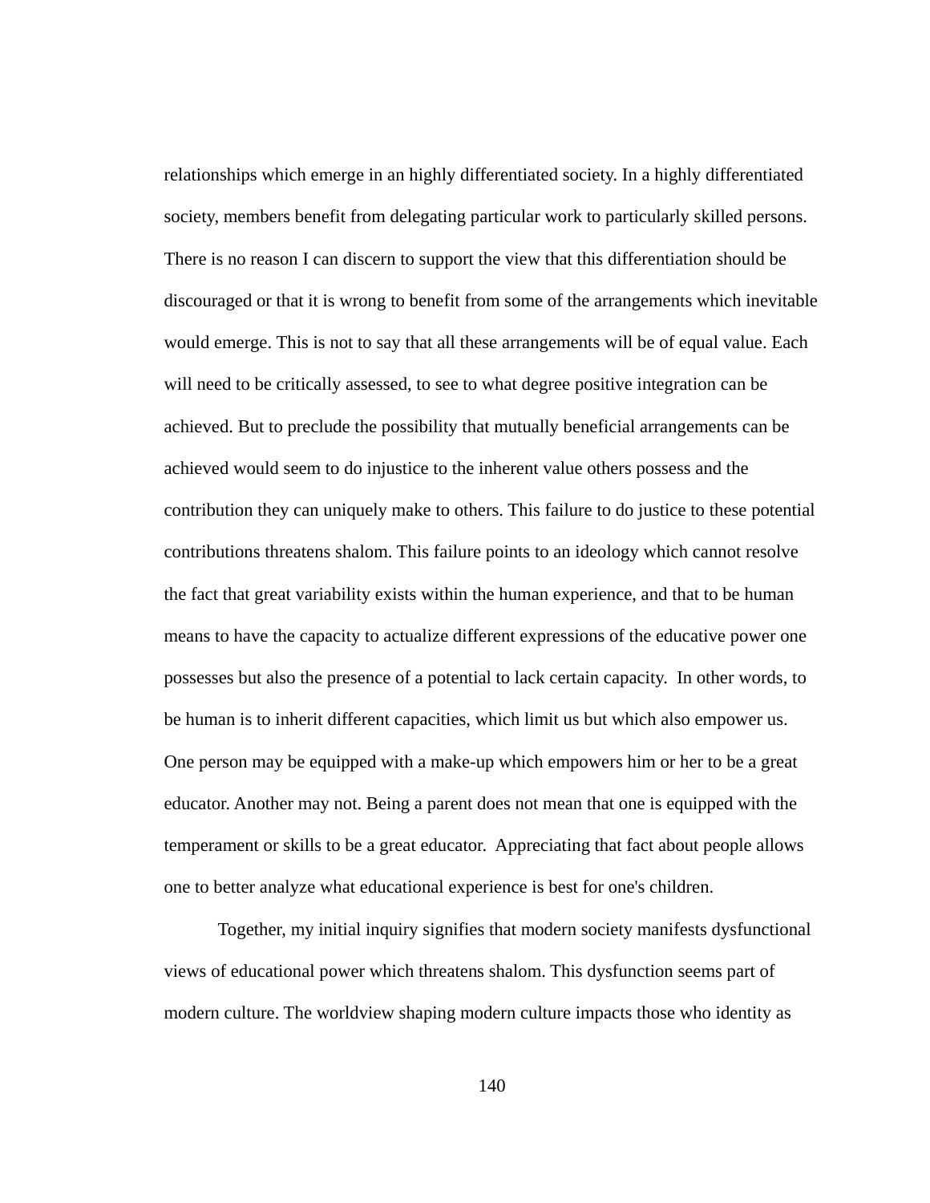relationships which emerge in an highly differentiated society. In a highly differentiated society, members benefit from delegating particular work to particularly skilled persons. There is no reason I can discern to support the view that this differentiation should be discouraged or that it is wrong to benefit from some of the arrangements which inevitable would emerge. This is not to say that all these arrangements will be of equal value. Each will need to be critically assessed, to see to what degree positive integration can be achieved. But to preclude the possibility that mutually beneficial arrangements can be achieved would seem to do injustice to the inherent value others possess and the contribution they can uniquely make to others. This failure to do justice to these potential contributions threatens shalom. This failure points to an ideology which cannot resolve the fact that great variability exists within the human experience, and that to be human means to have the capacity to actualize different expressions of the educative power one possesses but also the presence of a potential to lack certain capacity.  In other words, to be human is to inherit different capacities, which limit us but which also empower us. One person may be equipped with a make-up which empowers him or her to be a great educator. Another may not. Being a parent does not mean that one is equipped with the temperament or skills to be a great educator.  Appreciating that fact about people allows one to better analyze what educational experience is best for one's children.

Together, my initial inquiry signifies that modern society manifests dysfunctional views of educational power which threatens shalom. This dysfunction seems part of modern culture. The worldview shaping modern culture impacts those who identity as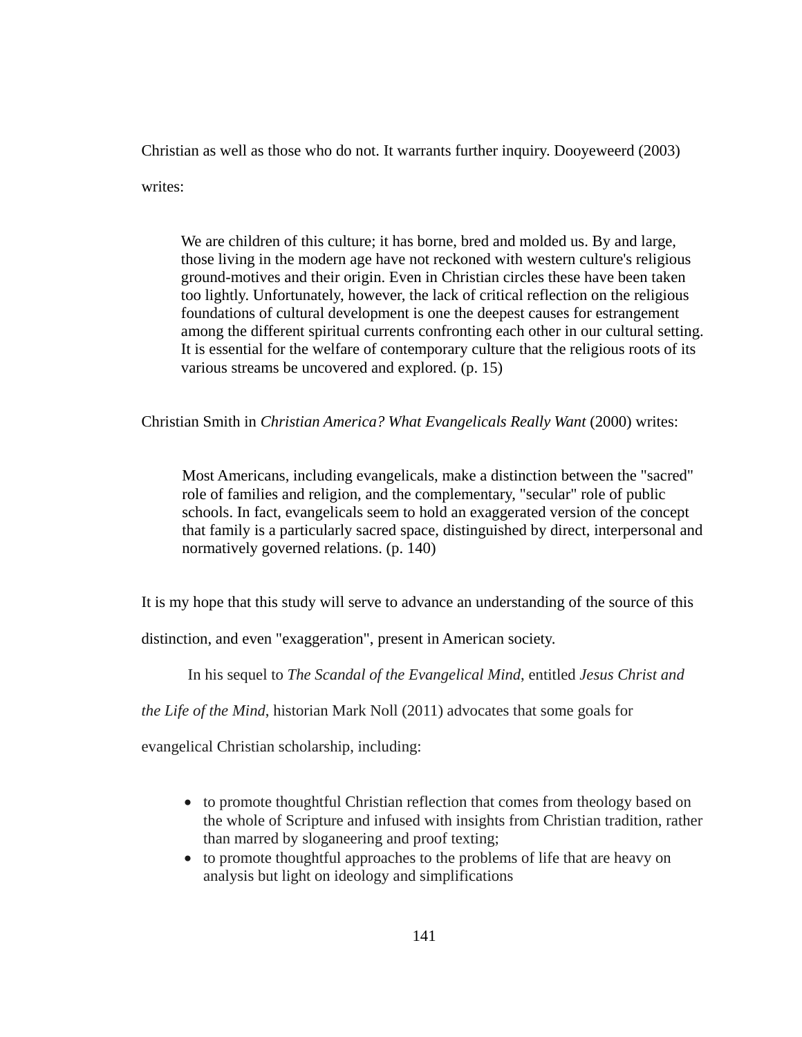Christian as well as those who do not. It warrants further inquiry. Dooyeweerd (2003) writes:

> We are children of this culture; it has borne, bred and molded us. By and large, those living in the modern age have not reckoned with western culture's religious ground-motives and their origin. Even in Christian circles these have been taken too lightly. Unfortunately, however, the lack of critical reflection on the religious foundations of cultural development is one the deepest causes for estrangement among the different spiritual currents confronting each other in our cultural setting. It is essential for the welfare of contemporary culture that the religious roots of its various streams be uncovered and explored. (p. 15)

Christian Smith in *Christian America? What Evangelicals Really Want* (2000) writes:

> Most Americans, including evangelicals, make a distinction between the "sacred" role of families and religion, and the complementary, "secular" role of public schools. In fact, evangelicals seem to hold an exaggerated version of the concept that family is a particularly sacred space, distinguished by direct, interpersonal and normatively governed relations. (p. 140)

It is my hope that this study will serve to advance an understanding of the source of this distinction, and even "exaggeration", present in American society.

In his sequel to *The Scandal of the Evangelical Mind*, entitled *Jesus Christ and the Life of the Mind*, historian Mark Noll (2011) advocates that some goals for evangelical Christian scholarship, including:

- to promote thoughtful Christian reflection that comes from theology based on the whole of Scripture and infused with insights from Christian tradition, rather than marred by sloganeering and proof texting;
- to promote thoughtful approaches to the problems of life that are heavy on analysis but light on ideology and simplifications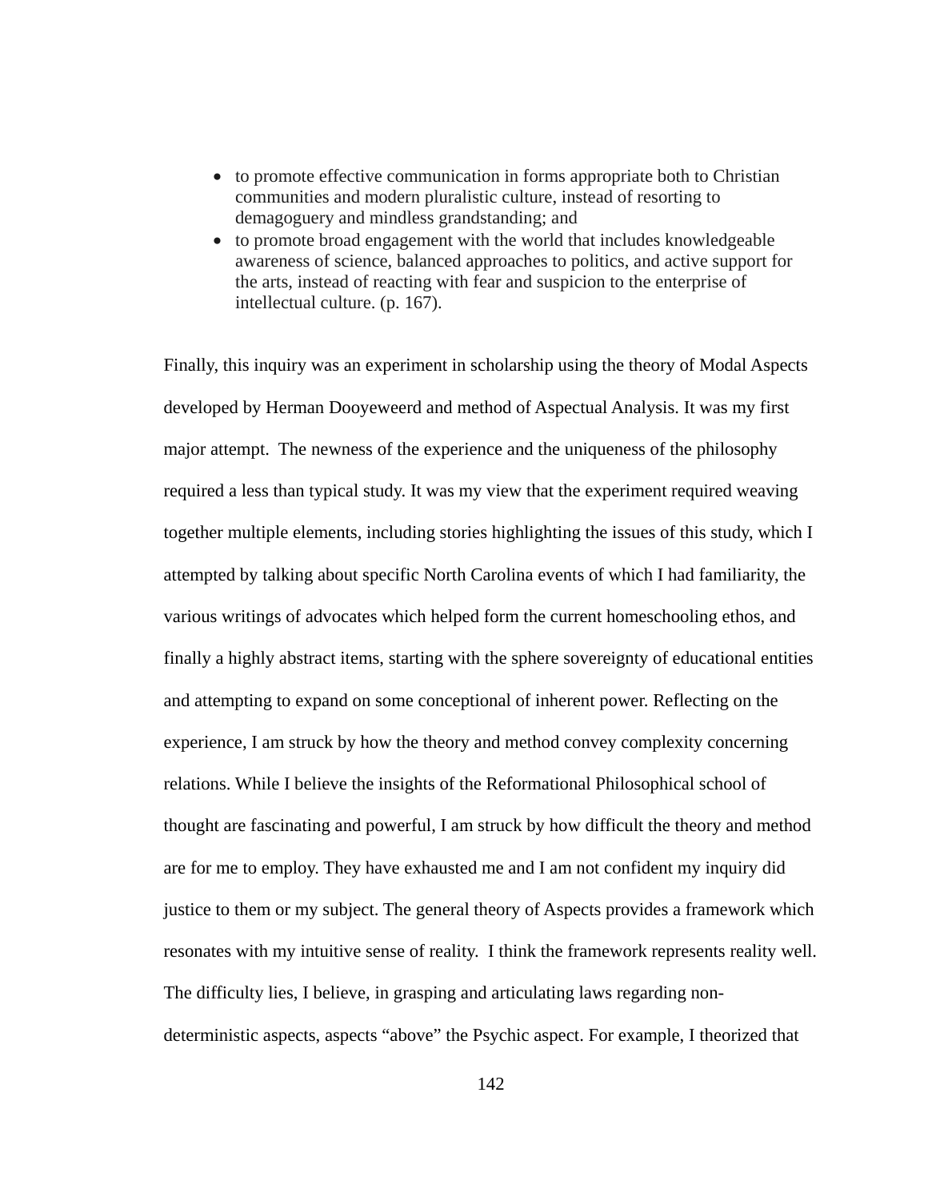- to promote effective communication in forms appropriate both to Christian communities and modern pluralistic culture, instead of resorting to demagoguery and mindless grandstanding; and
- to promote broad engagement with the world that includes knowledgeable awareness of science, balanced approaches to politics, and active support for the arts, instead of reacting with fear and suspicion to the enterprise of intellectual culture. (p. 167).

Finally, this inquiry was an experiment in scholarship using the theory of Modal Aspects developed by Herman Dooyeweerd and method of Aspectual Analysis. It was my first major attempt. The newness of the experience and the uniqueness of the philosophy required a less than typical study. It was my view that the experiment required weaving together multiple elements, including stories highlighting the issues of this study, which I attempted by talking about specific North Carolina events of which I had familiarity, the various writings of advocates which helped form the current homeschooling ethos, and finally a highly abstract items, starting with the sphere sovereignty of educational entities and attempting to expand on some conceptional of inherent power. Reflecting on the experience, I am struck by how the theory and method convey complexity concerning relations. While I believe the insights of the Reformational Philosophical school of thought are fascinating and powerful, I am struck by how difficult the theory and method are for me to employ. They have exhausted me and I am not confident my inquiry did justice to them or my subject. The general theory of Aspects provides a framework which resonates with my intuitive sense of reality. I think the framework represents reality well. The difficulty lies, I believe, in grasping and articulating laws regarding non-deterministic aspects, aspects “above” the Psychic aspect. For example, I theorized that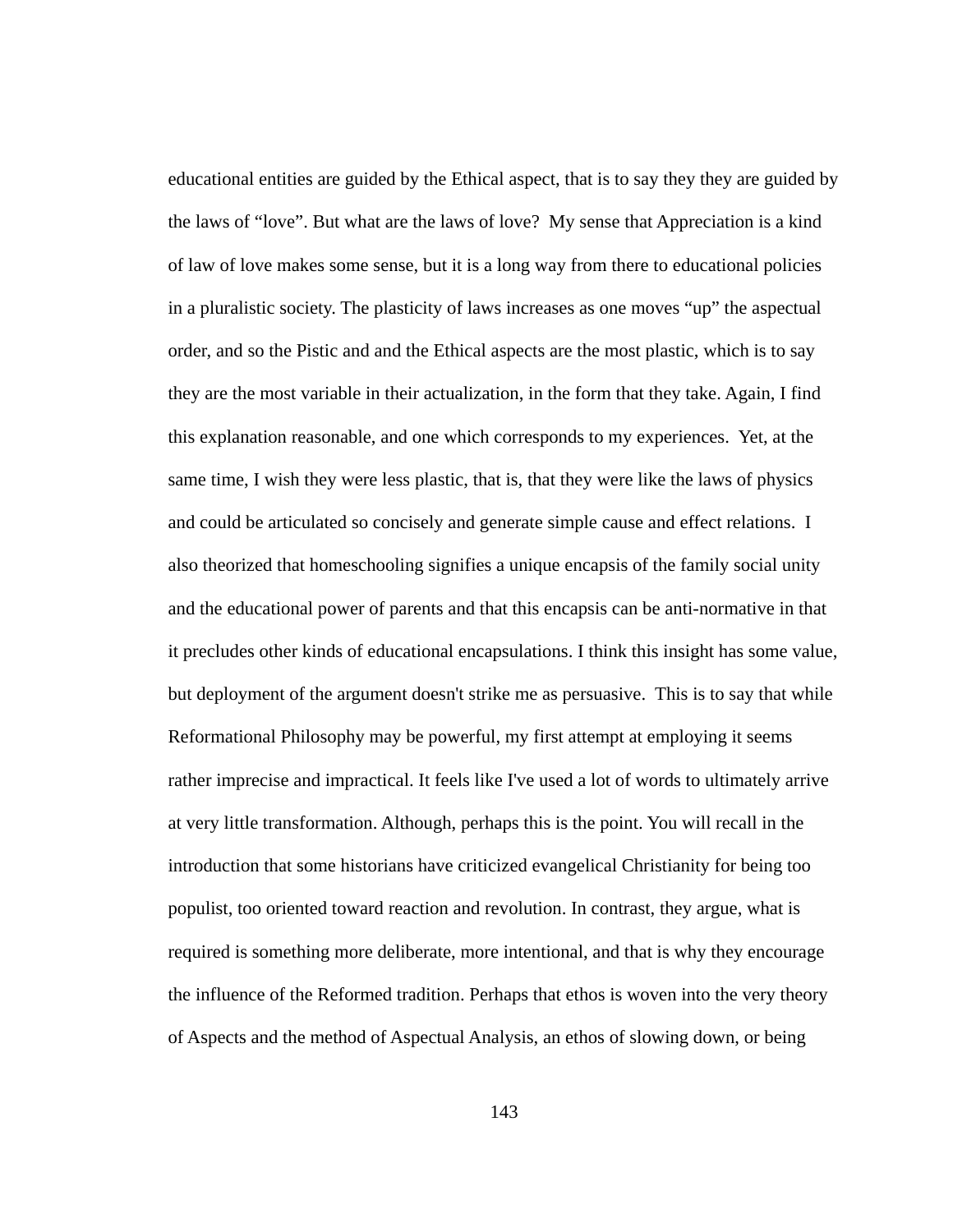educational entities are guided by the Ethical aspect, that is to say they they are guided by the laws of "love". But what are the laws of love? My sense that Appreciation is a kind of law of love makes some sense, but it is a long way from there to educational policies in a pluralistic society. The plasticity of laws increases as one moves "up" the aspectual order, and so the Pistic and and the Ethical aspects are the most plastic, which is to say they are the most variable in their actualization, in the form that they take. Again, I find this explanation reasonable, and one which corresponds to my experiences. Yet, at the same time, I wish they were less plastic, that is, that they were like the laws of physics and could be articulated so concisely and generate simple cause and effect relations. I also theorized that homeschooling signifies a unique encapsis of the family social unity and the educational power of parents and that this encapsis can be anti-normative in that it precludes other kinds of educational encapsulations. I think this insight has some value, but deployment of the argument doesn't strike me as persuasive. This is to say that while Reformational Philosophy may be powerful, my first attempt at employing it seems rather imprecise and impractical. It feels like I've used a lot of words to ultimately arrive at very little transformation. Although, perhaps this is the point. You will recall in the introduction that some historians have criticized evangelical Christianity for being too populist, too oriented toward reaction and revolution. In contrast, they argue, what is required is something more deliberate, more intentional, and that is why they encourage the influence of the Reformed tradition. Perhaps that ethos is woven into the very theory of Aspects and the method of Aspectual Analysis, an ethos of slowing down, or being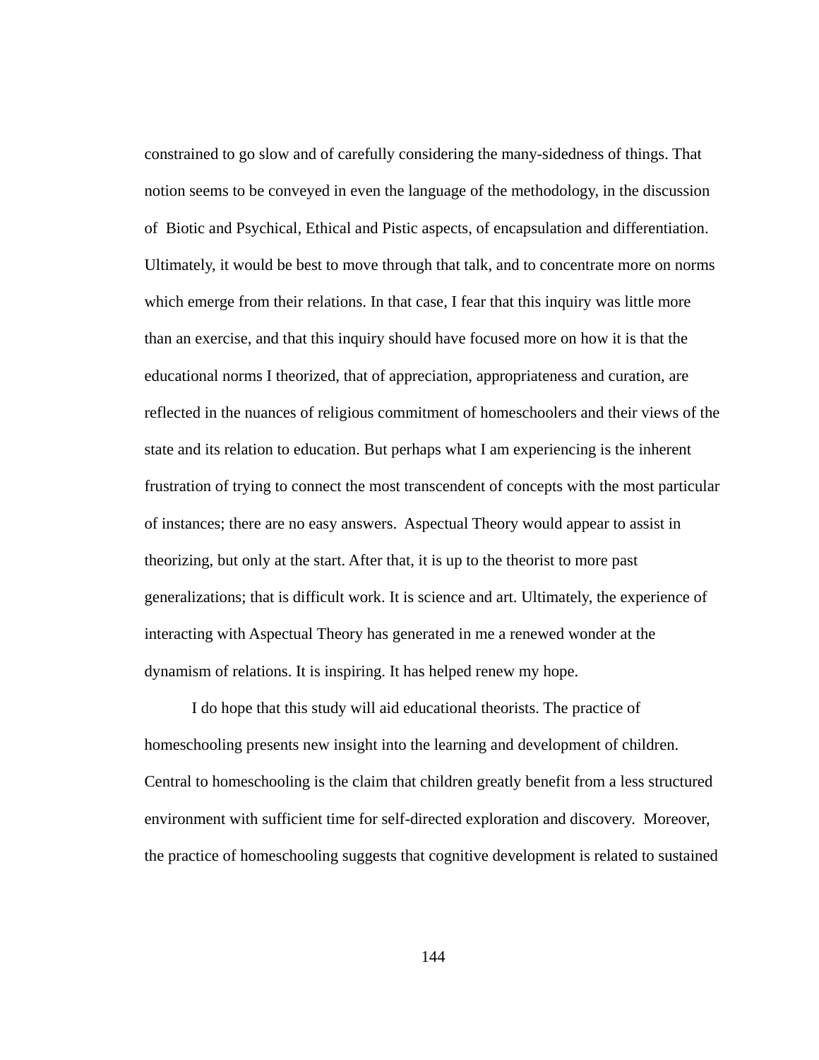constrained to go slow and of carefully considering the many-sidedness of things. That notion seems to be conveyed in even the language of the methodology, in the discussion of Biotic and Psychical, Ethical and Pistic aspects, of encapsulation and differentiation. Ultimately, it would be best to move through that talk, and to concentrate more on norms which emerge from their relations. In that case, I fear that this inquiry was little more than an exercise, and that this inquiry should have focused more on how it is that the educational norms I theorized, that of appreciation, appropriateness and curation, are reflected in the nuances of religious commitment of homeschoolers and their views of the state and its relation to education. But perhaps what I am experiencing is the inherent frustration of trying to connect the most transcendent of concepts with the most particular of instances; there are no easy answers. Aspectual Theory would appear to assist in theorizing, but only at the start. After that, it is up to the theorist to more past generalizations; that is difficult work. It is science and art. Ultimately, the experience of interacting with Aspectual Theory has generated in me a renewed wonder at the dynamism of relations. It is inspiring. It has helped renew my hope.

I do hope that this study will aid educational theorists. The practice of homeschooling presents new insight into the learning and development of children. Central to homeschooling is the claim that children greatly benefit from a less structured environment with sufficient time for self-directed exploration and discovery. Moreover, the practice of homeschooling suggests that cognitive development is related to sustained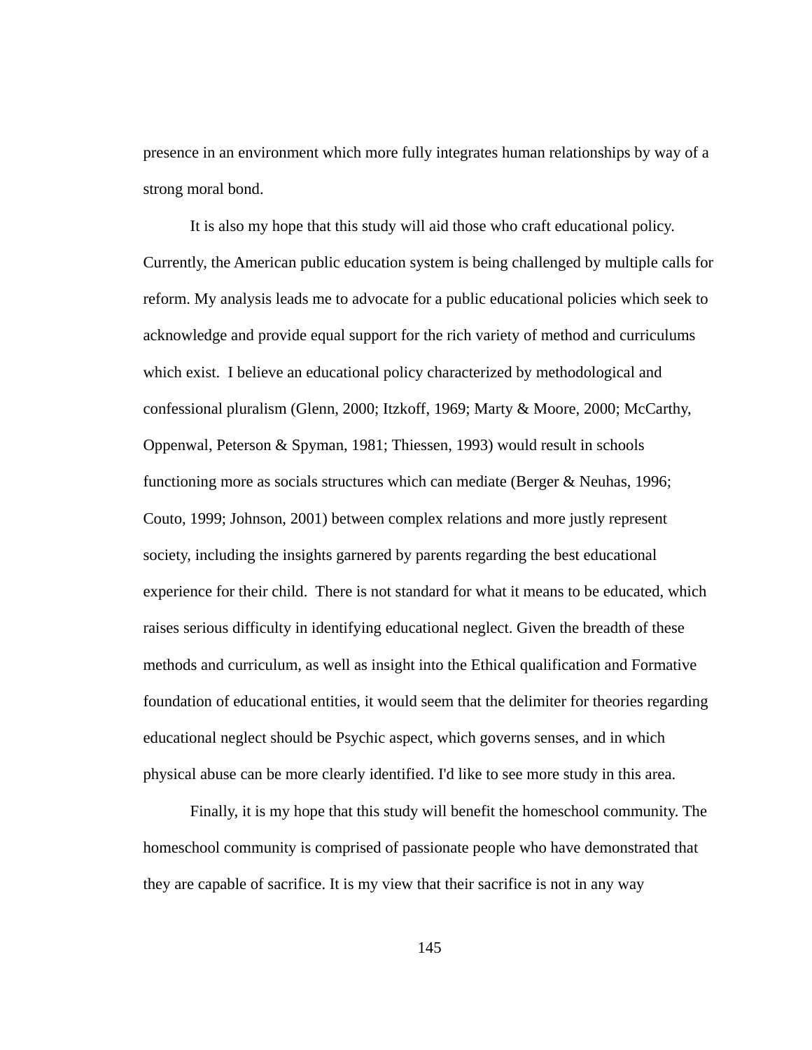presence in an environment which more fully integrates human relationships by way of a strong moral bond.

It is also my hope that this study will aid those who craft educational policy. Currently, the American public education system is being challenged by multiple calls for reform. My analysis leads me to advocate for a public educational policies which seek to acknowledge and provide equal support for the rich variety of method and curriculums which exist. I believe an educational policy characterized by methodological and confessional pluralism (Glenn, 2000; Itzkoff, 1969; Marty & Moore, 2000; McCarthy, Oppenwal, Peterson & Spyman, 1981; Thiessen, 1993) would result in schools functioning more as socials structures which can mediate (Berger & Neuhas, 1996; Couto, 1999; Johnson, 2001) between complex relations and more justly represent society, including the insights garnered by parents regarding the best educational experience for their child. There is not standard for what it means to be educated, which raises serious difficulty in identifying educational neglect. Given the breadth of these methods and curriculum, as well as insight into the Ethical qualification and Formative foundation of educational entities, it would seem that the delimiter for theories regarding educational neglect should be Psychic aspect, which governs senses, and in which physical abuse can be more clearly identified. I'd like to see more study in this area.

Finally, it is my hope that this study will benefit the homeschool community. The homeschool community is comprised of passionate people who have demonstrated that they are capable of sacrifice. It is my view that their sacrifice is not in any way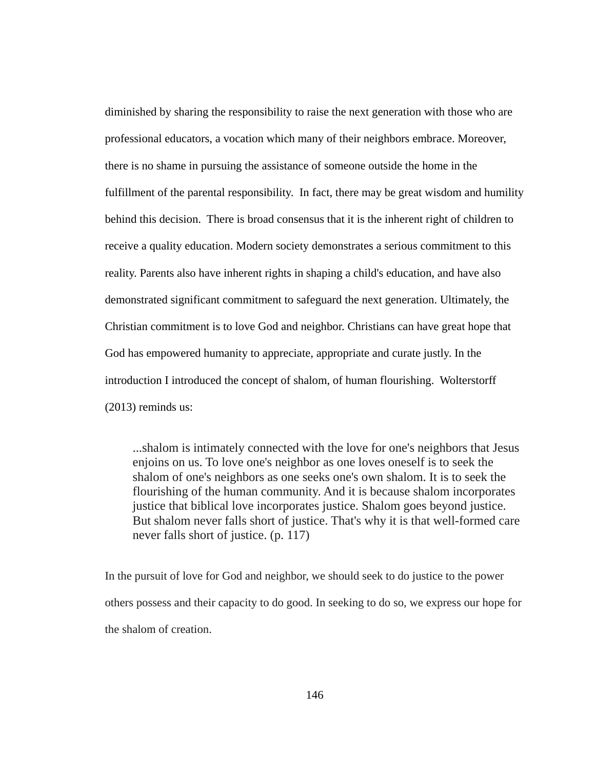diminished by sharing the responsibility to raise the next generation with those who are professional educators, a vocation which many of their neighbors embrace. Moreover, there is no shame in pursuing the assistance of someone outside the home in the fulfillment of the parental responsibility. In fact, there may be great wisdom and humility behind this decision. There is broad consensus that it is the inherent right of children to receive a quality education. Modern society demonstrates a serious commitment to this reality. Parents also have inherent rights in shaping a child's education, and have also demonstrated significant commitment to safeguard the next generation. Ultimately, the Christian commitment is to love God and neighbor. Christians can have great hope that God has empowered humanity to appreciate, appropriate and curate justly. In the introduction I introduced the concept of shalom, of human flourishing. Wolterstorff (2013) reminds us:

> ...shalom is intimately connected with the love for one's neighbors that Jesus enjoins on us. To love one's neighbor as one loves oneself is to seek the shalom of one's neighbors as one seeks one's own shalom. It is to seek the flourishing of the human community. And it is because shalom incorporates justice that biblical love incorporates justice. Shalom goes beyond justice. But shalom never falls short of justice. That's why it is that well-formed care never falls short of justice. (p. 117)

In the pursuit of love for God and neighbor, we should seek to do justice to the power others possess and their capacity to do good. In seeking to do so, we express our hope for the shalom of creation.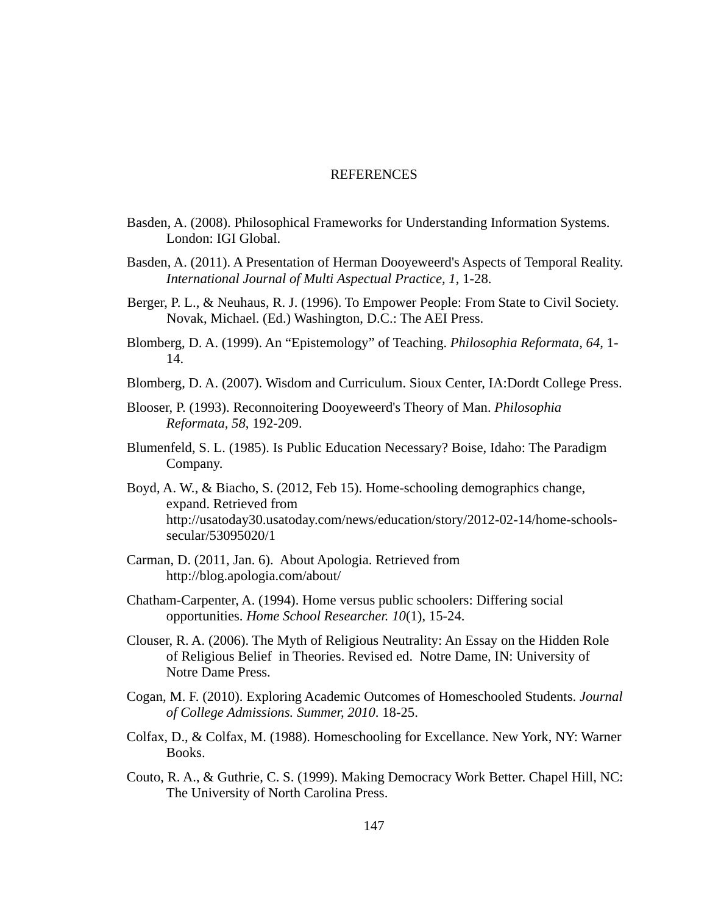# REFERENCES

Basden, A. (2008). Philosophical Frameworks for Understanding Information Systems. London: IGI Global.

Basden, A. (2011). A Presentation of Herman Dooyeweerd's Aspects of Temporal Reality. *International Journal of Multi Aspectual Practice, 1*, 1-28.

Berger, P. L., & Neuhaus, R. J. (1996). To Empower People: From State to Civil Society. Novak, Michael. (Ed.) Washington, D.C.: The AEI Press.

Blomberg, D. A. (1999). An "Epistemology" of Teaching. *Philosophia Reformata, 64*, 1-14.

Blomberg, D. A. (2007). Wisdom and Curriculum. Sioux Center, IA:Dordt College Press.

Blooser, P. (1993). Reconnoitering Dooyeweerd's Theory of Man. *Philosophia Reformata, 58*, 192-209.

Blumenfeld, S. L. (1985). Is Public Education Necessary? Boise, Idaho: The Paradigm Company.

Boyd, A. W., & Biacho, S. (2012, Feb 15). Home-schooling demographics change, expand. Retrieved from http://usatoday30.usatoday.com/news/education/story/2012-02-14/home-schools-secular/53095020/1

Carman, D. (2011, Jan. 6). About Apologia. Retrieved from http://blog.apologia.com/about/

Chatham-Carpenter, A. (1994). Home versus public schoolers: Differing social opportunities. *Home School Researcher. 10*(1), 15-24.

Clouser, R. A. (2006). The Myth of Religious Neutrality: An Essay on the Hidden Role of Religious Belief in Theories. Revised ed. Notre Dame, IN: University of Notre Dame Press.

Cogan, M. F. (2010). Exploring Academic Outcomes of Homeschooled Students. *Journal of College Admissions. Summer, 2010.* 18-25.

Colfax, D., & Colfax, M. (1988). Homeschooling for Excellance. New York, NY: Warner Books.

Couto, R. A., & Guthrie, C. S. (1999). Making Democracy Work Better. Chapel Hill, NC: The University of North Carolina Press.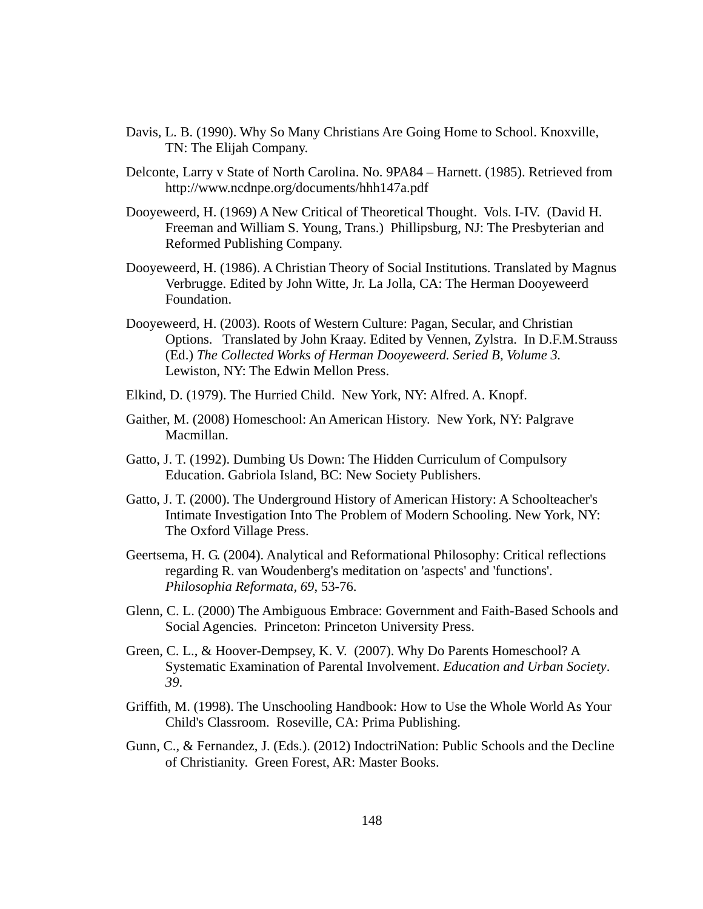Davis, L. B. (1990). Why So Many Christians Are Going Home to School. Knoxville, TN: The Elijah Company.

Delconte, Larry v State of North Carolina. No. 9PA84 – Harnett. (1985). Retrieved from http://www.ncdnpe.org/documents/hhh147a.pdf

Dooyeweerd, H. (1969) A New Critical of Theoretical Thought. Vols. I-IV. (David H. Freeman and William S. Young, Trans.) Phillipsburg, NJ: The Presbyterian and Reformed Publishing Company.

Dooyeweerd, H. (1986). A Christian Theory of Social Institutions. Translated by Magnus Verbrugge. Edited by John Witte, Jr. La Jolla, CA: The Herman Dooyeweerd Foundation.

Dooyeweerd, H. (2003). Roots of Western Culture: Pagan, Secular, and Christian Options. Translated by John Kraay. Edited by Vennen, Zylstra. In D.F.M.Strauss (Ed.) *The Collected Works of Herman Dooyeweerd. Seried B, Volume 3.* Lewiston, NY: The Edwin Mellon Press.

Elkind, D. (1979). The Hurried Child. New York, NY: Alfred. A. Knopf.

Gaither, M. (2008) Homeschool: An American History. New York, NY: Palgrave Macmillan.

Gatto, J. T. (1992). Dumbing Us Down: The Hidden Curriculum of Compulsory Education. Gabriola Island, BC: New Society Publishers.

Gatto, J. T. (2000). The Underground History of American History: A Schoolteacher's Intimate Investigation Into The Problem of Modern Schooling. New York, NY: The Oxford Village Press.

Geertsema, H. G. (2004). Analytical and Reformational Philosophy: Critical reflections regarding R. van Woudenberg's meditation on 'aspects' and 'functions'. *Philosophia Reformata*, *69*, 53-76.

Glenn, C. L. (2000) The Ambiguous Embrace: Government and Faith-Based Schools and Social Agencies. Princeton: Princeton University Press.

Green, C. L., & Hoover-Dempsey, K. V. (2007). Why Do Parents Homeschool? A Systematic Examination of Parental Involvement. *Education and Urban Society*. *39*.

Griffith, M. (1998). The Unschooling Handbook: How to Use the Whole World As Your Child's Classroom. Roseville, CA: Prima Publishing.

Gunn, C., & Fernandez, J. (Eds.). (2012) IndoctriNation: Public Schools and the Decline of Christianity. Green Forest, AR: Master Books.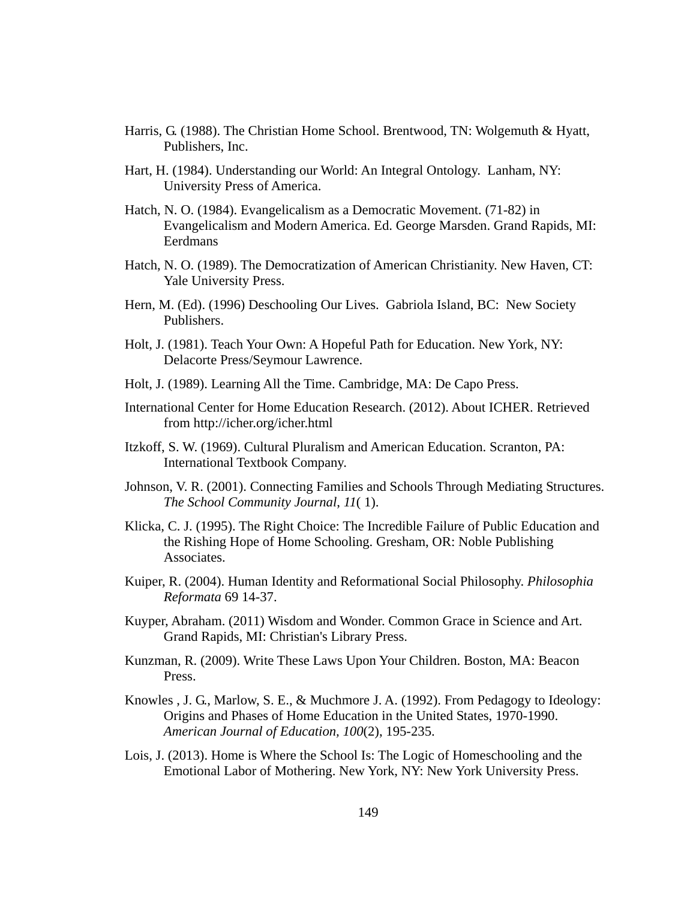Harris, G. (1988). The Christian Home School. Brentwood, TN: Wolgemuth & Hyatt, Publishers, Inc.

Hart, H. (1984). Understanding our World: An Integral Ontology.  Lanham, NY: University Press of America.

Hatch, N. O. (1984). Evangelicalism as a Democratic Movement. (71-82) in Evangelicalism and Modern America. Ed. George Marsden. Grand Rapids, MI: Eerdmans

Hatch, N. O. (1989). The Democratization of American Christianity. New Haven, CT: Yale University Press.

Hern, M. (Ed). (1996) Deschooling Our Lives.  Gabriola Island, BC:  New Society Publishers.

Holt, J. (1981). Teach Your Own: A Hopeful Path for Education. New York, NY: Delacorte Press/Seymour Lawrence.

Holt, J. (1989). Learning All the Time. Cambridge, MA: De Capo Press.

International Center for Home Education Research. (2012). About ICHER. Retrieved from http://icher.org/icher.html

Itzkoff, S. W. (1969). Cultural Pluralism and American Education. Scranton, PA: International Textbook Company.

Johnson, V. R. (2001). Connecting Families and Schools Through Mediating Structures. *The School Community Journal*, *11*( 1).

Klicka, C. J. (1995). The Right Choice: The Incredible Failure of Public Education and the Rishing Hope of Home Schooling. Gresham, OR: Noble Publishing Associates.

Kuiper, R. (2004). Human Identity and Reformational Social Philosophy. *Philosophia Reformata* 69 14-37.

Kuyper, Abraham. (2011) Wisdom and Wonder. Common Grace in Science and Art. Grand Rapids, MI: Christian's Library Press.

Kunzman, R. (2009). Write These Laws Upon Your Children. Boston, MA: Beacon Press.

Knowles , J. G., Marlow, S. E., & Muchmore J. A. (1992). From Pedagogy to Ideology: Origins and Phases of Home Education in the United States, 1970-1990. *American Journal of Education, 100*(2), 195-235.

Lois, J. (2013). Home is Where the School Is: The Logic of Homeschooling and the Emotional Labor of Mothering. New York, NY: New York University Press.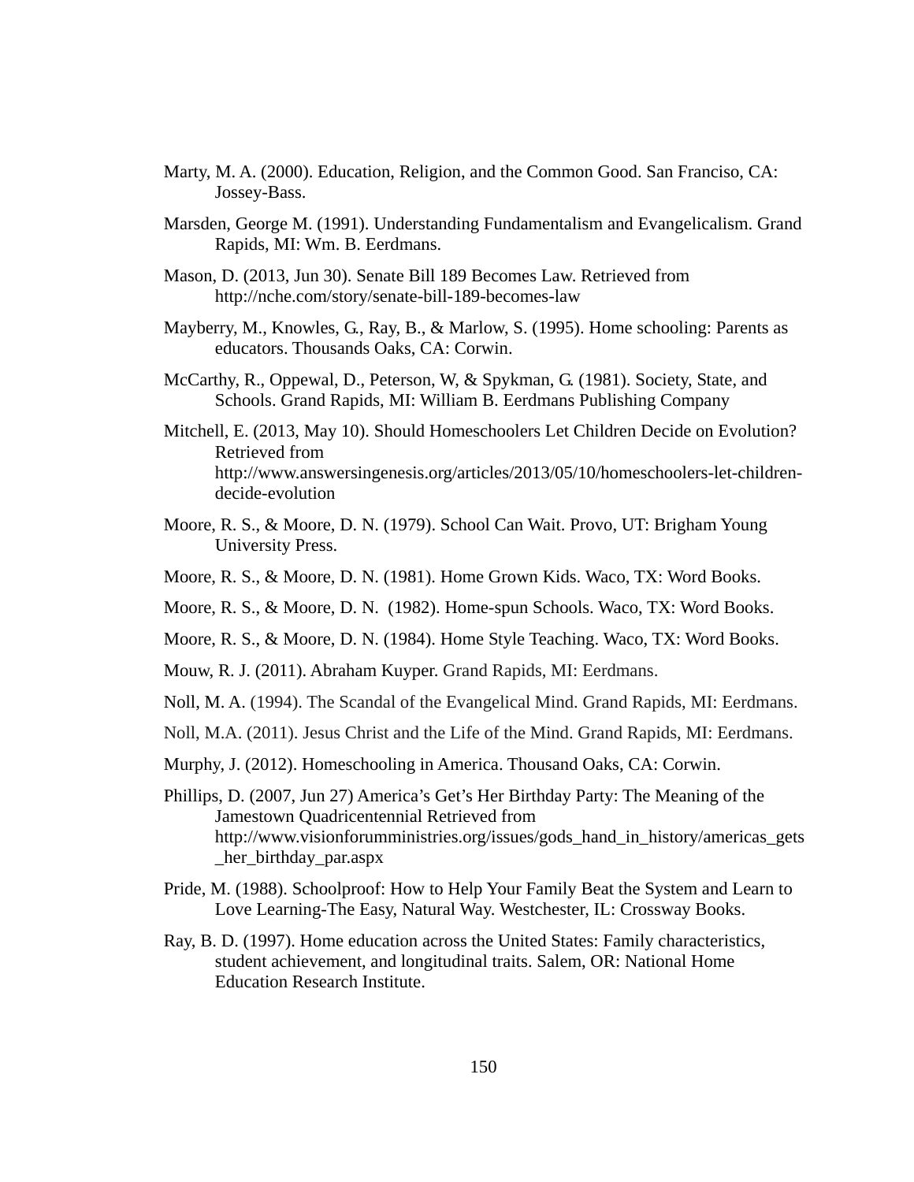Marty, M. A. (2000). Education, Religion, and the Common Good. San Francisco, CA: Jossey-Bass.

Marsden, George M. (1991). Understanding Fundamentalism and Evangelicalism. Grand Rapids, MI: Wm. B. Eerdmans.

Mason, D. (2013, Jun 30). Senate Bill 189 Becomes Law. Retrieved from http://nche.com/story/senate-bill-189-becomes-law

Mayberry, M., Knowles, G., Ray, B., & Marlow, S. (1995). Home schooling: Parents as educators. Thousands Oaks, CA: Corwin.

McCarthy, R., Oppewal, D., Peterson, W, & Spykman, G. (1981). Society, State, and Schools. Grand Rapids, MI: William B. Eerdmans Publishing Company

Mitchell, E. (2013, May 10). Should Homeschoolers Let Children Decide on Evolution? Retrieved from http://www.answersingenesis.org/articles/2013/05/10/homeschoolers-let-children-decide-evolution

Moore, R. S., & Moore, D. N. (1979). School Can Wait. Provo, UT: Brigham Young University Press.

Moore, R. S., & Moore, D. N. (1981). Home Grown Kids. Waco, TX: Word Books.

Moore, R. S., & Moore, D. N. (1982). Home-spun Schools. Waco, TX: Word Books.

Moore, R. S., & Moore, D. N. (1984). Home Style Teaching. Waco, TX: Word Books.

Mouw, R. J. (2011). Abraham Kuyper. Grand Rapids, MI: Eerdmans.

Noll, M. A. (1994). The Scandal of the Evangelical Mind. Grand Rapids, MI: Eerdmans.

Noll, M.A. (2011). Jesus Christ and the Life of the Mind. Grand Rapids, MI: Eerdmans.

Murphy, J. (2012). Homeschooling in America. Thousand Oaks, CA: Corwin.

Phillips, D. (2007, Jun 27) America's Get's Her Birthday Party: The Meaning of the Jamestown Quadricentennial Retrieved from http://www.visionforumministries.org/issues/gods_hand_in_history/americas_gets_her_birthday_par.aspx

Pride, M. (1988). Schoolproof: How to Help Your Family Beat the System and Learn to Love Learning-The Easy, Natural Way. Westchester, IL: Crossway Books.

Ray, B. D. (1997). Home education across the United States: Family characteristics, student achievement, and longitudinal traits. Salem, OR: National Home Education Research Institute.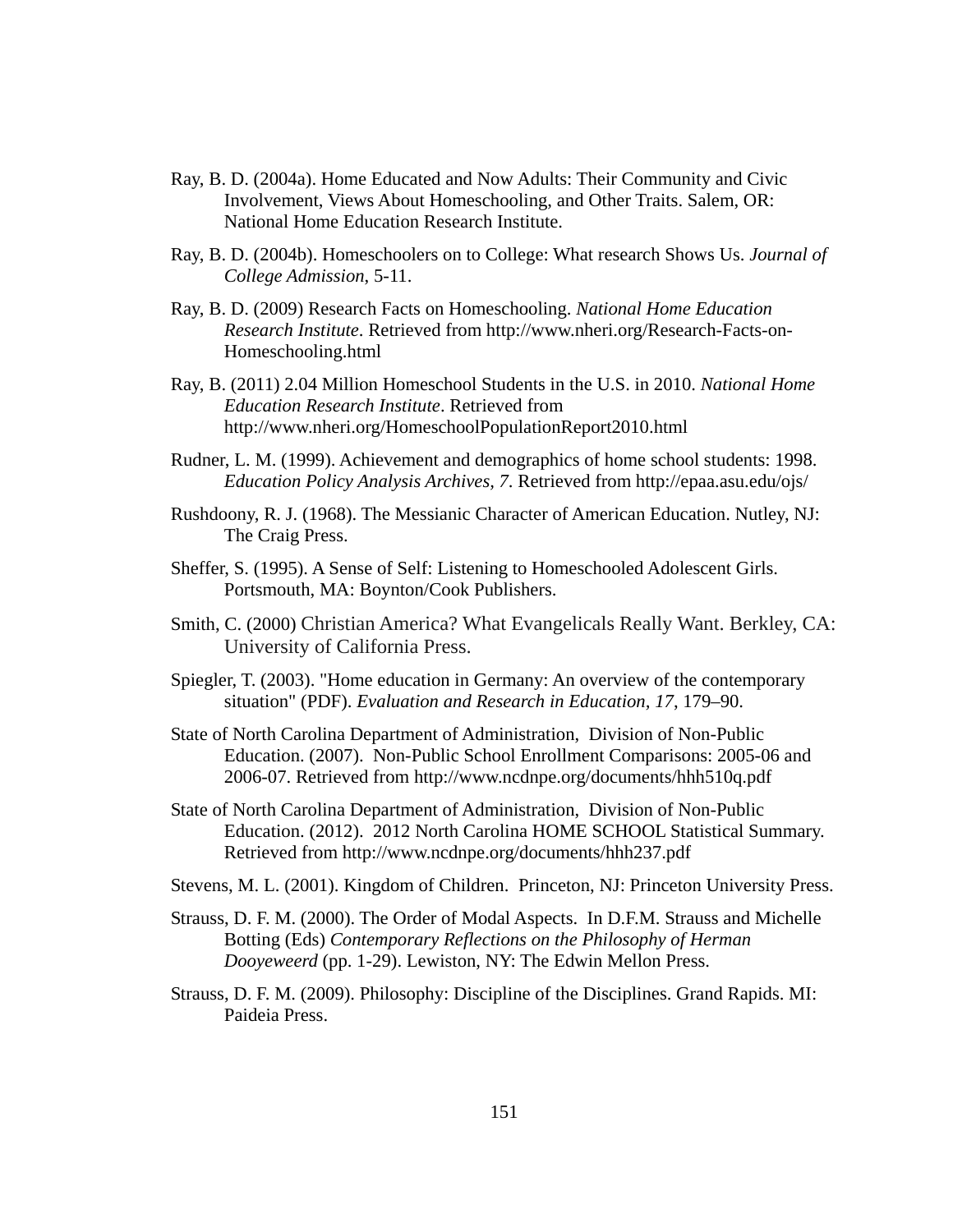Ray, B. D. (2004a). Home Educated and Now Adults: Their Community and Civic Involvement, Views About Homeschooling, and Other Traits. Salem, OR: National Home Education Research Institute.

Ray, B. D. (2004b). Homeschoolers on to College: What research Shows Us. *Journal of College Admission*, 5-11.

Ray, B. D. (2009) Research Facts on Homeschooling. *National Home Education Research Institute*. Retrieved from http://www.nheri.org/Research-Facts-on-Homeschooling.html

Ray, B. (2011) 2.04 Million Homeschool Students in the U.S. in 2010. *National Home Education Research Institute*. Retrieved from http://www.nheri.org/HomeschoolPopulationReport2010.html

Rudner, L. M. (1999). Achievement and demographics of home school students: 1998. *Education Policy Analysis Archives, 7*. Retrieved from http://epaa.asu.edu/ojs/

Rushdoony, R. J. (1968). The Messianic Character of American Education. Nutley, NJ: The Craig Press.

Sheffer, S. (1995). A Sense of Self: Listening to Homeschooled Adolescent Girls. Portsmouth, MA: Boynton/Cook Publishers.

Smith, C. (2000) Christian America? What Evangelicals Really Want. Berkley, CA: University of California Press.

Spiegler, T. (2003). "Home education in Germany: An overview of the contemporary situation" (PDF). *Evaluation and Research in Education, 17*, 179–90.

State of North Carolina Department of Administration, Division of Non-Public Education. (2007). Non-Public School Enrollment Comparisons: 2005-06 and 2006-07. Retrieved from http://www.ncdnpe.org/documents/hhh510q.pdf

State of North Carolina Department of Administration, Division of Non-Public Education. (2012). 2012 North Carolina HOME SCHOOL Statistical Summary. Retrieved from http://www.ncdnpe.org/documents/hhh237.pdf

Stevens, M. L. (2001). Kingdom of Children. Princeton, NJ: Princeton University Press.

Strauss, D. F. M. (2000). The Order of Modal Aspects. In D.F.M. Strauss and Michelle Botting (Eds) *Contemporary Reflections on the Philosophy of Herman Dooyeweerd* (pp. 1-29). Lewiston, NY: The Edwin Mellon Press.

Strauss, D. F. M. (2009). Philosophy: Discipline of the Disciplines. Grand Rapids. MI: Paideia Press.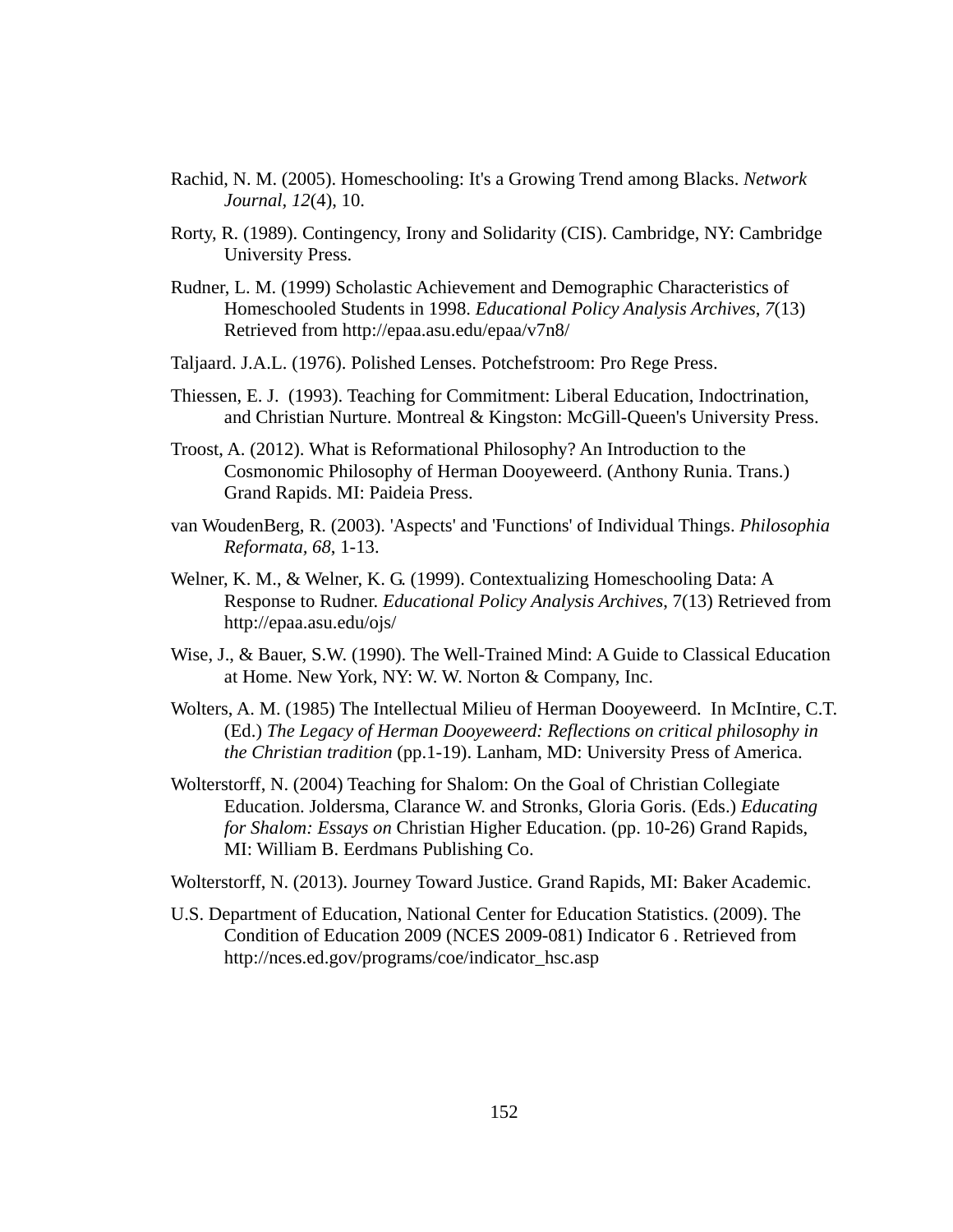Rachid, N. M. (2005). Homeschooling: It's a Growing Trend among Blacks. *Network Journal, 12*(4), 10.

Rorty, R. (1989). Contingency, Irony and Solidarity (CIS). Cambridge, NY: Cambridge University Press.

Rudner, L. M. (1999) Scholastic Achievement and Demographic Characteristics of Homeschooled Students in 1998. *Educational Policy Analysis Archives*, *7*(13) Retrieved from http://epaa.asu.edu/epaa/v7n8/

Taljaard. J.A.L. (1976). Polished Lenses. Potchefstroom: Pro Rege Press.

Thiessen, E. J. (1993). Teaching for Commitment: Liberal Education, Indoctrination, and Christian Nurture. Montreal & Kingston: McGill-Queen's University Press.

Troost, A. (2012). What is Reformational Philosophy? An Introduction to the Cosmonomic Philosophy of Herman Dooyeweerd. (Anthony Runia. Trans.) Grand Rapids. MI: Paideia Press.

van WoudenBerg, R. (2003). 'Aspects' and 'Functions' of Individual Things. *Philosophia Reformata, 68*, 1-13.

Welner, K. M., & Welner, K. G. (1999). Contextualizing Homeschooling Data: A Response to Rudner. *Educational Policy Analysis Archives*, 7(13) Retrieved from http://epaa.asu.edu/ojs/

Wise, J., & Bauer, S.W. (1990). The Well-Trained Mind: A Guide to Classical Education at Home. New York, NY: W. W. Norton & Company, Inc.

Wolters, A. M. (1985) The Intellectual Milieu of Herman Dooyeweerd. In McIntire, C.T. (Ed.) *The Legacy of Herman Dooyeweerd: Reflections on critical philosophy in the Christian tradition* (pp.1-19). Lanham, MD: University Press of America.

Wolterstorff, N. (2004) Teaching for Shalom: On the Goal of Christian Collegiate Education. Joldersma, Clarance W. and Stronks, Gloria Goris. (Eds.) *Educating for Shalom: Essays on* Christian Higher Education. (pp. 10-26) Grand Rapids, MI: William B. Eerdmans Publishing Co.

Wolterstorff, N. (2013). Journey Toward Justice. Grand Rapids, MI: Baker Academic.

U.S. Department of Education, National Center for Education Statistics. (2009). The Condition of Education 2009 (NCES 2009-081) Indicator 6 . Retrieved from http://nces.ed.gov/programs/coe/indicator_hsc.asp